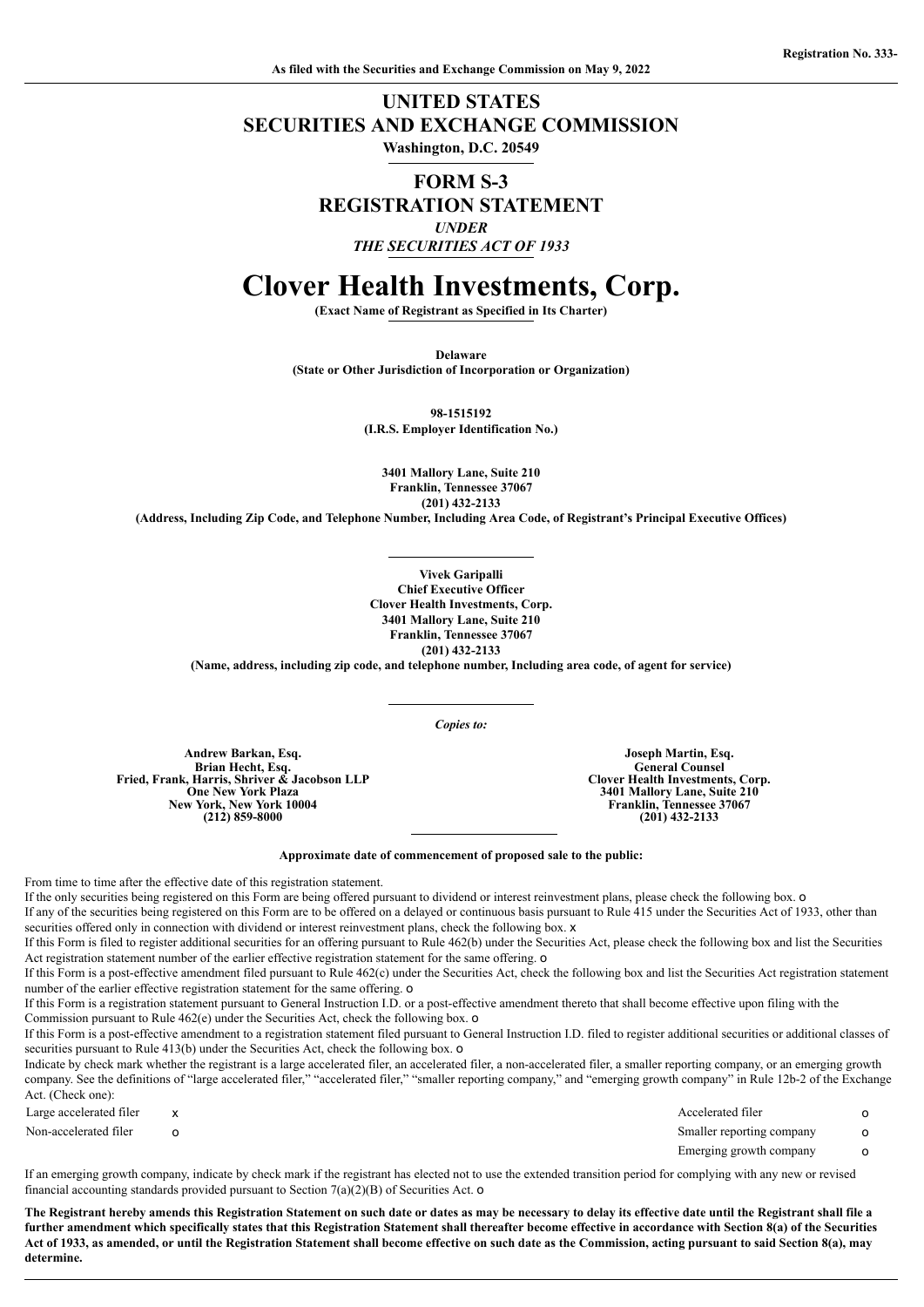Registration No. 333-

As filed with the Securities and Exchange Commission on May 9, 2022

# UNITED STATES
# SECURITIES AND EXCHANGE COMMISSION

**Washington, D.C. 20549**

## FORM S-3
## REGISTRATION STATEMENT
*UNDER*
*THE SECURITIES ACT OF 1933*

# Clover Health Investments, Corp.

**(Exact Name of Registrant as Specified in Its Charter)**

**Delaware**
**(State or Other Jurisdiction of Incorporation or Organization)**

**98-1515192**
**(I.R.S. Employer Identification No.)**

**3401 Mallory Lane, Suite 210**
**Franklin, Tennessee 37067**
**(201) 432-2133**
**(Address, Including Zip Code, and Telephone Number, Including Area Code, of Registrant's Principal Executive Offices)**

**Vivek Garipalli**
**Chief Executive Officer**
**Clover Health Investments, Corp.**
**3401 Mallory Lane, Suite 210**
**Franklin, Tennessee 37067**
**(201) 432-2133**
**(Name, address, including zip code, and telephone number, Including area code, of agent for service)**

*Copies to:*

**Andrew Barkan, Esq.**
**Brian Hecht, Esq.**
**Fried, Frank, Harris, Shriver & Jacobson LLP**
**One New York Plaza**
**New York, New York 10004**
**(212) 859-8000**

**Joseph Martin, Esq.**
**General Counsel**
**Clover Health Investments, Corp.**
**3401 Mallory Lane, Suite 210**
**Franklin, Tennessee 37067**
**(201) 432-2133**

**Approximate date of commencement of proposed sale to the public:**

From time to time after the effective date of this registration statement.

If the only securities being registered on this Form are being offered pursuant to dividend or interest reinvestment plans, please check the following box. o

If any of the securities being registered on this Form are to be offered on a delayed or continuous basis pursuant to Rule 415 under the Securities Act of 1933, other than securities offered only in connection with dividend or interest reinvestment plans, check the following box. x

If this Form is filed to register additional securities for an offering pursuant to Rule 462(b) under the Securities Act, please check the following box and list the Securities Act registration statement number of the earlier effective registration statement for the same offering. o

If this Form is a post-effective amendment filed pursuant to Rule 462(c) under the Securities Act, check the following box and list the Securities Act registration statement number of the earlier effective registration statement for the same offering. o

If this Form is a registration statement pursuant to General Instruction I.D. or a post-effective amendment thereto that shall become effective upon filing with the Commission pursuant to Rule 462(e) under the Securities Act, check the following box. o

If this Form is a post-effective amendment to a registration statement filed pursuant to General Instruction I.D. filed to register additional securities or additional classes of securities pursuant to Rule 413(b) under the Securities Act, check the following box. o

Indicate by check mark whether the registrant is a large accelerated filer, an accelerated filer, a non-accelerated filer, a smaller reporting company, or an emerging growth company. See the definitions of "large accelerated filer," "accelerated filer," "smaller reporting company," and "emerging growth company" in Rule 12b-2 of the Exchange Act. (Check one):

| | | | |
|---|---|---|---|
| Large accelerated filer | x | Accelerated filer | o |
| Non-accelerated filer | o | Smaller reporting company | o |
| | | Emerging growth company | o |

If an emerging growth company, indicate by check mark if the registrant has elected not to use the extended transition period for complying with any new or revised financial accounting standards provided pursuant to Section 7(a)(2)(B) of Securities Act. o

**The Registrant hereby amends this Registration Statement on such date or dates as may be necessary to delay its effective date until the Registrant shall file a further amendment which specifically states that this Registration Statement shall thereafter become effective in accordance with Section 8(a) of the Securities Act of 1933, as amended, or until the Registration Statement shall become effective on such date as the Commission, acting pursuant to said Section 8(a), may determine.**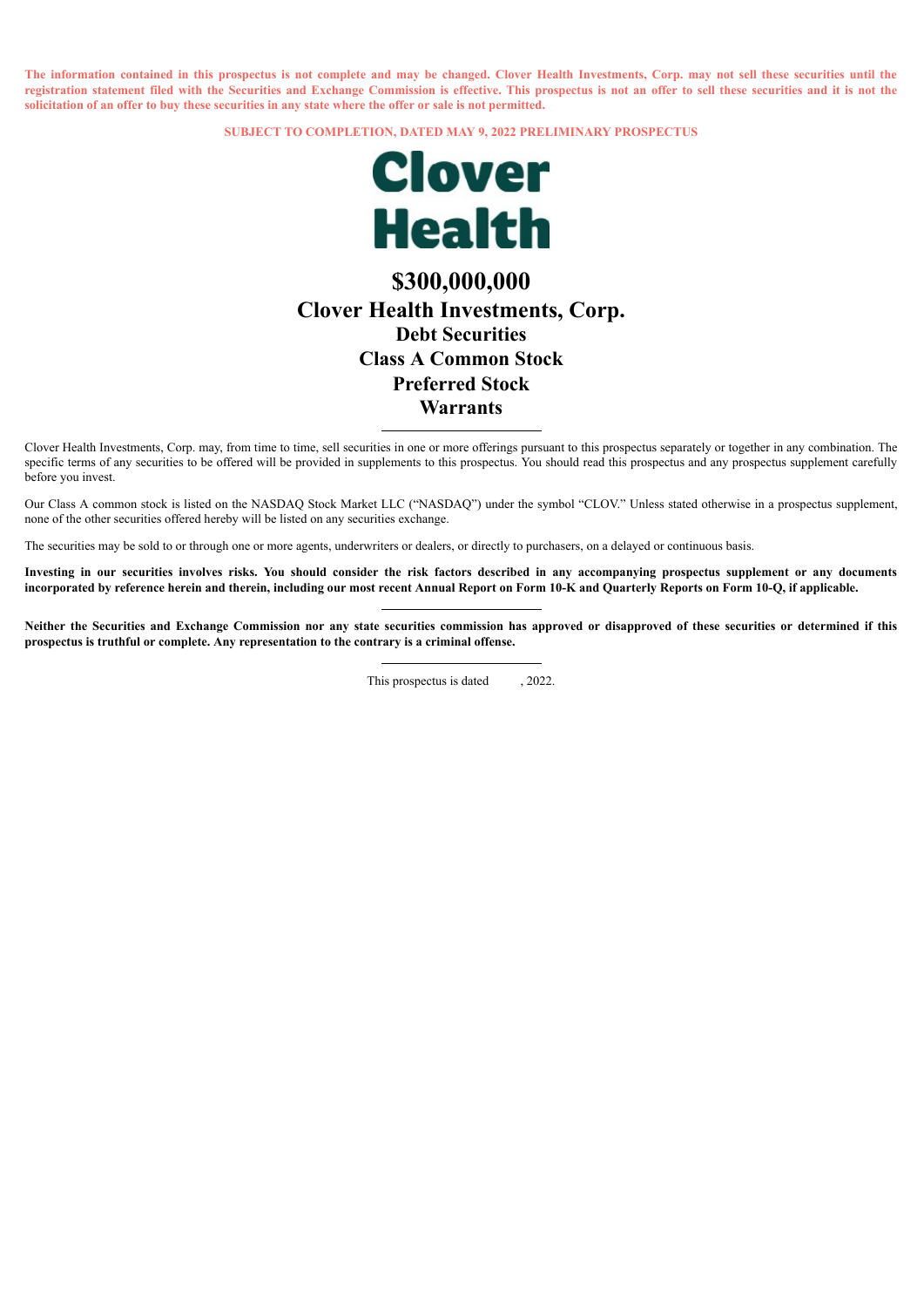**The information contained in this prospectus is not complete and may be changed. Clover Health Investments, Corp. may not sell these securities until the registration statement filed with the Securities and Exchange Commission is effective. This prospectus is not an offer to sell these securities and it is not the solicitation of an offer to buy these securities in any state where the offer or sale is not permitted.**

**SUBJECT TO COMPLETION, DATED MAY 9, 2022 PRELIMINARY PROSPECTUS**

**Clover Health**

# $300,000,000

# Clover Health Investments, Corp.

## Debt Securities

## Class A Common Stock

## Preferred Stock

## Warrants

---

Clover Health Investments, Corp. may, from time to time, sell securities in one or more offerings pursuant to this prospectus separately or together in any combination. The specific terms of any securities to be offered will be provided in supplements to this prospectus. You should read this prospectus and any prospectus supplement carefully before you invest.

Our Class A common stock is listed on the NASDAQ Stock Market LLC ("NASDAQ") under the symbol "CLOV." Unless stated otherwise in a prospectus supplement, none of the other securities offered hereby will be listed on any securities exchange.

The securities may be sold to or through one or more agents, underwriters or dealers, or directly to purchasers, on a delayed or continuous basis.

**Investing in our securities involves risks. You should consider the risk factors described in any accompanying prospectus supplement or any documents incorporated by reference herein and therein, including our most recent Annual Report on Form 10-K and Quarterly Reports on Form 10-Q, if applicable.**

---

**Neither the Securities and Exchange Commission nor any state securities commission has approved or disapproved of these securities or determined if this prospectus is truthful or complete. Any representation to the contrary is a criminal offense.**

---

This prospectus is dated , 2022.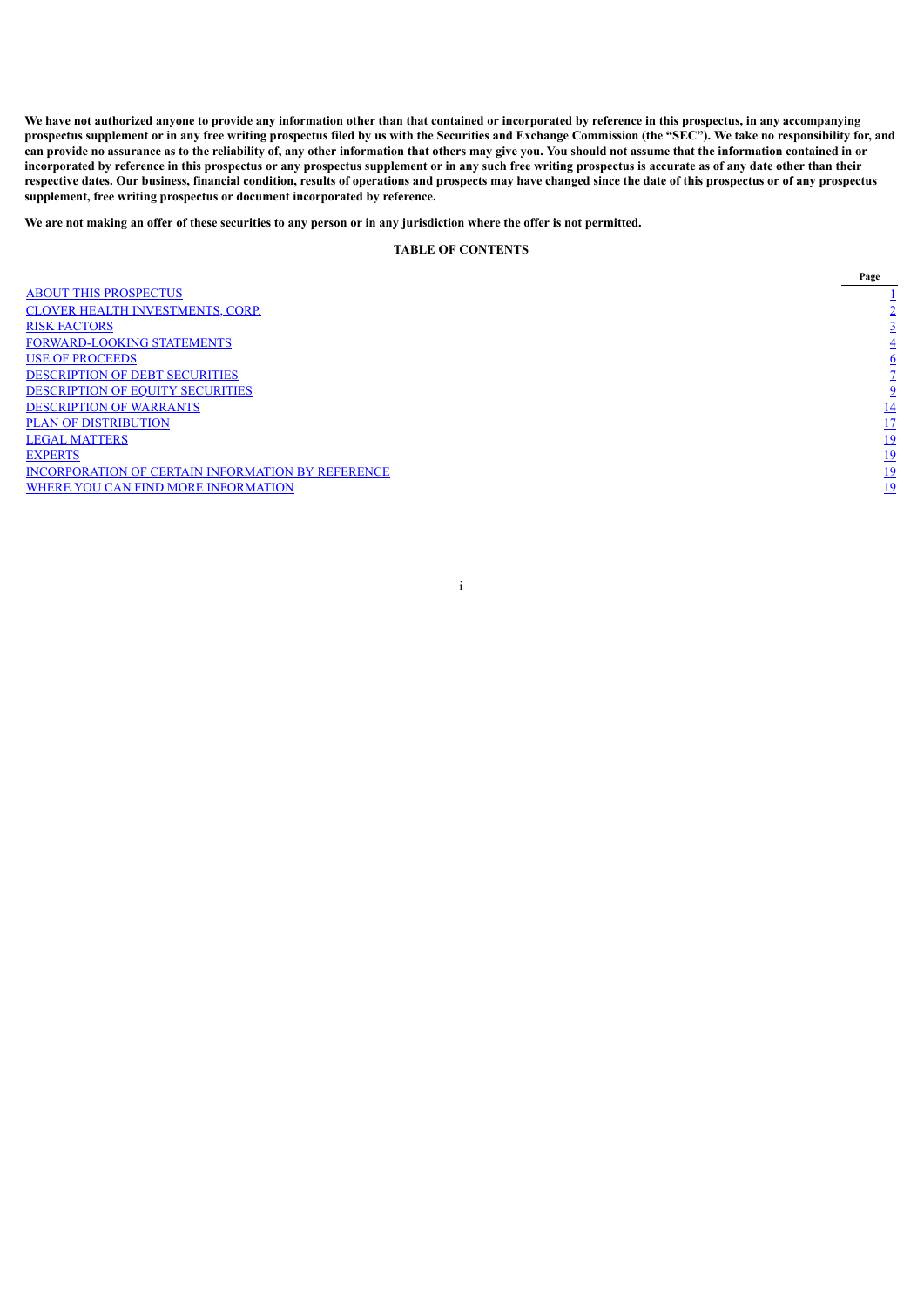**We have not authorized anyone to provide any information other than that contained or incorporated by reference in this prospectus, in any accompanying prospectus supplement or in any free writing prospectus filed by us with the Securities and Exchange Commission (the "SEC"). We take no responsibility for, and can provide no assurance as to the reliability of, any other information that others may give you. You should not assume that the information contained in or incorporated by reference in this prospectus or any prospectus supplement or in any such free writing prospectus is accurate as of any date other than their respective dates. Our business, financial condition, results of operations and prospects may have changed since the date of this prospectus or of any prospectus supplement, free writing prospectus or document incorporated by reference.**

**We are not making an offer of these securities to any person or in any jurisdiction where the offer is not permitted.**

**TABLE OF CONTENTS**

| | Page |
|---|---|
| ABOUT THIS PROSPECTUS | 1 |
| CLOVER HEALTH INVESTMENTS, CORP. | 2 |
| RISK FACTORS | 3 |
| FORWARD-LOOKING STATEMENTS | 4 |
| USE OF PROCEEDS | 6 |
| DESCRIPTION OF DEBT SECURITIES | 7 |
| DESCRIPTION OF EQUITY SECURITIES | 9 |
| DESCRIPTION OF WARRANTS | 14 |
| PLAN OF DISTRIBUTION | 17 |
| LEGAL MATTERS | 19 |
| EXPERTS | 19 |
| INCORPORATION OF CERTAIN INFORMATION BY REFERENCE | 19 |
| WHERE YOU CAN FIND MORE INFORMATION | 19 |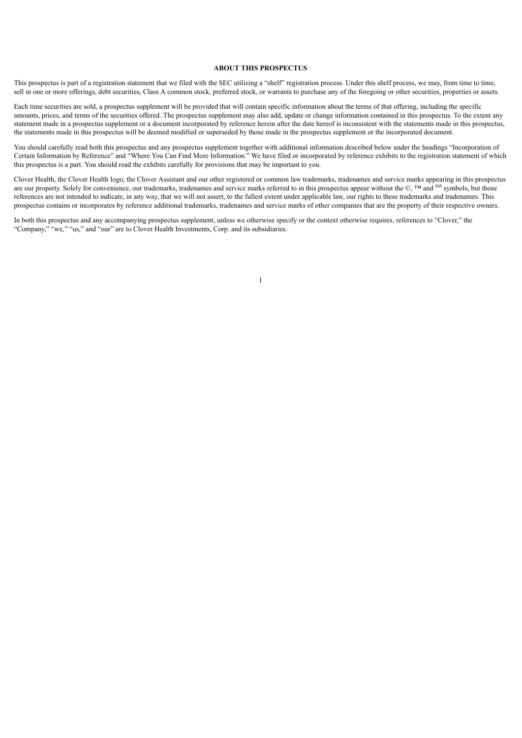## ABOUT THIS PROSPECTUS

This prospectus is part of a registration statement that we filed with the SEC utilizing a "shelf" registration process. Under this shelf process, we may, from time to time, sell in one or more offerings, debt securities, Class A common stock, preferred stock, or warrants to purchase any of the foregoing or other securities, properties or assets.

Each time securities are sold, a prospectus supplement will be provided that will contain specific information about the terms of that offering, including the specific amounts, prices, and terms of the securities offered. The prospectus supplement may also add, update or change information contained in this prospectus. To the extent any statement made in a prospectus supplement or a document incorporated by reference herein after the date hereof is inconsistent with the statements made in this prospectus, the statements made in this prospectus will be deemed modified or superseded by those made in the prospectus supplement or the incorporated document.

You should carefully read both this prospectus and any prospectus supplement together with additional information described below under the headings "Incorporation of Certain Information by Reference" and "Where You Can Find More Information." We have filed or incorporated by reference exhibits to the registration statement of which this prospectus is a part. You should read the exhibits carefully for provisions that may be important to you.

Clover Health, the Clover Health logo, the Clover Assistant and our other registered or common law trademarks, tradenames and service marks appearing in this prospectus are our property. Solely for convenience, our trademarks, tradenames and service marks referred to in this prospectus appear without the ©, ™ and SM symbols, but those references are not intended to indicate, in any way, that we will not assert, to the fullest extent under applicable law, our rights to these trademarks and tradenames. This prospectus contains or incorporates by reference additional trademarks, tradenames and service marks of other companies that are the property of their respective owners.

In both this prospectus and any accompanying prospectus supplement, unless we otherwise specify or the context otherwise requires, references to "Clover," the "Company," "we," "us," and "our" are to Clover Health Investments, Corp. and its subsidiaries.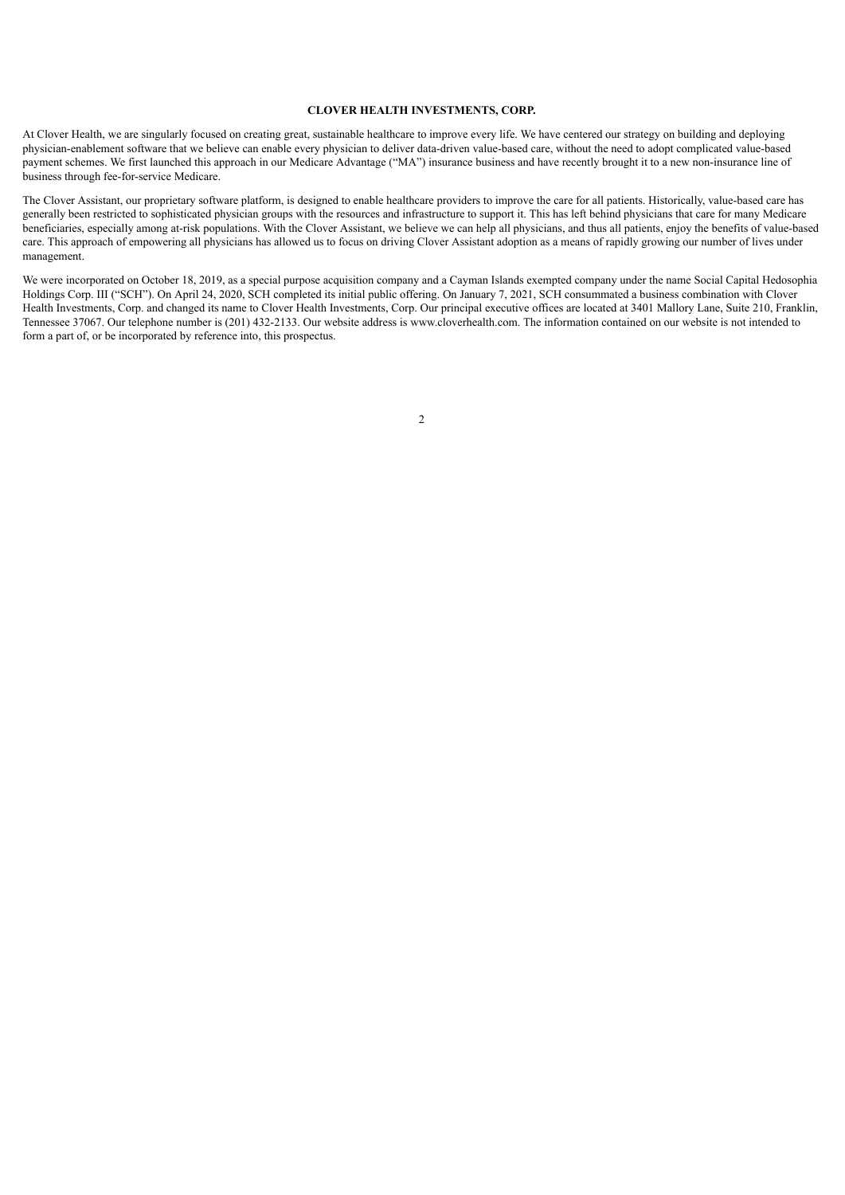## CLOVER HEALTH INVESTMENTS, CORP.

At Clover Health, we are singularly focused on creating great, sustainable healthcare to improve every life. We have centered our strategy on building and deploying physician-enablement software that we believe can enable every physician to deliver data-driven value-based care, without the need to adopt complicated value-based payment schemes. We first launched this approach in our Medicare Advantage ("MA") insurance business and have recently brought it to a new non-insurance line of business through fee-for-service Medicare.

The Clover Assistant, our proprietary software platform, is designed to enable healthcare providers to improve the care for all patients. Historically, value-based care has generally been restricted to sophisticated physician groups with the resources and infrastructure to support it. This has left behind physicians that care for many Medicare beneficiaries, especially among at-risk populations. With the Clover Assistant, we believe we can help all physicians, and thus all patients, enjoy the benefits of value-based care. This approach of empowering all physicians has allowed us to focus on driving Clover Assistant adoption as a means of rapidly growing our number of lives under management.

We were incorporated on October 18, 2019, as a special purpose acquisition company and a Cayman Islands exempted company under the name Social Capital Hedosophia Holdings Corp. III ("SCH"). On April 24, 2020, SCH completed its initial public offering. On January 7, 2021, SCH consummated a business combination with Clover Health Investments, Corp. and changed its name to Clover Health Investments, Corp. Our principal executive offices are located at 3401 Mallory Lane, Suite 210, Franklin, Tennessee 37067. Our telephone number is (201) 432-2133. Our website address is www.cloverhealth.com. The information contained on our website is not intended to form a part of, or be incorporated by reference into, this prospectus.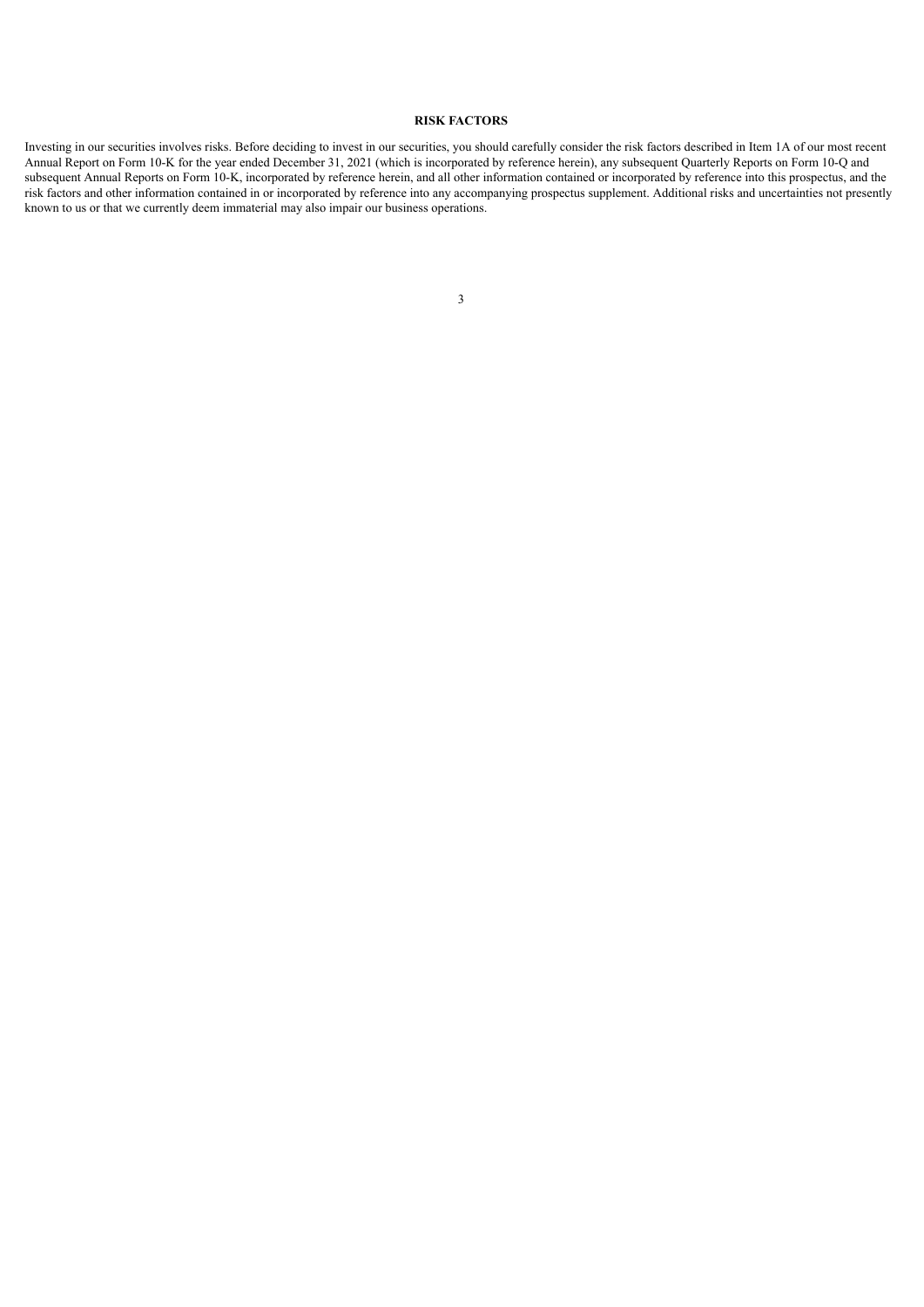## RISK FACTORS

Investing in our securities involves risks. Before deciding to invest in our securities, you should carefully consider the risk factors described in Item 1A of our most recent Annual Report on Form 10-K for the year ended December 31, 2021 (which is incorporated by reference herein), any subsequent Quarterly Reports on Form 10-Q and subsequent Annual Reports on Form 10-K, incorporated by reference herein, and all other information contained or incorporated by reference into this prospectus, and the risk factors and other information contained in or incorporated by reference into any accompanying prospectus supplement. Additional risks and uncertainties not presently known to us or that we currently deem immaterial may also impair our business operations.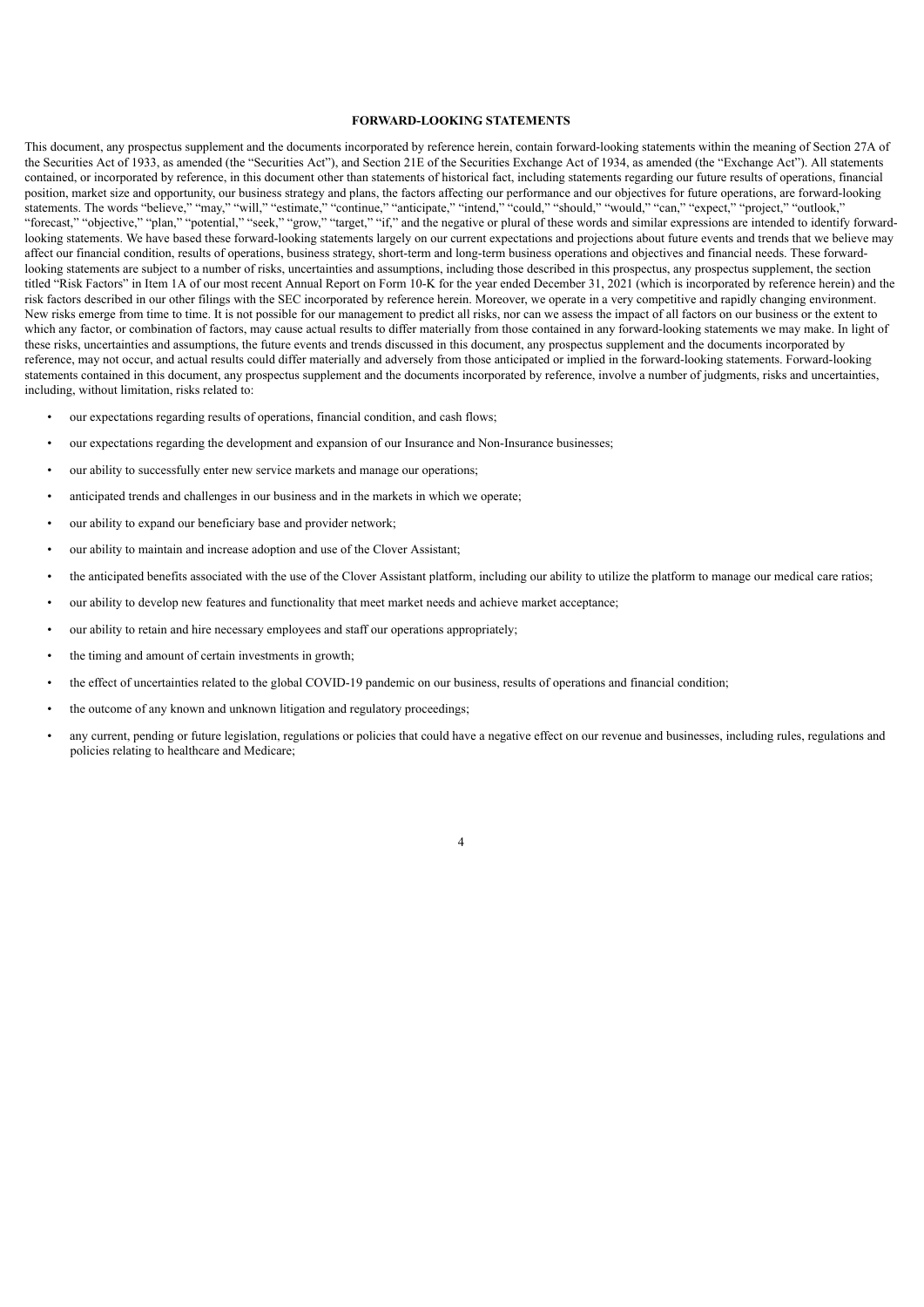## FORWARD-LOOKING STATEMENTS

This document, any prospectus supplement and the documents incorporated by reference herein, contain forward-looking statements within the meaning of Section 27A of the Securities Act of 1933, as amended (the "Securities Act"), and Section 21E of the Securities Exchange Act of 1934, as amended (the "Exchange Act"). All statements contained, or incorporated by reference, in this document other than statements of historical fact, including statements regarding our future results of operations, financial position, market size and opportunity, our business strategy and plans, the factors affecting our performance and our objectives for future operations, are forward-looking statements. The words "believe," "may," "will," "estimate," "continue," "anticipate," "intend," "could," "should," "would," "can," "expect," "project," "outlook," "forecast," "objective," "plan," "potential," "seek," "grow," "target," "if," and the negative or plural of these words and similar expressions are intended to identify forward-looking statements. We have based these forward-looking statements largely on our current expectations and projections about future events and trends that we believe may affect our financial condition, results of operations, business strategy, short-term and long-term business operations and objectives and financial needs. These forward-looking statements are subject to a number of risks, uncertainties and assumptions, including those described in this prospectus, any prospectus supplement, the section titled "Risk Factors" in Item 1A of our most recent Annual Report on Form 10-K for the year ended December 31, 2021 (which is incorporated by reference herein) and the risk factors described in our other filings with the SEC incorporated by reference herein. Moreover, we operate in a very competitive and rapidly changing environment. New risks emerge from time to time. It is not possible for our management to predict all risks, nor can we assess the impact of all factors on our business or the extent to which any factor, or combination of factors, may cause actual results to differ materially from those contained in any forward-looking statements we may make. In light of these risks, uncertainties and assumptions, the future events and trends discussed in this document, any prospectus supplement and the documents incorporated by reference, may not occur, and actual results could differ materially and adversely from those anticipated or implied in the forward-looking statements. Forward-looking statements contained in this document, any prospectus supplement and the documents incorporated by reference, involve a number of judgments, risks and uncertainties, including, without limitation, risks related to:

- our expectations regarding results of operations, financial condition, and cash flows;
- our expectations regarding the development and expansion of our Insurance and Non-Insurance businesses;
- our ability to successfully enter new service markets and manage our operations;
- anticipated trends and challenges in our business and in the markets in which we operate;
- our ability to expand our beneficiary base and provider network;
- our ability to maintain and increase adoption and use of the Clover Assistant;
- the anticipated benefits associated with the use of the Clover Assistant platform, including our ability to utilize the platform to manage our medical care ratios;
- our ability to develop new features and functionality that meet market needs and achieve market acceptance;
- our ability to retain and hire necessary employees and staff our operations appropriately;
- the timing and amount of certain investments in growth;
- the effect of uncertainties related to the global COVID-19 pandemic on our business, results of operations and financial condition;
- the outcome of any known and unknown litigation and regulatory proceedings;
- any current, pending or future legislation, regulations or policies that could have a negative effect on our revenue and businesses, including rules, regulations and policies relating to healthcare and Medicare;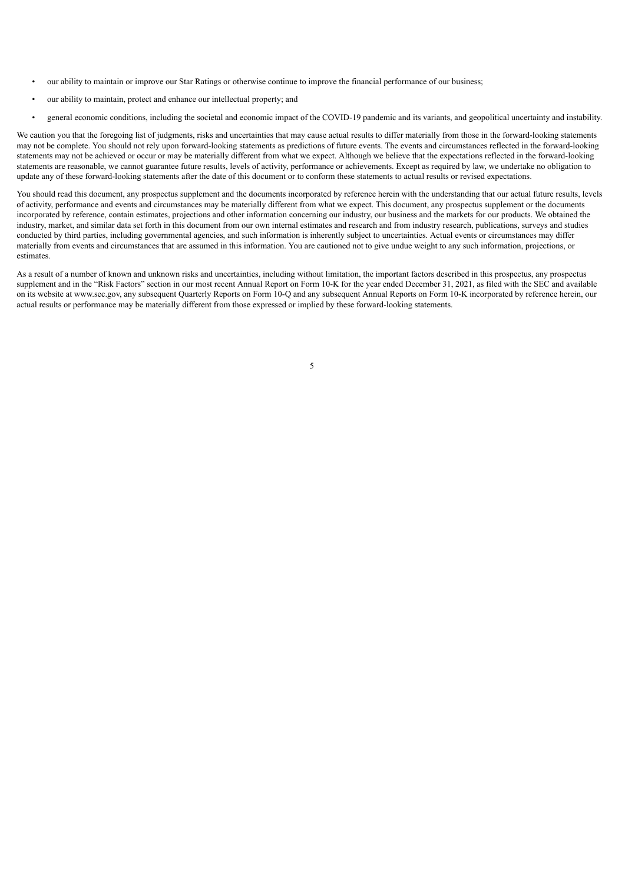- our ability to maintain or improve our Star Ratings or otherwise continue to improve the financial performance of our business;
- our ability to maintain, protect and enhance our intellectual property; and
- general economic conditions, including the societal and economic impact of the COVID-19 pandemic and its variants, and geopolitical uncertainty and instability.

We caution you that the foregoing list of judgments, risks and uncertainties that may cause actual results to differ materially from those in the forward-looking statements may not be complete. You should not rely upon forward-looking statements as predictions of future events. The events and circumstances reflected in the forward-looking statements may not be achieved or occur or may be materially different from what we expect. Although we believe that the expectations reflected in the forward-looking statements are reasonable, we cannot guarantee future results, levels of activity, performance or achievements. Except as required by law, we undertake no obligation to update any of these forward-looking statements after the date of this document or to conform these statements to actual results or revised expectations.

You should read this document, any prospectus supplement and the documents incorporated by reference herein with the understanding that our actual future results, levels of activity, performance and events and circumstances may be materially different from what we expect. This document, any prospectus supplement or the documents incorporated by reference, contain estimates, projections and other information concerning our industry, our business and the markets for our products. We obtained the industry, market, and similar data set forth in this document from our own internal estimates and research and from industry research, publications, surveys and studies conducted by third parties, including governmental agencies, and such information is inherently subject to uncertainties. Actual events or circumstances may differ materially from events and circumstances that are assumed in this information. You are cautioned not to give undue weight to any such information, projections, or estimates.

As a result of a number of known and unknown risks and uncertainties, including without limitation, the important factors described in this prospectus, any prospectus supplement and in the "Risk Factors" section in our most recent Annual Report on Form 10-K for the year ended December 31, 2021, as filed with the SEC and available on its website at www.sec.gov, any subsequent Quarterly Reports on Form 10-Q and any subsequent Annual Reports on Form 10-K incorporated by reference herein, our actual results or performance may be materially different from those expressed or implied by these forward-looking statements.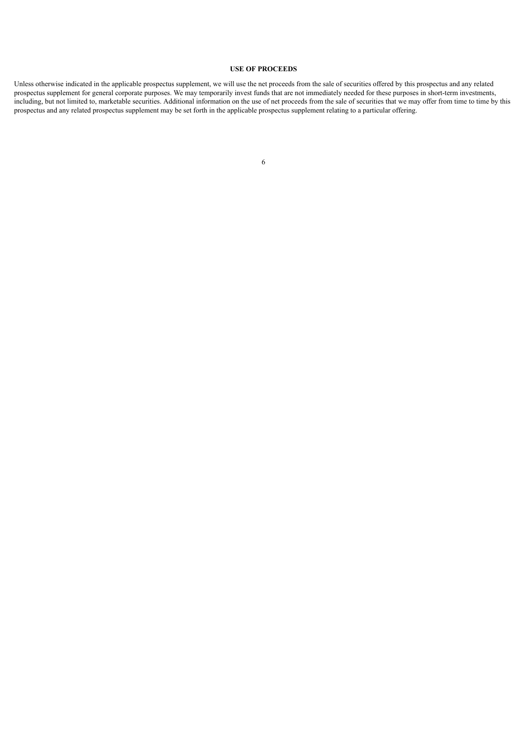## USE OF PROCEEDS

Unless otherwise indicated in the applicable prospectus supplement, we will use the net proceeds from the sale of securities offered by this prospectus and any related prospectus supplement for general corporate purposes. We may temporarily invest funds that are not immediately needed for these purposes in short-term investments, including, but not limited to, marketable securities. Additional information on the use of net proceeds from the sale of securities that we may offer from time to time by this prospectus and any related prospectus supplement may be set forth in the applicable prospectus supplement relating to a particular offering.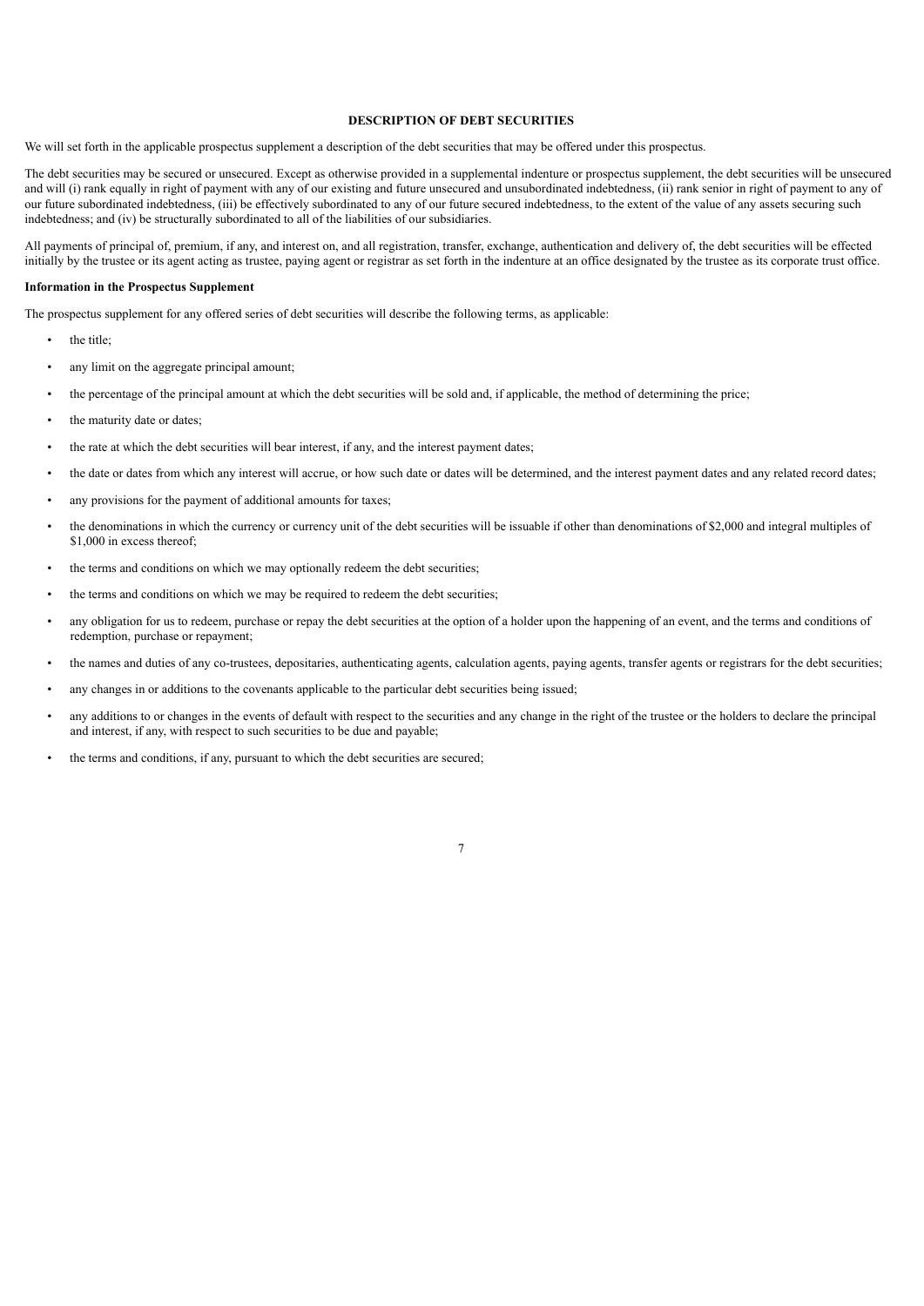## DESCRIPTION OF DEBT SECURITIES

We will set forth in the applicable prospectus supplement a description of the debt securities that may be offered under this prospectus.

The debt securities may be secured or unsecured. Except as otherwise provided in a supplemental indenture or prospectus supplement, the debt securities will be unsecured and will (i) rank equally in right of payment with any of our existing and future unsecured and unsubordinated indebtedness, (ii) rank senior in right of payment to any of our future subordinated indebtedness, (iii) be effectively subordinated to any of our future secured indebtedness, to the extent of the value of any assets securing such indebtedness; and (iv) be structurally subordinated to all of the liabilities of our subsidiaries.

All payments of principal of, premium, if any, and interest on, and all registration, transfer, exchange, authentication and delivery of, the debt securities will be effected initially by the trustee or its agent acting as trustee, paying agent or registrar as set forth in the indenture at an office designated by the trustee as its corporate trust office.

### Information in the Prospectus Supplement

The prospectus supplement for any offered series of debt securities will describe the following terms, as applicable:

- the title;
- any limit on the aggregate principal amount;
- the percentage of the principal amount at which the debt securities will be sold and, if applicable, the method of determining the price;
- the maturity date or dates;
- the rate at which the debt securities will bear interest, if any, and the interest payment dates;
- the date or dates from which any interest will accrue, or how such date or dates will be determined, and the interest payment dates and any related record dates;
- any provisions for the payment of additional amounts for taxes;
- the denominations in which the currency or currency unit of the debt securities will be issuable if other than denominations of $2,000 and integral multiples of $1,000 in excess thereof;
- the terms and conditions on which we may optionally redeem the debt securities;
- the terms and conditions on which we may be required to redeem the debt securities;
- any obligation for us to redeem, purchase or repay the debt securities at the option of a holder upon the happening of an event, and the terms and conditions of redemption, purchase or repayment;
- the names and duties of any co-trustees, depositaries, authenticating agents, calculation agents, paying agents, transfer agents or registrars for the debt securities;
- any changes in or additions to the covenants applicable to the particular debt securities being issued;
- any additions to or changes in the events of default with respect to the securities and any change in the right of the trustee or the holders to declare the principal and interest, if any, with respect to such securities to be due and payable;
- the terms and conditions, if any, pursuant to which the debt securities are secured;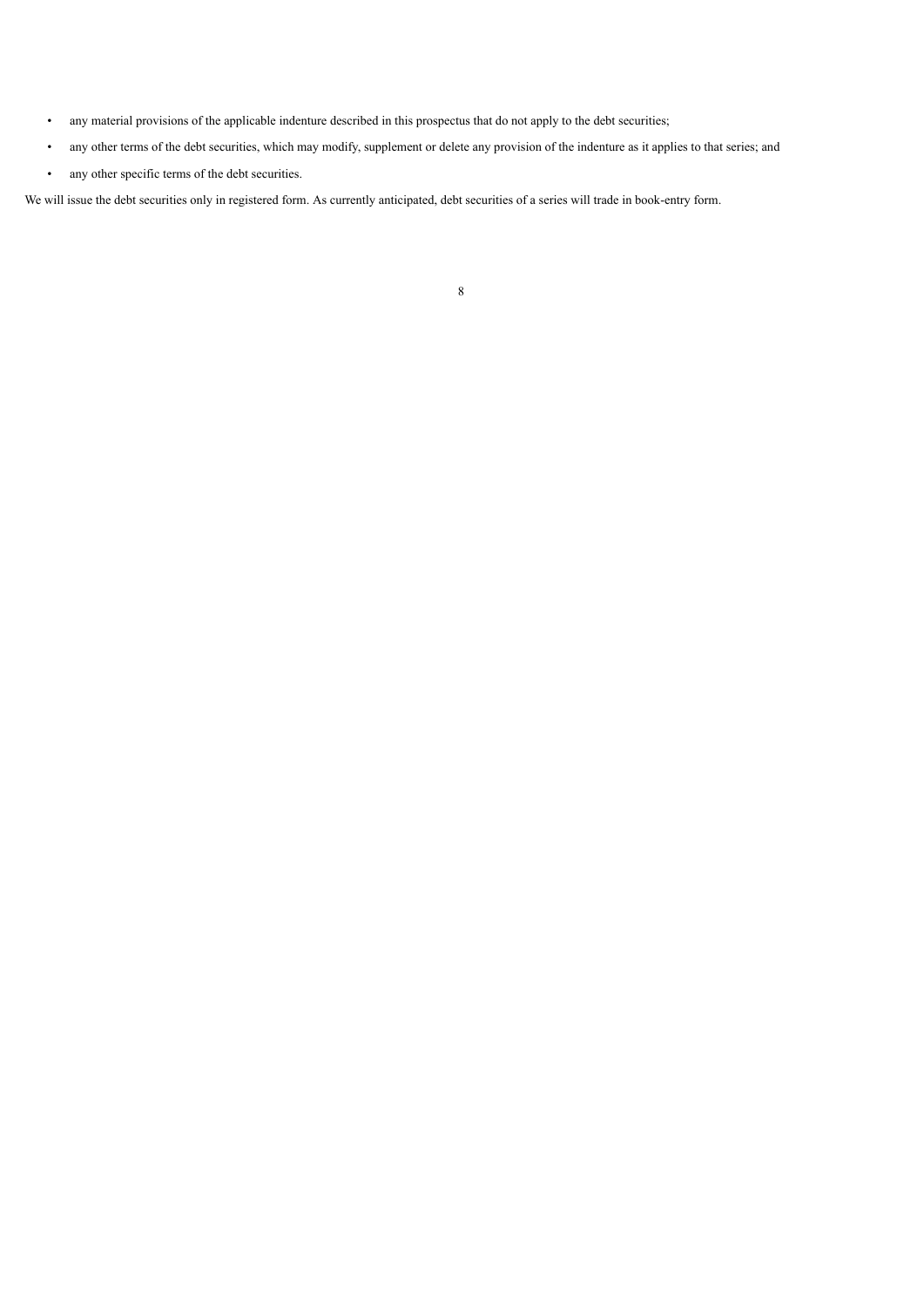- any material provisions of the applicable indenture described in this prospectus that do not apply to the debt securities;
- any other terms of the debt securities, which may modify, supplement or delete any provision of the indenture as it applies to that series; and
- any other specific terms of the debt securities.

We will issue the debt securities only in registered form. As currently anticipated, debt securities of a series will trade in book-entry form.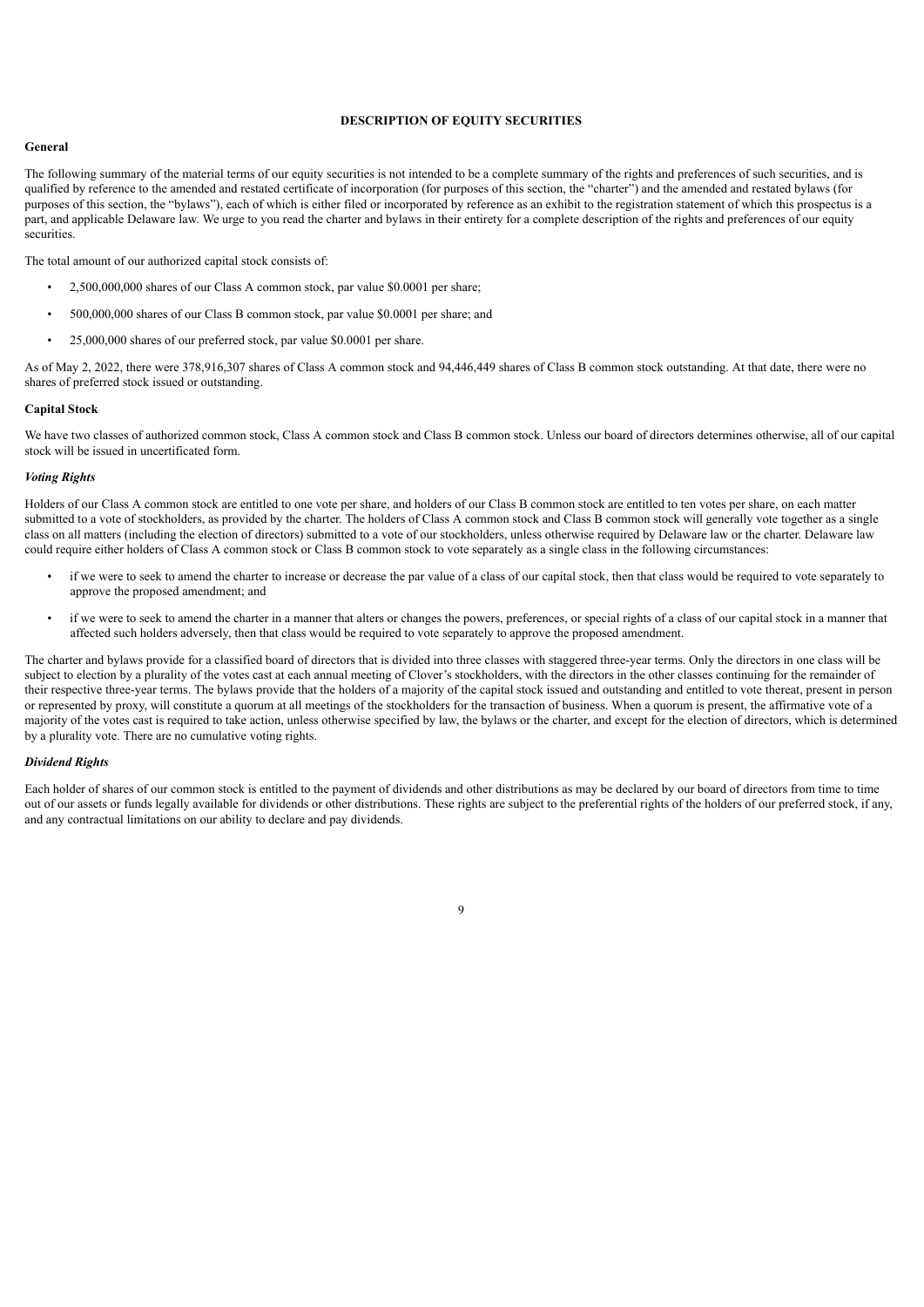# DESCRIPTION OF EQUITY SECURITIES

**General**

The following summary of the material terms of our equity securities is not intended to be a complete summary of the rights and preferences of such securities, and is qualified by reference to the amended and restated certificate of incorporation (for purposes of this section, the "charter") and the amended and restated bylaws (for purposes of this section, the "bylaws"), each of which is either filed or incorporated by reference as an exhibit to the registration statement of which this prospectus is a part, and applicable Delaware law. We urge to you read the charter and bylaws in their entirety for a complete description of the rights and preferences of our equity securities.

The total amount of our authorized capital stock consists of:

- 2,500,000,000 shares of our Class A common stock, par value $0.0001 per share;
- 500,000,000 shares of our Class B common stock, par value $0.0001 per share; and
- 25,000,000 shares of our preferred stock, par value $0.0001 per share.

As of May 2, 2022, there were 378,916,307 shares of Class A common stock and 94,446,449 shares of Class B common stock outstanding. At that date, there were no shares of preferred stock issued or outstanding.

**Capital Stock**

We have two classes of authorized common stock, Class A common stock and Class B common stock. Unless our board of directors determines otherwise, all of our capital stock will be issued in uncertificated form.

***Voting Rights***

Holders of our Class A common stock are entitled to one vote per share, and holders of our Class B common stock are entitled to ten votes per share, on each matter submitted to a vote of stockholders, as provided by the charter. The holders of Class A common stock and Class B common stock will generally vote together as a single class on all matters (including the election of directors) submitted to a vote of our stockholders, unless otherwise required by Delaware law or the charter. Delaware law could require either holders of Class A common stock or Class B common stock to vote separately as a single class in the following circumstances:

- if we were to seek to amend the charter to increase or decrease the par value of a class of our capital stock, then that class would be required to vote separately to approve the proposed amendment; and
- if we were to seek to amend the charter in a manner that alters or changes the powers, preferences, or special rights of a class of our capital stock in a manner that affected such holders adversely, then that class would be required to vote separately to approve the proposed amendment.

The charter and bylaws provide for a classified board of directors that is divided into three classes with staggered three-year terms. Only the directors in one class will be subject to election by a plurality of the votes cast at each annual meeting of Clover's stockholders, with the directors in the other classes continuing for the remainder of their respective three-year terms. The bylaws provide that the holders of a majority of the capital stock issued and outstanding and entitled to vote thereat, present in person or represented by proxy, will constitute a quorum at all meetings of the stockholders for the transaction of business. When a quorum is present, the affirmative vote of a majority of the votes cast is required to take action, unless otherwise specified by law, the bylaws or the charter, and except for the election of directors, which is determined by a plurality vote. There are no cumulative voting rights.

***Dividend Rights***

Each holder of shares of our common stock is entitled to the payment of dividends and other distributions as may be declared by our board of directors from time to time out of our assets or funds legally available for dividends or other distributions. These rights are subject to the preferential rights of the holders of our preferred stock, if any, and any contractual limitations on our ability to declare and pay dividends.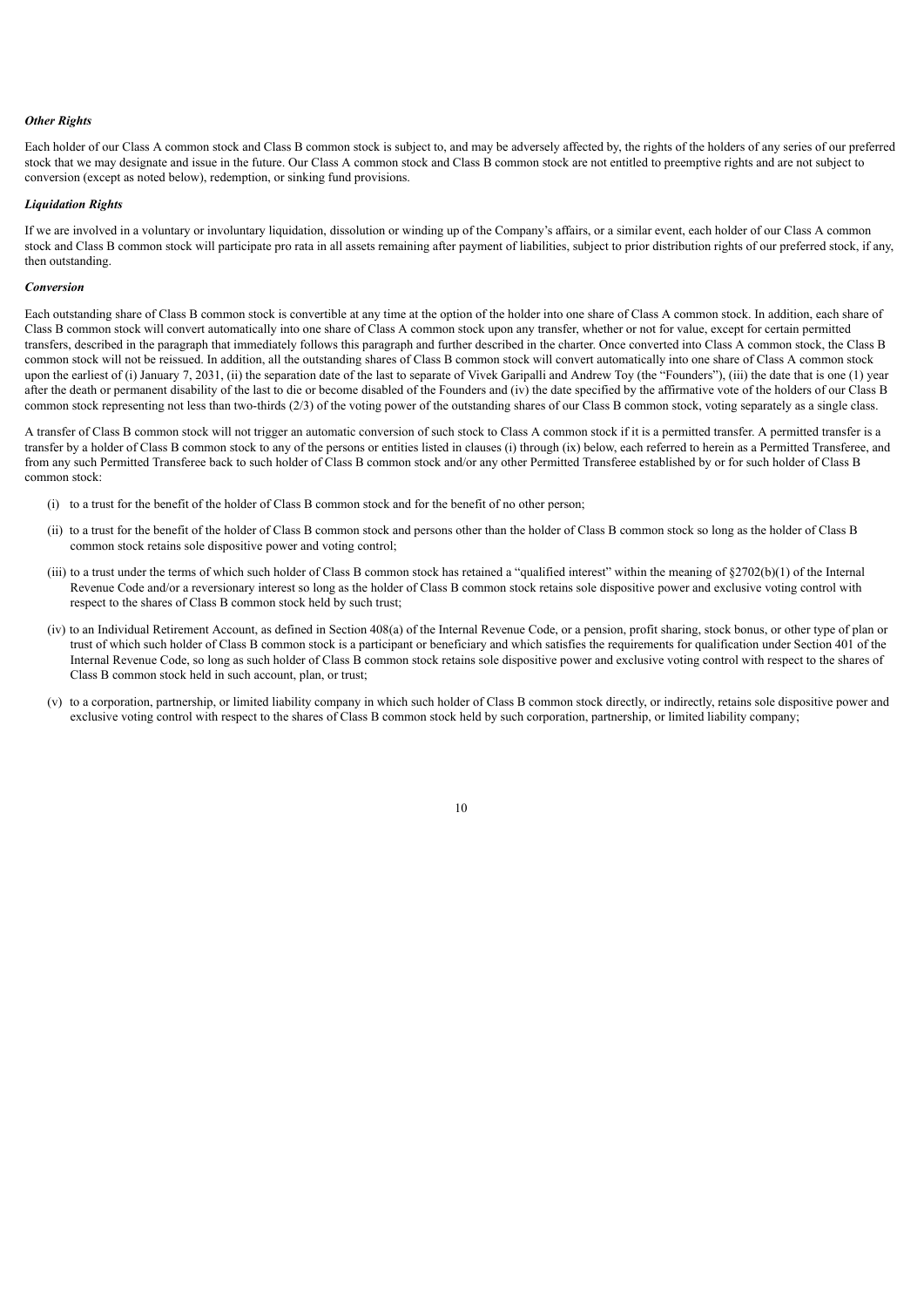***Other Rights***

Each holder of our Class A common stock and Class B common stock is subject to, and may be adversely affected by, the rights of the holders of any series of our preferred stock that we may designate and issue in the future. Our Class A common stock and Class B common stock are not entitled to preemptive rights and are not subject to conversion (except as noted below), redemption, or sinking fund provisions.

***Liquidation Rights***

If we are involved in a voluntary or involuntary liquidation, dissolution or winding up of the Company's affairs, or a similar event, each holder of our Class A common stock and Class B common stock will participate pro rata in all assets remaining after payment of liabilities, subject to prior distribution rights of our preferred stock, if any, then outstanding.

***Conversion***

Each outstanding share of Class B common stock is convertible at any time at the option of the holder into one share of Class A common stock. In addition, each share of Class B common stock will convert automatically into one share of Class A common stock upon any transfer, whether or not for value, except for certain permitted transfers, described in the paragraph that immediately follows this paragraph and further described in the charter. Once converted into Class A common stock, the Class B common stock will not be reissued. In addition, all the outstanding shares of Class B common stock will convert automatically into one share of Class A common stock upon the earliest of (i) January 7, 2031, (ii) the separation date of the last to separate of Vivek Garipalli and Andrew Toy (the "Founders"), (iii) the date that is one (1) year after the death or permanent disability of the last to die or become disabled of the Founders and (iv) the date specified by the affirmative vote of the holders of our Class B common stock representing not less than two-thirds (2/3) of the voting power of the outstanding shares of our Class B common stock, voting separately as a single class.

A transfer of Class B common stock will not trigger an automatic conversion of such stock to Class A common stock if it is a permitted transfer. A permitted transfer is a transfer by a holder of Class B common stock to any of the persons or entities listed in clauses (i) through (ix) below, each referred to herein as a Permitted Transferee, and from any such Permitted Transferee back to such holder of Class B common stock and/or any other Permitted Transferee established by or for such holder of Class B common stock:

(i) to a trust for the benefit of the holder of Class B common stock and for the benefit of no other person;

(ii) to a trust for the benefit of the holder of Class B common stock and persons other than the holder of Class B common stock so long as the holder of Class B common stock retains sole dispositive power and voting control;

(iii) to a trust under the terms of which such holder of Class B common stock has retained a "qualified interest" within the meaning of §2702(b)(1) of the Internal Revenue Code and/or a reversionary interest so long as the holder of Class B common stock retains sole dispositive power and exclusive voting control with respect to the shares of Class B common stock held by such trust;

(iv) to an Individual Retirement Account, as defined in Section 408(a) of the Internal Revenue Code, or a pension, profit sharing, stock bonus, or other type of plan or trust of which such holder of Class B common stock is a participant or beneficiary and which satisfies the requirements for qualification under Section 401 of the Internal Revenue Code, so long as such holder of Class B common stock retains sole dispositive power and exclusive voting control with respect to the shares of Class B common stock held in such account, plan, or trust;

(v) to a corporation, partnership, or limited liability company in which such holder of Class B common stock directly, or indirectly, retains sole dispositive power and exclusive voting control with respect to the shares of Class B common stock held by such corporation, partnership, or limited liability company;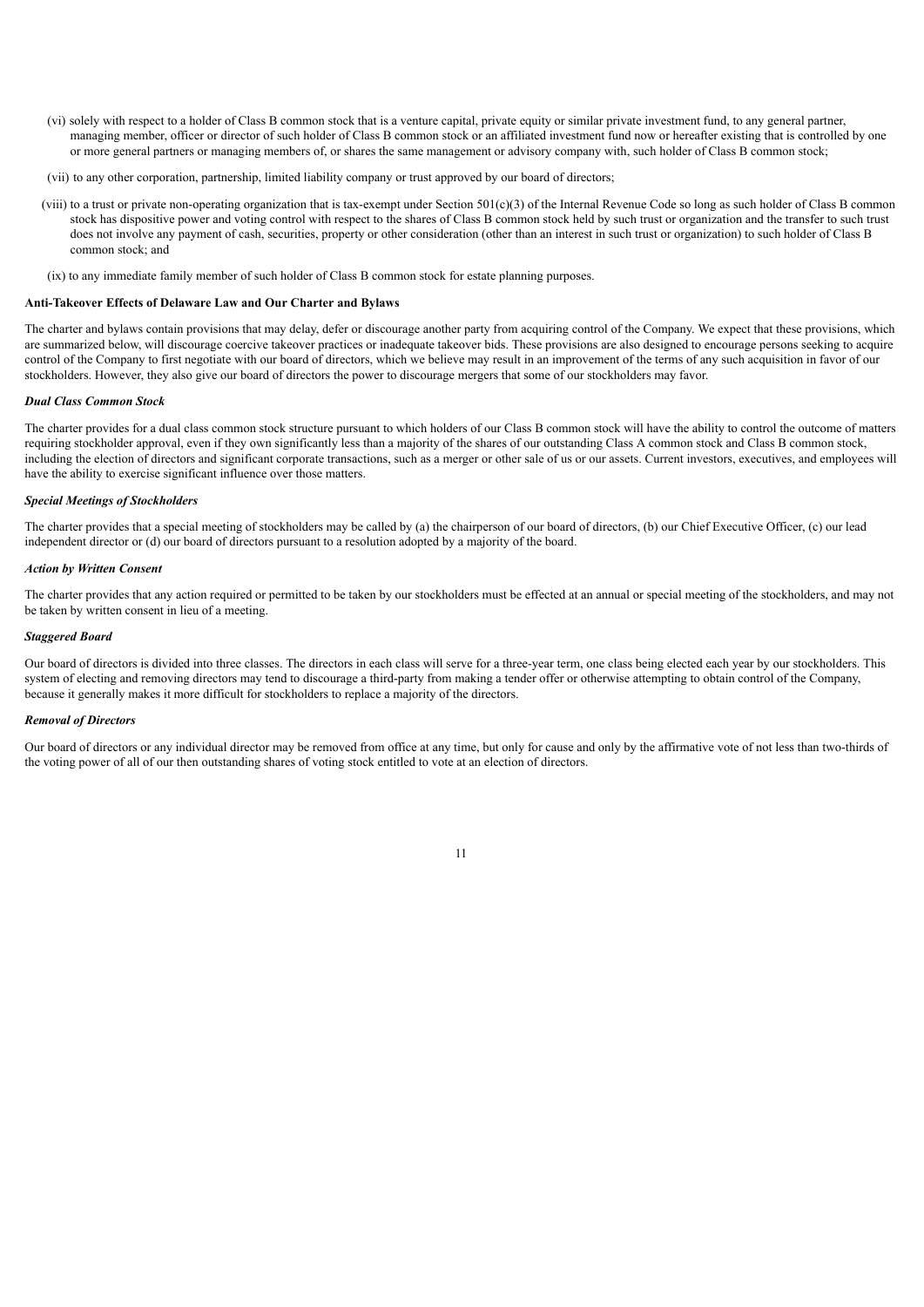(vi) solely with respect to a holder of Class B common stock that is a venture capital, private equity or similar private investment fund, to any general partner, managing member, officer or director of such holder of Class B common stock or an affiliated investment fund now or hereafter existing that is controlled by one or more general partners or managing members of, or shares the same management or advisory company with, such holder of Class B common stock;

(vii) to any other corporation, partnership, limited liability company or trust approved by our board of directors;

(viii) to a trust or private non-operating organization that is tax-exempt under Section 501(c)(3) of the Internal Revenue Code so long as such holder of Class B common stock has dispositive power and voting control with respect to the shares of Class B common stock held by such trust or organization and the transfer to such trust does not involve any payment of cash, securities, property or other consideration (other than an interest in such trust or organization) to such holder of Class B common stock; and

(ix) to any immediate family member of such holder of Class B common stock for estate planning purposes.

**Anti-Takeover Effects of Delaware Law and Our Charter and Bylaws**

The charter and bylaws contain provisions that may delay, defer or discourage another party from acquiring control of the Company. We expect that these provisions, which are summarized below, will discourage coercive takeover practices or inadequate takeover bids. These provisions are also designed to encourage persons seeking to acquire control of the Company to first negotiate with our board of directors, which we believe may result in an improvement of the terms of any such acquisition in favor of our stockholders. However, they also give our board of directors the power to discourage mergers that some of our stockholders may favor.

***Dual Class Common Stock***

The charter provides for a dual class common stock structure pursuant to which holders of our Class B common stock will have the ability to control the outcome of matters requiring stockholder approval, even if they own significantly less than a majority of the shares of our outstanding Class A common stock and Class B common stock, including the election of directors and significant corporate transactions, such as a merger or other sale of us or our assets. Current investors, executives, and employees will have the ability to exercise significant influence over those matters.

***Special Meetings of Stockholders***

The charter provides that a special meeting of stockholders may be called by (a) the chairperson of our board of directors, (b) our Chief Executive Officer, (c) our lead independent director or (d) our board of directors pursuant to a resolution adopted by a majority of the board.

***Action by Written Consent***

The charter provides that any action required or permitted to be taken by our stockholders must be effected at an annual or special meeting of the stockholders, and may not be taken by written consent in lieu of a meeting.

***Staggered Board***

Our board of directors is divided into three classes. The directors in each class will serve for a three-year term, one class being elected each year by our stockholders. This system of electing and removing directors may tend to discourage a third-party from making a tender offer or otherwise attempting to obtain control of the Company, because it generally makes it more difficult for stockholders to replace a majority of the directors.

***Removal of Directors***

Our board of directors or any individual director may be removed from office at any time, but only for cause and only by the affirmative vote of not less than two-thirds of the voting power of all of our then outstanding shares of voting stock entitled to vote at an election of directors.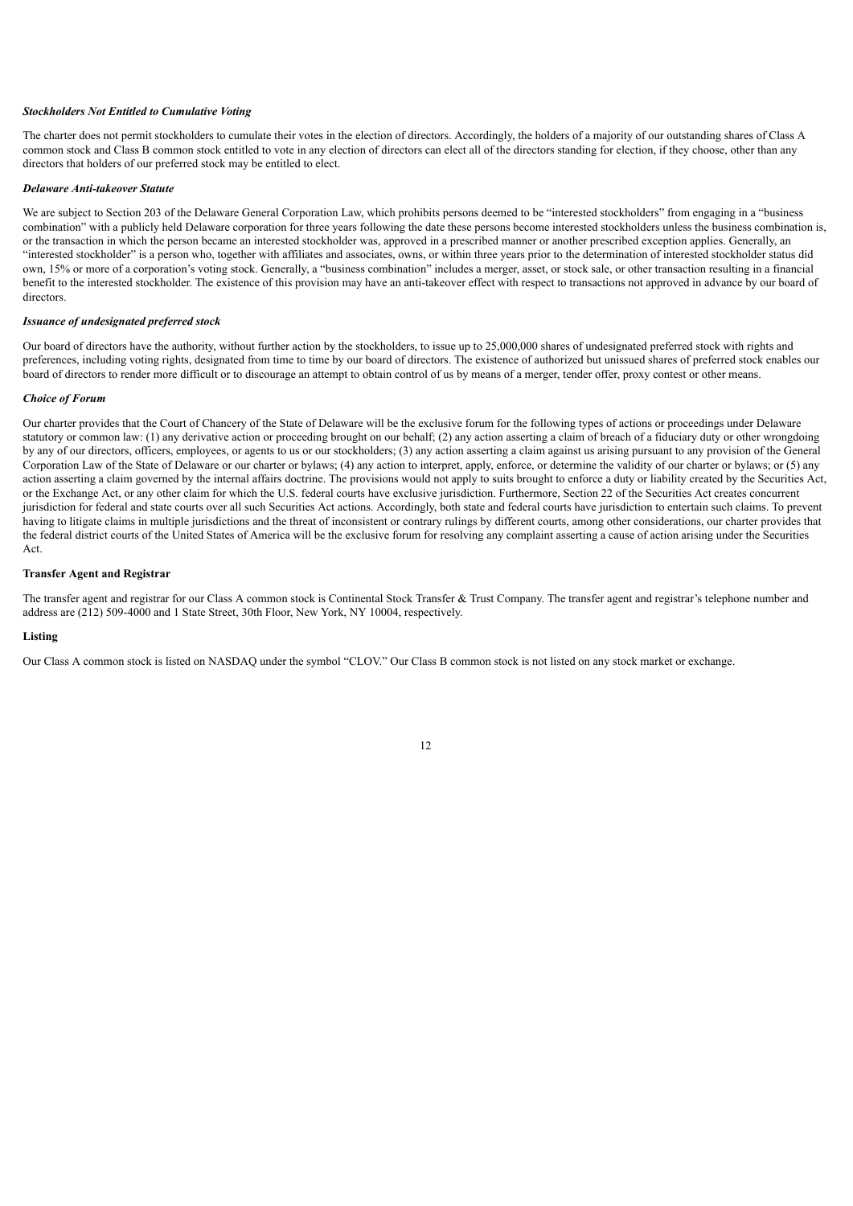***Stockholders Not Entitled to Cumulative Voting***

The charter does not permit stockholders to cumulate their votes in the election of directors. Accordingly, the holders of a majority of our outstanding shares of Class A common stock and Class B common stock entitled to vote in any election of directors can elect all of the directors standing for election, if they choose, other than any directors that holders of our preferred stock may be entitled to elect.

***Delaware Anti-takeover Statute***

We are subject to Section 203 of the Delaware General Corporation Law, which prohibits persons deemed to be "interested stockholders" from engaging in a "business combination" with a publicly held Delaware corporation for three years following the date these persons become interested stockholders unless the business combination is, or the transaction in which the person became an interested stockholder was, approved in a prescribed manner or another prescribed exception applies. Generally, an "interested stockholder" is a person who, together with affiliates and associates, owns, or within three years prior to the determination of interested stockholder status did own, 15% or more of a corporation's voting stock. Generally, a "business combination" includes a merger, asset, or stock sale, or other transaction resulting in a financial benefit to the interested stockholder. The existence of this provision may have an anti-takeover effect with respect to transactions not approved in advance by our board of directors.

***Issuance of undesignated preferred stock***

Our board of directors have the authority, without further action by the stockholders, to issue up to 25,000,000 shares of undesignated preferred stock with rights and preferences, including voting rights, designated from time to time by our board of directors. The existence of authorized but unissued shares of preferred stock enables our board of directors to render more difficult or to discourage an attempt to obtain control of us by means of a merger, tender offer, proxy contest or other means.

***Choice of Forum***

Our charter provides that the Court of Chancery of the State of Delaware will be the exclusive forum for the following types of actions or proceedings under Delaware statutory or common law: (1) any derivative action or proceeding brought on our behalf; (2) any action asserting a claim of breach of a fiduciary duty or other wrongdoing by any of our directors, officers, employees, or agents to us or our stockholders; (3) any action asserting a claim against us arising pursuant to any provision of the General Corporation Law of the State of Delaware or our charter or bylaws; (4) any action to interpret, apply, enforce, or determine the validity of our charter or bylaws; or (5) any action asserting a claim governed by the internal affairs doctrine. The provisions would not apply to suits brought to enforce a duty or liability created by the Securities Act, or the Exchange Act, or any other claim for which the U.S. federal courts have exclusive jurisdiction. Furthermore, Section 22 of the Securities Act creates concurrent jurisdiction for federal and state courts over all such Securities Act actions. Accordingly, both state and federal courts have jurisdiction to entertain such claims. To prevent having to litigate claims in multiple jurisdictions and the threat of inconsistent or contrary rulings by different courts, among other considerations, our charter provides that the federal district courts of the United States of America will be the exclusive forum for resolving any complaint asserting a cause of action arising under the Securities Act.

**Transfer Agent and Registrar**

The transfer agent and registrar for our Class A common stock is Continental Stock Transfer & Trust Company. The transfer agent and registrar's telephone number and address are (212) 509-4000 and 1 State Street, 30th Floor, New York, NY 10004, respectively.

**Listing**

Our Class A common stock is listed on NASDAQ under the symbol "CLOV." Our Class B common stock is not listed on any stock market or exchange.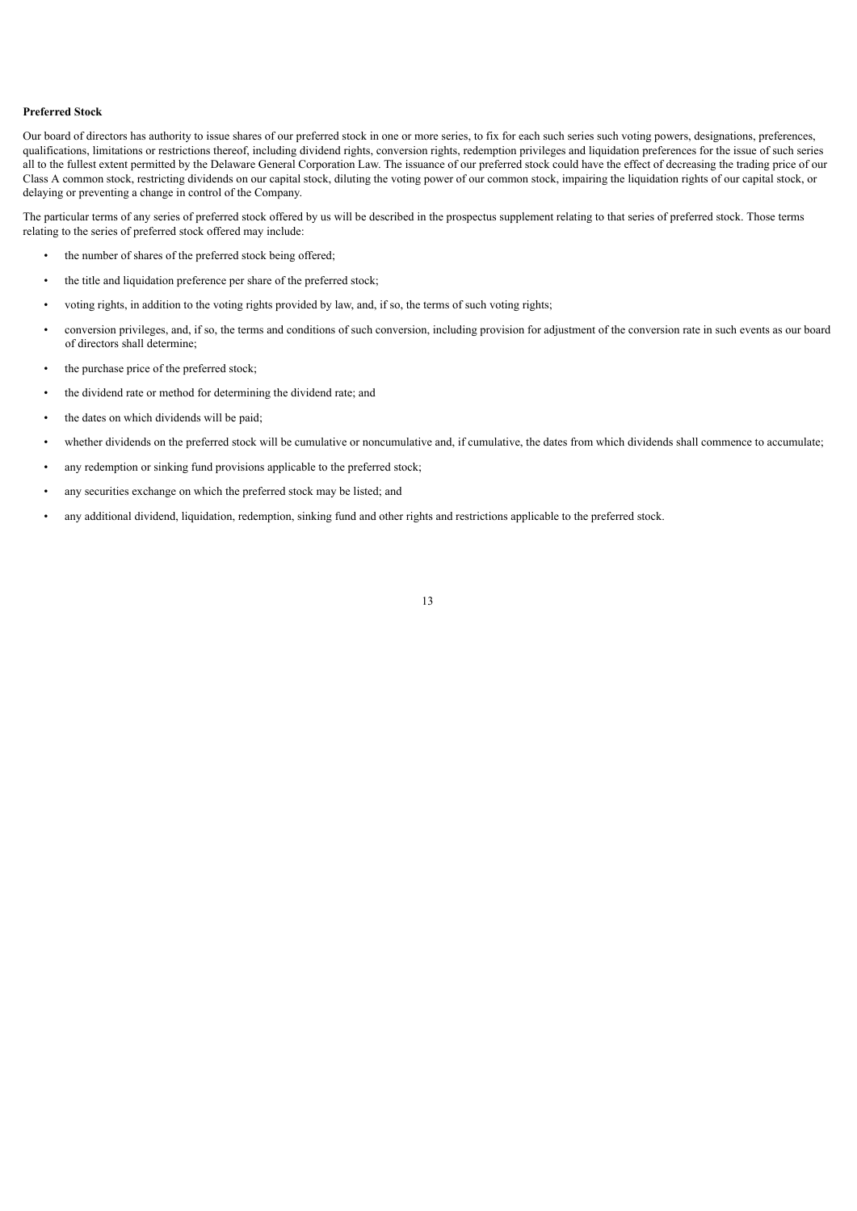**Preferred Stock**

Our board of directors has authority to issue shares of our preferred stock in one or more series, to fix for each such series such voting powers, designations, preferences, qualifications, limitations or restrictions thereof, including dividend rights, conversion rights, redemption privileges and liquidation preferences for the issue of such series all to the fullest extent permitted by the Delaware General Corporation Law. The issuance of our preferred stock could have the effect of decreasing the trading price of our Class A common stock, restricting dividends on our capital stock, diluting the voting power of our common stock, impairing the liquidation rights of our capital stock, or delaying or preventing a change in control of the Company.

The particular terms of any series of preferred stock offered by us will be described in the prospectus supplement relating to that series of preferred stock. Those terms relating to the series of preferred stock offered may include:

- the number of shares of the preferred stock being offered;
- the title and liquidation preference per share of the preferred stock;
- voting rights, in addition to the voting rights provided by law, and, if so, the terms of such voting rights;
- conversion privileges, and, if so, the terms and conditions of such conversion, including provision for adjustment of the conversion rate in such events as our board of directors shall determine;
- the purchase price of the preferred stock;
- the dividend rate or method for determining the dividend rate; and
- the dates on which dividends will be paid;
- whether dividends on the preferred stock will be cumulative or noncumulative and, if cumulative, the dates from which dividends shall commence to accumulate;
- any redemption or sinking fund provisions applicable to the preferred stock;
- any securities exchange on which the preferred stock may be listed; and
- any additional dividend, liquidation, redemption, sinking fund and other rights and restrictions applicable to the preferred stock.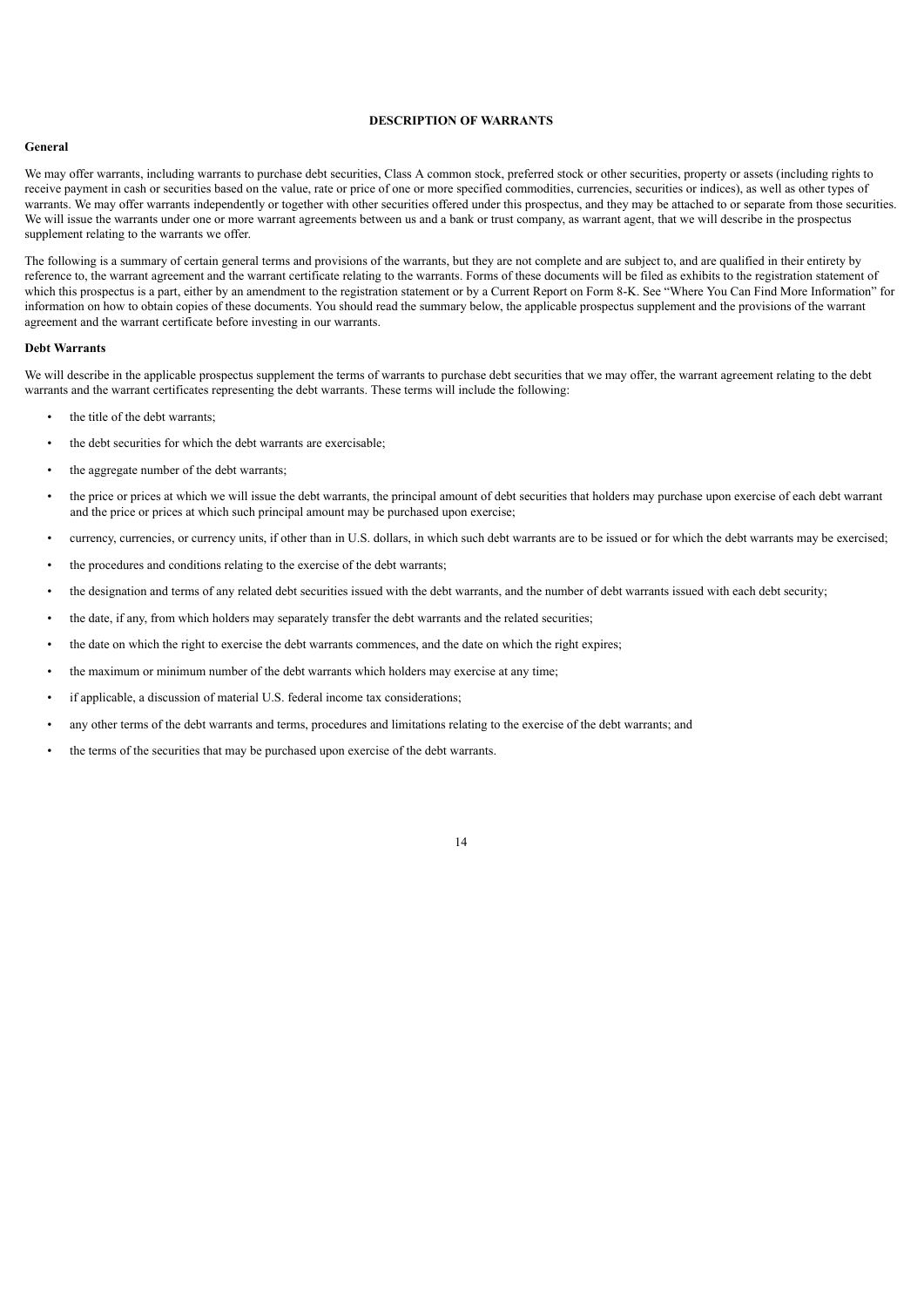## DESCRIPTION OF WARRANTS

### General

We may offer warrants, including warrants to purchase debt securities, Class A common stock, preferred stock or other securities, property or assets (including rights to receive payment in cash or securities based on the value, rate or price of one or more specified commodities, currencies, securities or indices), as well as other types of warrants. We may offer warrants independently or together with other securities offered under this prospectus, and they may be attached to or separate from those securities. We will issue the warrants under one or more warrant agreements between us and a bank or trust company, as warrant agent, that we will describe in the prospectus supplement relating to the warrants we offer.

The following is a summary of certain general terms and provisions of the warrants, but they are not complete and are subject to, and are qualified in their entirety by reference to, the warrant agreement and the warrant certificate relating to the warrants. Forms of these documents will be filed as exhibits to the registration statement of which this prospectus is a part, either by an amendment to the registration statement or by a Current Report on Form 8-K. See "Where You Can Find More Information" for information on how to obtain copies of these documents. You should read the summary below, the applicable prospectus supplement and the provisions of the warrant agreement and the warrant certificate before investing in our warrants.

### Debt Warrants

We will describe in the applicable prospectus supplement the terms of warrants to purchase debt securities that we may offer, the warrant agreement relating to the debt warrants and the warrant certificates representing the debt warrants. These terms will include the following:

- the title of the debt warrants;
- the debt securities for which the debt warrants are exercisable;
- the aggregate number of the debt warrants;
- the price or prices at which we will issue the debt warrants, the principal amount of debt securities that holders may purchase upon exercise of each debt warrant and the price or prices at which such principal amount may be purchased upon exercise;
- currency, currencies, or currency units, if other than in U.S. dollars, in which such debt warrants are to be issued or for which the debt warrants may be exercised;
- the procedures and conditions relating to the exercise of the debt warrants;
- the designation and terms of any related debt securities issued with the debt warrants, and the number of debt warrants issued with each debt security;
- the date, if any, from which holders may separately transfer the debt warrants and the related securities;
- the date on which the right to exercise the debt warrants commences, and the date on which the right expires;
- the maximum or minimum number of the debt warrants which holders may exercise at any time;
- if applicable, a discussion of material U.S. federal income tax considerations;
- any other terms of the debt warrants and terms, procedures and limitations relating to the exercise of the debt warrants; and
- the terms of the securities that may be purchased upon exercise of the debt warrants.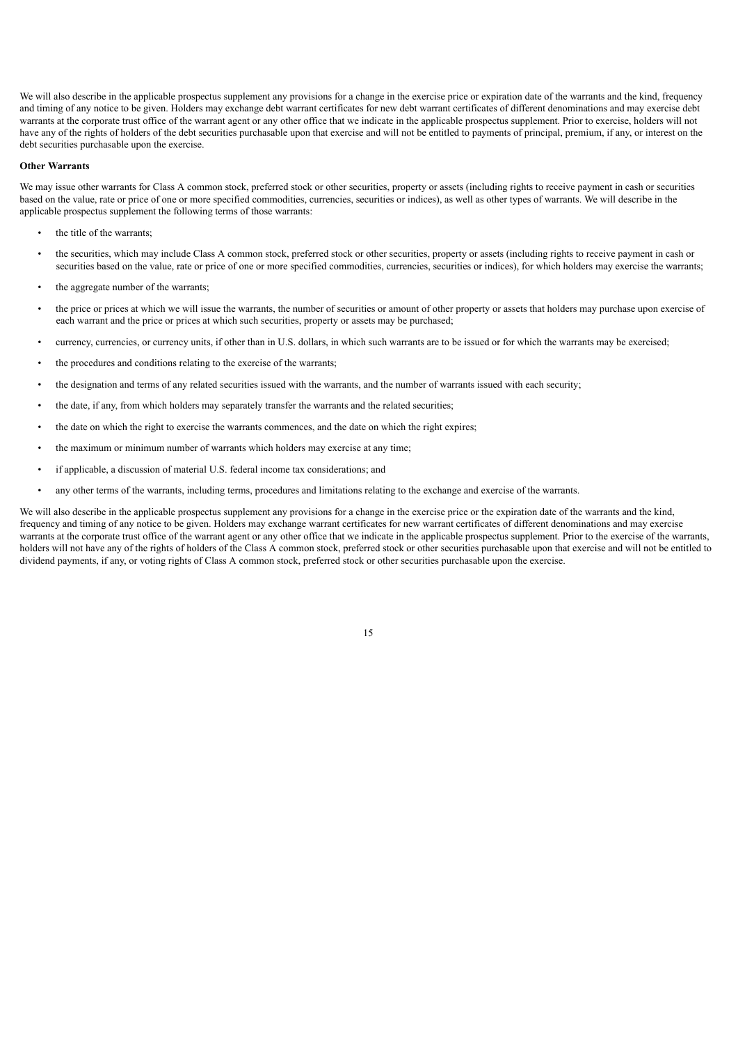We will also describe in the applicable prospectus supplement any provisions for a change in the exercise price or expiration date of the warrants and the kind, frequency and timing of any notice to be given. Holders may exchange debt warrant certificates for new debt warrant certificates of different denominations and may exercise debt warrants at the corporate trust office of the warrant agent or any other office that we indicate in the applicable prospectus supplement. Prior to exercise, holders will not have any of the rights of holders of the debt securities purchasable upon that exercise and will not be entitled to payments of principal, premium, if any, or interest on the debt securities purchasable upon the exercise.

**Other Warrants**

We may issue other warrants for Class A common stock, preferred stock or other securities, property or assets (including rights to receive payment in cash or securities based on the value, rate or price of one or more specified commodities, currencies, securities or indices), as well as other types of warrants. We will describe in the applicable prospectus supplement the following terms of those warrants:

- the title of the warrants;
- the securities, which may include Class A common stock, preferred stock or other securities, property or assets (including rights to receive payment in cash or securities based on the value, rate or price of one or more specified commodities, currencies, securities or indices), for which holders may exercise the warrants;
- the aggregate number of the warrants;
- the price or prices at which we will issue the warrants, the number of securities or amount of other property or assets that holders may purchase upon exercise of each warrant and the price or prices at which such securities, property or assets may be purchased;
- currency, currencies, or currency units, if other than in U.S. dollars, in which such warrants are to be issued or for which the warrants may be exercised;
- the procedures and conditions relating to the exercise of the warrants;
- the designation and terms of any related securities issued with the warrants, and the number of warrants issued with each security;
- the date, if any, from which holders may separately transfer the warrants and the related securities;
- the date on which the right to exercise the warrants commences, and the date on which the right expires;
- the maximum or minimum number of warrants which holders may exercise at any time;
- if applicable, a discussion of material U.S. federal income tax considerations; and
- any other terms of the warrants, including terms, procedures and limitations relating to the exchange and exercise of the warrants.

We will also describe in the applicable prospectus supplement any provisions for a change in the exercise price or the expiration date of the warrants and the kind, frequency and timing of any notice to be given. Holders may exchange warrant certificates for new warrant certificates of different denominations and may exercise warrants at the corporate trust office of the warrant agent or any other office that we indicate in the applicable prospectus supplement. Prior to the exercise of the warrants, holders will not have any of the rights of holders of the Class A common stock, preferred stock or other securities purchasable upon that exercise and will not be entitled to dividend payments, if any, or voting rights of Class A common stock, preferred stock or other securities purchasable upon the exercise.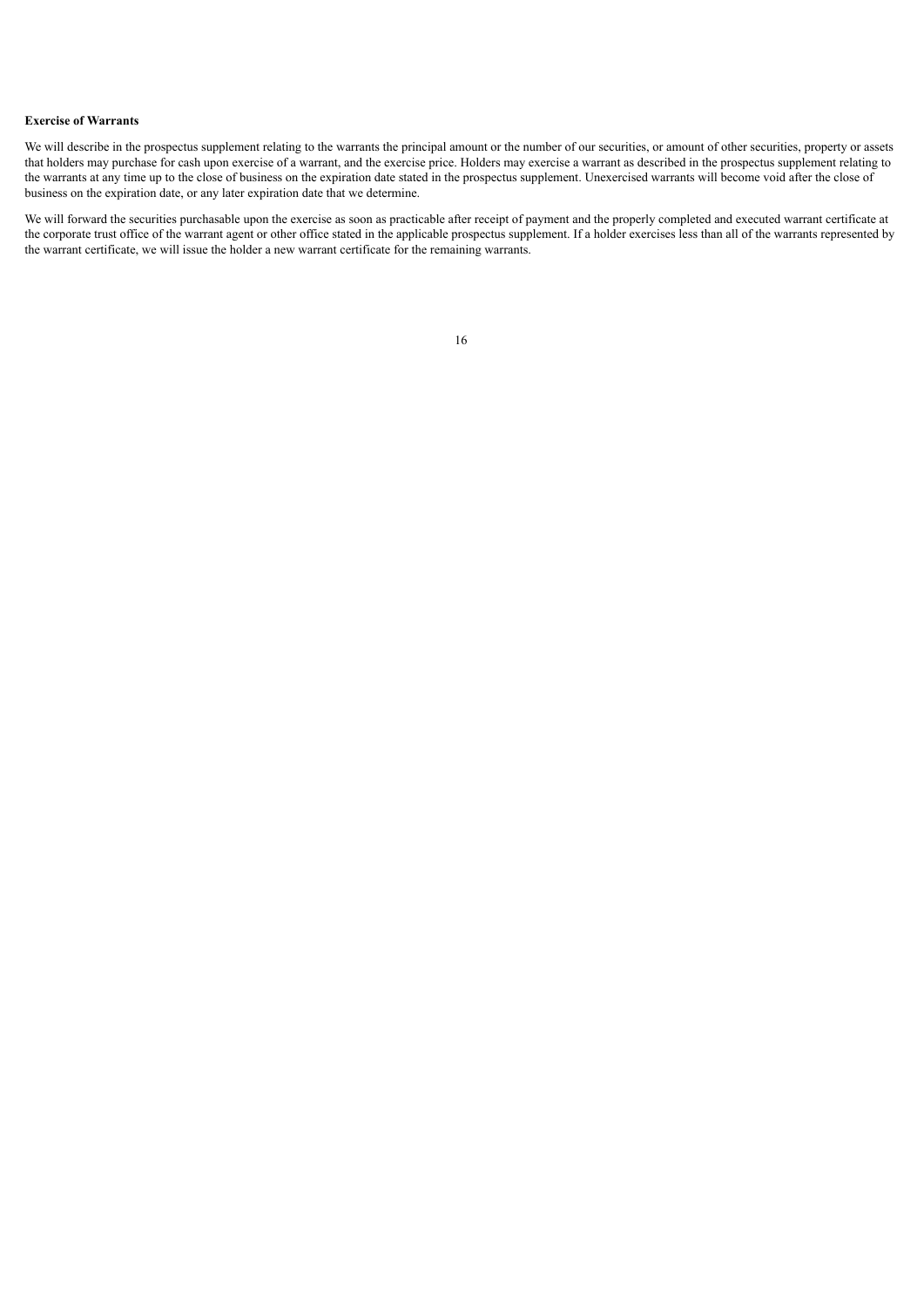**Exercise of Warrants**

We will describe in the prospectus supplement relating to the warrants the principal amount or the number of our securities, or amount of other securities, property or assets that holders may purchase for cash upon exercise of a warrant, and the exercise price. Holders may exercise a warrant as described in the prospectus supplement relating to the warrants at any time up to the close of business on the expiration date stated in the prospectus supplement. Unexercised warrants will become void after the close of business on the expiration date, or any later expiration date that we determine.

We will forward the securities purchasable upon the exercise as soon as practicable after receipt of payment and the properly completed and executed warrant certificate at the corporate trust office of the warrant agent or other office stated in the applicable prospectus supplement. If a holder exercises less than all of the warrants represented by the warrant certificate, we will issue the holder a new warrant certificate for the remaining warrants.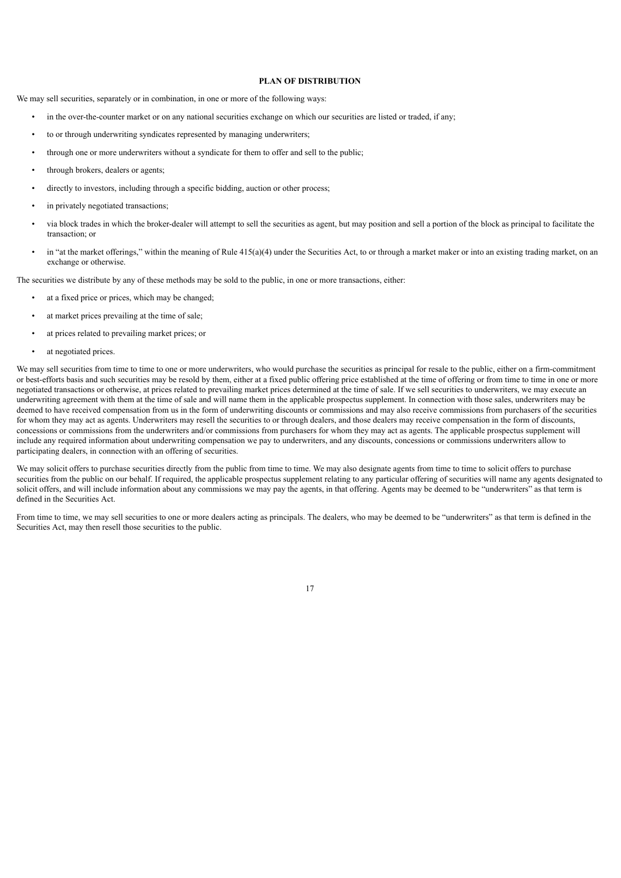## PLAN OF DISTRIBUTION

We may sell securities, separately or in combination, in one or more of the following ways:

- in the over-the-counter market or on any national securities exchange on which our securities are listed or traded, if any;
- to or through underwriting syndicates represented by managing underwriters;
- through one or more underwriters without a syndicate for them to offer and sell to the public;
- through brokers, dealers or agents;
- directly to investors, including through a specific bidding, auction or other process;
- in privately negotiated transactions;
- via block trades in which the broker-dealer will attempt to sell the securities as agent, but may position and sell a portion of the block as principal to facilitate the transaction; or
- in "at the market offerings," within the meaning of Rule 415(a)(4) under the Securities Act, to or through a market maker or into an existing trading market, on an exchange or otherwise.

The securities we distribute by any of these methods may be sold to the public, in one or more transactions, either:

- at a fixed price or prices, which may be changed;
- at market prices prevailing at the time of sale;
- at prices related to prevailing market prices; or
- at negotiated prices.

We may sell securities from time to time to one or more underwriters, who would purchase the securities as principal for resale to the public, either on a firm-commitment or best-efforts basis and such securities may be resold by them, either at a fixed public offering price established at the time of offering or from time to time in one or more negotiated transactions or otherwise, at prices related to prevailing market prices determined at the time of sale. If we sell securities to underwriters, we may execute an underwriting agreement with them at the time of sale and will name them in the applicable prospectus supplement. In connection with those sales, underwriters may be deemed to have received compensation from us in the form of underwriting discounts or commissions and may also receive commissions from purchasers of the securities for whom they may act as agents. Underwriters may resell the securities to or through dealers, and those dealers may receive compensation in the form of discounts, concessions or commissions from the underwriters and/or commissions from purchasers for whom they may act as agents. The applicable prospectus supplement will include any required information about underwriting compensation we pay to underwriters, and any discounts, concessions or commissions underwriters allow to participating dealers, in connection with an offering of securities.

We may solicit offers to purchase securities directly from the public from time to time. We may also designate agents from time to time to solicit offers to purchase securities from the public on our behalf. If required, the applicable prospectus supplement relating to any particular offering of securities will name any agents designated to solicit offers, and will include information about any commissions we may pay the agents, in that offering. Agents may be deemed to be "underwriters" as that term is defined in the Securities Act.

From time to time, we may sell securities to one or more dealers acting as principals. The dealers, who may be deemed to be "underwriters" as that term is defined in the Securities Act, may then resell those securities to the public.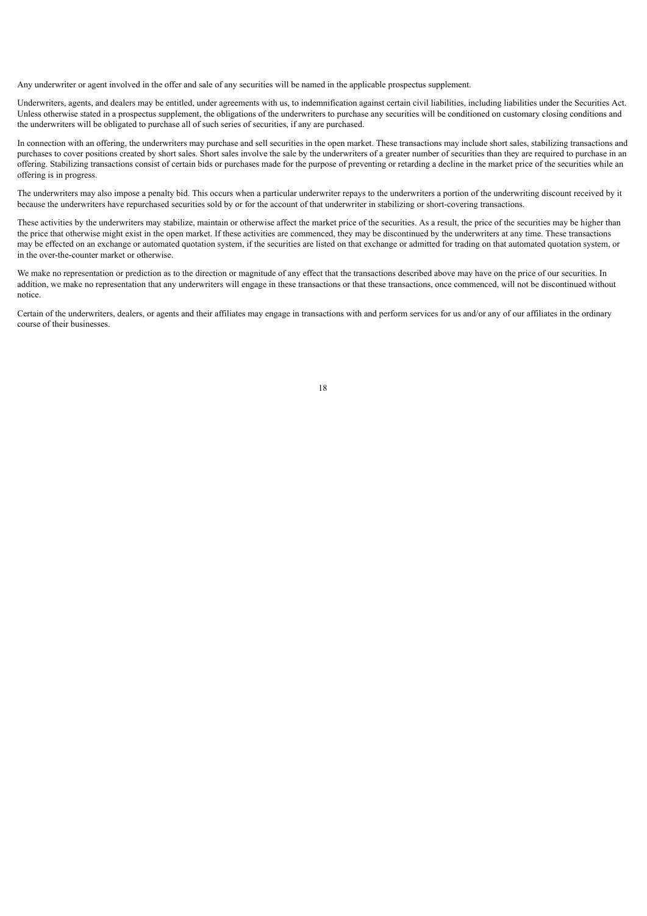Any underwriter or agent involved in the offer and sale of any securities will be named in the applicable prospectus supplement.

Underwriters, agents, and dealers may be entitled, under agreements with us, to indemnification against certain civil liabilities, including liabilities under the Securities Act. Unless otherwise stated in a prospectus supplement, the obligations of the underwriters to purchase any securities will be conditioned on customary closing conditions and the underwriters will be obligated to purchase all of such series of securities, if any are purchased.

In connection with an offering, the underwriters may purchase and sell securities in the open market. These transactions may include short sales, stabilizing transactions and purchases to cover positions created by short sales. Short sales involve the sale by the underwriters of a greater number of securities than they are required to purchase in an offering. Stabilizing transactions consist of certain bids or purchases made for the purpose of preventing or retarding a decline in the market price of the securities while an offering is in progress.

The underwriters may also impose a penalty bid. This occurs when a particular underwriter repays to the underwriters a portion of the underwriting discount received by it because the underwriters have repurchased securities sold by or for the account of that underwriter in stabilizing or short-covering transactions.

These activities by the underwriters may stabilize, maintain or otherwise affect the market price of the securities. As a result, the price of the securities may be higher than the price that otherwise might exist in the open market. If these activities are commenced, they may be discontinued by the underwriters at any time. These transactions may be effected on an exchange or automated quotation system, if the securities are listed on that exchange or admitted for trading on that automated quotation system, or in the over-the-counter market or otherwise.

We make no representation or prediction as to the direction or magnitude of any effect that the transactions described above may have on the price of our securities. In addition, we make no representation that any underwriters will engage in these transactions or that these transactions, once commenced, will not be discontinued without notice.

Certain of the underwriters, dealers, or agents and their affiliates may engage in transactions with and perform services for us and/or any of our affiliates in the ordinary course of their businesses.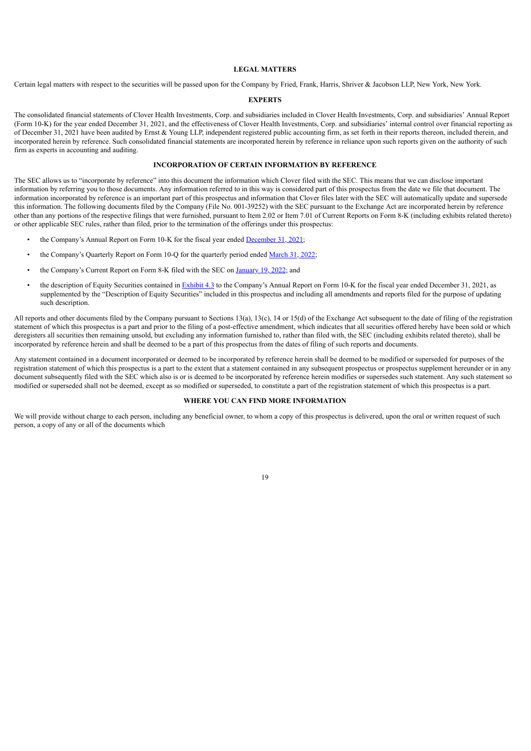## LEGAL MATTERS

Certain legal matters with respect to the securities will be passed upon for the Company by Fried, Frank, Harris, Shriver & Jacobson LLP, New York, New York.

## EXPERTS

The consolidated financial statements of Clover Health Investments, Corp. and subsidiaries included in Clover Health Investments, Corp. and subsidiaries' Annual Report (Form 10-K) for the year ended December 31, 2021, and the effectiveness of Clover Health Investments, Corp. and subsidiaries' internal control over financial reporting as of December 31, 2021 have been audited by Ernst & Young LLP, independent registered public accounting firm, as set forth in their reports thereon, included therein, and incorporated herein by reference. Such consolidated financial statements are incorporated herein by reference in reliance upon such reports given on the authority of such firm as experts in accounting and auditing.

## INCORPORATION OF CERTAIN INFORMATION BY REFERENCE

The SEC allows us to "incorporate by reference" into this document the information which Clover filed with the SEC. This means that we can disclose important information by referring you to those documents. Any information referred to in this way is considered part of this prospectus from the date we file that document. The information incorporated by reference is an important part of this prospectus and information that Clover files later with the SEC will automatically update and supersede this information. The following documents filed by the Company (File No. 001-39252) with the SEC pursuant to the Exchange Act are incorporated herein by reference other than any portions of the respective filings that were furnished, pursuant to Item 2.02 or Item 7.01 of Current Reports on Form 8-K (including exhibits related thereto) or other applicable SEC rules, rather than filed, prior to the termination of the offerings under this prospectus:

- the Company's Annual Report on Form 10-K for the fiscal year ended December 31, 2021;
- the Company's Quarterly Report on Form 10-Q for the quarterly period ended March 31, 2022;
- the Company's Current Report on Form 8-K filed with the SEC on January 19, 2022; and
- the description of Equity Securities contained in Exhibit 4.3 to the Company's Annual Report on Form 10-K for the fiscal year ended December 31, 2021, as supplemented by the "Description of Equity Securities" included in this prospectus and including all amendments and reports filed for the purpose of updating such description.

All reports and other documents filed by the Company pursuant to Sections 13(a), 13(c), 14 or 15(d) of the Exchange Act subsequent to the date of filing of the registration statement of which this prospectus is a part and prior to the filing of a post-effective amendment, which indicates that all securities offered hereby have been sold or which deregisters all securities then remaining unsold, but excluding any information furnished to, rather than filed with, the SEC (including exhibits related thereto), shall be incorporated by reference herein and shall be deemed to be a part of this prospectus from the dates of filing of such reports and documents.

Any statement contained in a document incorporated or deemed to be incorporated by reference herein shall be deemed to be modified or superseded for purposes of the registration statement of which this prospectus is a part to the extent that a statement contained in any subsequent prospectus or prospectus supplement hereunder or in any document subsequently filed with the SEC which also is or is deemed to be incorporated by reference herein modifies or supersedes such statement. Any such statement so modified or superseded shall not be deemed, except as so modified or superseded, to constitute a part of the registration statement of which this prospectus is a part.

## WHERE YOU CAN FIND MORE INFORMATION

We will provide without charge to each person, including any beneficial owner, to whom a copy of this prospectus is delivered, upon the oral or written request of such person, a copy of any or all of the documents which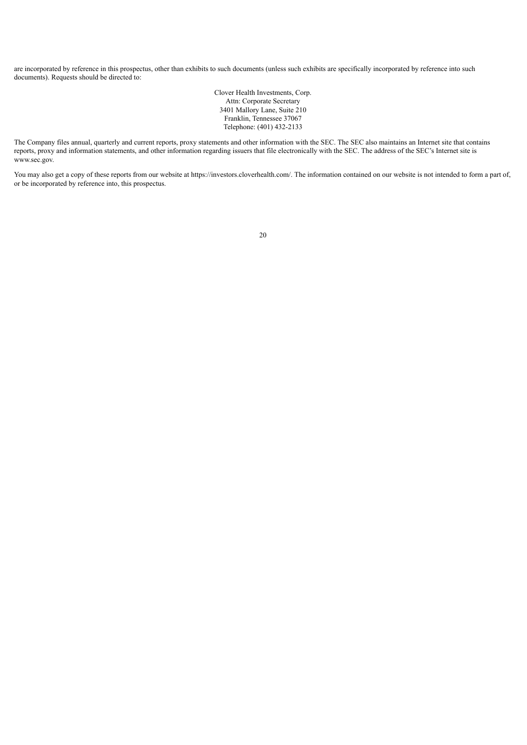are incorporated by reference in this prospectus, other than exhibits to such documents (unless such exhibits are specifically incorporated by reference into such documents). Requests should be directed to:

Clover Health Investments, Corp.
Attn: Corporate Secretary
3401 Mallory Lane, Suite 210
Franklin, Tennessee 37067
Telephone: (401) 432-2133

The Company files annual, quarterly and current reports, proxy statements and other information with the SEC. The SEC also maintains an Internet site that contains reports, proxy and information statements, and other information regarding issuers that file electronically with the SEC. The address of the SEC's Internet site is www.sec.gov.

You may also get a copy of these reports from our website at https://investors.cloverhealth.com/. The information contained on our website is not intended to form a part of, or be incorporated by reference into, this prospectus.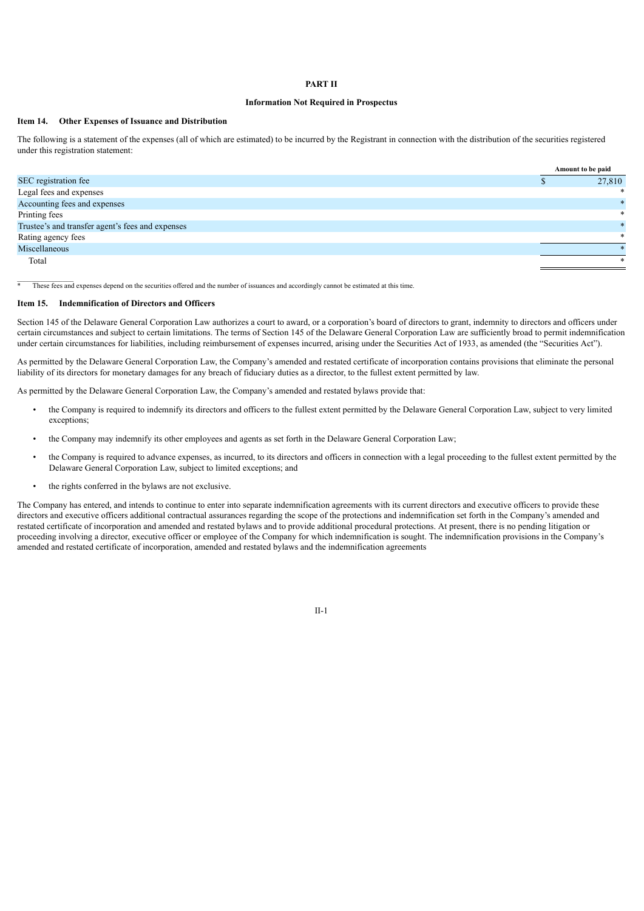# PART II

## Information Not Required in Prospectus

### Item 14. Other Expenses of Issuance and Distribution

The following is a statement of the expenses (all of which are estimated) to be incurred by the Registrant in connection with the distribution of the securities registered under this registration statement:

| | Amount to be paid |
|---|---|
| SEC registration fee | $ 27,810 |
| Legal fees and expenses | * |
| Accounting fees and expenses | * |
| Printing fees | * |
| Trustee's and transfer agent's fees and expenses | * |
| Rating agency fees | * |
| Miscellaneous | * |
| Total | * |

\* These fees and expenses depend on the securities offered and the number of issuances and accordingly cannot be estimated at this time.

### Item 15. Indemnification of Directors and Officers

Section 145 of the Delaware General Corporation Law authorizes a court to award, or a corporation's board of directors to grant, indemnity to directors and officers under certain circumstances and subject to certain limitations. The terms of Section 145 of the Delaware General Corporation Law are sufficiently broad to permit indemnification under certain circumstances for liabilities, including reimbursement of expenses incurred, arising under the Securities Act of 1933, as amended (the "Securities Act").

As permitted by the Delaware General Corporation Law, the Company's amended and restated certificate of incorporation contains provisions that eliminate the personal liability of its directors for monetary damages for any breach of fiduciary duties as a director, to the fullest extent permitted by law.

As permitted by the Delaware General Corporation Law, the Company's amended and restated bylaws provide that:

- the Company is required to indemnify its directors and officers to the fullest extent permitted by the Delaware General Corporation Law, subject to very limited exceptions;
- the Company may indemnify its other employees and agents as set forth in the Delaware General Corporation Law;
- the Company is required to advance expenses, as incurred, to its directors and officers in connection with a legal proceeding to the fullest extent permitted by the Delaware General Corporation Law, subject to limited exceptions; and
- the rights conferred in the bylaws are not exclusive.

The Company has entered, and intends to continue to enter into separate indemnification agreements with its current directors and executive officers to provide these directors and executive officers additional contractual assurances regarding the scope of the protections and indemnification set forth in the Company's amended and restated certificate of incorporation and amended and restated bylaws and to provide additional procedural protections. At present, there is no pending litigation or proceeding involving a director, executive officer or employee of the Company for which indemnification is sought. The indemnification provisions in the Company's amended and restated certificate of incorporation, amended and restated bylaws and the indemnification agreements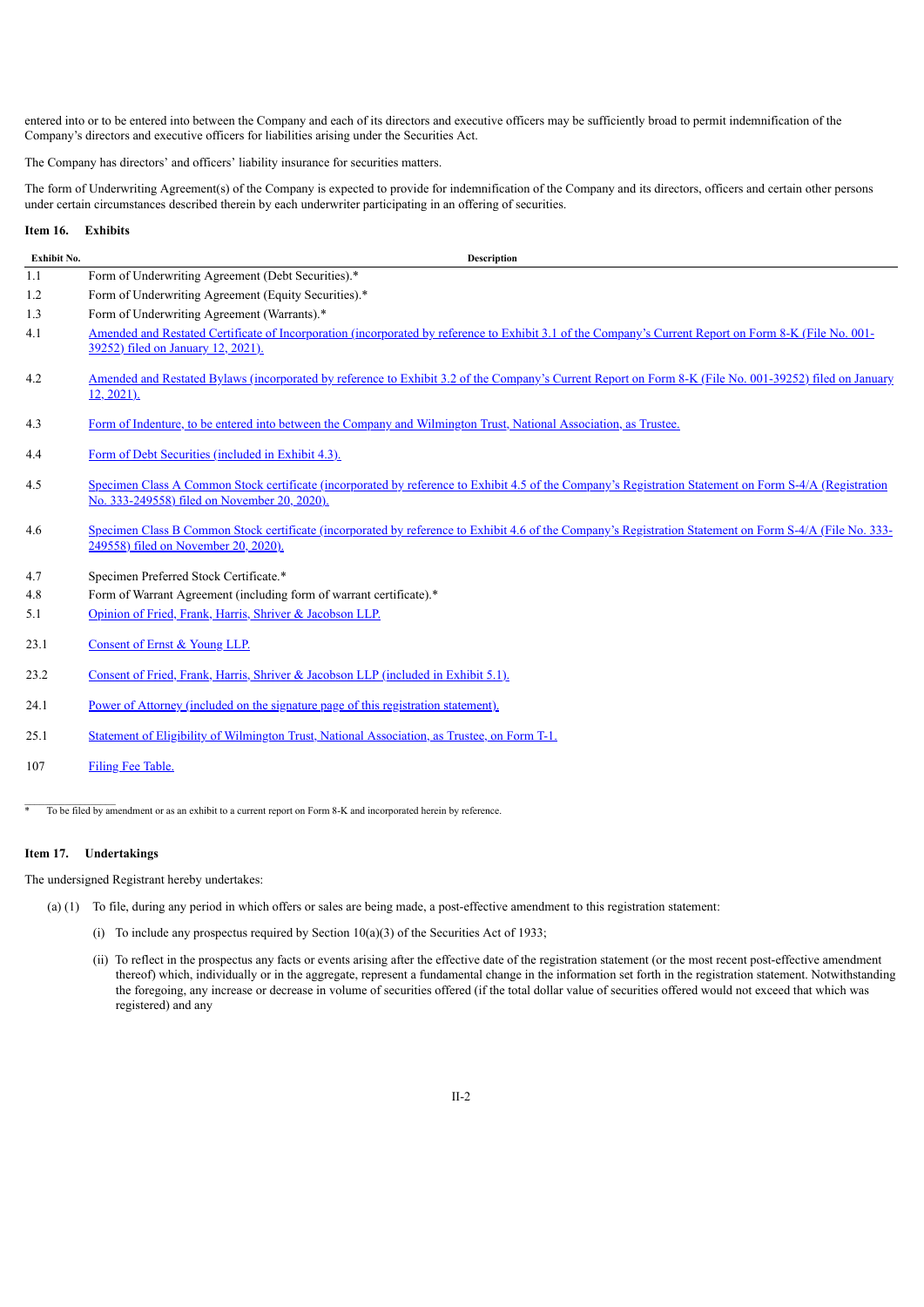entered into or to be entered into between the Company and each of its directors and executive officers may be sufficiently broad to permit indemnification of the Company's directors and executive officers for liabilities arising under the Securities Act.

The Company has directors' and officers' liability insurance for securities matters.

The form of Underwriting Agreement(s) of the Company is expected to provide for indemnification of the Company and its directors, officers and certain other persons under certain circumstances described therein by each underwriter participating in an offering of securities.

**Item 16. Exhibits**

| Exhibit No. | Description |
|---|---|
| 1.1 | Form of Underwriting Agreement (Debt Securities).* |
| 1.2 | Form of Underwriting Agreement (Equity Securities).* |
| 1.3 | Form of Underwriting Agreement (Warrants).* |
| 4.1 | Amended and Restated Certificate of Incorporation (incorporated by reference to Exhibit 3.1 of the Company's Current Report on Form 8-K (File No. 001-39252) filed on January 12, 2021). |
| 4.2 | Amended and Restated Bylaws (incorporated by reference to Exhibit 3.2 of the Company's Current Report on Form 8-K (File No. 001-39252) filed on January 12, 2021). |
| 4.3 | Form of Indenture, to be entered into between the Company and Wilmington Trust, National Association, as Trustee. |
| 4.4 | Form of Debt Securities (included in Exhibit 4.3). |
| 4.5 | Specimen Class A Common Stock certificate (incorporated by reference to Exhibit 4.5 of the Company's Registration Statement on Form S-4/A (Registration No. 333-249558) filed on November 20, 2020). |
| 4.6 | Specimen Class B Common Stock certificate (incorporated by reference to Exhibit 4.6 of the Company's Registration Statement on Form S-4/A (File No. 333-249558) filed on November 20, 2020). |
| 4.7 | Specimen Preferred Stock Certificate.* |
| 4.8 | Form of Warrant Agreement (including form of warrant certificate).* |
| 5.1 | Opinion of Fried, Frank, Harris, Shriver & Jacobson LLP. |
| 23.1 | Consent of Ernst & Young LLP. |
| 23.2 | Consent of Fried, Frank, Harris, Shriver & Jacobson LLP (included in Exhibit 5.1). |
| 24.1 | Power of Attorney (included on the signature page of this registration statement). |
| 25.1 | Statement of Eligibility of Wilmington Trust, National Association, as Trustee, on Form T-1. |
| 107 | Filing Fee Table. |

\* To be filed by amendment or as an exhibit to a current report on Form 8-K and incorporated herein by reference.

**Item 17. Undertakings**

The undersigned Registrant hereby undertakes:

(a) (1) To file, during any period in which offers or sales are being made, a post-effective amendment to this registration statement:

(i) To include any prospectus required by Section 10(a)(3) of the Securities Act of 1933;

(ii) To reflect in the prospectus any facts or events arising after the effective date of the registration statement (or the most recent post-effective amendment thereof) which, individually or in the aggregate, represent a fundamental change in the information set forth in the registration statement. Notwithstanding the foregoing, any increase or decrease in volume of securities offered (if the total dollar value of securities offered would not exceed that which was registered) and any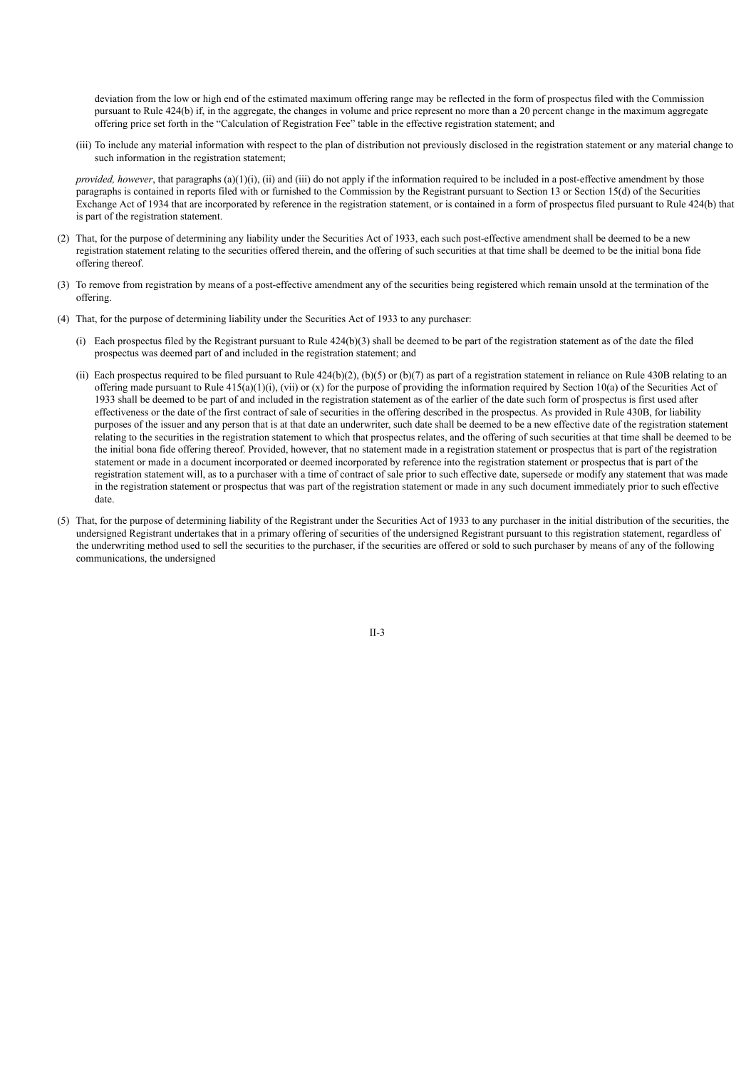deviation from the low or high end of the estimated maximum offering range may be reflected in the form of prospectus filed with the Commission pursuant to Rule 424(b) if, in the aggregate, the changes in volume and price represent no more than a 20 percent change in the maximum aggregate offering price set forth in the "Calculation of Registration Fee" table in the effective registration statement; and

(iii) To include any material information with respect to the plan of distribution not previously disclosed in the registration statement or any material change to such information in the registration statement;

*provided, however*, that paragraphs (a)(1)(i), (ii) and (iii) do not apply if the information required to be included in a post-effective amendment by those paragraphs is contained in reports filed with or furnished to the Commission by the Registrant pursuant to Section 13 or Section 15(d) of the Securities Exchange Act of 1934 that are incorporated by reference in the registration statement, or is contained in a form of prospectus filed pursuant to Rule 424(b) that is part of the registration statement.

(2) That, for the purpose of determining any liability under the Securities Act of 1933, each such post-effective amendment shall be deemed to be a new registration statement relating to the securities offered therein, and the offering of such securities at that time shall be deemed to be the initial bona fide offering thereof.

(3) To remove from registration by means of a post-effective amendment any of the securities being registered which remain unsold at the termination of the offering.

(4) That, for the purpose of determining liability under the Securities Act of 1933 to any purchaser:

(i) Each prospectus filed by the Registrant pursuant to Rule 424(b)(3) shall be deemed to be part of the registration statement as of the date the filed prospectus was deemed part of and included in the registration statement; and

(ii) Each prospectus required to be filed pursuant to Rule 424(b)(2), (b)(5) or (b)(7) as part of a registration statement in reliance on Rule 430B relating to an offering made pursuant to Rule 415(a)(1)(i), (vii) or (x) for the purpose of providing the information required by Section 10(a) of the Securities Act of 1933 shall be deemed to be part of and included in the registration statement as of the earlier of the date such form of prospectus is first used after effectiveness or the date of the first contract of sale of securities in the offering described in the prospectus. As provided in Rule 430B, for liability purposes of the issuer and any person that is at that date an underwriter, such date shall be deemed to be a new effective date of the registration statement relating to the securities in the registration statement to which that prospectus relates, and the offering of such securities at that time shall be deemed to be the initial bona fide offering thereof. Provided, however, that no statement made in a registration statement or prospectus that is part of the registration statement or made in a document incorporated or deemed incorporated by reference into the registration statement or prospectus that is part of the registration statement will, as to a purchaser with a time of contract of sale prior to such effective date, supersede or modify any statement that was made in the registration statement or prospectus that was part of the registration statement or made in any such document immediately prior to such effective date.

(5) That, for the purpose of determining liability of the Registrant under the Securities Act of 1933 to any purchaser in the initial distribution of the securities, the undersigned Registrant undertakes that in a primary offering of securities of the undersigned Registrant pursuant to this registration statement, regardless of the underwriting method used to sell the securities to the purchaser, if the securities are offered or sold to such purchaser by means of any of the following communications, the undersigned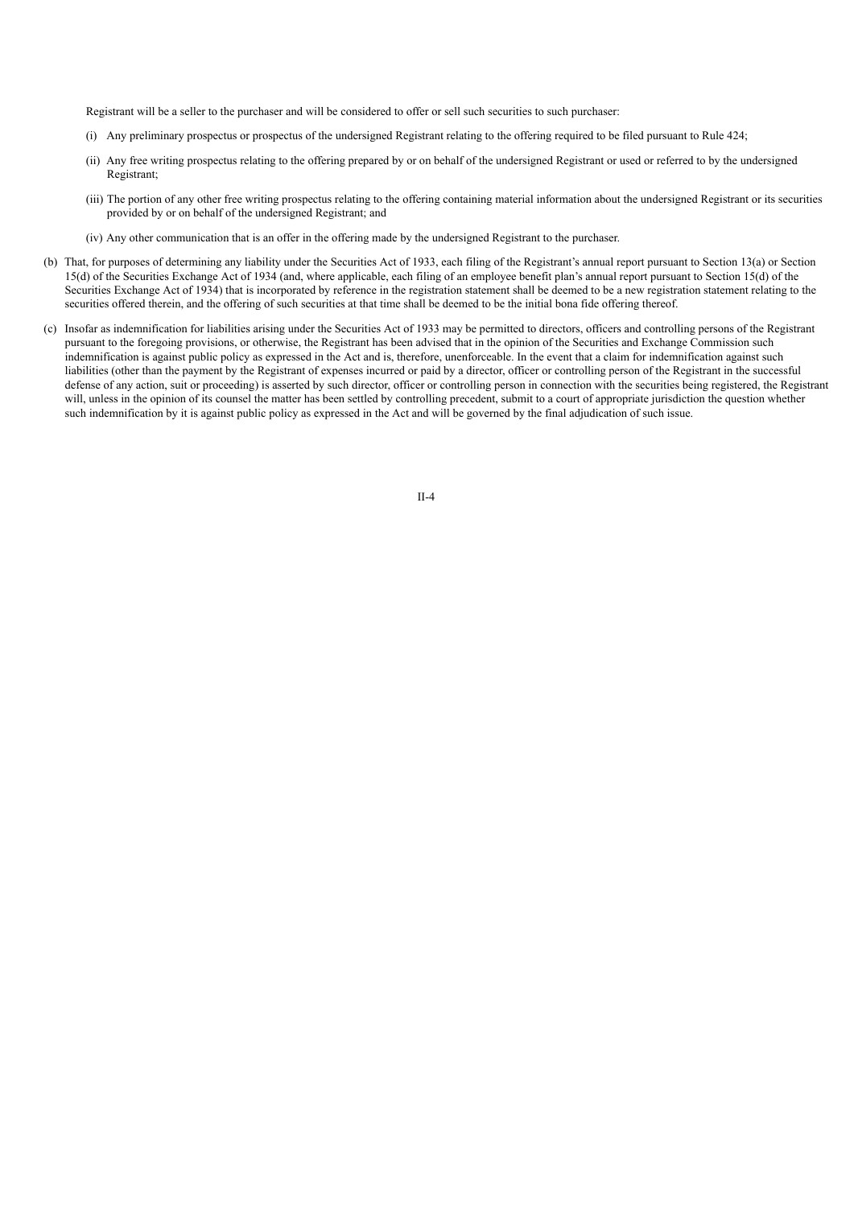Registrant will be a seller to the purchaser and will be considered to offer or sell such securities to such purchaser:

(i) Any preliminary prospectus or prospectus of the undersigned Registrant relating to the offering required to be filed pursuant to Rule 424;

(ii) Any free writing prospectus relating to the offering prepared by or on behalf of the undersigned Registrant or used or referred to by the undersigned Registrant;

(iii) The portion of any other free writing prospectus relating to the offering containing material information about the undersigned Registrant or its securities provided by or on behalf of the undersigned Registrant; and

(iv) Any other communication that is an offer in the offering made by the undersigned Registrant to the purchaser.

(b) That, for purposes of determining any liability under the Securities Act of 1933, each filing of the Registrant's annual report pursuant to Section 13(a) or Section 15(d) of the Securities Exchange Act of 1934 (and, where applicable, each filing of an employee benefit plan's annual report pursuant to Section 15(d) of the Securities Exchange Act of 1934) that is incorporated by reference in the registration statement shall be deemed to be a new registration statement relating to the securities offered therein, and the offering of such securities at that time shall be deemed to be the initial bona fide offering thereof.

(c) Insofar as indemnification for liabilities arising under the Securities Act of 1933 may be permitted to directors, officers and controlling persons of the Registrant pursuant to the foregoing provisions, or otherwise, the Registrant has been advised that in the opinion of the Securities and Exchange Commission such indemnification is against public policy as expressed in the Act and is, therefore, unenforceable. In the event that a claim for indemnification against such liabilities (other than the payment by the Registrant of expenses incurred or paid by a director, officer or controlling person of the Registrant in the successful defense of any action, suit or proceeding) is asserted by such director, officer or controlling person in connection with the securities being registered, the Registrant will, unless in the opinion of its counsel the matter has been settled by controlling precedent, submit to a court of appropriate jurisdiction the question whether such indemnification by it is against public policy as expressed in the Act and will be governed by the final adjudication of such issue.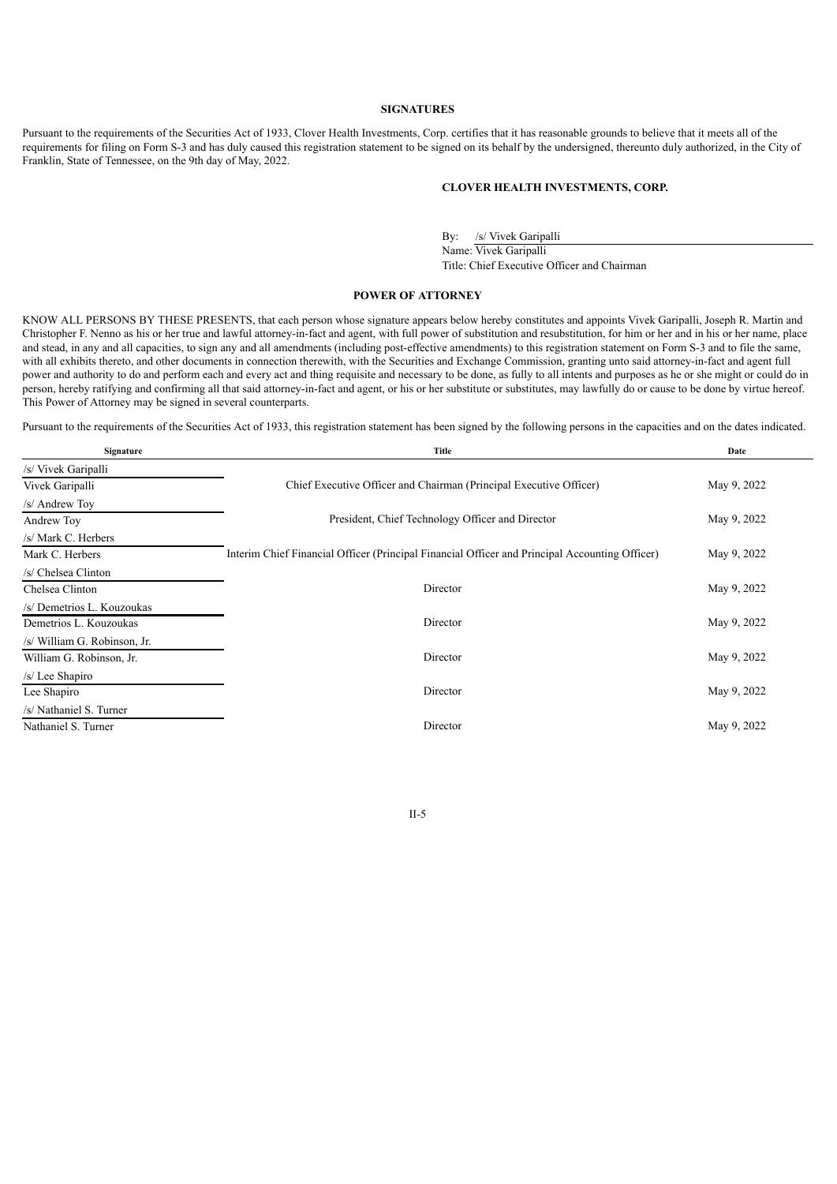## SIGNATURES

Pursuant to the requirements of the Securities Act of 1933, Clover Health Investments, Corp. certifies that it has reasonable grounds to believe that it meets all of the requirements for filing on Form S-3 and has duly caused this registration statement to be signed on its behalf by the undersigned, thereunto duly authorized, in the City of Franklin, State of Tennessee, on the 9th day of May, 2022.

**CLOVER HEALTH INVESTMENTS, CORP.**

By: /s/ Vivek Garipalli
Name: Vivek Garipalli
Title: Chief Executive Officer and Chairman

## POWER OF ATTORNEY

KNOW ALL PERSONS BY THESE PRESENTS, that each person whose signature appears below hereby constitutes and appoints Vivek Garipalli, Joseph R. Martin and Christopher F. Nenno as his or her true and lawful attorney-in-fact and agent, with full power of substitution and resubstitution, for him or her and in his or her name, place and stead, in any and all capacities, to sign any and all amendments (including post-effective amendments) to this registration statement on Form S-3 and to file the same, with all exhibits thereto, and other documents in connection therewith, with the Securities and Exchange Commission, granting unto said attorney-in-fact and agent full power and authority to do and perform each and every act and thing requisite and necessary to be done, as fully to all intents and purposes as he or she might or could do in person, hereby ratifying and confirming all that said attorney-in-fact and agent, or his or her substitute or substitutes, may lawfully do or cause to be done by virtue hereof. This Power of Attorney may be signed in several counterparts.

Pursuant to the requirements of the Securities Act of 1933, this registration statement has been signed by the following persons in the capacities and on the dates indicated.

| Signature | Title | Date |
|---|---|---|
| /s/ Vivek Garipalli<br>Vivek Garipalli | Chief Executive Officer and Chairman (Principal Executive Officer) | May 9, 2022 |
| /s/ Andrew Toy<br>Andrew Toy | President, Chief Technology Officer and Director | May 9, 2022 |
| /s/ Mark C. Herbers<br>Mark C. Herbers | Interim Chief Financial Officer (Principal Financial Officer and Principal Accounting Officer) | May 9, 2022 |
| /s/ Chelsea Clinton<br>Chelsea Clinton | Director | May 9, 2022 |
| /s/ Demetrios L. Kouzoukas<br>Demetrios L. Kouzoukas | Director | May 9, 2022 |
| /s/ William G. Robinson, Jr.<br>William G. Robinson, Jr. | Director | May 9, 2022 |
| /s/ Lee Shapiro<br>Lee Shapiro | Director | May 9, 2022 |
| /s/ Nathaniel S. Turner<br>Nathaniel S. Turner | Director | May 9, 2022 |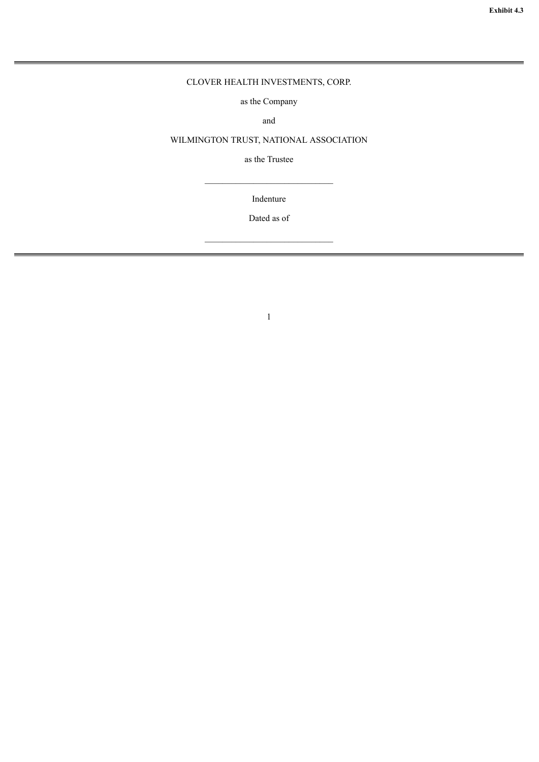**Exhibit 4.3**

---

CLOVER HEALTH INVESTMENTS, CORP.

as the Company

and

WILMINGTON TRUST, NATIONAL ASSOCIATION

as the Trustee

---

Indenture

Dated as of

---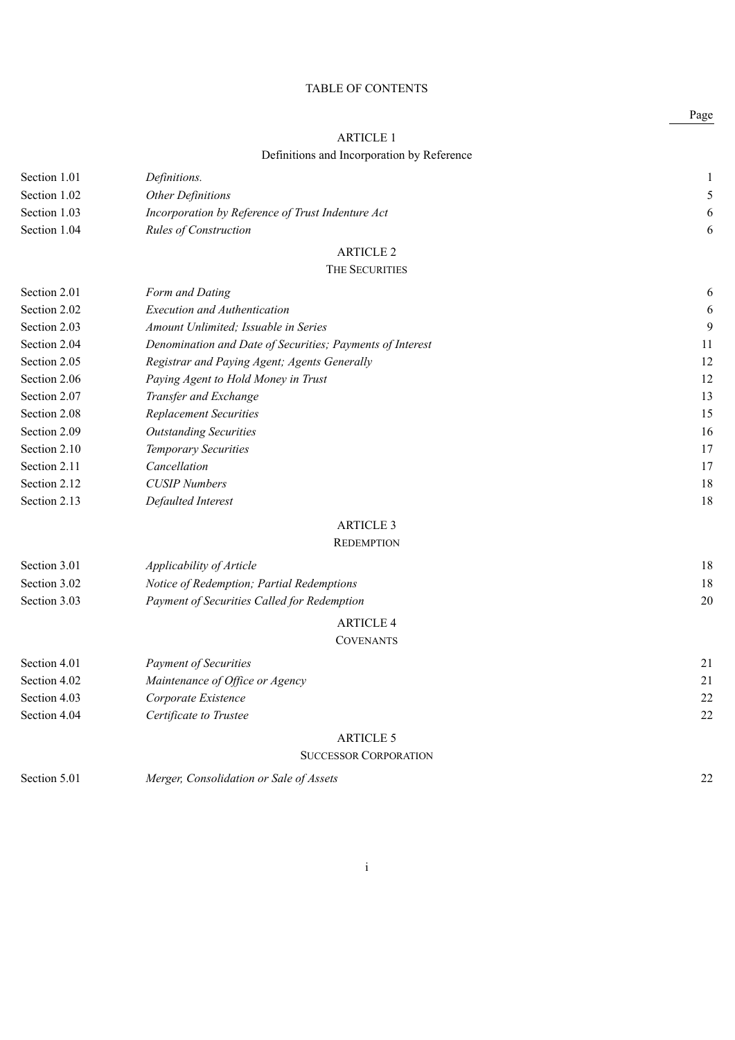TABLE OF CONTENTS

| | | Page |
|---|---|---|
| | **ARTICLE 1** | |
| | **Definitions and Incorporation by Reference** | |
| Section 1.01 | *Definitions.* | 1 |
| Section 1.02 | *Other Definitions* | 5 |
| Section 1.03 | *Incorporation by Reference of Trust Indenture Act* | 6 |
| Section 1.04 | *Rules of Construction* | 6 |
| | **ARTICLE 2** | |
| | **THE SECURITIES** | |
| Section 2.01 | *Form and Dating* | 6 |
| Section 2.02 | *Execution and Authentication* | 6 |
| Section 2.03 | *Amount Unlimited; Issuable in Series* | 9 |
| Section 2.04 | *Denomination and Date of Securities; Payments of Interest* | 11 |
| Section 2.05 | *Registrar and Paying Agent; Agents Generally* | 12 |
| Section 2.06 | *Paying Agent to Hold Money in Trust* | 12 |
| Section 2.07 | *Transfer and Exchange* | 13 |
| Section 2.08 | *Replacement Securities* | 15 |
| Section 2.09 | *Outstanding Securities* | 16 |
| Section 2.10 | *Temporary Securities* | 17 |
| Section 2.11 | *Cancellation* | 17 |
| Section 2.12 | *CUSIP Numbers* | 18 |
| Section 2.13 | *Defaulted Interest* | 18 |
| | **ARTICLE 3** | |
| | **REDEMPTION** | |
| Section 3.01 | *Applicability of Article* | 18 |
| Section 3.02 | *Notice of Redemption; Partial Redemptions* | 18 |
| Section 3.03 | *Payment of Securities Called for Redemption* | 20 |
| | **ARTICLE 4** | |
| | **COVENANTS** | |
| Section 4.01 | *Payment of Securities* | 21 |
| Section 4.02 | *Maintenance of Office or Agency* | 21 |
| Section 4.03 | *Corporate Existence* | 22 |
| Section 4.04 | *Certificate to Trustee* | 22 |
| | **ARTICLE 5** | |
| | **SUCCESSOR CORPORATION** | |
| Section 5.01 | *Merger, Consolidation or Sale of Assets* | 22 |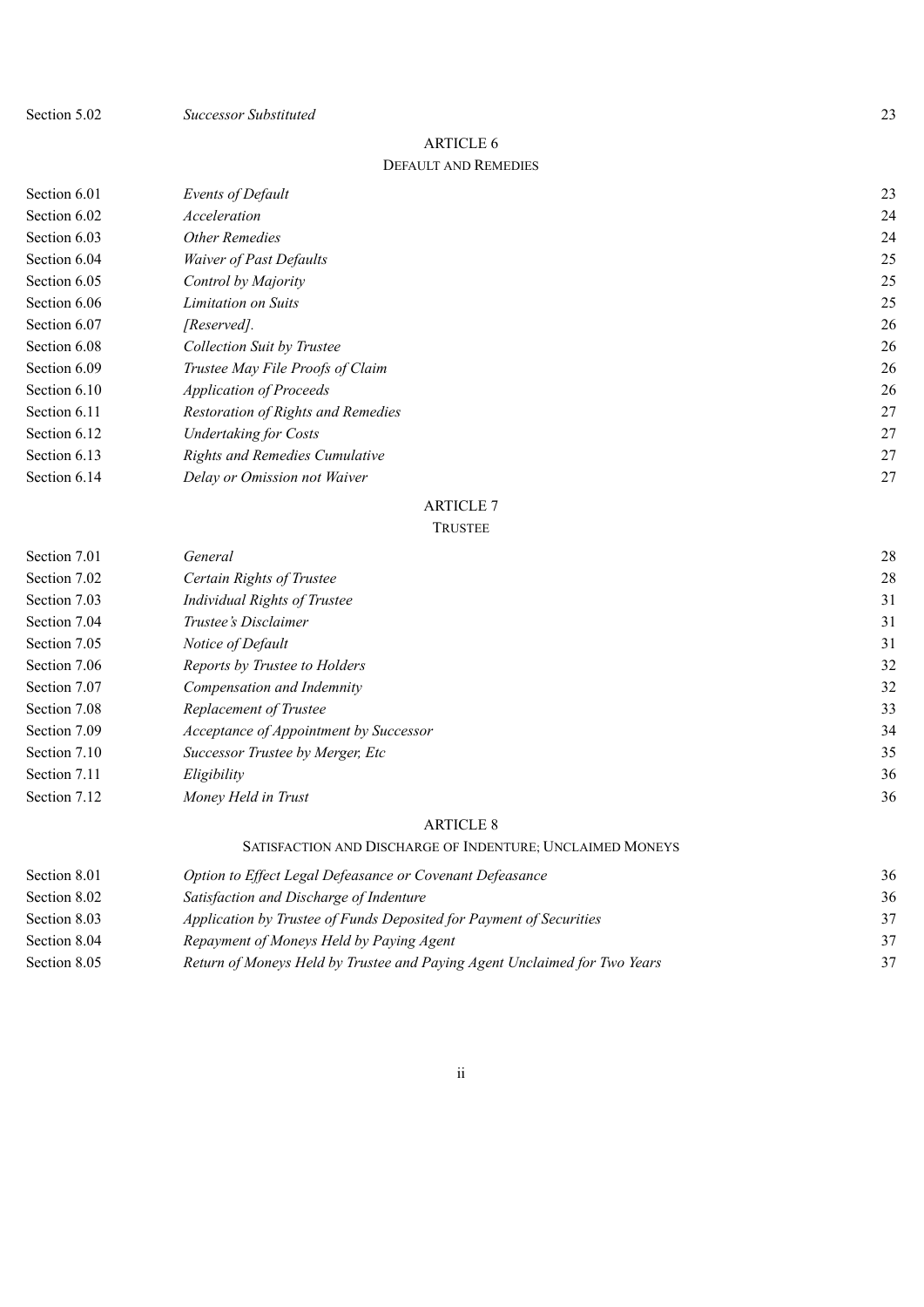| | | |
|---|---|---|
| Section 5.02 | *Successor Substituted* | 23 |

ARTICLE 6

DEFAULT AND REMEDIES

| | | |
|---|---|---|
| Section 6.01 | *Events of Default* | 23 |
| Section 6.02 | *Acceleration* | 24 |
| Section 6.03 | *Other Remedies* | 24 |
| Section 6.04 | *Waiver of Past Defaults* | 25 |
| Section 6.05 | *Control by Majority* | 25 |
| Section 6.06 | *Limitation on Suits* | 25 |
| Section 6.07 | *[Reserved].* | 26 |
| Section 6.08 | *Collection Suit by Trustee* | 26 |
| Section 6.09 | *Trustee May File Proofs of Claim* | 26 |
| Section 6.10 | *Application of Proceeds* | 26 |
| Section 6.11 | *Restoration of Rights and Remedies* | 27 |
| Section 6.12 | *Undertaking for Costs* | 27 |
| Section 6.13 | *Rights and Remedies Cumulative* | 27 |
| Section 6.14 | *Delay or Omission not Waiver* | 27 |

ARTICLE 7

TRUSTEE

| | | |
|---|---|---|
| Section 7.01 | *General* | 28 |
| Section 7.02 | *Certain Rights of Trustee* | 28 |
| Section 7.03 | *Individual Rights of Trustee* | 31 |
| Section 7.04 | *Trustee's Disclaimer* | 31 |
| Section 7.05 | *Notice of Default* | 31 |
| Section 7.06 | *Reports by Trustee to Holders* | 32 |
| Section 7.07 | *Compensation and Indemnity* | 32 |
| Section 7.08 | *Replacement of Trustee* | 33 |
| Section 7.09 | *Acceptance of Appointment by Successor* | 34 |
| Section 7.10 | *Successor Trustee by Merger, Etc* | 35 |
| Section 7.11 | *Eligibility* | 36 |
| Section 7.12 | *Money Held in Trust* | 36 |

ARTICLE 8

SATISFACTION AND DISCHARGE OF INDENTURE; UNCLAIMED MONEYS

| | | |
|---|---|---|
| Section 8.01 | *Option to Effect Legal Defeasance or Covenant Defeasance* | 36 |
| Section 8.02 | *Satisfaction and Discharge of Indenture* | 36 |
| Section 8.03 | *Application by Trustee of Funds Deposited for Payment of Securities* | 37 |
| Section 8.04 | *Repayment of Moneys Held by Paying Agent* | 37 |
| Section 8.05 | *Return of Moneys Held by Trustee and Paying Agent Unclaimed for Two Years* | 37 |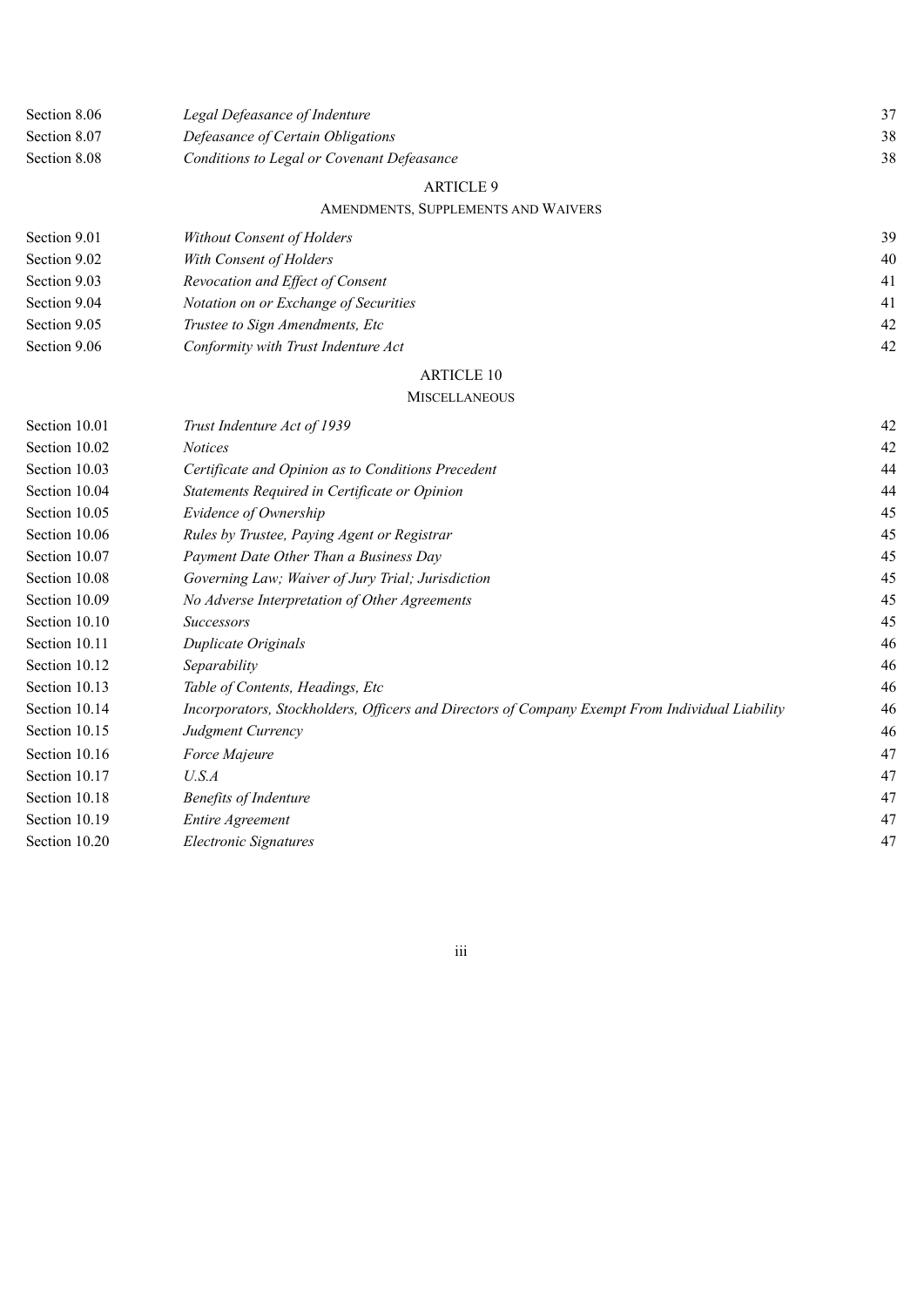| | | |
|---|---|---|
| Section 8.06 | *Legal Defeasance of Indenture* | 37 |
| Section 8.07 | *Defeasance of Certain Obligations* | 38 |
| Section 8.08 | *Conditions to Legal or Covenant Defeasance* | 38 |

ARTICLE 9

AMENDMENTS, SUPPLEMENTS AND WAIVERS

| | | |
|---|---|---|
| Section 9.01 | *Without Consent of Holders* | 39 |
| Section 9.02 | *With Consent of Holders* | 40 |
| Section 9.03 | *Revocation and Effect of Consent* | 41 |
| Section 9.04 | *Notation on or Exchange of Securities* | 41 |
| Section 9.05 | *Trustee to Sign Amendments, Etc* | 42 |
| Section 9.06 | *Conformity with Trust Indenture Act* | 42 |

ARTICLE 10

MISCELLANEOUS

| | | |
|---|---|---|
| Section 10.01 | *Trust Indenture Act of 1939* | 42 |
| Section 10.02 | *Notices* | 42 |
| Section 10.03 | *Certificate and Opinion as to Conditions Precedent* | 44 |
| Section 10.04 | *Statements Required in Certificate or Opinion* | 44 |
| Section 10.05 | *Evidence of Ownership* | 45 |
| Section 10.06 | *Rules by Trustee, Paying Agent or Registrar* | 45 |
| Section 10.07 | *Payment Date Other Than a Business Day* | 45 |
| Section 10.08 | *Governing Law; Waiver of Jury Trial; Jurisdiction* | 45 |
| Section 10.09 | *No Adverse Interpretation of Other Agreements* | 45 |
| Section 10.10 | *Successors* | 45 |
| Section 10.11 | *Duplicate Originals* | 46 |
| Section 10.12 | *Separability* | 46 |
| Section 10.13 | *Table of Contents, Headings, Etc* | 46 |
| Section 10.14 | *Incorporators, Stockholders, Officers and Directors of Company Exempt From Individual Liability* | 46 |
| Section 10.15 | *Judgment Currency* | 46 |
| Section 10.16 | *Force Majeure* | 47 |
| Section 10.17 | *U.S.A* | 47 |
| Section 10.18 | *Benefits of Indenture* | 47 |
| Section 10.19 | *Entire Agreement* | 47 |
| Section 10.20 | *Electronic Signatures* | 47 |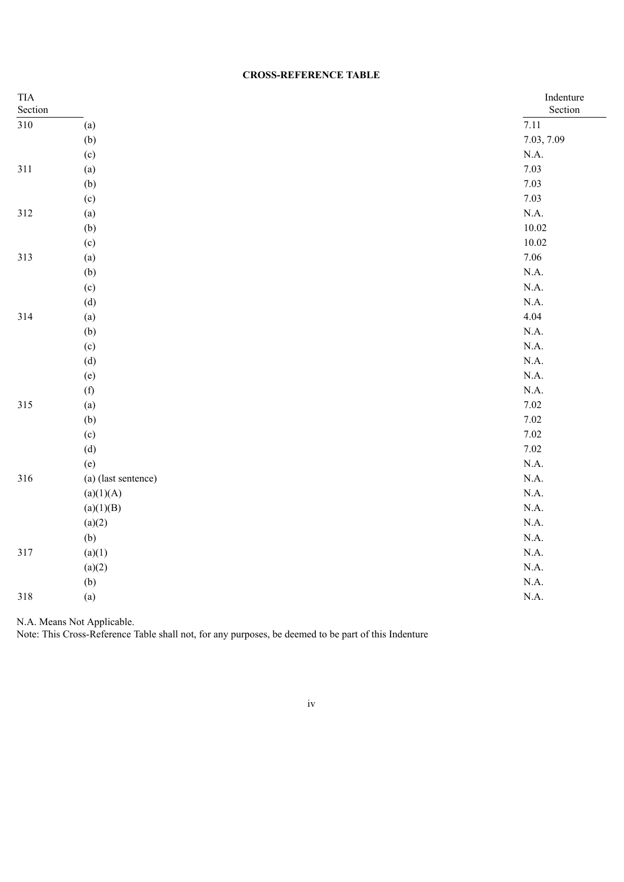**CROSS-REFERENCE TABLE**

| TIA Section | | Indenture Section |
|---|---|---|
| 310 | (a) | 7.11 |
| | (b) | 7.03, 7.09 |
| | (c) | N.A. |
| 311 | (a) | 7.03 |
| | (b) | 7.03 |
| | (c) | 7.03 |
| 312 | (a) | N.A. |
| | (b) | 10.02 |
| | (c) | 10.02 |
| 313 | (a) | 7.06 |
| | (b) | N.A. |
| | (c) | N.A. |
| | (d) | N.A. |
| 314 | (a) | 4.04 |
| | (b) | N.A. |
| | (c) | N.A. |
| | (d) | N.A. |
| | (e) | N.A. |
| | (f) | N.A. |
| 315 | (a) | 7.02 |
| | (b) | 7.02 |
| | (c) | 7.02 |
| | (d) | 7.02 |
| | (e) | N.A. |
| 316 | (a) (last sentence) | N.A. |
| | (a)(1)(A) | N.A. |
| | (a)(1)(B) | N.A. |
| | (a)(2) | N.A. |
| | (b) | N.A. |
| 317 | (a)(1) | N.A. |
| | (a)(2) | N.A. |
| | (b) | N.A. |
| 318 | (a) | N.A. |

N.A. Means Not Applicable.
Note: This Cross-Reference Table shall not, for any purposes, be deemed to be part of this Indenture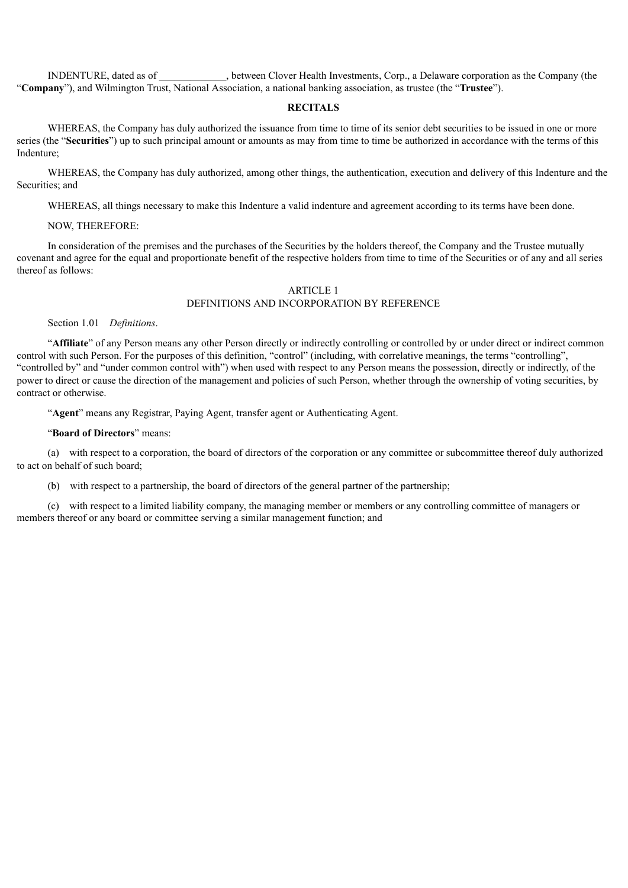INDENTURE, dated as of _____________, between Clover Health Investments, Corp., a Delaware corporation as the Company (the "**Company**"), and Wilmington Trust, National Association, a national banking association, as trustee (the "**Trustee**").

**RECITALS**

WHEREAS, the Company has duly authorized the issuance from time to time of its senior debt securities to be issued in one or more series (the "**Securities**") up to such principal amount or amounts as may from time to time be authorized in accordance with the terms of this Indenture;

WHEREAS, the Company has duly authorized, among other things, the authentication, execution and delivery of this Indenture and the Securities; and

WHEREAS, all things necessary to make this Indenture a valid indenture and agreement according to its terms have been done.

NOW, THEREFORE:

In consideration of the premises and the purchases of the Securities by the holders thereof, the Company and the Trustee mutually covenant and agree for the equal and proportionate benefit of the respective holders from time to time of the Securities or of any and all series thereof as follows:

## ARTICLE 1
## DEFINITIONS AND INCORPORATION BY REFERENCE

Section 1.01 *Definitions*.

"**Affiliate**" of any Person means any other Person directly or indirectly controlling or controlled by or under direct or indirect common control with such Person. For the purposes of this definition, "control" (including, with correlative meanings, the terms "controlling", "controlled by" and "under common control with") when used with respect to any Person means the possession, directly or indirectly, of the power to direct or cause the direction of the management and policies of such Person, whether through the ownership of voting securities, by contract or otherwise.

"**Agent**" means any Registrar, Paying Agent, transfer agent or Authenticating Agent.

"**Board of Directors**" means:

(a) with respect to a corporation, the board of directors of the corporation or any committee or subcommittee thereof duly authorized to act on behalf of such board;

(b) with respect to a partnership, the board of directors of the general partner of the partnership;

(c) with respect to a limited liability company, the managing member or members or any controlling committee of managers or members thereof or any board or committee serving a similar management function; and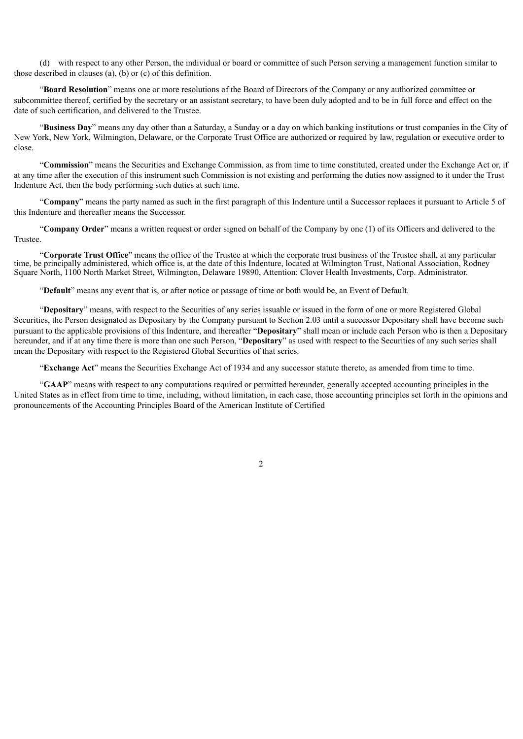(d) with respect to any other Person, the individual or board or committee of such Person serving a management function similar to those described in clauses (a), (b) or (c) of this definition.

"**Board Resolution**" means one or more resolutions of the Board of Directors of the Company or any authorized committee or subcommittee thereof, certified by the secretary or an assistant secretary, to have been duly adopted and to be in full force and effect on the date of such certification, and delivered to the Trustee.

"**Business Day**" means any day other than a Saturday, a Sunday or a day on which banking institutions or trust companies in the City of New York, New York, Wilmington, Delaware, or the Corporate Trust Office are authorized or required by law, regulation or executive order to close.

"**Commission**" means the Securities and Exchange Commission, as from time to time constituted, created under the Exchange Act or, if at any time after the execution of this instrument such Commission is not existing and performing the duties now assigned to it under the Trust Indenture Act, then the body performing such duties at such time.

"**Company**" means the party named as such in the first paragraph of this Indenture until a Successor replaces it pursuant to Article 5 of this Indenture and thereafter means the Successor.

"**Company Order**" means a written request or order signed on behalf of the Company by one (1) of its Officers and delivered to the Trustee.

"**Corporate Trust Office**" means the office of the Trustee at which the corporate trust business of the Trustee shall, at any particular time, be principally administered, which office is, at the date of this Indenture, located at Wilmington Trust, National Association, Rodney Square North, 1100 North Market Street, Wilmington, Delaware 19890, Attention: Clover Health Investments, Corp. Administrator.

"**Default**" means any event that is, or after notice or passage of time or both would be, an Event of Default.

"**Depositary**" means, with respect to the Securities of any series issuable or issued in the form of one or more Registered Global Securities, the Person designated as Depositary by the Company pursuant to Section 2.03 until a successor Depositary shall have become such pursuant to the applicable provisions of this Indenture, and thereafter "**Depositary**" shall mean or include each Person who is then a Depositary hereunder, and if at any time there is more than one such Person, "**Depositary**" as used with respect to the Securities of any such series shall mean the Depositary with respect to the Registered Global Securities of that series.

"**Exchange Act**" means the Securities Exchange Act of 1934 and any successor statute thereto, as amended from time to time.

"**GAAP**" means with respect to any computations required or permitted hereunder, generally accepted accounting principles in the United States as in effect from time to time, including, without limitation, in each case, those accounting principles set forth in the opinions and pronouncements of the Accounting Principles Board of the American Institute of Certified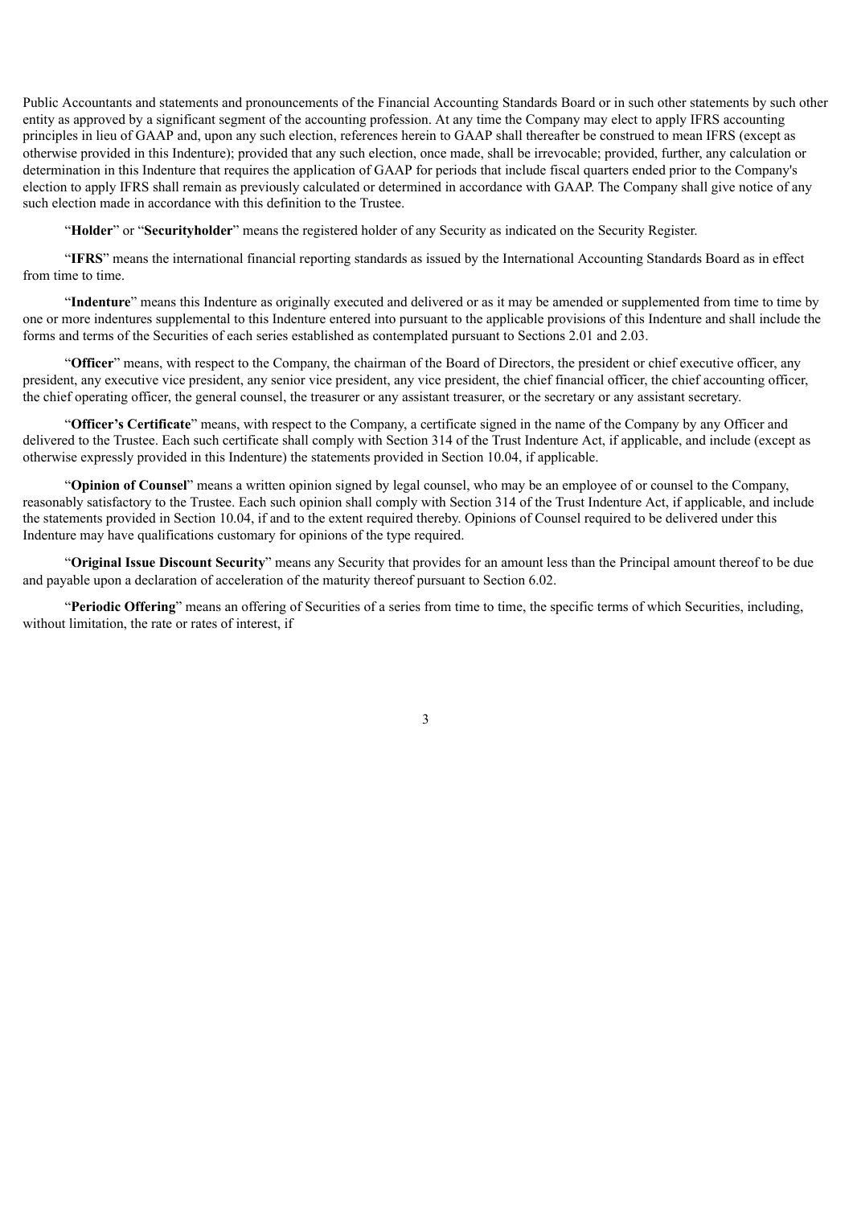Public Accountants and statements and pronouncements of the Financial Accounting Standards Board or in such other statements by such other entity as approved by a significant segment of the accounting profession. At any time the Company may elect to apply IFRS accounting principles in lieu of GAAP and, upon any such election, references herein to GAAP shall thereafter be construed to mean IFRS (except as otherwise provided in this Indenture); provided that any such election, once made, shall be irrevocable; provided, further, any calculation or determination in this Indenture that requires the application of GAAP for periods that include fiscal quarters ended prior to the Company's election to apply IFRS shall remain as previously calculated or determined in accordance with GAAP. The Company shall give notice of any such election made in accordance with this definition to the Trustee.

"**Holder**" or "**Securityholder**" means the registered holder of any Security as indicated on the Security Register.

"**IFRS**" means the international financial reporting standards as issued by the International Accounting Standards Board as in effect from time to time.

"**Indenture**" means this Indenture as originally executed and delivered or as it may be amended or supplemented from time to time by one or more indentures supplemental to this Indenture entered into pursuant to the applicable provisions of this Indenture and shall include the forms and terms of the Securities of each series established as contemplated pursuant to Sections 2.01 and 2.03.

"**Officer**" means, with respect to the Company, the chairman of the Board of Directors, the president or chief executive officer, any president, any executive vice president, any senior vice president, any vice president, the chief financial officer, the chief accounting officer, the chief operating officer, the general counsel, the treasurer or any assistant treasurer, or the secretary or any assistant secretary.

"**Officer's Certificate**" means, with respect to the Company, a certificate signed in the name of the Company by any Officer and delivered to the Trustee. Each such certificate shall comply with Section 314 of the Trust Indenture Act, if applicable, and include (except as otherwise expressly provided in this Indenture) the statements provided in Section 10.04, if applicable.

"**Opinion of Counsel**" means a written opinion signed by legal counsel, who may be an employee of or counsel to the Company, reasonably satisfactory to the Trustee. Each such opinion shall comply with Section 314 of the Trust Indenture Act, if applicable, and include the statements provided in Section 10.04, if and to the extent required thereby. Opinions of Counsel required to be delivered under this Indenture may have qualifications customary for opinions of the type required.

"**Original Issue Discount Security**" means any Security that provides for an amount less than the Principal amount thereof to be due and payable upon a declaration of acceleration of the maturity thereof pursuant to Section 6.02.

"**Periodic Offering**" means an offering of Securities of a series from time to time, the specific terms of which Securities, including, without limitation, the rate or rates of interest, if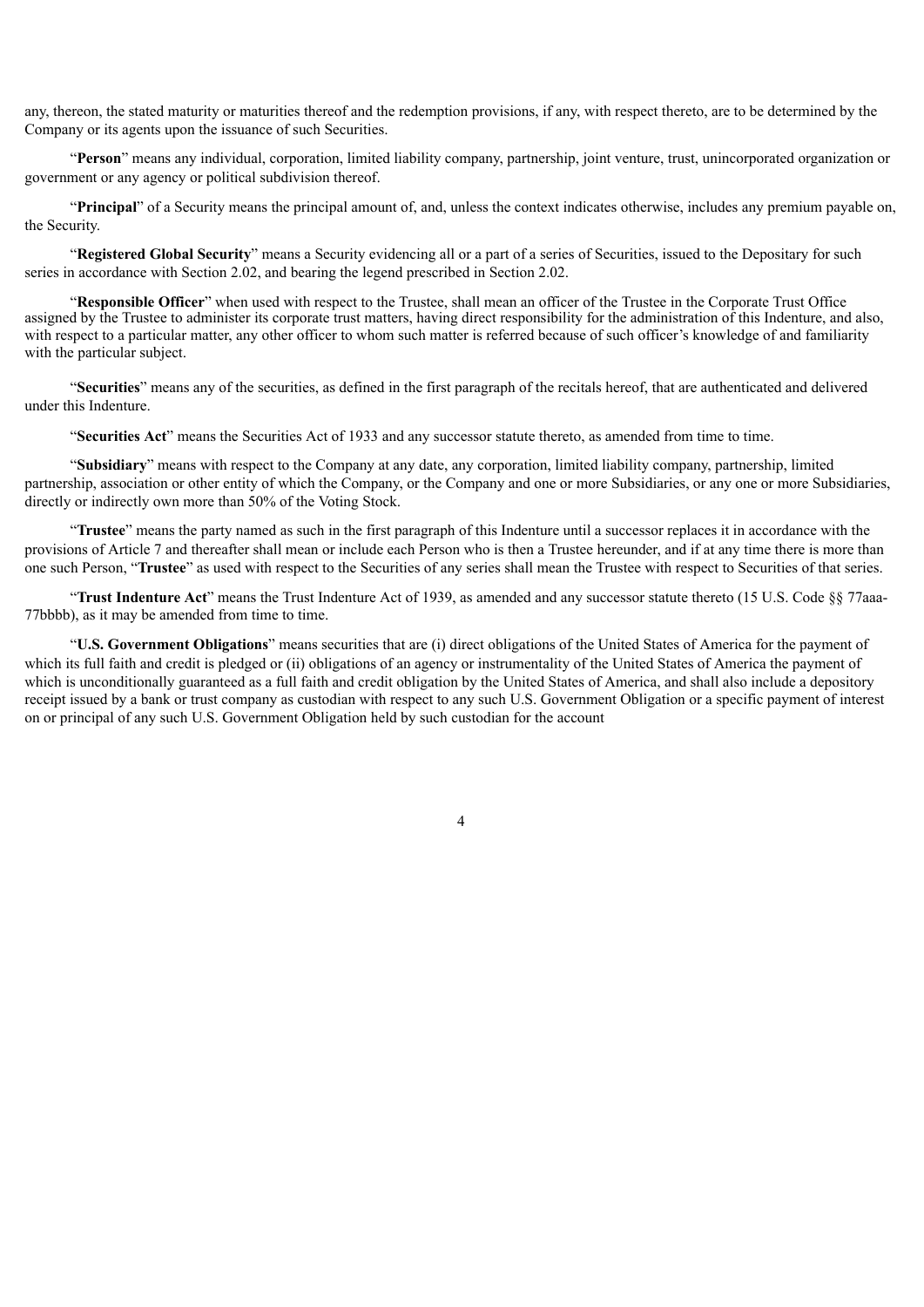any, thereon, the stated maturity or maturities thereof and the redemption provisions, if any, with respect thereto, are to be determined by the Company or its agents upon the issuance of such Securities.

"**Person**" means any individual, corporation, limited liability company, partnership, joint venture, trust, unincorporated organization or government or any agency or political subdivision thereof.

"**Principal**" of a Security means the principal amount of, and, unless the context indicates otherwise, includes any premium payable on, the Security.

"**Registered Global Security**" means a Security evidencing all or a part of a series of Securities, issued to the Depositary for such series in accordance with Section 2.02, and bearing the legend prescribed in Section 2.02.

"**Responsible Officer**" when used with respect to the Trustee, shall mean an officer of the Trustee in the Corporate Trust Office assigned by the Trustee to administer its corporate trust matters, having direct responsibility for the administration of this Indenture, and also, with respect to a particular matter, any other officer to whom such matter is referred because of such officer's knowledge of and familiarity with the particular subject.

"**Securities**" means any of the securities, as defined in the first paragraph of the recitals hereof, that are authenticated and delivered under this Indenture.

"**Securities Act**" means the Securities Act of 1933 and any successor statute thereto, as amended from time to time.

"**Subsidiary**" means with respect to the Company at any date, any corporation, limited liability company, partnership, limited partnership, association or other entity of which the Company, or the Company and one or more Subsidiaries, or any one or more Subsidiaries, directly or indirectly own more than 50% of the Voting Stock.

"**Trustee**" means the party named as such in the first paragraph of this Indenture until a successor replaces it in accordance with the provisions of Article 7 and thereafter shall mean or include each Person who is then a Trustee hereunder, and if at any time there is more than one such Person, "**Trustee**" as used with respect to the Securities of any series shall mean the Trustee with respect to Securities of that series.

"**Trust Indenture Act**" means the Trust Indenture Act of 1939, as amended and any successor statute thereto (15 U.S. Code §§ 77aaa-77bbbb), as it may be amended from time to time.

"**U.S. Government Obligations**" means securities that are (i) direct obligations of the United States of America for the payment of which its full faith and credit is pledged or (ii) obligations of an agency or instrumentality of the United States of America the payment of which is unconditionally guaranteed as a full faith and credit obligation by the United States of America, and shall also include a depository receipt issued by a bank or trust company as custodian with respect to any such U.S. Government Obligation or a specific payment of interest on or principal of any such U.S. Government Obligation held by such custodian for the account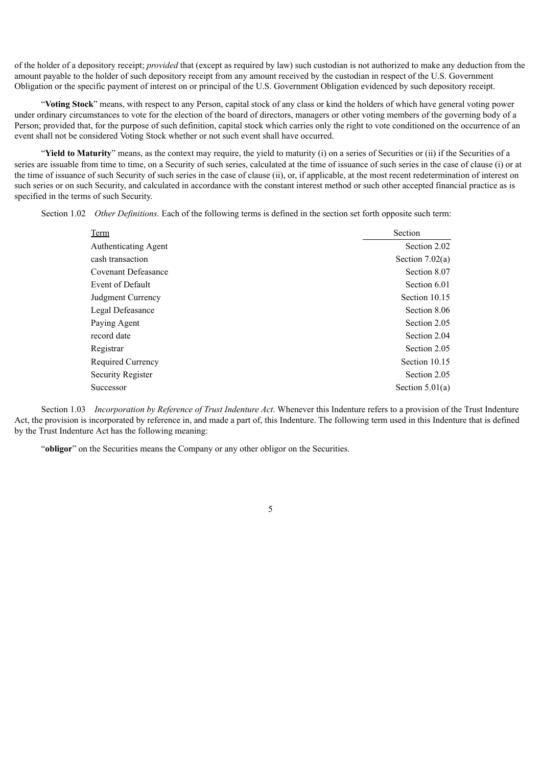of the holder of a depository receipt; *provided* that (except as required by law) such custodian is not authorized to make any deduction from the amount payable to the holder of such depository receipt from any amount received by the custodian in respect of the U.S. Government Obligation or the specific payment of interest on or principal of the U.S. Government Obligation evidenced by such depository receipt.

"**Voting Stock**" means, with respect to any Person, capital stock of any class or kind the holders of which have general voting power under ordinary circumstances to vote for the election of the board of directors, managers or other voting members of the governing body of a Person; provided that, for the purpose of such definition, capital stock which carries only the right to vote conditioned on the occurrence of an event shall not be considered Voting Stock whether or not such event shall have occurred.

"**Yield to Maturity**" means, as the context may require, the yield to maturity (i) on a series of Securities or (ii) if the Securities of a series are issuable from time to time, on a Security of such series, calculated at the time of issuance of such series in the case of clause (i) or at the time of issuance of such Security of such series in the case of clause (ii), or, if applicable, at the most recent redetermination of interest on such series or on such Security, and calculated in accordance with the constant interest method or such other accepted financial practice as is specified in the terms of such Security.

Section 1.02 *Other Definitions.* Each of the following terms is defined in the section set forth opposite such term:

| Term | Section |
|---|---|
| Authenticating Agent | Section 2.02 |
| cash transaction | Section 7.02(a) |
| Covenant Defeasance | Section 8.07 |
| Event of Default | Section 6.01 |
| Judgment Currency | Section 10.15 |
| Legal Defeasance | Section 8.06 |
| Paying Agent | Section 2.05 |
| record date | Section 2.04 |
| Registrar | Section 2.05 |
| Required Currency | Section 10.15 |
| Security Register | Section 2.05 |
| Successor | Section 5.01(a) |

Section 1.03 *Incorporation by Reference of Trust Indenture Act*. Whenever this Indenture refers to a provision of the Trust Indenture Act, the provision is incorporated by reference in, and made a part of, this Indenture. The following term used in this Indenture that is defined by the Trust Indenture Act has the following meaning:

"**obligor**" on the Securities means the Company or any other obligor on the Securities.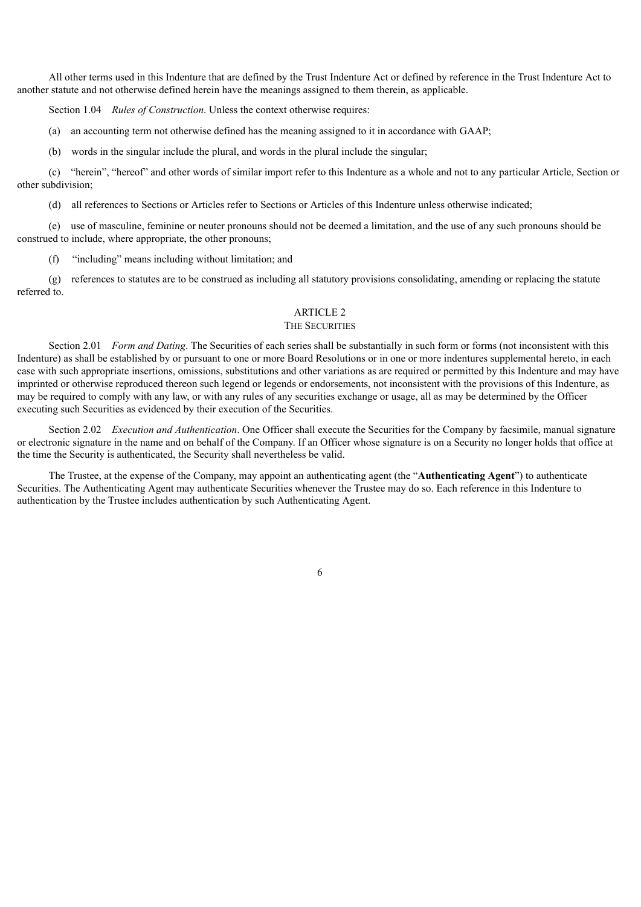All other terms used in this Indenture that are defined by the Trust Indenture Act or defined by reference in the Trust Indenture Act to another statute and not otherwise defined herein have the meanings assigned to them therein, as applicable.

Section 1.04 *Rules of Construction*. Unless the context otherwise requires:

(a) an accounting term not otherwise defined has the meaning assigned to it in accordance with GAAP;

(b) words in the singular include the plural, and words in the plural include the singular;

(c) "herein", "hereof" and other words of similar import refer to this Indenture as a whole and not to any particular Article, Section or other subdivision;

(d) all references to Sections or Articles refer to Sections or Articles of this Indenture unless otherwise indicated;

(e) use of masculine, feminine or neuter pronouns should not be deemed a limitation, and the use of any such pronouns should be construed to include, where appropriate, the other pronouns;

(f) "including" means including without limitation; and

(g) references to statutes are to be construed as including all statutory provisions consolidating, amending or replacing the statute referred to.

## ARTICLE 2
## THE SECURITIES

Section 2.01 *Form and Dating*. The Securities of each series shall be substantially in such form or forms (not inconsistent with this Indenture) as shall be established by or pursuant to one or more Board Resolutions or in one or more indentures supplemental hereto, in each case with such appropriate insertions, omissions, substitutions and other variations as are required or permitted by this Indenture and may have imprinted or otherwise reproduced thereon such legend or legends or endorsements, not inconsistent with the provisions of this Indenture, as may be required to comply with any law, or with any rules of any securities exchange or usage, all as may be determined by the Officer executing such Securities as evidenced by their execution of the Securities.

Section 2.02 *Execution and Authentication*. One Officer shall execute the Securities for the Company by facsimile, manual signature or electronic signature in the name and on behalf of the Company. If an Officer whose signature is on a Security no longer holds that office at the time the Security is authenticated, the Security shall nevertheless be valid.

The Trustee, at the expense of the Company, may appoint an authenticating agent (the "**Authenticating Agent**") to authenticate Securities. The Authenticating Agent may authenticate Securities whenever the Trustee may do so. Each reference in this Indenture to authentication by the Trustee includes authentication by such Authenticating Agent.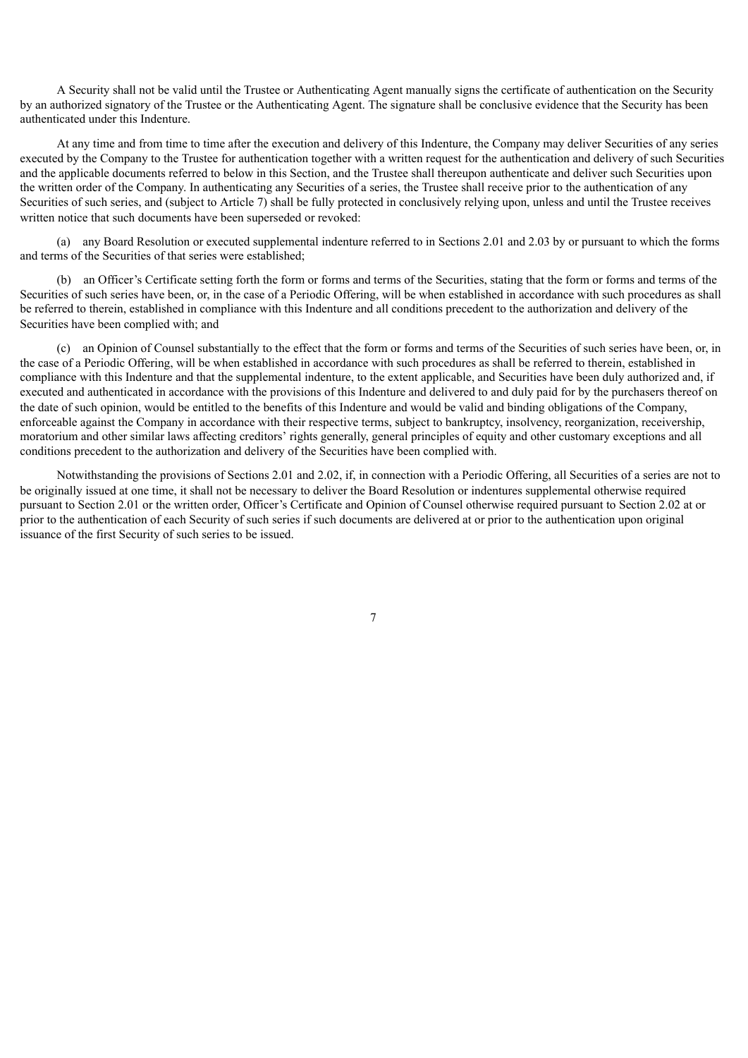A Security shall not be valid until the Trustee or Authenticating Agent manually signs the certificate of authentication on the Security by an authorized signatory of the Trustee or the Authenticating Agent. The signature shall be conclusive evidence that the Security has been authenticated under this Indenture.

At any time and from time to time after the execution and delivery of this Indenture, the Company may deliver Securities of any series executed by the Company to the Trustee for authentication together with a written request for the authentication and delivery of such Securities and the applicable documents referred to below in this Section, and the Trustee shall thereupon authenticate and deliver such Securities upon the written order of the Company. In authenticating any Securities of a series, the Trustee shall receive prior to the authentication of any Securities of such series, and (subject to Article 7) shall be fully protected in conclusively relying upon, unless and until the Trustee receives written notice that such documents have been superseded or revoked:

(a) any Board Resolution or executed supplemental indenture referred to in Sections 2.01 and 2.03 by or pursuant to which the forms and terms of the Securities of that series were established;

(b) an Officer's Certificate setting forth the form or forms and terms of the Securities, stating that the form or forms and terms of the Securities of such series have been, or, in the case of a Periodic Offering, will be when established in accordance with such procedures as shall be referred to therein, established in compliance with this Indenture and all conditions precedent to the authorization and delivery of the Securities have been complied with; and

(c) an Opinion of Counsel substantially to the effect that the form or forms and terms of the Securities of such series have been, or, in the case of a Periodic Offering, will be when established in accordance with such procedures as shall be referred to therein, established in compliance with this Indenture and that the supplemental indenture, to the extent applicable, and Securities have been duly authorized and, if executed and authenticated in accordance with the provisions of this Indenture and delivered to and duly paid for by the purchasers thereof on the date of such opinion, would be entitled to the benefits of this Indenture and would be valid and binding obligations of the Company, enforceable against the Company in accordance with their respective terms, subject to bankruptcy, insolvency, reorganization, receivership, moratorium and other similar laws affecting creditors' rights generally, general principles of equity and other customary exceptions and all conditions precedent to the authorization and delivery of the Securities have been complied with.

Notwithstanding the provisions of Sections 2.01 and 2.02, if, in connection with a Periodic Offering, all Securities of a series are not to be originally issued at one time, it shall not be necessary to deliver the Board Resolution or indentures supplemental otherwise required pursuant to Section 2.01 or the written order, Officer's Certificate and Opinion of Counsel otherwise required pursuant to Section 2.02 at or prior to the authentication of each Security of such series if such documents are delivered at or prior to the authentication upon original issuance of the first Security of such series to be issued.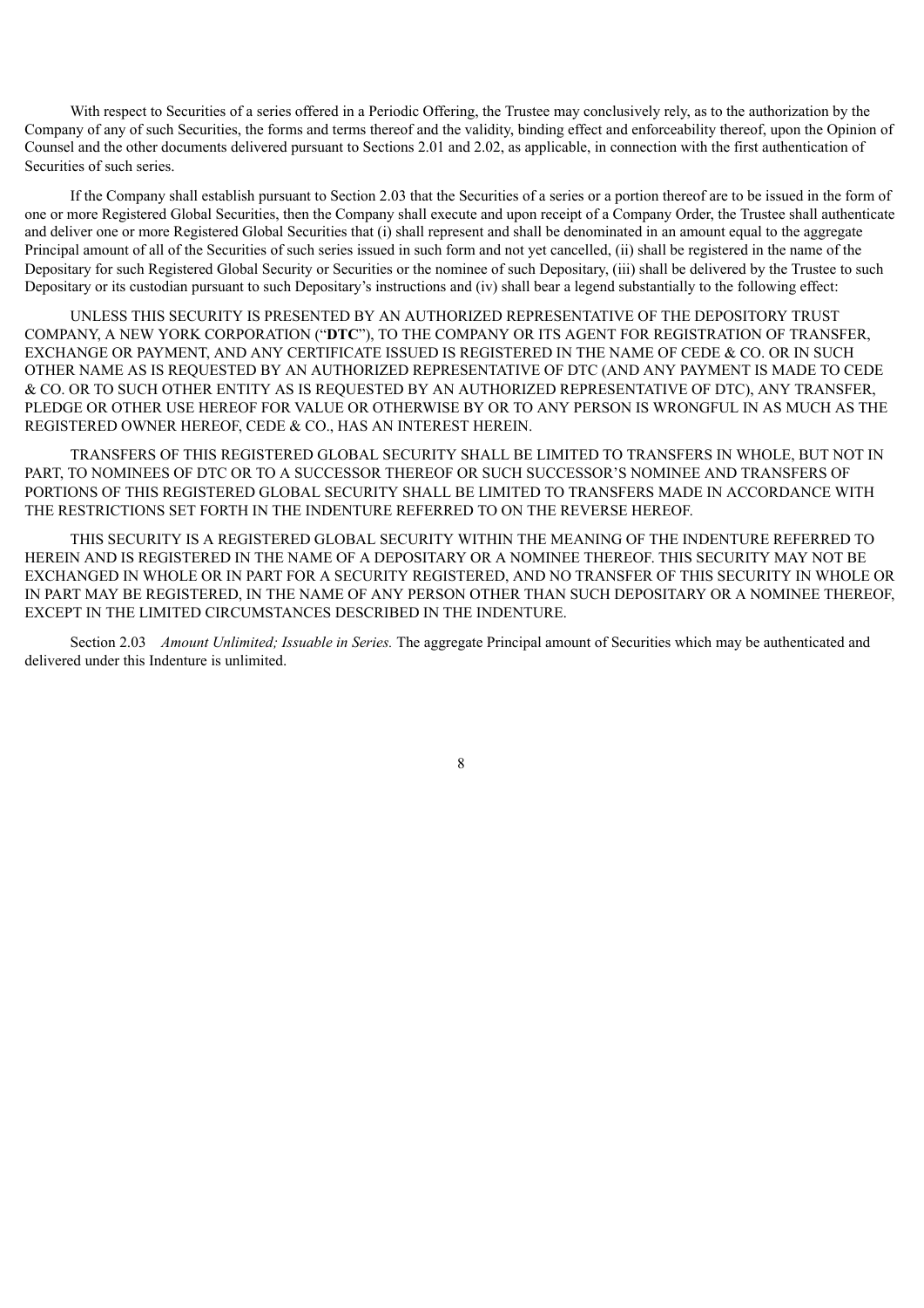With respect to Securities of a series offered in a Periodic Offering, the Trustee may conclusively rely, as to the authorization by the Company of any of such Securities, the forms and terms thereof and the validity, binding effect and enforceability thereof, upon the Opinion of Counsel and the other documents delivered pursuant to Sections 2.01 and 2.02, as applicable, in connection with the first authentication of Securities of such series.

If the Company shall establish pursuant to Section 2.03 that the Securities of a series or a portion thereof are to be issued in the form of one or more Registered Global Securities, then the Company shall execute and upon receipt of a Company Order, the Trustee shall authenticate and deliver one or more Registered Global Securities that (i) shall represent and shall be denominated in an amount equal to the aggregate Principal amount of all of the Securities of such series issued in such form and not yet cancelled, (ii) shall be registered in the name of the Depositary for such Registered Global Security or Securities or the nominee of such Depositary, (iii) shall be delivered by the Trustee to such Depositary or its custodian pursuant to such Depositary's instructions and (iv) shall bear a legend substantially to the following effect:

UNLESS THIS SECURITY IS PRESENTED BY AN AUTHORIZED REPRESENTATIVE OF THE DEPOSITORY TRUST COMPANY, A NEW YORK CORPORATION ("**DTC**"), TO THE COMPANY OR ITS AGENT FOR REGISTRATION OF TRANSFER, EXCHANGE OR PAYMENT, AND ANY CERTIFICATE ISSUED IS REGISTERED IN THE NAME OF CEDE & CO. OR IN SUCH OTHER NAME AS IS REQUESTED BY AN AUTHORIZED REPRESENTATIVE OF DTC (AND ANY PAYMENT IS MADE TO CEDE & CO. OR TO SUCH OTHER ENTITY AS IS REQUESTED BY AN AUTHORIZED REPRESENTATIVE OF DTC), ANY TRANSFER, PLEDGE OR OTHER USE HEREOF FOR VALUE OR OTHERWISE BY OR TO ANY PERSON IS WRONGFUL IN AS MUCH AS THE REGISTERED OWNER HEREOF, CEDE & CO., HAS AN INTEREST HEREIN.

TRANSFERS OF THIS REGISTERED GLOBAL SECURITY SHALL BE LIMITED TO TRANSFERS IN WHOLE, BUT NOT IN PART, TO NOMINEES OF DTC OR TO A SUCCESSOR THEREOF OR SUCH SUCCESSOR'S NOMINEE AND TRANSFERS OF PORTIONS OF THIS REGISTERED GLOBAL SECURITY SHALL BE LIMITED TO TRANSFERS MADE IN ACCORDANCE WITH THE RESTRICTIONS SET FORTH IN THE INDENTURE REFERRED TO ON THE REVERSE HEREOF.

THIS SECURITY IS A REGISTERED GLOBAL SECURITY WITHIN THE MEANING OF THE INDENTURE REFERRED TO HEREIN AND IS REGISTERED IN THE NAME OF A DEPOSITARY OR A NOMINEE THEREOF. THIS SECURITY MAY NOT BE EXCHANGED IN WHOLE OR IN PART FOR A SECURITY REGISTERED, AND NO TRANSFER OF THIS SECURITY IN WHOLE OR IN PART MAY BE REGISTERED, IN THE NAME OF ANY PERSON OTHER THAN SUCH DEPOSITARY OR A NOMINEE THEREOF, EXCEPT IN THE LIMITED CIRCUMSTANCES DESCRIBED IN THE INDENTURE.

Section 2.03 *Amount Unlimited; Issuable in Series.* The aggregate Principal amount of Securities which may be authenticated and delivered under this Indenture is unlimited.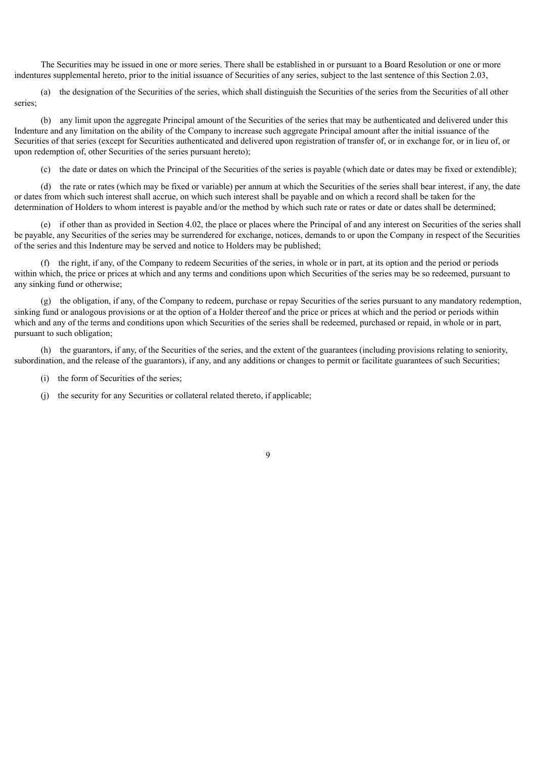The Securities may be issued in one or more series. There shall be established in or pursuant to a Board Resolution or one or more indentures supplemental hereto, prior to the initial issuance of Securities of any series, subject to the last sentence of this Section 2.03,

(a) the designation of the Securities of the series, which shall distinguish the Securities of the series from the Securities of all other series;

(b) any limit upon the aggregate Principal amount of the Securities of the series that may be authenticated and delivered under this Indenture and any limitation on the ability of the Company to increase such aggregate Principal amount after the initial issuance of the Securities of that series (except for Securities authenticated and delivered upon registration of transfer of, or in exchange for, or in lieu of, or upon redemption of, other Securities of the series pursuant hereto);

(c) the date or dates on which the Principal of the Securities of the series is payable (which date or dates may be fixed or extendible);

(d) the rate or rates (which may be fixed or variable) per annum at which the Securities of the series shall bear interest, if any, the date or dates from which such interest shall accrue, on which such interest shall be payable and on which a record shall be taken for the determination of Holders to whom interest is payable and/or the method by which such rate or rates or date or dates shall be determined;

(e) if other than as provided in Section 4.02, the place or places where the Principal of and any interest on Securities of the series shall be payable, any Securities of the series may be surrendered for exchange, notices, demands to or upon the Company in respect of the Securities of the series and this Indenture may be served and notice to Holders may be published;

(f) the right, if any, of the Company to redeem Securities of the series, in whole or in part, at its option and the period or periods within which, the price or prices at which and any terms and conditions upon which Securities of the series may be so redeemed, pursuant to any sinking fund or otherwise;

(g) the obligation, if any, of the Company to redeem, purchase or repay Securities of the series pursuant to any mandatory redemption, sinking fund or analogous provisions or at the option of a Holder thereof and the price or prices at which and the period or periods within which and any of the terms and conditions upon which Securities of the series shall be redeemed, purchased or repaid, in whole or in part, pursuant to such obligation;

(h) the guarantors, if any, of the Securities of the series, and the extent of the guarantees (including provisions relating to seniority, subordination, and the release of the guarantors), if any, and any additions or changes to permit or facilitate guarantees of such Securities;

(i) the form of Securities of the series;

(j) the security for any Securities or collateral related thereto, if applicable;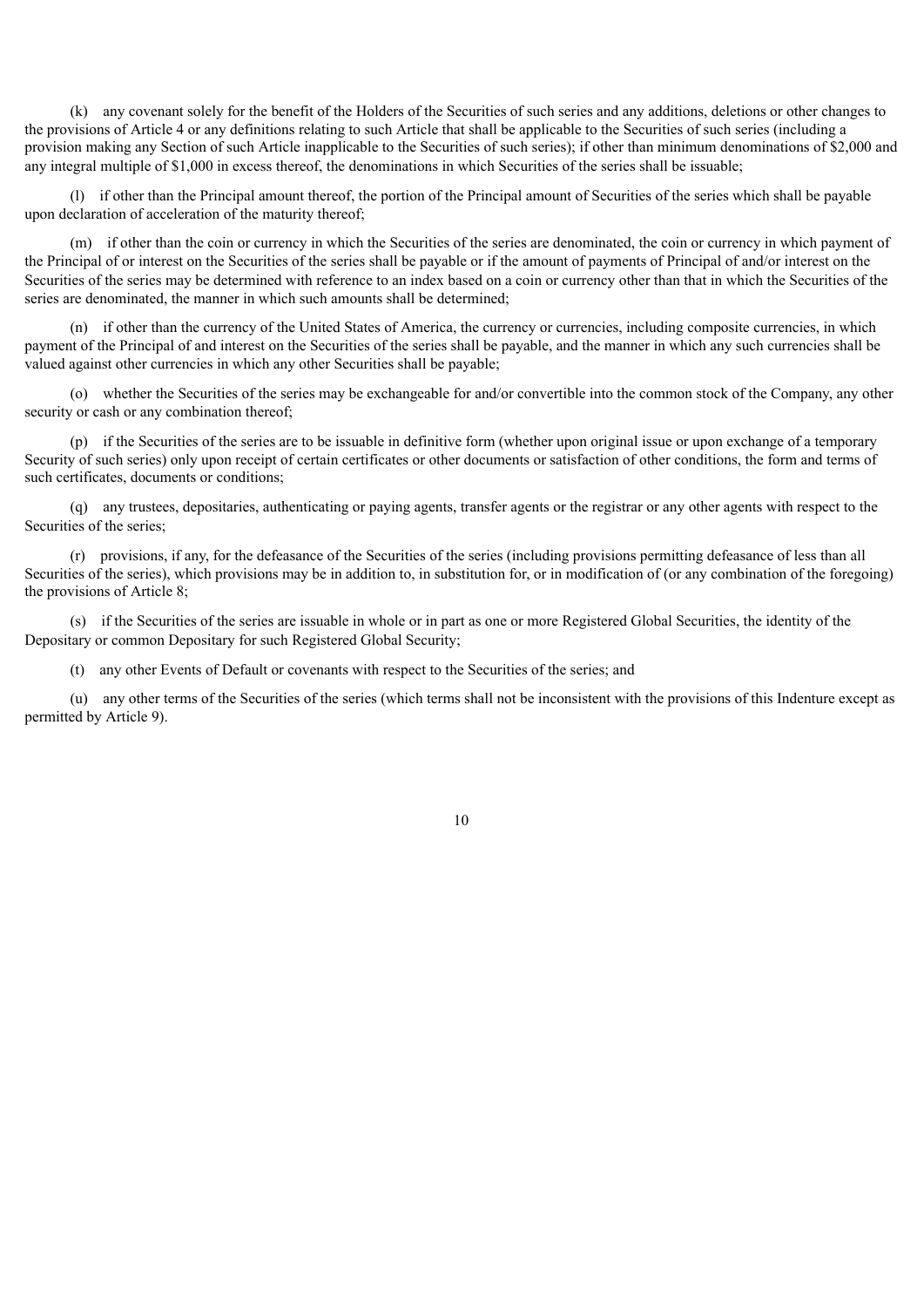(k) any covenant solely for the benefit of the Holders of the Securities of such series and any additions, deletions or other changes to the provisions of Article 4 or any definitions relating to such Article that shall be applicable to the Securities of such series (including a provision making any Section of such Article inapplicable to the Securities of such series); if other than minimum denominations of $2,000 and any integral multiple of $1,000 in excess thereof, the denominations in which Securities of the series shall be issuable;

(l) if other than the Principal amount thereof, the portion of the Principal amount of Securities of the series which shall be payable upon declaration of acceleration of the maturity thereof;

(m) if other than the coin or currency in which the Securities of the series are denominated, the coin or currency in which payment of the Principal of or interest on the Securities of the series shall be payable or if the amount of payments of Principal of and/or interest on the Securities of the series may be determined with reference to an index based on a coin or currency other than that in which the Securities of the series are denominated, the manner in which such amounts shall be determined;

(n) if other than the currency of the United States of America, the currency or currencies, including composite currencies, in which payment of the Principal of and interest on the Securities of the series shall be payable, and the manner in which any such currencies shall be valued against other currencies in which any other Securities shall be payable;

(o) whether the Securities of the series may be exchangeable for and/or convertible into the common stock of the Company, any other security or cash or any combination thereof;

(p) if the Securities of the series are to be issuable in definitive form (whether upon original issue or upon exchange of a temporary Security of such series) only upon receipt of certain certificates or other documents or satisfaction of other conditions, the form and terms of such certificates, documents or conditions;

(q) any trustees, depositaries, authenticating or paying agents, transfer agents or the registrar or any other agents with respect to the Securities of the series;

(r) provisions, if any, for the defeasance of the Securities of the series (including provisions permitting defeasance of less than all Securities of the series), which provisions may be in addition to, in substitution for, or in modification of (or any combination of the foregoing) the provisions of Article 8;

(s) if the Securities of the series are issuable in whole or in part as one or more Registered Global Securities, the identity of the Depositary or common Depositary for such Registered Global Security;

(t) any other Events of Default or covenants with respect to the Securities of the series; and

(u) any other terms of the Securities of the series (which terms shall not be inconsistent with the provisions of this Indenture except as permitted by Article 9).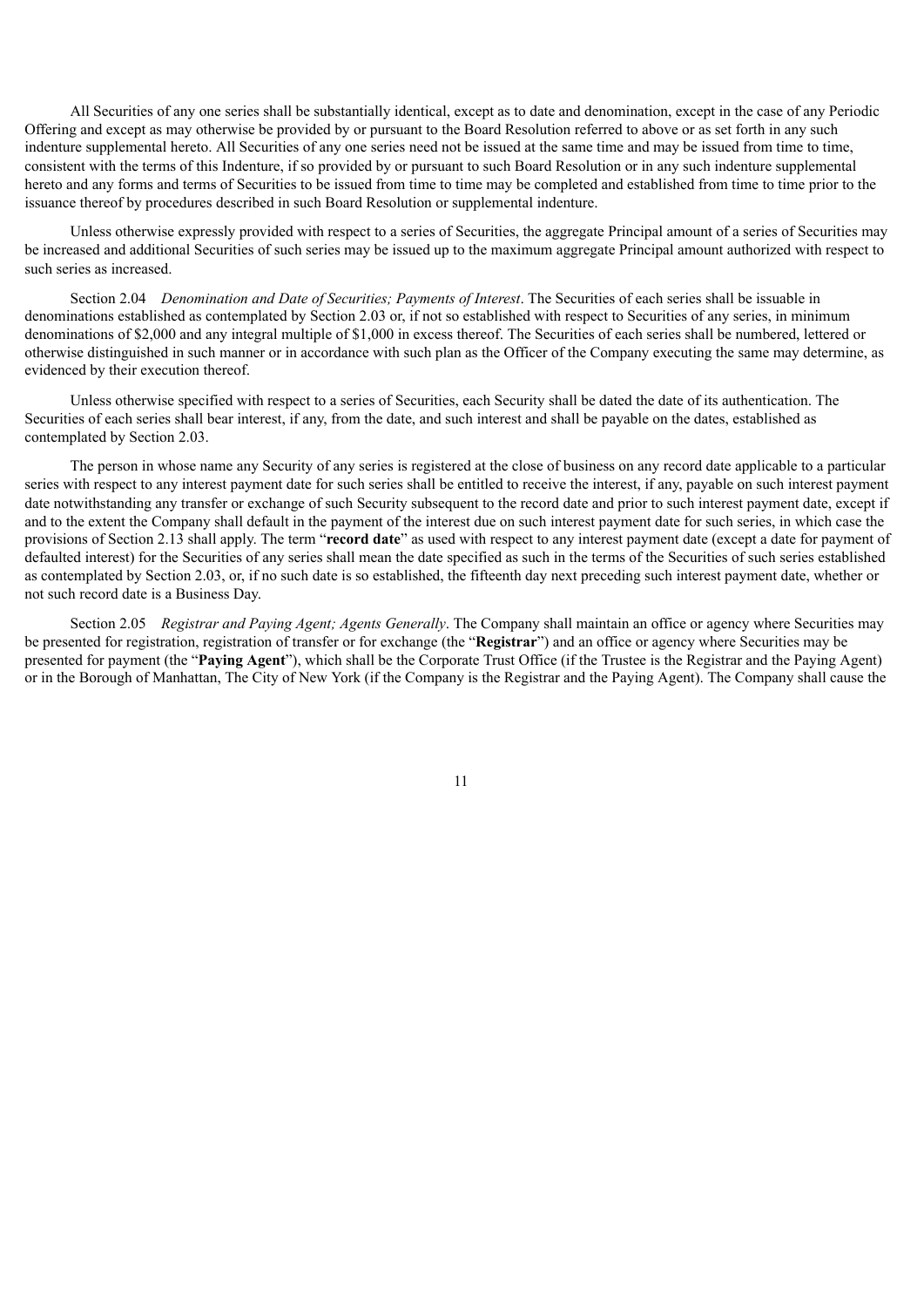All Securities of any one series shall be substantially identical, except as to date and denomination, except in the case of any Periodic Offering and except as may otherwise be provided by or pursuant to the Board Resolution referred to above or as set forth in any such indenture supplemental hereto. All Securities of any one series need not be issued at the same time and may be issued from time to time, consistent with the terms of this Indenture, if so provided by or pursuant to such Board Resolution or in any such indenture supplemental hereto and any forms and terms of Securities to be issued from time to time may be completed and established from time to time prior to the issuance thereof by procedures described in such Board Resolution or supplemental indenture.

Unless otherwise expressly provided with respect to a series of Securities, the aggregate Principal amount of a series of Securities may be increased and additional Securities of such series may be issued up to the maximum aggregate Principal amount authorized with respect to such series as increased.

Section 2.04 *Denomination and Date of Securities; Payments of Interest*. The Securities of each series shall be issuable in denominations established as contemplated by Section 2.03 or, if not so established with respect to Securities of any series, in minimum denominations of $2,000 and any integral multiple of $1,000 in excess thereof. The Securities of each series shall be numbered, lettered or otherwise distinguished in such manner or in accordance with such plan as the Officer of the Company executing the same may determine, as evidenced by their execution thereof.

Unless otherwise specified with respect to a series of Securities, each Security shall be dated the date of its authentication. The Securities of each series shall bear interest, if any, from the date, and such interest and shall be payable on the dates, established as contemplated by Section 2.03.

The person in whose name any Security of any series is registered at the close of business on any record date applicable to a particular series with respect to any interest payment date for such series shall be entitled to receive the interest, if any, payable on such interest payment date notwithstanding any transfer or exchange of such Security subsequent to the record date and prior to such interest payment date, except if and to the extent the Company shall default in the payment of the interest due on such interest payment date for such series, in which case the provisions of Section 2.13 shall apply. The term "**record date**" as used with respect to any interest payment date (except a date for payment of defaulted interest) for the Securities of any series shall mean the date specified as such in the terms of the Securities of such series established as contemplated by Section 2.03, or, if no such date is so established, the fifteenth day next preceding such interest payment date, whether or not such record date is a Business Day.

Section 2.05 *Registrar and Paying Agent; Agents Generally*. The Company shall maintain an office or agency where Securities may be presented for registration, registration of transfer or for exchange (the "**Registrar**") and an office or agency where Securities may be presented for payment (the "**Paying Agent**"), which shall be the Corporate Trust Office (if the Trustee is the Registrar and the Paying Agent) or in the Borough of Manhattan, The City of New York (if the Company is the Registrar and the Paying Agent). The Company shall cause the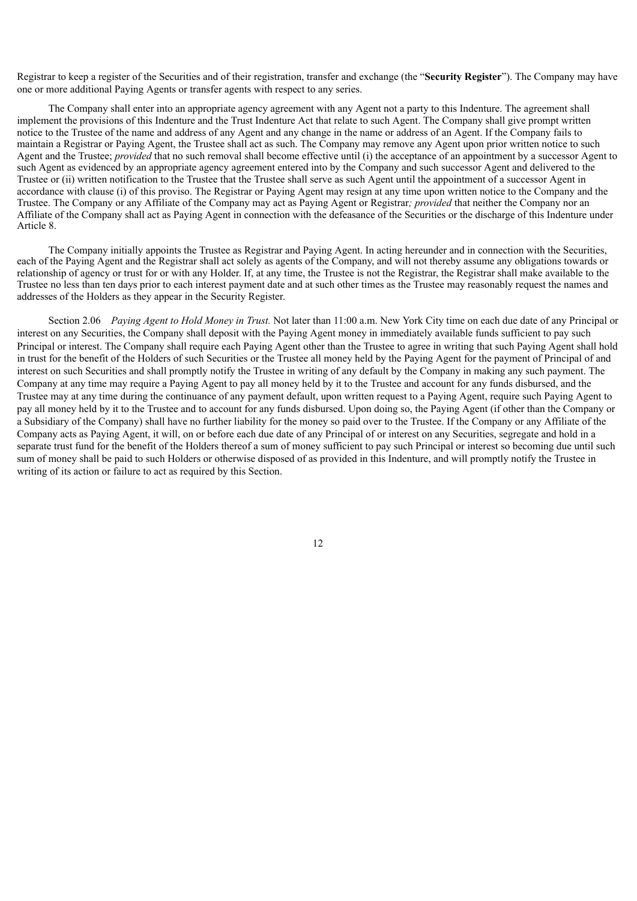Registrar to keep a register of the Securities and of their registration, transfer and exchange (the "**Security Register**"). The Company may have one or more additional Paying Agents or transfer agents with respect to any series.

The Company shall enter into an appropriate agency agreement with any Agent not a party to this Indenture. The agreement shall implement the provisions of this Indenture and the Trust Indenture Act that relate to such Agent. The Company shall give prompt written notice to the Trustee of the name and address of any Agent and any change in the name or address of an Agent. If the Company fails to maintain a Registrar or Paying Agent, the Trustee shall act as such. The Company may remove any Agent upon prior written notice to such Agent and the Trustee; *provided* that no such removal shall become effective until (i) the acceptance of an appointment by a successor Agent to such Agent as evidenced by an appropriate agency agreement entered into by the Company and such successor Agent and delivered to the Trustee or (ii) written notification to the Trustee that the Trustee shall serve as such Agent until the appointment of a successor Agent in accordance with clause (i) of this proviso. The Registrar or Paying Agent may resign at any time upon written notice to the Company and the Trustee. The Company or any Affiliate of the Company may act as Paying Agent or Registrar*; provided* that neither the Company nor an Affiliate of the Company shall act as Paying Agent in connection with the defeasance of the Securities or the discharge of this Indenture under Article 8.

The Company initially appoints the Trustee as Registrar and Paying Agent. In acting hereunder and in connection with the Securities, each of the Paying Agent and the Registrar shall act solely as agents of the Company, and will not thereby assume any obligations towards or relationship of agency or trust for or with any Holder. If, at any time, the Trustee is not the Registrar, the Registrar shall make available to the Trustee no less than ten days prior to each interest payment date and at such other times as the Trustee may reasonably request the names and addresses of the Holders as they appear in the Security Register.

Section 2.06 *Paying Agent to Hold Money in Trust.* Not later than 11:00 a.m. New York City time on each due date of any Principal or interest on any Securities, the Company shall deposit with the Paying Agent money in immediately available funds sufficient to pay such Principal or interest. The Company shall require each Paying Agent other than the Trustee to agree in writing that such Paying Agent shall hold in trust for the benefit of the Holders of such Securities or the Trustee all money held by the Paying Agent for the payment of Principal of and interest on such Securities and shall promptly notify the Trustee in writing of any default by the Company in making any such payment. The Company at any time may require a Paying Agent to pay all money held by it to the Trustee and account for any funds disbursed, and the Trustee may at any time during the continuance of any payment default, upon written request to a Paying Agent, require such Paying Agent to pay all money held by it to the Trustee and to account for any funds disbursed. Upon doing so, the Paying Agent (if other than the Company or a Subsidiary of the Company) shall have no further liability for the money so paid over to the Trustee. If the Company or any Affiliate of the Company acts as Paying Agent, it will, on or before each due date of any Principal of or interest on any Securities, segregate and hold in a separate trust fund for the benefit of the Holders thereof a sum of money sufficient to pay such Principal or interest so becoming due until such sum of money shall be paid to such Holders or otherwise disposed of as provided in this Indenture, and will promptly notify the Trustee in writing of its action or failure to act as required by this Section.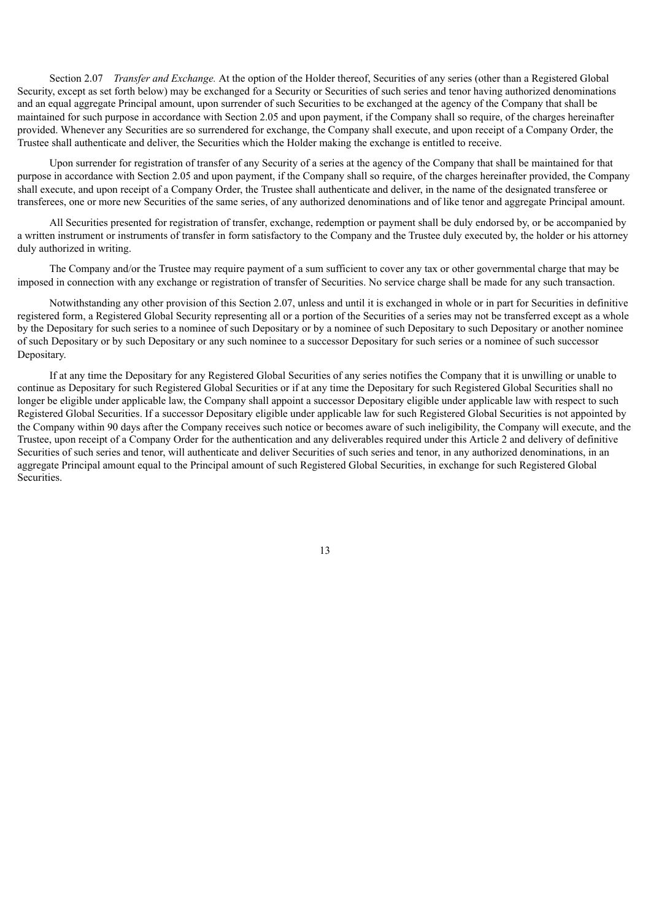Section 2.07 *Transfer and Exchange.* At the option of the Holder thereof, Securities of any series (other than a Registered Global Security, except as set forth below) may be exchanged for a Security or Securities of such series and tenor having authorized denominations and an equal aggregate Principal amount, upon surrender of such Securities to be exchanged at the agency of the Company that shall be maintained for such purpose in accordance with Section 2.05 and upon payment, if the Company shall so require, of the charges hereinafter provided. Whenever any Securities are so surrendered for exchange, the Company shall execute, and upon receipt of a Company Order, the Trustee shall authenticate and deliver, the Securities which the Holder making the exchange is entitled to receive.

Upon surrender for registration of transfer of any Security of a series at the agency of the Company that shall be maintained for that purpose in accordance with Section 2.05 and upon payment, if the Company shall so require, of the charges hereinafter provided, the Company shall execute, and upon receipt of a Company Order, the Trustee shall authenticate and deliver, in the name of the designated transferee or transferees, one or more new Securities of the same series, of any authorized denominations and of like tenor and aggregate Principal amount.

All Securities presented for registration of transfer, exchange, redemption or payment shall be duly endorsed by, or be accompanied by a written instrument or instruments of transfer in form satisfactory to the Company and the Trustee duly executed by, the holder or his attorney duly authorized in writing.

The Company and/or the Trustee may require payment of a sum sufficient to cover any tax or other governmental charge that may be imposed in connection with any exchange or registration of transfer of Securities. No service charge shall be made for any such transaction.

Notwithstanding any other provision of this Section 2.07, unless and until it is exchanged in whole or in part for Securities in definitive registered form, a Registered Global Security representing all or a portion of the Securities of a series may not be transferred except as a whole by the Depositary for such series to a nominee of such Depositary or by a nominee of such Depositary to such Depositary or another nominee of such Depositary or by such Depositary or any such nominee to a successor Depositary for such series or a nominee of such successor Depositary.

If at any time the Depositary for any Registered Global Securities of any series notifies the Company that it is unwilling or unable to continue as Depositary for such Registered Global Securities or if at any time the Depositary for such Registered Global Securities shall no longer be eligible under applicable law, the Company shall appoint a successor Depositary eligible under applicable law with respect to such Registered Global Securities. If a successor Depositary eligible under applicable law for such Registered Global Securities is not appointed by the Company within 90 days after the Company receives such notice or becomes aware of such ineligibility, the Company will execute, and the Trustee, upon receipt of a Company Order for the authentication and any deliverables required under this Article 2 and delivery of definitive Securities of such series and tenor, will authenticate and deliver Securities of such series and tenor, in any authorized denominations, in an aggregate Principal amount equal to the Principal amount of such Registered Global Securities, in exchange for such Registered Global Securities.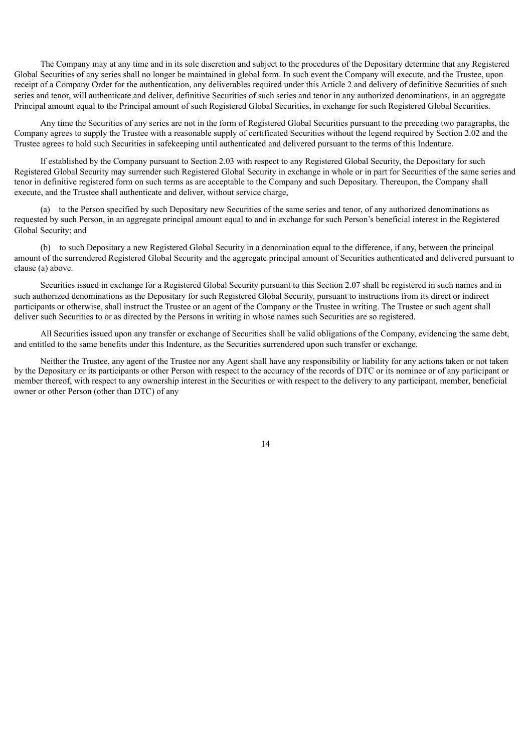The Company may at any time and in its sole discretion and subject to the procedures of the Depositary determine that any Registered Global Securities of any series shall no longer be maintained in global form. In such event the Company will execute, and the Trustee, upon receipt of a Company Order for the authentication, any deliverables required under this Article 2 and delivery of definitive Securities of such series and tenor, will authenticate and deliver, definitive Securities of such series and tenor in any authorized denominations, in an aggregate Principal amount equal to the Principal amount of such Registered Global Securities, in exchange for such Registered Global Securities.

Any time the Securities of any series are not in the form of Registered Global Securities pursuant to the preceding two paragraphs, the Company agrees to supply the Trustee with a reasonable supply of certificated Securities without the legend required by Section 2.02 and the Trustee agrees to hold such Securities in safekeeping until authenticated and delivered pursuant to the terms of this Indenture.

If established by the Company pursuant to Section 2.03 with respect to any Registered Global Security, the Depositary for such Registered Global Security may surrender such Registered Global Security in exchange in whole or in part for Securities of the same series and tenor in definitive registered form on such terms as are acceptable to the Company and such Depositary. Thereupon, the Company shall execute, and the Trustee shall authenticate and deliver, without service charge,

(a) to the Person specified by such Depositary new Securities of the same series and tenor, of any authorized denominations as requested by such Person, in an aggregate principal amount equal to and in exchange for such Person's beneficial interest in the Registered Global Security; and

(b) to such Depositary a new Registered Global Security in a denomination equal to the difference, if any, between the principal amount of the surrendered Registered Global Security and the aggregate principal amount of Securities authenticated and delivered pursuant to clause (a) above.

Securities issued in exchange for a Registered Global Security pursuant to this Section 2.07 shall be registered in such names and in such authorized denominations as the Depositary for such Registered Global Security, pursuant to instructions from its direct or indirect participants or otherwise, shall instruct the Trustee or an agent of the Company or the Trustee in writing. The Trustee or such agent shall deliver such Securities to or as directed by the Persons in writing in whose names such Securities are so registered.

All Securities issued upon any transfer or exchange of Securities shall be valid obligations of the Company, evidencing the same debt, and entitled to the same benefits under this Indenture, as the Securities surrendered upon such transfer or exchange.

Neither the Trustee, any agent of the Trustee nor any Agent shall have any responsibility or liability for any actions taken or not taken by the Depositary or its participants or other Person with respect to the accuracy of the records of DTC or its nominee or of any participant or member thereof, with respect to any ownership interest in the Securities or with respect to the delivery to any participant, member, beneficial owner or other Person (other than DTC) of any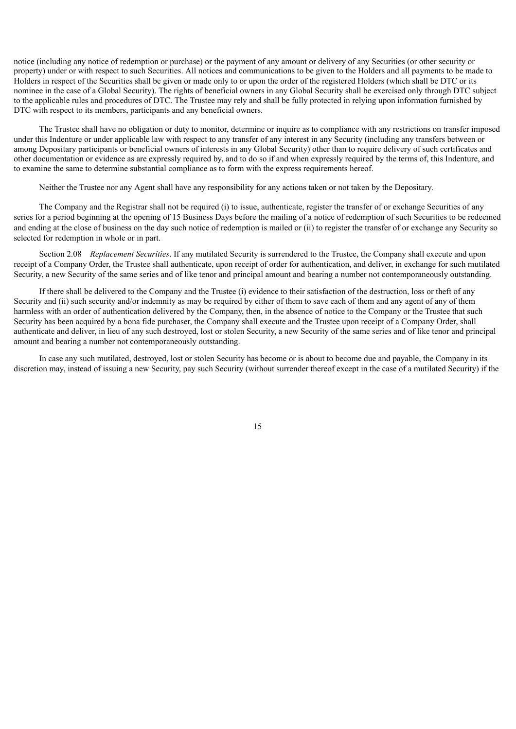notice (including any notice of redemption or purchase) or the payment of any amount or delivery of any Securities (or other security or property) under or with respect to such Securities. All notices and communications to be given to the Holders and all payments to be made to Holders in respect of the Securities shall be given or made only to or upon the order of the registered Holders (which shall be DTC or its nominee in the case of a Global Security). The rights of beneficial owners in any Global Security shall be exercised only through DTC subject to the applicable rules and procedures of DTC. The Trustee may rely and shall be fully protected in relying upon information furnished by DTC with respect to its members, participants and any beneficial owners.

The Trustee shall have no obligation or duty to monitor, determine or inquire as to compliance with any restrictions on transfer imposed under this Indenture or under applicable law with respect to any transfer of any interest in any Security (including any transfers between or among Depositary participants or beneficial owners of interests in any Global Security) other than to require delivery of such certificates and other documentation or evidence as are expressly required by, and to do so if and when expressly required by the terms of, this Indenture, and to examine the same to determine substantial compliance as to form with the express requirements hereof.

Neither the Trustee nor any Agent shall have any responsibility for any actions taken or not taken by the Depositary.

The Company and the Registrar shall not be required (i) to issue, authenticate, register the transfer of or exchange Securities of any series for a period beginning at the opening of 15 Business Days before the mailing of a notice of redemption of such Securities to be redeemed and ending at the close of business on the day such notice of redemption is mailed or (ii) to register the transfer of or exchange any Security so selected for redemption in whole or in part.

Section 2.08 *Replacement Securities*. If any mutilated Security is surrendered to the Trustee, the Company shall execute and upon receipt of a Company Order, the Trustee shall authenticate, upon receipt of order for authentication, and deliver, in exchange for such mutilated Security, a new Security of the same series and of like tenor and principal amount and bearing a number not contemporaneously outstanding.

If there shall be delivered to the Company and the Trustee (i) evidence to their satisfaction of the destruction, loss or theft of any Security and (ii) such security and/or indemnity as may be required by either of them to save each of them and any agent of any of them harmless with an order of authentication delivered by the Company, then, in the absence of notice to the Company or the Trustee that such Security has been acquired by a bona fide purchaser, the Company shall execute and the Trustee upon receipt of a Company Order, shall authenticate and deliver, in lieu of any such destroyed, lost or stolen Security, a new Security of the same series and of like tenor and principal amount and bearing a number not contemporaneously outstanding.

In case any such mutilated, destroyed, lost or stolen Security has become or is about to become due and payable, the Company in its discretion may, instead of issuing a new Security, pay such Security (without surrender thereof except in the case of a mutilated Security) if the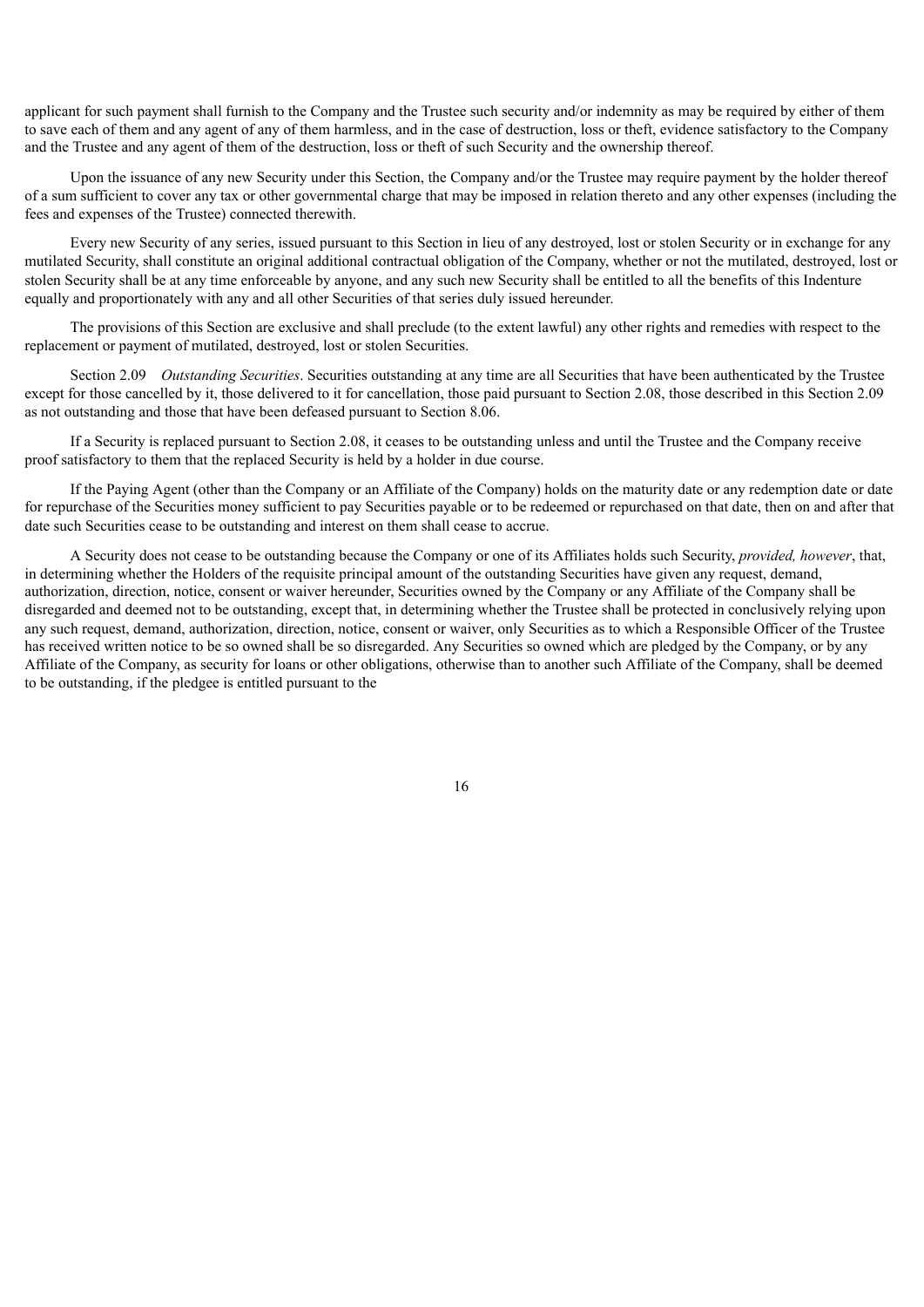applicant for such payment shall furnish to the Company and the Trustee such security and/or indemnity as may be required by either of them to save each of them and any agent of any of them harmless, and in the case of destruction, loss or theft, evidence satisfactory to the Company and the Trustee and any agent of them of the destruction, loss or theft of such Security and the ownership thereof.

Upon the issuance of any new Security under this Section, the Company and/or the Trustee may require payment by the holder thereof of a sum sufficient to cover any tax or other governmental charge that may be imposed in relation thereto and any other expenses (including the fees and expenses of the Trustee) connected therewith.

Every new Security of any series, issued pursuant to this Section in lieu of any destroyed, lost or stolen Security or in exchange for any mutilated Security, shall constitute an original additional contractual obligation of the Company, whether or not the mutilated, destroyed, lost or stolen Security shall be at any time enforceable by anyone, and any such new Security shall be entitled to all the benefits of this Indenture equally and proportionately with any and all other Securities of that series duly issued hereunder.

The provisions of this Section are exclusive and shall preclude (to the extent lawful) any other rights and remedies with respect to the replacement or payment of mutilated, destroyed, lost or stolen Securities.

Section 2.09 *Outstanding Securities*. Securities outstanding at any time are all Securities that have been authenticated by the Trustee except for those cancelled by it, those delivered to it for cancellation, those paid pursuant to Section 2.08, those described in this Section 2.09 as not outstanding and those that have been defeased pursuant to Section 8.06.

If a Security is replaced pursuant to Section 2.08, it ceases to be outstanding unless and until the Trustee and the Company receive proof satisfactory to them that the replaced Security is held by a holder in due course.

If the Paying Agent (other than the Company or an Affiliate of the Company) holds on the maturity date or any redemption date or date for repurchase of the Securities money sufficient to pay Securities payable or to be redeemed or repurchased on that date, then on and after that date such Securities cease to be outstanding and interest on them shall cease to accrue.

A Security does not cease to be outstanding because the Company or one of its Affiliates holds such Security, *provided, however*, that, in determining whether the Holders of the requisite principal amount of the outstanding Securities have given any request, demand, authorization, direction, notice, consent or waiver hereunder, Securities owned by the Company or any Affiliate of the Company shall be disregarded and deemed not to be outstanding, except that, in determining whether the Trustee shall be protected in conclusively relying upon any such request, demand, authorization, direction, notice, consent or waiver, only Securities as to which a Responsible Officer of the Trustee has received written notice to be so owned shall be so disregarded. Any Securities so owned which are pledged by the Company, or by any Affiliate of the Company, as security for loans or other obligations, otherwise than to another such Affiliate of the Company, shall be deemed to be outstanding, if the pledgee is entitled pursuant to the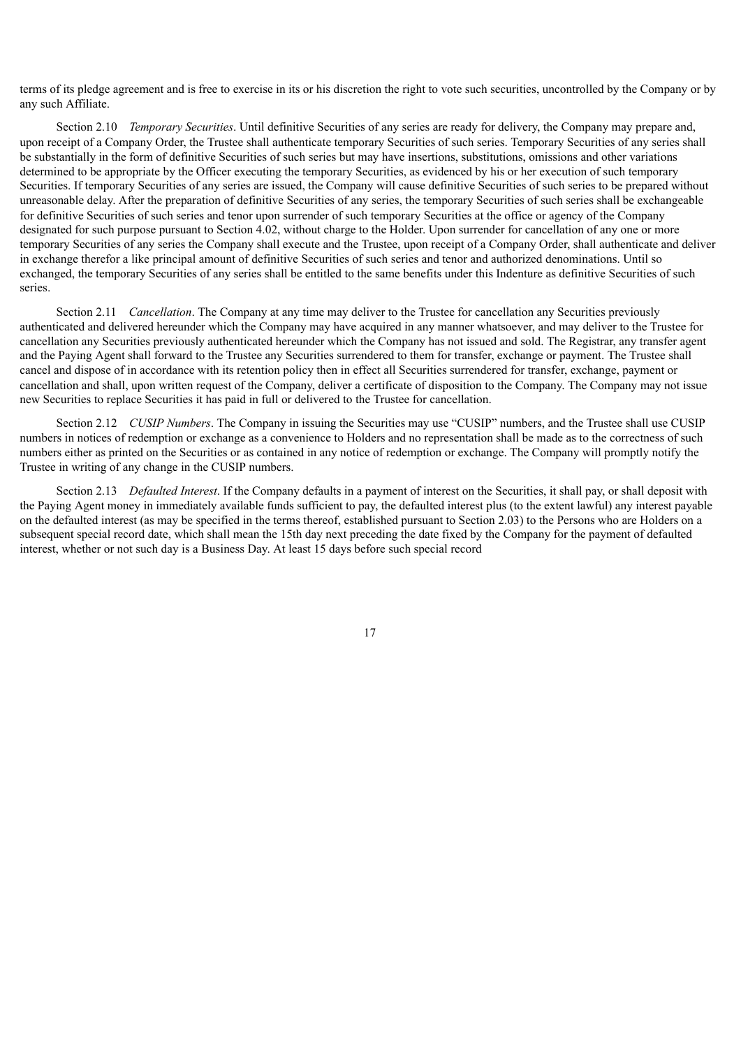terms of its pledge agreement and is free to exercise in its or his discretion the right to vote such securities, uncontrolled by the Company or by any such Affiliate.

Section 2.10 *Temporary Securities*. Until definitive Securities of any series are ready for delivery, the Company may prepare and, upon receipt of a Company Order, the Trustee shall authenticate temporary Securities of such series. Temporary Securities of any series shall be substantially in the form of definitive Securities of such series but may have insertions, substitutions, omissions and other variations determined to be appropriate by the Officer executing the temporary Securities, as evidenced by his or her execution of such temporary Securities. If temporary Securities of any series are issued, the Company will cause definitive Securities of such series to be prepared without unreasonable delay. After the preparation of definitive Securities of any series, the temporary Securities of such series shall be exchangeable for definitive Securities of such series and tenor upon surrender of such temporary Securities at the office or agency of the Company designated for such purpose pursuant to Section 4.02, without charge to the Holder. Upon surrender for cancellation of any one or more temporary Securities of any series the Company shall execute and the Trustee, upon receipt of a Company Order, shall authenticate and deliver in exchange therefor a like principal amount of definitive Securities of such series and tenor and authorized denominations. Until so exchanged, the temporary Securities of any series shall be entitled to the same benefits under this Indenture as definitive Securities of such series.

Section 2.11 *Cancellation*. The Company at any time may deliver to the Trustee for cancellation any Securities previously authenticated and delivered hereunder which the Company may have acquired in any manner whatsoever, and may deliver to the Trustee for cancellation any Securities previously authenticated hereunder which the Company has not issued and sold. The Registrar, any transfer agent and the Paying Agent shall forward to the Trustee any Securities surrendered to them for transfer, exchange or payment. The Trustee shall cancel and dispose of in accordance with its retention policy then in effect all Securities surrendered for transfer, exchange, payment or cancellation and shall, upon written request of the Company, deliver a certificate of disposition to the Company. The Company may not issue new Securities to replace Securities it has paid in full or delivered to the Trustee for cancellation.

Section 2.12 *CUSIP Numbers*. The Company in issuing the Securities may use "CUSIP" numbers, and the Trustee shall use CUSIP numbers in notices of redemption or exchange as a convenience to Holders and no representation shall be made as to the correctness of such numbers either as printed on the Securities or as contained in any notice of redemption or exchange. The Company will promptly notify the Trustee in writing of any change in the CUSIP numbers.

Section 2.13 *Defaulted Interest*. If the Company defaults in a payment of interest on the Securities, it shall pay, or shall deposit with the Paying Agent money in immediately available funds sufficient to pay, the defaulted interest plus (to the extent lawful) any interest payable on the defaulted interest (as may be specified in the terms thereof, established pursuant to Section 2.03) to the Persons who are Holders on a subsequent special record date, which shall mean the 15th day next preceding the date fixed by the Company for the payment of defaulted interest, whether or not such day is a Business Day. At least 15 days before such special record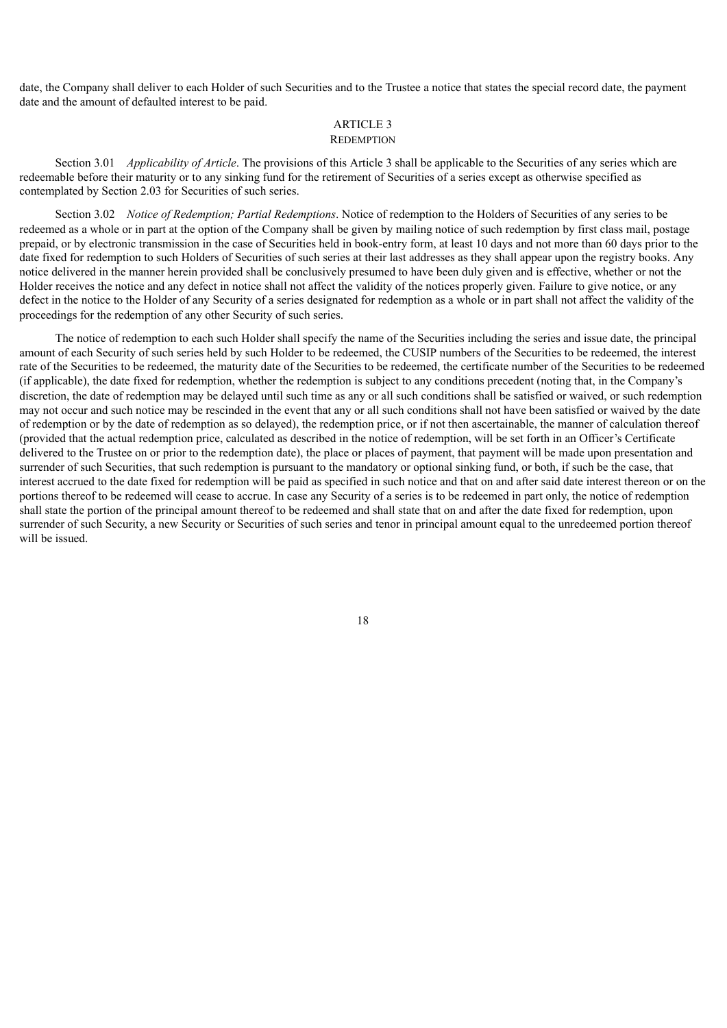date, the Company shall deliver to each Holder of such Securities and to the Trustee a notice that states the special record date, the payment date and the amount of defaulted interest to be paid.

## ARTICLE 3
## REDEMPTION

Section 3.01 *Applicability of Article*. The provisions of this Article 3 shall be applicable to the Securities of any series which are redeemable before their maturity or to any sinking fund for the retirement of Securities of a series except as otherwise specified as contemplated by Section 2.03 for Securities of such series.

Section 3.02 *Notice of Redemption; Partial Redemptions*. Notice of redemption to the Holders of Securities of any series to be redeemed as a whole or in part at the option of the Company shall be given by mailing notice of such redemption by first class mail, postage prepaid, or by electronic transmission in the case of Securities held in book-entry form, at least 10 days and not more than 60 days prior to the date fixed for redemption to such Holders of Securities of such series at their last addresses as they shall appear upon the registry books. Any notice delivered in the manner herein provided shall be conclusively presumed to have been duly given and is effective, whether or not the Holder receives the notice and any defect in notice shall not affect the validity of the notices properly given. Failure to give notice, or any defect in the notice to the Holder of any Security of a series designated for redemption as a whole or in part shall not affect the validity of the proceedings for the redemption of any other Security of such series.

The notice of redemption to each such Holder shall specify the name of the Securities including the series and issue date, the principal amount of each Security of such series held by such Holder to be redeemed, the CUSIP numbers of the Securities to be redeemed, the interest rate of the Securities to be redeemed, the maturity date of the Securities to be redeemed, the certificate number of the Securities to be redeemed (if applicable), the date fixed for redemption, whether the redemption is subject to any conditions precedent (noting that, in the Company's discretion, the date of redemption may be delayed until such time as any or all such conditions shall be satisfied or waived, or such redemption may not occur and such notice may be rescinded in the event that any or all such conditions shall not have been satisfied or waived by the date of redemption or by the date of redemption as so delayed), the redemption price, or if not then ascertainable, the manner of calculation thereof (provided that the actual redemption price, calculated as described in the notice of redemption, will be set forth in an Officer's Certificate delivered to the Trustee on or prior to the redemption date), the place or places of payment, that payment will be made upon presentation and surrender of such Securities, that such redemption is pursuant to the mandatory or optional sinking fund, or both, if such be the case, that interest accrued to the date fixed for redemption will be paid as specified in such notice and that on and after said date interest thereon or on the portions thereof to be redeemed will cease to accrue. In case any Security of a series is to be redeemed in part only, the notice of redemption shall state the portion of the principal amount thereof to be redeemed and shall state that on and after the date fixed for redemption, upon surrender of such Security, a new Security or Securities of such series and tenor in principal amount equal to the unredeemed portion thereof will be issued.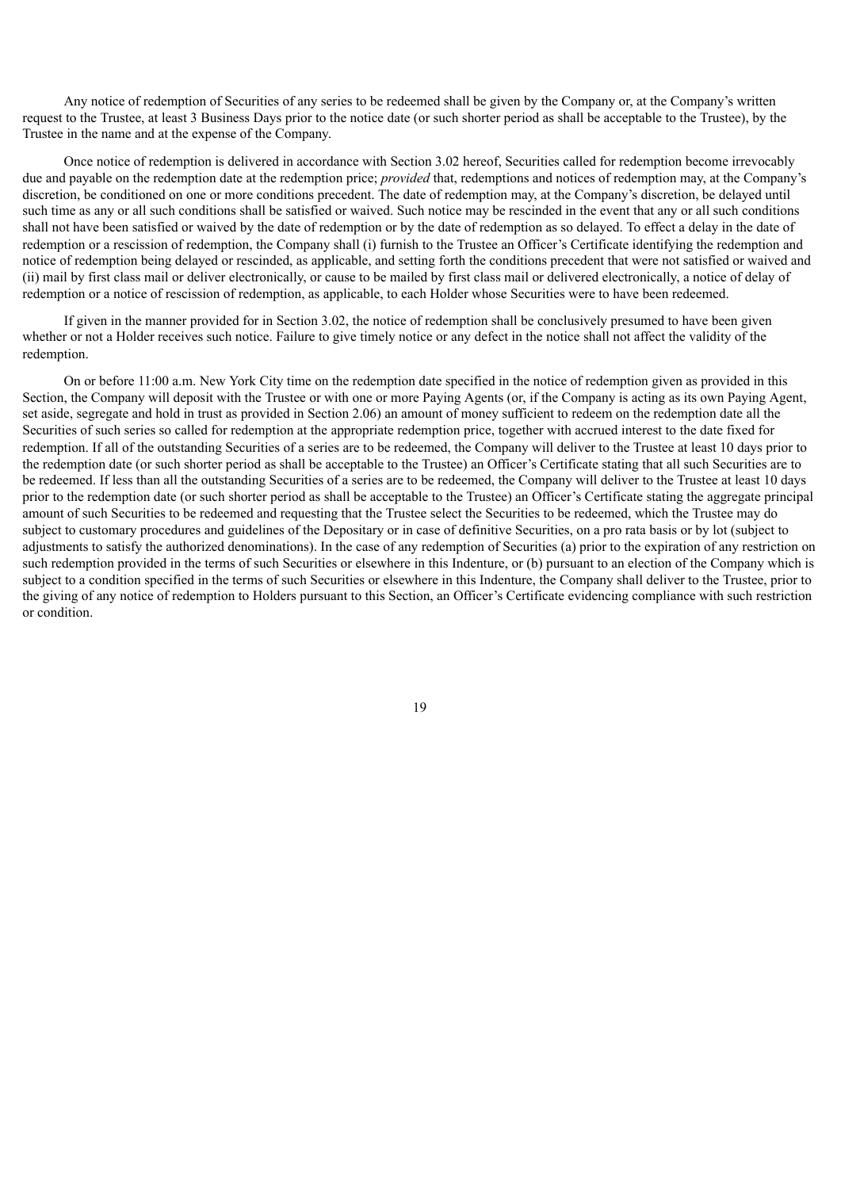Any notice of redemption of Securities of any series to be redeemed shall be given by the Company or, at the Company's written request to the Trustee, at least 3 Business Days prior to the notice date (or such shorter period as shall be acceptable to the Trustee), by the Trustee in the name and at the expense of the Company.

Once notice of redemption is delivered in accordance with Section 3.02 hereof, Securities called for redemption become irrevocably due and payable on the redemption date at the redemption price; *provided* that, redemptions and notices of redemption may, at the Company's discretion, be conditioned on one or more conditions precedent. The date of redemption may, at the Company's discretion, be delayed until such time as any or all such conditions shall be satisfied or waived. Such notice may be rescinded in the event that any or all such conditions shall not have been satisfied or waived by the date of redemption or by the date of redemption as so delayed. To effect a delay in the date of redemption or a rescission of redemption, the Company shall (i) furnish to the Trustee an Officer's Certificate identifying the redemption and notice of redemption being delayed or rescinded, as applicable, and setting forth the conditions precedent that were not satisfied or waived and (ii) mail by first class mail or deliver electronically, or cause to be mailed by first class mail or delivered electronically, a notice of delay of redemption or a notice of rescission of redemption, as applicable, to each Holder whose Securities were to have been redeemed.

If given in the manner provided for in Section 3.02, the notice of redemption shall be conclusively presumed to have been given whether or not a Holder receives such notice. Failure to give timely notice or any defect in the notice shall not affect the validity of the redemption.

On or before 11:00 a.m. New York City time on the redemption date specified in the notice of redemption given as provided in this Section, the Company will deposit with the Trustee or with one or more Paying Agents (or, if the Company is acting as its own Paying Agent, set aside, segregate and hold in trust as provided in Section 2.06) an amount of money sufficient to redeem on the redemption date all the Securities of such series so called for redemption at the appropriate redemption price, together with accrued interest to the date fixed for redemption. If all of the outstanding Securities of a series are to be redeemed, the Company will deliver to the Trustee at least 10 days prior to the redemption date (or such shorter period as shall be acceptable to the Trustee) an Officer's Certificate stating that all such Securities are to be redeemed. If less than all the outstanding Securities of a series are to be redeemed, the Company will deliver to the Trustee at least 10 days prior to the redemption date (or such shorter period as shall be acceptable to the Trustee) an Officer's Certificate stating the aggregate principal amount of such Securities to be redeemed and requesting that the Trustee select the Securities to be redeemed, which the Trustee may do subject to customary procedures and guidelines of the Depositary or in case of definitive Securities, on a pro rata basis or by lot (subject to adjustments to satisfy the authorized denominations). In the case of any redemption of Securities (a) prior to the expiration of any restriction on such redemption provided in the terms of such Securities or elsewhere in this Indenture, or (b) pursuant to an election of the Company which is subject to a condition specified in the terms of such Securities or elsewhere in this Indenture, the Company shall deliver to the Trustee, prior to the giving of any notice of redemption to Holders pursuant to this Section, an Officer's Certificate evidencing compliance with such restriction or condition.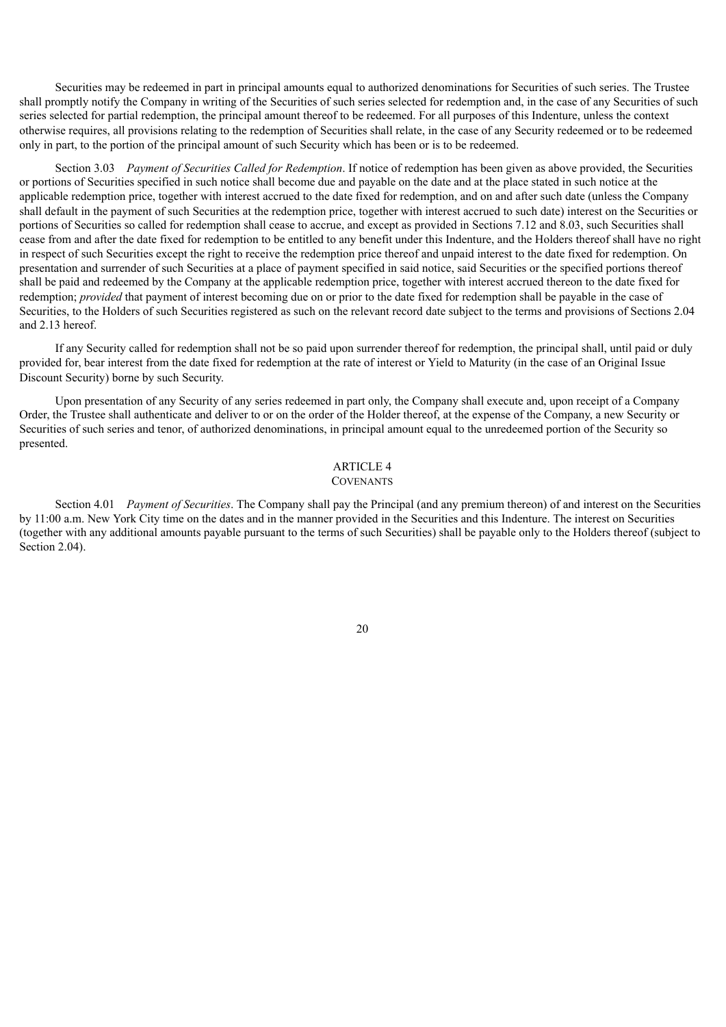Securities may be redeemed in part in principal amounts equal to authorized denominations for Securities of such series. The Trustee shall promptly notify the Company in writing of the Securities of such series selected for redemption and, in the case of any Securities of such series selected for partial redemption, the principal amount thereof to be redeemed. For all purposes of this Indenture, unless the context otherwise requires, all provisions relating to the redemption of Securities shall relate, in the case of any Security redeemed or to be redeemed only in part, to the portion of the principal amount of such Security which has been or is to be redeemed.

Section 3.03 *Payment of Securities Called for Redemption*. If notice of redemption has been given as above provided, the Securities or portions of Securities specified in such notice shall become due and payable on the date and at the place stated in such notice at the applicable redemption price, together with interest accrued to the date fixed for redemption, and on and after such date (unless the Company shall default in the payment of such Securities at the redemption price, together with interest accrued to such date) interest on the Securities or portions of Securities so called for redemption shall cease to accrue, and except as provided in Sections 7.12 and 8.03, such Securities shall cease from and after the date fixed for redemption to be entitled to any benefit under this Indenture, and the Holders thereof shall have no right in respect of such Securities except the right to receive the redemption price thereof and unpaid interest to the date fixed for redemption. On presentation and surrender of such Securities at a place of payment specified in said notice, said Securities or the specified portions thereof shall be paid and redeemed by the Company at the applicable redemption price, together with interest accrued thereon to the date fixed for redemption; *provided* that payment of interest becoming due on or prior to the date fixed for redemption shall be payable in the case of Securities, to the Holders of such Securities registered as such on the relevant record date subject to the terms and provisions of Sections 2.04 and 2.13 hereof.

If any Security called for redemption shall not be so paid upon surrender thereof for redemption, the principal shall, until paid or duly provided for, bear interest from the date fixed for redemption at the rate of interest or Yield to Maturity (in the case of an Original Issue Discount Security) borne by such Security.

Upon presentation of any Security of any series redeemed in part only, the Company shall execute and, upon receipt of a Company Order, the Trustee shall authenticate and deliver to or on the order of the Holder thereof, at the expense of the Company, a new Security or Securities of such series and tenor, of authorized denominations, in principal amount equal to the unredeemed portion of the Security so presented.

## ARTICLE 4
## COVENANTS

Section 4.01 *Payment of Securities*. The Company shall pay the Principal (and any premium thereon) of and interest on the Securities by 11:00 a.m. New York City time on the dates and in the manner provided in the Securities and this Indenture. The interest on Securities (together with any additional amounts payable pursuant to the terms of such Securities) shall be payable only to the Holders thereof (subject to Section 2.04).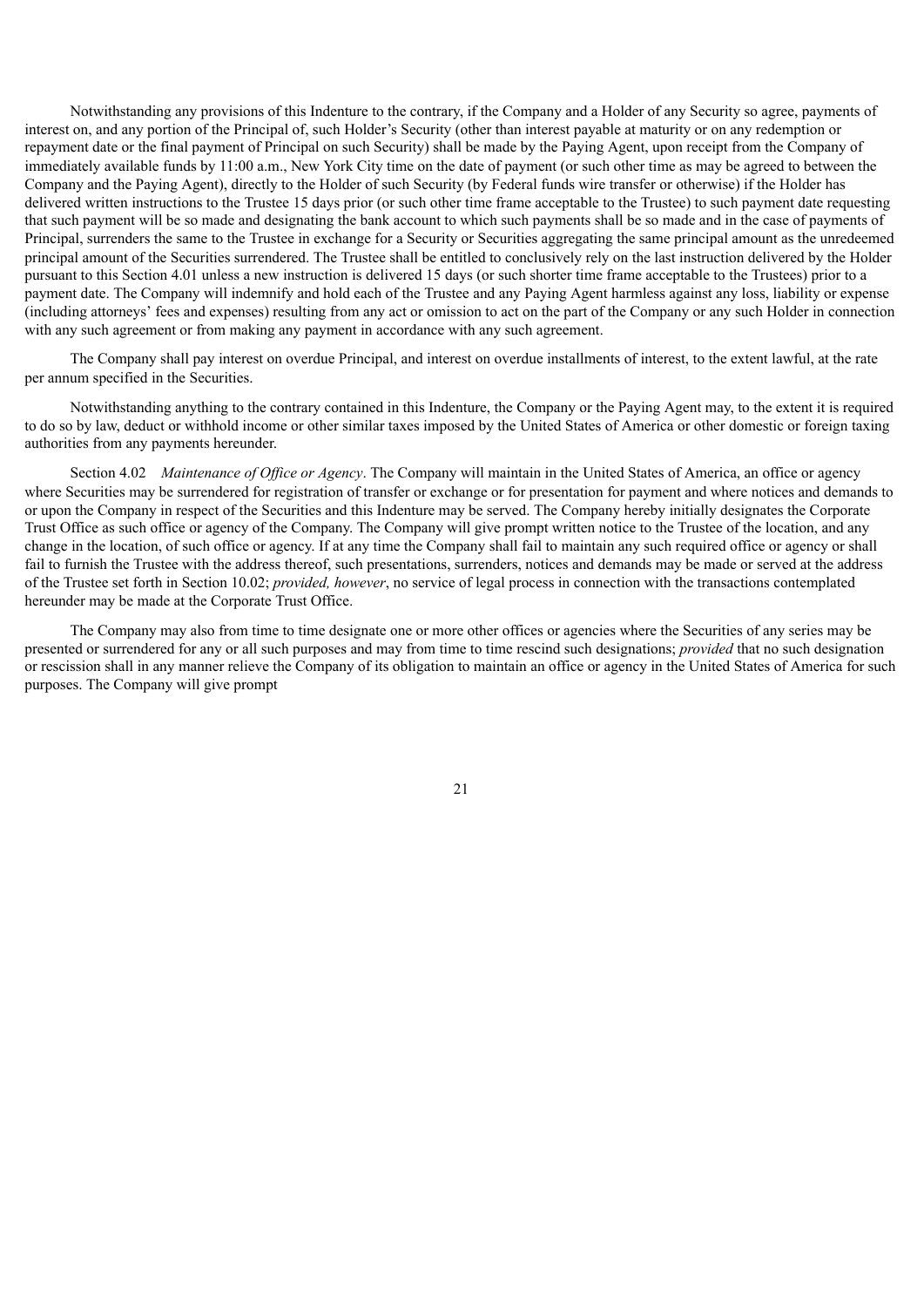Notwithstanding any provisions of this Indenture to the contrary, if the Company and a Holder of any Security so agree, payments of interest on, and any portion of the Principal of, such Holder's Security (other than interest payable at maturity or on any redemption or repayment date or the final payment of Principal on such Security) shall be made by the Paying Agent, upon receipt from the Company of immediately available funds by 11:00 a.m., New York City time on the date of payment (or such other time as may be agreed to between the Company and the Paying Agent), directly to the Holder of such Security (by Federal funds wire transfer or otherwise) if the Holder has delivered written instructions to the Trustee 15 days prior (or such other time frame acceptable to the Trustee) to such payment date requesting that such payment will be so made and designating the bank account to which such payments shall be so made and in the case of payments of Principal, surrenders the same to the Trustee in exchange for a Security or Securities aggregating the same principal amount as the unredeemed principal amount of the Securities surrendered. The Trustee shall be entitled to conclusively rely on the last instruction delivered by the Holder pursuant to this Section 4.01 unless a new instruction is delivered 15 days (or such shorter time frame acceptable to the Trustees) prior to a payment date. The Company will indemnify and hold each of the Trustee and any Paying Agent harmless against any loss, liability or expense (including attorneys' fees and expenses) resulting from any act or omission to act on the part of the Company or any such Holder in connection with any such agreement or from making any payment in accordance with any such agreement.

The Company shall pay interest on overdue Principal, and interest on overdue installments of interest, to the extent lawful, at the rate per annum specified in the Securities.

Notwithstanding anything to the contrary contained in this Indenture, the Company or the Paying Agent may, to the extent it is required to do so by law, deduct or withhold income or other similar taxes imposed by the United States of America or other domestic or foreign taxing authorities from any payments hereunder.

Section 4.02 *Maintenance of Office or Agency*. The Company will maintain in the United States of America, an office or agency where Securities may be surrendered for registration of transfer or exchange or for presentation for payment and where notices and demands to or upon the Company in respect of the Securities and this Indenture may be served. The Company hereby initially designates the Corporate Trust Office as such office or agency of the Company. The Company will give prompt written notice to the Trustee of the location, and any change in the location, of such office or agency. If at any time the Company shall fail to maintain any such required office or agency or shall fail to furnish the Trustee with the address thereof, such presentations, surrenders, notices and demands may be made or served at the address of the Trustee set forth in Section 10.02; *provided, however*, no service of legal process in connection with the transactions contemplated hereunder may be made at the Corporate Trust Office.

The Company may also from time to time designate one or more other offices or agencies where the Securities of any series may be presented or surrendered for any or all such purposes and may from time to time rescind such designations; *provided* that no such designation or rescission shall in any manner relieve the Company of its obligation to maintain an office or agency in the United States of America for such purposes. The Company will give prompt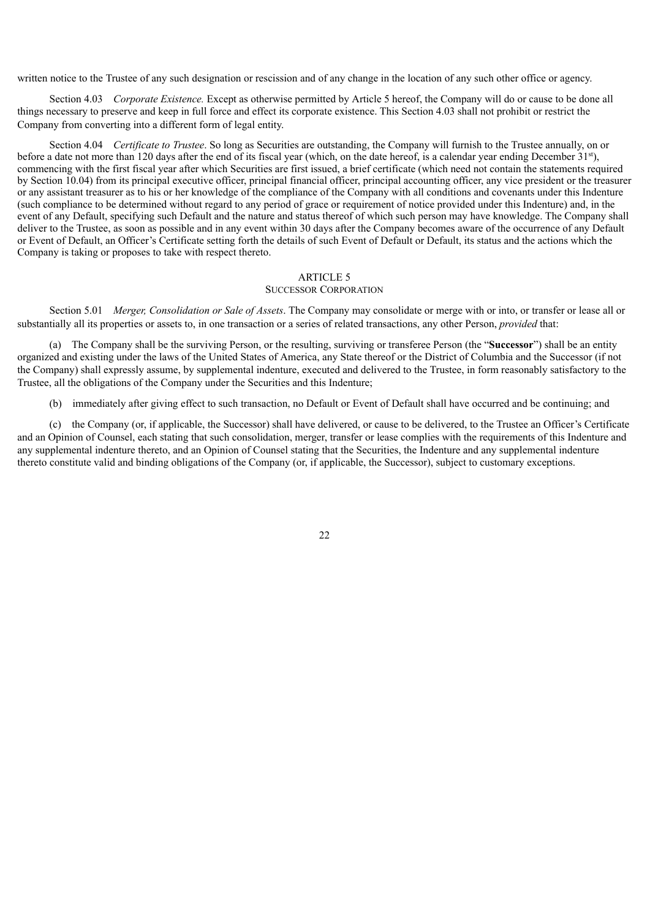written notice to the Trustee of any such designation or rescission and of any change in the location of any such other office or agency.

Section 4.03 *Corporate Existence.* Except as otherwise permitted by Article 5 hereof, the Company will do or cause to be done all things necessary to preserve and keep in full force and effect its corporate existence. This Section 4.03 shall not prohibit or restrict the Company from converting into a different form of legal entity.

Section 4.04 *Certificate to Trustee*. So long as Securities are outstanding, the Company will furnish to the Trustee annually, on or before a date not more than 120 days after the end of its fiscal year (which, on the date hereof, is a calendar year ending December 31st), commencing with the first fiscal year after which Securities are first issued, a brief certificate (which need not contain the statements required by Section 10.04) from its principal executive officer, principal financial officer, principal accounting officer, any vice president or the treasurer or any assistant treasurer as to his or her knowledge of the compliance of the Company with all conditions and covenants under this Indenture (such compliance to be determined without regard to any period of grace or requirement of notice provided under this Indenture) and, in the event of any Default, specifying such Default and the nature and status thereof of which such person may have knowledge. The Company shall deliver to the Trustee, as soon as possible and in any event within 30 days after the Company becomes aware of the occurrence of any Default or Event of Default, an Officer's Certificate setting forth the details of such Event of Default or Default, its status and the actions which the Company is taking or proposes to take with respect thereto.

## ARTICLE 5
## SUCCESSOR CORPORATION

Section 5.01 *Merger, Consolidation or Sale of Assets*. The Company may consolidate or merge with or into, or transfer or lease all or substantially all its properties or assets to, in one transaction or a series of related transactions, any other Person, *provided* that:

(a) The Company shall be the surviving Person, or the resulting, surviving or transferee Person (the "**Successor**") shall be an entity organized and existing under the laws of the United States of America, any State thereof or the District of Columbia and the Successor (if not the Company) shall expressly assume, by supplemental indenture, executed and delivered to the Trustee, in form reasonably satisfactory to the Trustee, all the obligations of the Company under the Securities and this Indenture;

(b) immediately after giving effect to such transaction, no Default or Event of Default shall have occurred and be continuing; and

(c) the Company (or, if applicable, the Successor) shall have delivered, or cause to be delivered, to the Trustee an Officer's Certificate and an Opinion of Counsel, each stating that such consolidation, merger, transfer or lease complies with the requirements of this Indenture and any supplemental indenture thereto, and an Opinion of Counsel stating that the Securities, the Indenture and any supplemental indenture thereto constitute valid and binding obligations of the Company (or, if applicable, the Successor), subject to customary exceptions.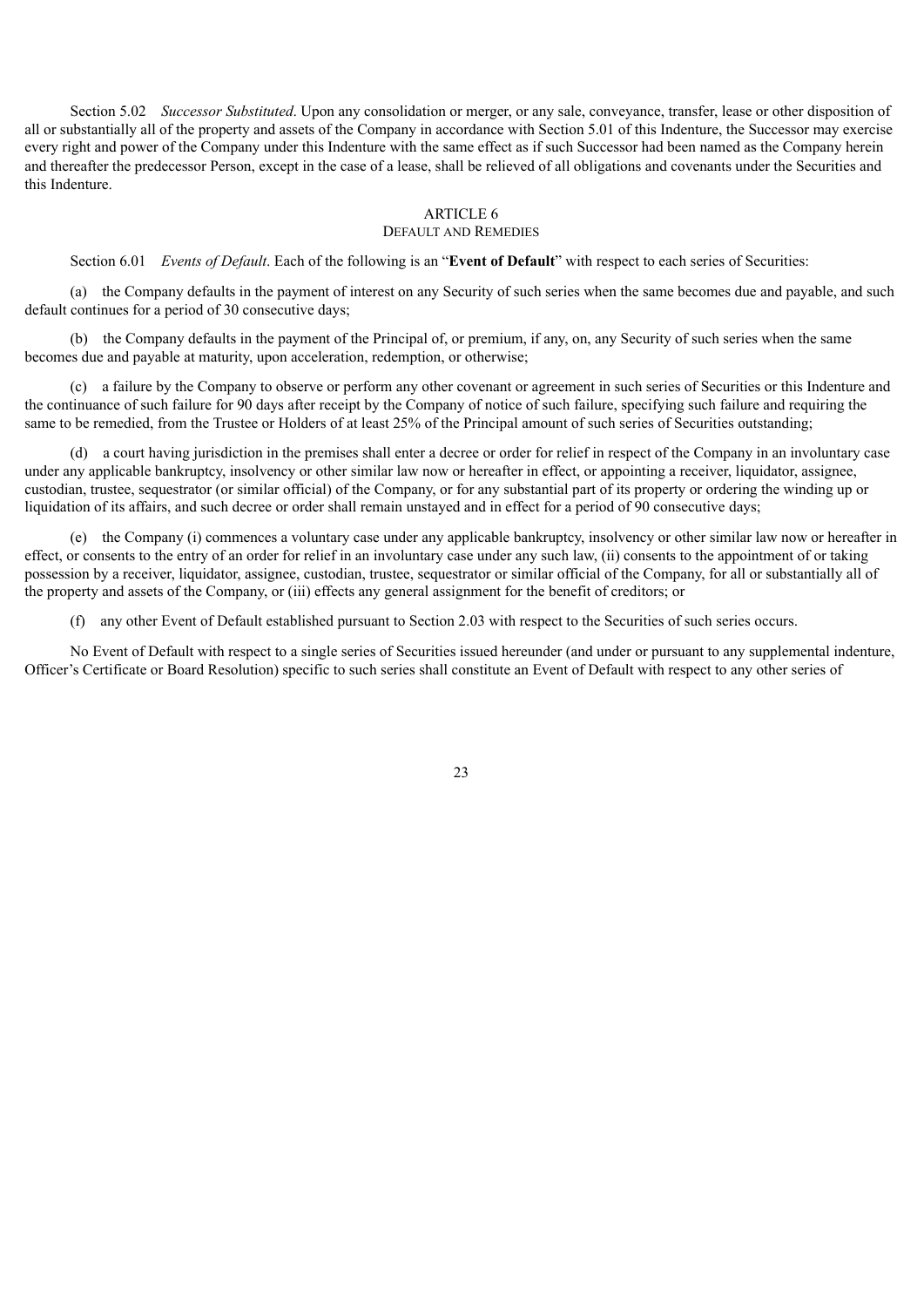Section 5.02 *Successor Substituted*. Upon any consolidation or merger, or any sale, conveyance, transfer, lease or other disposition of all or substantially all of the property and assets of the Company in accordance with Section 5.01 of this Indenture, the Successor may exercise every right and power of the Company under this Indenture with the same effect as if such Successor had been named as the Company herein and thereafter the predecessor Person, except in the case of a lease, shall be relieved of all obligations and covenants under the Securities and this Indenture.

## ARTICLE 6
## DEFAULT AND REMEDIES

Section 6.01 *Events of Default*. Each of the following is an "**Event of Default**" with respect to each series of Securities:

(a) the Company defaults in the payment of interest on any Security of such series when the same becomes due and payable, and such default continues for a period of 30 consecutive days;

(b) the Company defaults in the payment of the Principal of, or premium, if any, on, any Security of such series when the same becomes due and payable at maturity, upon acceleration, redemption, or otherwise;

(c) a failure by the Company to observe or perform any other covenant or agreement in such series of Securities or this Indenture and the continuance of such failure for 90 days after receipt by the Company of notice of such failure, specifying such failure and requiring the same to be remedied, from the Trustee or Holders of at least 25% of the Principal amount of such series of Securities outstanding;

(d) a court having jurisdiction in the premises shall enter a decree or order for relief in respect of the Company in an involuntary case under any applicable bankruptcy, insolvency or other similar law now or hereafter in effect, or appointing a receiver, liquidator, assignee, custodian, trustee, sequestrator (or similar official) of the Company, or for any substantial part of its property or ordering the winding up or liquidation of its affairs, and such decree or order shall remain unstayed and in effect for a period of 90 consecutive days;

(e) the Company (i) commences a voluntary case under any applicable bankruptcy, insolvency or other similar law now or hereafter in effect, or consents to the entry of an order for relief in an involuntary case under any such law, (ii) consents to the appointment of or taking possession by a receiver, liquidator, assignee, custodian, trustee, sequestrator or similar official of the Company, for all or substantially all of the property and assets of the Company, or (iii) effects any general assignment for the benefit of creditors; or

(f) any other Event of Default established pursuant to Section 2.03 with respect to the Securities of such series occurs.

No Event of Default with respect to a single series of Securities issued hereunder (and under or pursuant to any supplemental indenture, Officer's Certificate or Board Resolution) specific to such series shall constitute an Event of Default with respect to any other series of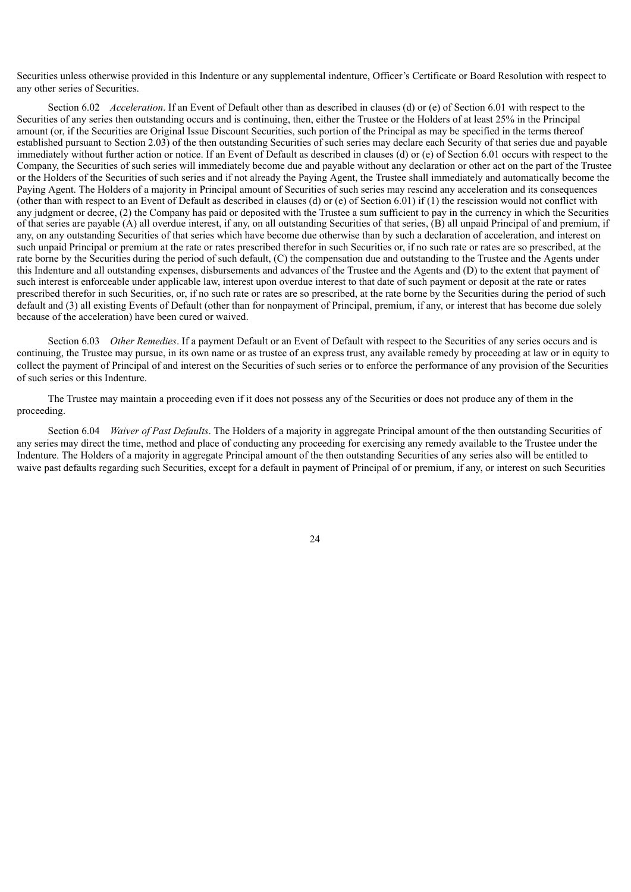Securities unless otherwise provided in this Indenture or any supplemental indenture, Officer's Certificate or Board Resolution with respect to any other series of Securities.

Section 6.02 *Acceleration*. If an Event of Default other than as described in clauses (d) or (e) of Section 6.01 with respect to the Securities of any series then outstanding occurs and is continuing, then, either the Trustee or the Holders of at least 25% in the Principal amount (or, if the Securities are Original Issue Discount Securities, such portion of the Principal as may be specified in the terms thereof established pursuant to Section 2.03) of the then outstanding Securities of such series may declare each Security of that series due and payable immediately without further action or notice. If an Event of Default as described in clauses (d) or (e) of Section 6.01 occurs with respect to the Company, the Securities of such series will immediately become due and payable without any declaration or other act on the part of the Trustee or the Holders of the Securities of such series and if not already the Paying Agent, the Trustee shall immediately and automatically become the Paying Agent. The Holders of a majority in Principal amount of Securities of such series may rescind any acceleration and its consequences (other than with respect to an Event of Default as described in clauses (d) or (e) of Section 6.01) if (1) the rescission would not conflict with any judgment or decree, (2) the Company has paid or deposited with the Trustee a sum sufficient to pay in the currency in which the Securities of that series are payable (A) all overdue interest, if any, on all outstanding Securities of that series, (B) all unpaid Principal of and premium, if any, on any outstanding Securities of that series which have become due otherwise than by such a declaration of acceleration, and interest on such unpaid Principal or premium at the rate or rates prescribed therefor in such Securities or, if no such rate or rates are so prescribed, at the rate borne by the Securities during the period of such default, (C) the compensation due and outstanding to the Trustee and the Agents under this Indenture and all outstanding expenses, disbursements and advances of the Trustee and the Agents and (D) to the extent that payment of such interest is enforceable under applicable law, interest upon overdue interest to that date of such payment or deposit at the rate or rates prescribed therefor in such Securities, or, if no such rate or rates are so prescribed, at the rate borne by the Securities during the period of such default and (3) all existing Events of Default (other than for nonpayment of Principal, premium, if any, or interest that has become due solely because of the acceleration) have been cured or waived.

Section 6.03 *Other Remedies*. If a payment Default or an Event of Default with respect to the Securities of any series occurs and is continuing, the Trustee may pursue, in its own name or as trustee of an express trust, any available remedy by proceeding at law or in equity to collect the payment of Principal of and interest on the Securities of such series or to enforce the performance of any provision of the Securities of such series or this Indenture.

The Trustee may maintain a proceeding even if it does not possess any of the Securities or does not produce any of them in the proceeding.

Section 6.04 *Waiver of Past Defaults*. The Holders of a majority in aggregate Principal amount of the then outstanding Securities of any series may direct the time, method and place of conducting any proceeding for exercising any remedy available to the Trustee under the Indenture. The Holders of a majority in aggregate Principal amount of the then outstanding Securities of any series also will be entitled to waive past defaults regarding such Securities, except for a default in payment of Principal of or premium, if any, or interest on such Securities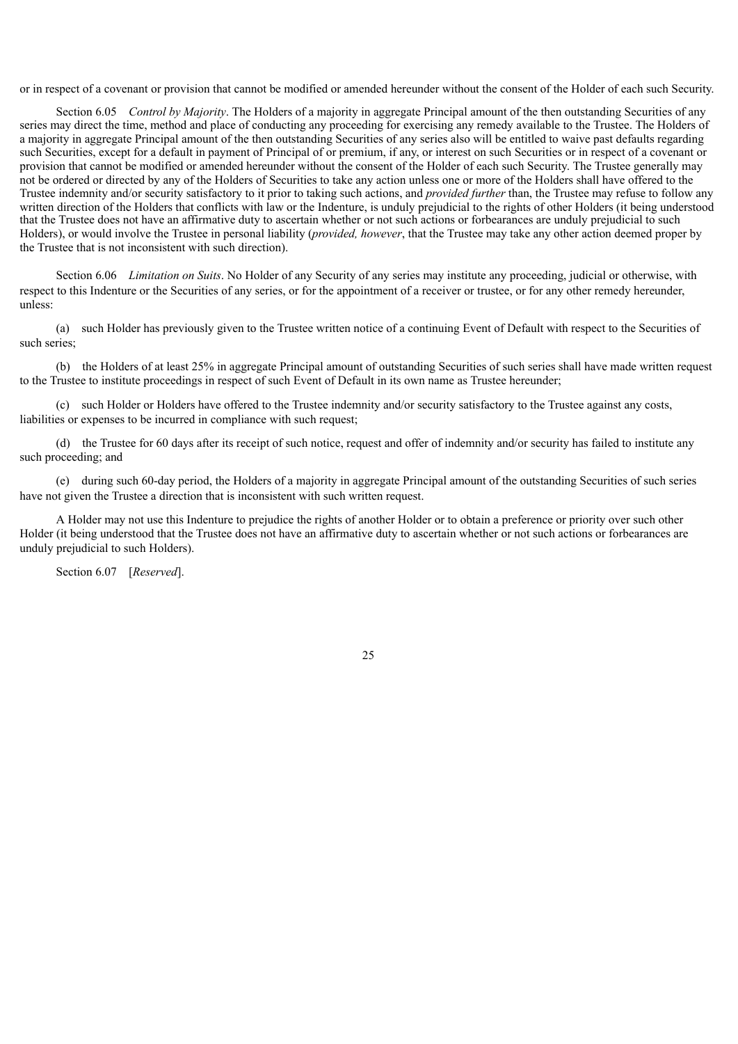or in respect of a covenant or provision that cannot be modified or amended hereunder without the consent of the Holder of each such Security.

Section 6.05 *Control by Majority*. The Holders of a majority in aggregate Principal amount of the then outstanding Securities of any series may direct the time, method and place of conducting any proceeding for exercising any remedy available to the Trustee. The Holders of a majority in aggregate Principal amount of the then outstanding Securities of any series also will be entitled to waive past defaults regarding such Securities, except for a default in payment of Principal of or premium, if any, or interest on such Securities or in respect of a covenant or provision that cannot be modified or amended hereunder without the consent of the Holder of each such Security. The Trustee generally may not be ordered or directed by any of the Holders of Securities to take any action unless one or more of the Holders shall have offered to the Trustee indemnity and/or security satisfactory to it prior to taking such actions, and *provided further* than, the Trustee may refuse to follow any written direction of the Holders that conflicts with law or the Indenture, is unduly prejudicial to the rights of other Holders (it being understood that the Trustee does not have an affirmative duty to ascertain whether or not such actions or forbearances are unduly prejudicial to such Holders), or would involve the Trustee in personal liability (*provided, however*, that the Trustee may take any other action deemed proper by the Trustee that is not inconsistent with such direction).

Section 6.06 *Limitation on Suits*. No Holder of any Security of any series may institute any proceeding, judicial or otherwise, with respect to this Indenture or the Securities of any series, or for the appointment of a receiver or trustee, or for any other remedy hereunder, unless:

(a) such Holder has previously given to the Trustee written notice of a continuing Event of Default with respect to the Securities of such series;

(b) the Holders of at least 25% in aggregate Principal amount of outstanding Securities of such series shall have made written request to the Trustee to institute proceedings in respect of such Event of Default in its own name as Trustee hereunder;

(c) such Holder or Holders have offered to the Trustee indemnity and/or security satisfactory to the Trustee against any costs, liabilities or expenses to be incurred in compliance with such request;

(d) the Trustee for 60 days after its receipt of such notice, request and offer of indemnity and/or security has failed to institute any such proceeding; and

(e) during such 60-day period, the Holders of a majority in aggregate Principal amount of the outstanding Securities of such series have not given the Trustee a direction that is inconsistent with such written request.

A Holder may not use this Indenture to prejudice the rights of another Holder or to obtain a preference or priority over such other Holder (it being understood that the Trustee does not have an affirmative duty to ascertain whether or not such actions or forbearances are unduly prejudicial to such Holders).

Section 6.07 [*Reserved*].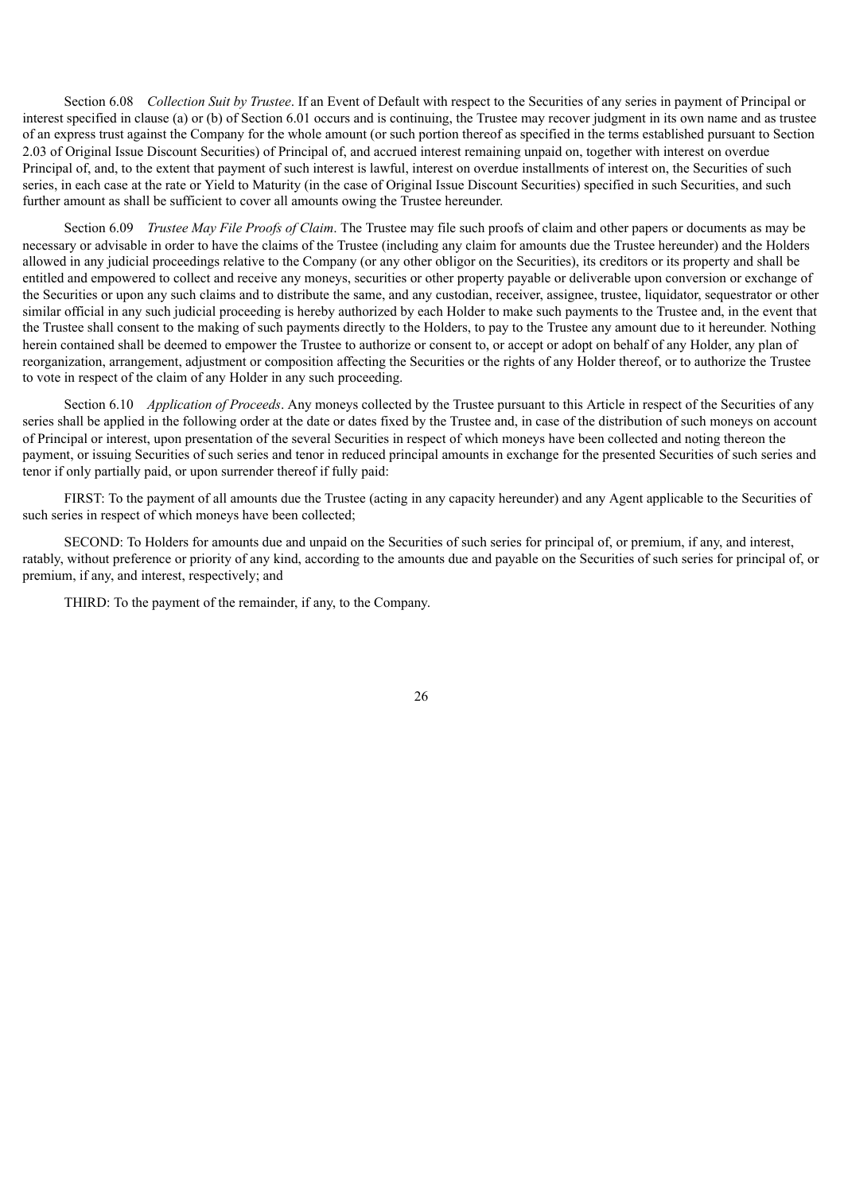Section 6.08 *Collection Suit by Trustee*. If an Event of Default with respect to the Securities of any series in payment of Principal or interest specified in clause (a) or (b) of Section 6.01 occurs and is continuing, the Trustee may recover judgment in its own name and as trustee of an express trust against the Company for the whole amount (or such portion thereof as specified in the terms established pursuant to Section 2.03 of Original Issue Discount Securities) of Principal of, and accrued interest remaining unpaid on, together with interest on overdue Principal of, and, to the extent that payment of such interest is lawful, interest on overdue installments of interest on, the Securities of such series, in each case at the rate or Yield to Maturity (in the case of Original Issue Discount Securities) specified in such Securities, and such further amount as shall be sufficient to cover all amounts owing the Trustee hereunder.

Section 6.09 *Trustee May File Proofs of Claim*. The Trustee may file such proofs of claim and other papers or documents as may be necessary or advisable in order to have the claims of the Trustee (including any claim for amounts due the Trustee hereunder) and the Holders allowed in any judicial proceedings relative to the Company (or any other obligor on the Securities), its creditors or its property and shall be entitled and empowered to collect and receive any moneys, securities or other property payable or deliverable upon conversion or exchange of the Securities or upon any such claims and to distribute the same, and any custodian, receiver, assignee, trustee, liquidator, sequestrator or other similar official in any such judicial proceeding is hereby authorized by each Holder to make such payments to the Trustee and, in the event that the Trustee shall consent to the making of such payments directly to the Holders, to pay to the Trustee any amount due to it hereunder. Nothing herein contained shall be deemed to empower the Trustee to authorize or consent to, or accept or adopt on behalf of any Holder, any plan of reorganization, arrangement, adjustment or composition affecting the Securities or the rights of any Holder thereof, or to authorize the Trustee to vote in respect of the claim of any Holder in any such proceeding.

Section 6.10 *Application of Proceeds*. Any moneys collected by the Trustee pursuant to this Article in respect of the Securities of any series shall be applied in the following order at the date or dates fixed by the Trustee and, in case of the distribution of such moneys on account of Principal or interest, upon presentation of the several Securities in respect of which moneys have been collected and noting thereon the payment, or issuing Securities of such series and tenor in reduced principal amounts in exchange for the presented Securities of such series and tenor if only partially paid, or upon surrender thereof if fully paid:

FIRST: To the payment of all amounts due the Trustee (acting in any capacity hereunder) and any Agent applicable to the Securities of such series in respect of which moneys have been collected;

SECOND: To Holders for amounts due and unpaid on the Securities of such series for principal of, or premium, if any, and interest, ratably, without preference or priority of any kind, according to the amounts due and payable on the Securities of such series for principal of, or premium, if any, and interest, respectively; and

THIRD: To the payment of the remainder, if any, to the Company.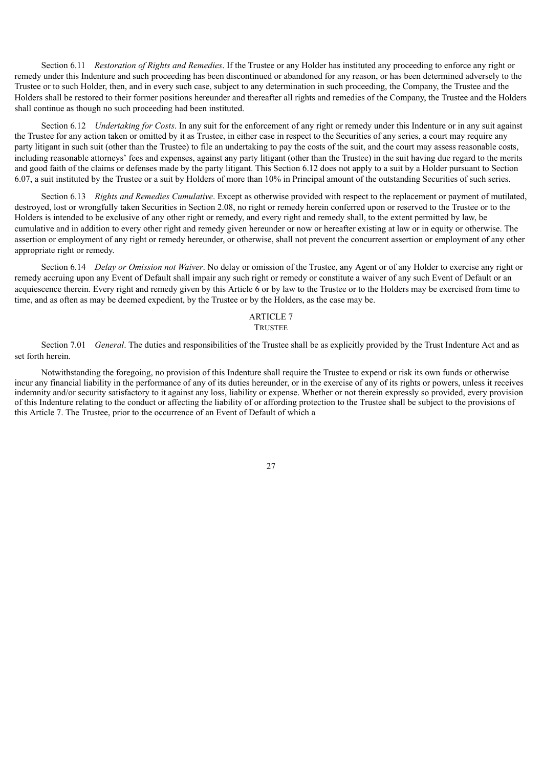Section 6.11 *Restoration of Rights and Remedies*. If the Trustee or any Holder has instituted any proceeding to enforce any right or remedy under this Indenture and such proceeding has been discontinued or abandoned for any reason, or has been determined adversely to the Trustee or to such Holder, then, and in every such case, subject to any determination in such proceeding, the Company, the Trustee and the Holders shall be restored to their former positions hereunder and thereafter all rights and remedies of the Company, the Trustee and the Holders shall continue as though no such proceeding had been instituted.

Section 6.12 *Undertaking for Costs*. In any suit for the enforcement of any right or remedy under this Indenture or in any suit against the Trustee for any action taken or omitted by it as Trustee, in either case in respect to the Securities of any series, a court may require any party litigant in such suit (other than the Trustee) to file an undertaking to pay the costs of the suit, and the court may assess reasonable costs, including reasonable attorneys' fees and expenses, against any party litigant (other than the Trustee) in the suit having due regard to the merits and good faith of the claims or defenses made by the party litigant. This Section 6.12 does not apply to a suit by a Holder pursuant to Section 6.07, a suit instituted by the Trustee or a suit by Holders of more than 10% in Principal amount of the outstanding Securities of such series.

Section 6.13 *Rights and Remedies Cumulative*. Except as otherwise provided with respect to the replacement or payment of mutilated, destroyed, lost or wrongfully taken Securities in Section 2.08, no right or remedy herein conferred upon or reserved to the Trustee or to the Holders is intended to be exclusive of any other right or remedy, and every right and remedy shall, to the extent permitted by law, be cumulative and in addition to every other right and remedy given hereunder or now or hereafter existing at law or in equity or otherwise. The assertion or employment of any right or remedy hereunder, or otherwise, shall not prevent the concurrent assertion or employment of any other appropriate right or remedy.

Section 6.14 *Delay or Omission not Waiver*. No delay or omission of the Trustee, any Agent or of any Holder to exercise any right or remedy accruing upon any Event of Default shall impair any such right or remedy or constitute a waiver of any such Event of Default or an acquiescence therein. Every right and remedy given by this Article 6 or by law to the Trustee or to the Holders may be exercised from time to time, and as often as may be deemed expedient, by the Trustee or by the Holders, as the case may be.

## ARTICLE 7
## TRUSTEE

Section 7.01 *General*. The duties and responsibilities of the Trustee shall be as explicitly provided by the Trust Indenture Act and as set forth herein.

Notwithstanding the foregoing, no provision of this Indenture shall require the Trustee to expend or risk its own funds or otherwise incur any financial liability in the performance of any of its duties hereunder, or in the exercise of any of its rights or powers, unless it receives indemnity and/or security satisfactory to it against any loss, liability or expense. Whether or not therein expressly so provided, every provision of this Indenture relating to the conduct or affecting the liability of or affording protection to the Trustee shall be subject to the provisions of this Article 7. The Trustee, prior to the occurrence of an Event of Default of which a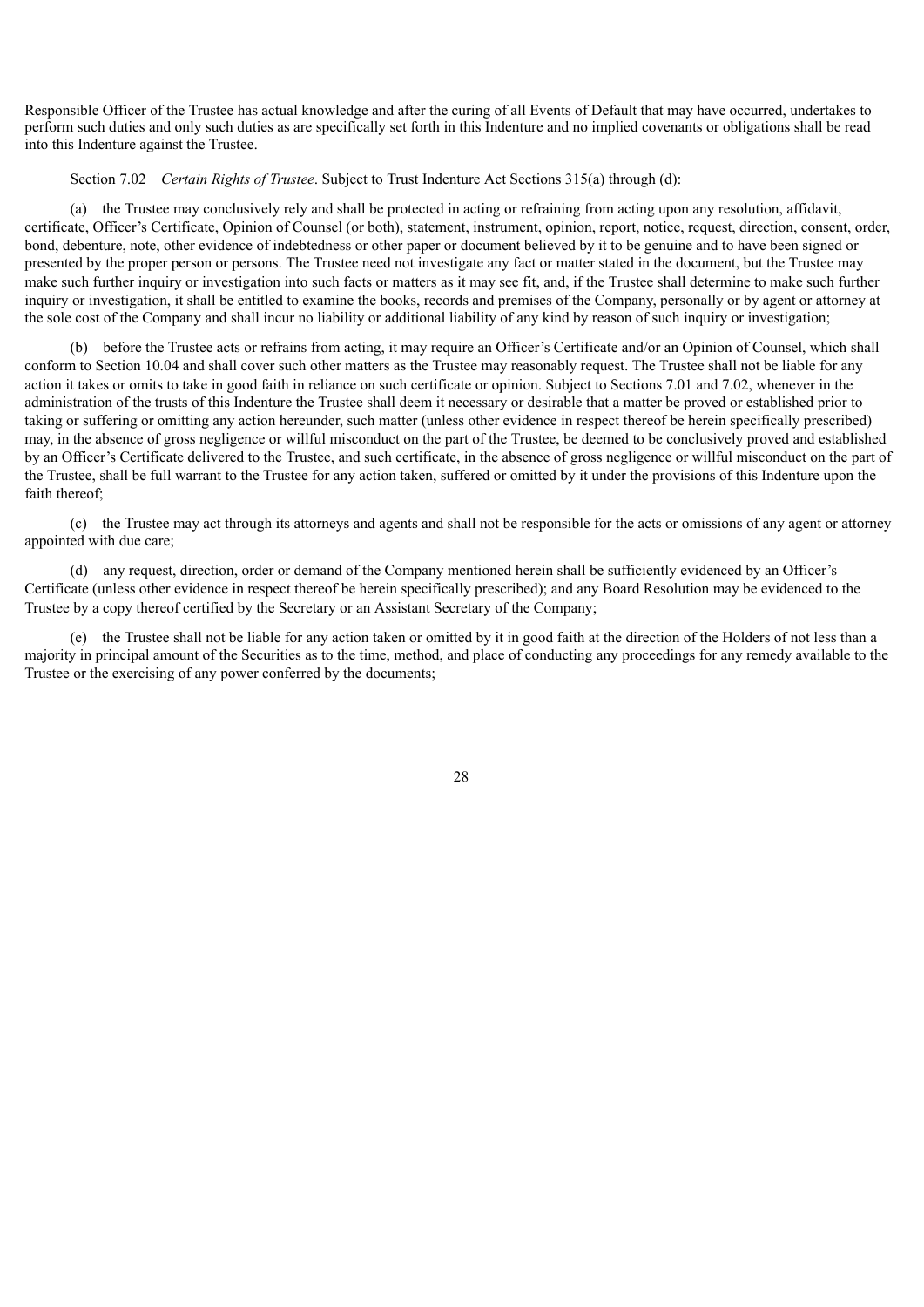Responsible Officer of the Trustee has actual knowledge and after the curing of all Events of Default that may have occurred, undertakes to perform such duties and only such duties as are specifically set forth in this Indenture and no implied covenants or obligations shall be read into this Indenture against the Trustee.

Section 7.02 *Certain Rights of Trustee*. Subject to Trust Indenture Act Sections 315(a) through (d):

(a) the Trustee may conclusively rely and shall be protected in acting or refraining from acting upon any resolution, affidavit, certificate, Officer's Certificate, Opinion of Counsel (or both), statement, instrument, opinion, report, notice, request, direction, consent, order, bond, debenture, note, other evidence of indebtedness or other paper or document believed by it to be genuine and to have been signed or presented by the proper person or persons. The Trustee need not investigate any fact or matter stated in the document, but the Trustee may make such further inquiry or investigation into such facts or matters as it may see fit, and, if the Trustee shall determine to make such further inquiry or investigation, it shall be entitled to examine the books, records and premises of the Company, personally or by agent or attorney at the sole cost of the Company and shall incur no liability or additional liability of any kind by reason of such inquiry or investigation;

(b) before the Trustee acts or refrains from acting, it may require an Officer's Certificate and/or an Opinion of Counsel, which shall conform to Section 10.04 and shall cover such other matters as the Trustee may reasonably request. The Trustee shall not be liable for any action it takes or omits to take in good faith in reliance on such certificate or opinion. Subject to Sections 7.01 and 7.02, whenever in the administration of the trusts of this Indenture the Trustee shall deem it necessary or desirable that a matter be proved or established prior to taking or suffering or omitting any action hereunder, such matter (unless other evidence in respect thereof be herein specifically prescribed) may, in the absence of gross negligence or willful misconduct on the part of the Trustee, be deemed to be conclusively proved and established by an Officer's Certificate delivered to the Trustee, and such certificate, in the absence of gross negligence or willful misconduct on the part of the Trustee, shall be full warrant to the Trustee for any action taken, suffered or omitted by it under the provisions of this Indenture upon the faith thereof;

(c) the Trustee may act through its attorneys and agents and shall not be responsible for the acts or omissions of any agent or attorney appointed with due care;

(d) any request, direction, order or demand of the Company mentioned herein shall be sufficiently evidenced by an Officer's Certificate (unless other evidence in respect thereof be herein specifically prescribed); and any Board Resolution may be evidenced to the Trustee by a copy thereof certified by the Secretary or an Assistant Secretary of the Company;

(e) the Trustee shall not be liable for any action taken or omitted by it in good faith at the direction of the Holders of not less than a majority in principal amount of the Securities as to the time, method, and place of conducting any proceedings for any remedy available to the Trustee or the exercising of any power conferred by the documents;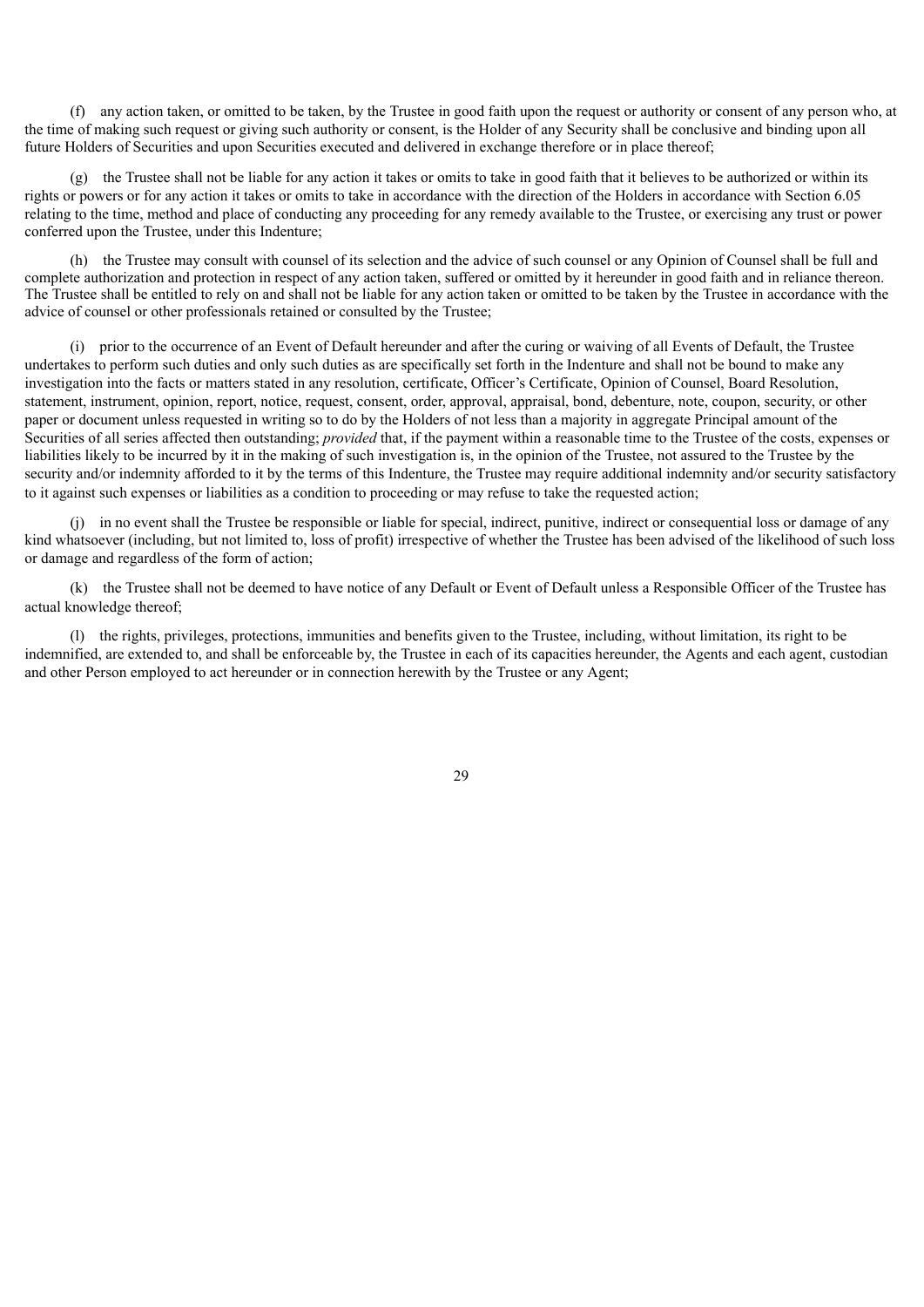(f) any action taken, or omitted to be taken, by the Trustee in good faith upon the request or authority or consent of any person who, at the time of making such request or giving such authority or consent, is the Holder of any Security shall be conclusive and binding upon all future Holders of Securities and upon Securities executed and delivered in exchange therefore or in place thereof;

(g) the Trustee shall not be liable for any action it takes or omits to take in good faith that it believes to be authorized or within its rights or powers or for any action it takes or omits to take in accordance with the direction of the Holders in accordance with Section 6.05 relating to the time, method and place of conducting any proceeding for any remedy available to the Trustee, or exercising any trust or power conferred upon the Trustee, under this Indenture;

(h) the Trustee may consult with counsel of its selection and the advice of such counsel or any Opinion of Counsel shall be full and complete authorization and protection in respect of any action taken, suffered or omitted by it hereunder in good faith and in reliance thereon. The Trustee shall be entitled to rely on and shall not be liable for any action taken or omitted to be taken by the Trustee in accordance with the advice of counsel or other professionals retained or consulted by the Trustee;

(i) prior to the occurrence of an Event of Default hereunder and after the curing or waiving of all Events of Default, the Trustee undertakes to perform such duties and only such duties as are specifically set forth in the Indenture and shall not be bound to make any investigation into the facts or matters stated in any resolution, certificate, Officer's Certificate, Opinion of Counsel, Board Resolution, statement, instrument, opinion, report, notice, request, consent, order, approval, appraisal, bond, debenture, note, coupon, security, or other paper or document unless requested in writing so to do by the Holders of not less than a majority in aggregate Principal amount of the Securities of all series affected then outstanding; *provided* that, if the payment within a reasonable time to the Trustee of the costs, expenses or liabilities likely to be incurred by it in the making of such investigation is, in the opinion of the Trustee, not assured to the Trustee by the security and/or indemnity afforded to it by the terms of this Indenture, the Trustee may require additional indemnity and/or security satisfactory to it against such expenses or liabilities as a condition to proceeding or may refuse to take the requested action;

(j) in no event shall the Trustee be responsible or liable for special, indirect, punitive, indirect or consequential loss or damage of any kind whatsoever (including, but not limited to, loss of profit) irrespective of whether the Trustee has been advised of the likelihood of such loss or damage and regardless of the form of action;

(k) the Trustee shall not be deemed to have notice of any Default or Event of Default unless a Responsible Officer of the Trustee has actual knowledge thereof;

(l) the rights, privileges, protections, immunities and benefits given to the Trustee, including, without limitation, its right to be indemnified, are extended to, and shall be enforceable by, the Trustee in each of its capacities hereunder, the Agents and each agent, custodian and other Person employed to act hereunder or in connection herewith by the Trustee or any Agent;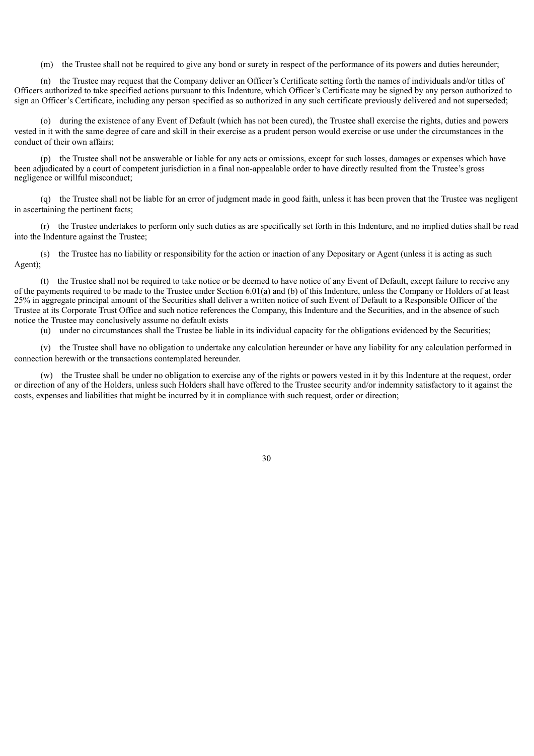(m) the Trustee shall not be required to give any bond or surety in respect of the performance of its powers and duties hereunder;

(n) the Trustee may request that the Company deliver an Officer's Certificate setting forth the names of individuals and/or titles of Officers authorized to take specified actions pursuant to this Indenture, which Officer's Certificate may be signed by any person authorized to sign an Officer's Certificate, including any person specified as so authorized in any such certificate previously delivered and not superseded;

(o) during the existence of any Event of Default (which has not been cured), the Trustee shall exercise the rights, duties and powers vested in it with the same degree of care and skill in their exercise as a prudent person would exercise or use under the circumstances in the conduct of their own affairs;

(p) the Trustee shall not be answerable or liable for any acts or omissions, except for such losses, damages or expenses which have been adjudicated by a court of competent jurisdiction in a final non-appealable order to have directly resulted from the Trustee's gross negligence or willful misconduct;

(q) the Trustee shall not be liable for an error of judgment made in good faith, unless it has been proven that the Trustee was negligent in ascertaining the pertinent facts;

(r) the Trustee undertakes to perform only such duties as are specifically set forth in this Indenture, and no implied duties shall be read into the Indenture against the Trustee;

(s) the Trustee has no liability or responsibility for the action or inaction of any Depositary or Agent (unless it is acting as such Agent);

(t) the Trustee shall not be required to take notice or be deemed to have notice of any Event of Default, except failure to receive any of the payments required to be made to the Trustee under Section 6.01(a) and (b) of this Indenture, unless the Company or Holders of at least 25% in aggregate principal amount of the Securities shall deliver a written notice of such Event of Default to a Responsible Officer of the Trustee at its Corporate Trust Office and such notice references the Company, this Indenture and the Securities, and in the absence of such notice the Trustee may conclusively assume no default exists

(u) under no circumstances shall the Trustee be liable in its individual capacity for the obligations evidenced by the Securities;

(v) the Trustee shall have no obligation to undertake any calculation hereunder or have any liability for any calculation performed in connection herewith or the transactions contemplated hereunder.

(w) the Trustee shall be under no obligation to exercise any of the rights or powers vested in it by this Indenture at the request, order or direction of any of the Holders, unless such Holders shall have offered to the Trustee security and/or indemnity satisfactory to it against the costs, expenses and liabilities that might be incurred by it in compliance with such request, order or direction;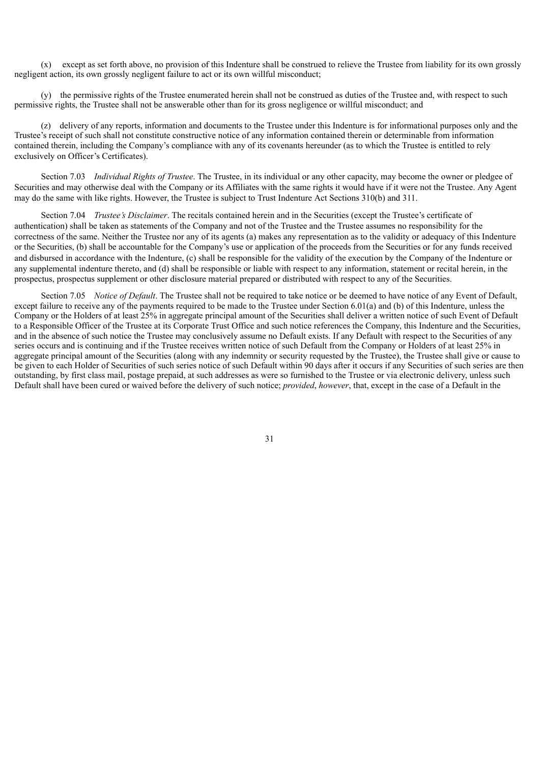(x) except as set forth above, no provision of this Indenture shall be construed to relieve the Trustee from liability for its own grossly negligent action, its own grossly negligent failure to act or its own willful misconduct;

(y) the permissive rights of the Trustee enumerated herein shall not be construed as duties of the Trustee and, with respect to such permissive rights, the Trustee shall not be answerable other than for its gross negligence or willful misconduct; and

(z) delivery of any reports, information and documents to the Trustee under this Indenture is for informational purposes only and the Trustee's receipt of such shall not constitute constructive notice of any information contained therein or determinable from information contained therein, including the Company's compliance with any of its covenants hereunder (as to which the Trustee is entitled to rely exclusively on Officer's Certificates).

Section 7.03 *Individual Rights of Trustee*. The Trustee, in its individual or any other capacity, may become the owner or pledgee of Securities and may otherwise deal with the Company or its Affiliates with the same rights it would have if it were not the Trustee. Any Agent may do the same with like rights. However, the Trustee is subject to Trust Indenture Act Sections 310(b) and 311.

Section 7.04 *Trustee's Disclaimer*. The recitals contained herein and in the Securities (except the Trustee's certificate of authentication) shall be taken as statements of the Company and not of the Trustee and the Trustee assumes no responsibility for the correctness of the same. Neither the Trustee nor any of its agents (a) makes any representation as to the validity or adequacy of this Indenture or the Securities, (b) shall be accountable for the Company's use or application of the proceeds from the Securities or for any funds received and disbursed in accordance with the Indenture, (c) shall be responsible for the validity of the execution by the Company of the Indenture or any supplemental indenture thereto, and (d) shall be responsible or liable with respect to any information, statement or recital herein, in the prospectus, prospectus supplement or other disclosure material prepared or distributed with respect to any of the Securities.

Section 7.05 *Notice of Default*. The Trustee shall not be required to take notice or be deemed to have notice of any Event of Default, except failure to receive any of the payments required to be made to the Trustee under Section 6.01(a) and (b) of this Indenture, unless the Company or the Holders of at least 25% in aggregate principal amount of the Securities shall deliver a written notice of such Event of Default to a Responsible Officer of the Trustee at its Corporate Trust Office and such notice references the Company, this Indenture and the Securities, and in the absence of such notice the Trustee may conclusively assume no Default exists. If any Default with respect to the Securities of any series occurs and is continuing and if the Trustee receives written notice of such Default from the Company or Holders of at least 25% in aggregate principal amount of the Securities (along with any indemnity or security requested by the Trustee), the Trustee shall give or cause to be given to each Holder of Securities of such series notice of such Default within 90 days after it occurs if any Securities of such series are then outstanding, by first class mail, postage prepaid, at such addresses as were so furnished to the Trustee or via electronic delivery, unless such Default shall have been cured or waived before the delivery of such notice; *provided*, *however*, that, except in the case of a Default in the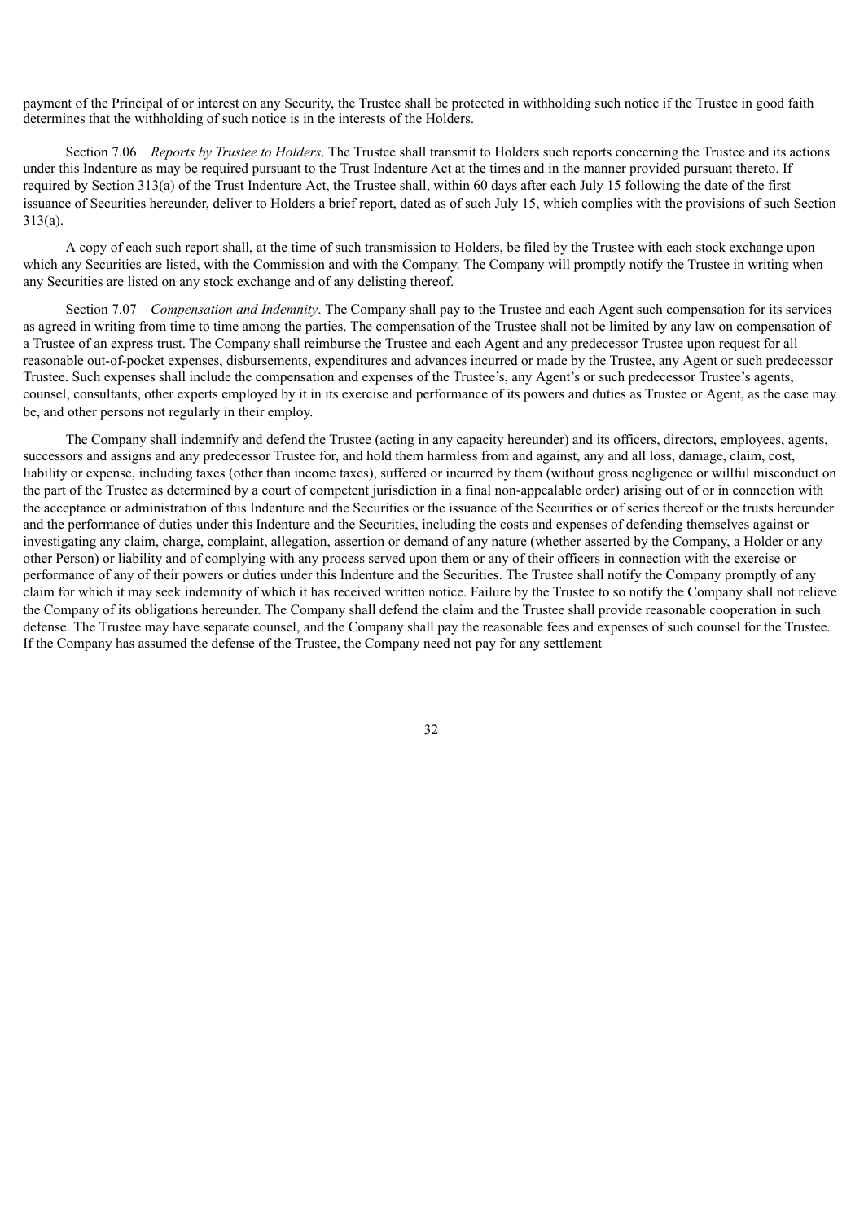payment of the Principal of or interest on any Security, the Trustee shall be protected in withholding such notice if the Trustee in good faith determines that the withholding of such notice is in the interests of the Holders.

Section 7.06 *Reports by Trustee to Holders*. The Trustee shall transmit to Holders such reports concerning the Trustee and its actions under this Indenture as may be required pursuant to the Trust Indenture Act at the times and in the manner provided pursuant thereto. If required by Section 313(a) of the Trust Indenture Act, the Trustee shall, within 60 days after each July 15 following the date of the first issuance of Securities hereunder, deliver to Holders a brief report, dated as of such July 15, which complies with the provisions of such Section 313(a).

A copy of each such report shall, at the time of such transmission to Holders, be filed by the Trustee with each stock exchange upon which any Securities are listed, with the Commission and with the Company. The Company will promptly notify the Trustee in writing when any Securities are listed on any stock exchange and of any delisting thereof.

Section 7.07 *Compensation and Indemnity*. The Company shall pay to the Trustee and each Agent such compensation for its services as agreed in writing from time to time among the parties. The compensation of the Trustee shall not be limited by any law on compensation of a Trustee of an express trust. The Company shall reimburse the Trustee and each Agent and any predecessor Trustee upon request for all reasonable out-of-pocket expenses, disbursements, expenditures and advances incurred or made by the Trustee, any Agent or such predecessor Trustee. Such expenses shall include the compensation and expenses of the Trustee's, any Agent's or such predecessor Trustee's agents, counsel, consultants, other experts employed by it in its exercise and performance of its powers and duties as Trustee or Agent, as the case may be, and other persons not regularly in their employ.

The Company shall indemnify and defend the Trustee (acting in any capacity hereunder) and its officers, directors, employees, agents, successors and assigns and any predecessor Trustee for, and hold them harmless from and against, any and all loss, damage, claim, cost, liability or expense, including taxes (other than income taxes), suffered or incurred by them (without gross negligence or willful misconduct on the part of the Trustee as determined by a court of competent jurisdiction in a final non-appealable order) arising out of or in connection with the acceptance or administration of this Indenture and the Securities or the issuance of the Securities or of series thereof or the trusts hereunder and the performance of duties under this Indenture and the Securities, including the costs and expenses of defending themselves against or investigating any claim, charge, complaint, allegation, assertion or demand of any nature (whether asserted by the Company, a Holder or any other Person) or liability and of complying with any process served upon them or any of their officers in connection with the exercise or performance of any of their powers or duties under this Indenture and the Securities. The Trustee shall notify the Company promptly of any claim for which it may seek indemnity of which it has received written notice. Failure by the Trustee to so notify the Company shall not relieve the Company of its obligations hereunder. The Company shall defend the claim and the Trustee shall provide reasonable cooperation in such defense. The Trustee may have separate counsel, and the Company shall pay the reasonable fees and expenses of such counsel for the Trustee. If the Company has assumed the defense of the Trustee, the Company need not pay for any settlement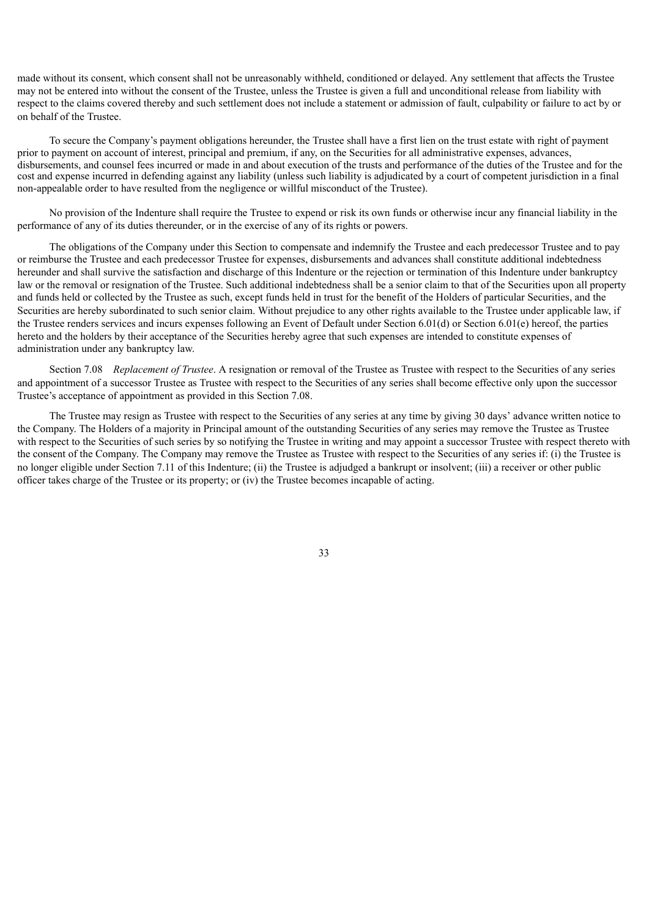made without its consent, which consent shall not be unreasonably withheld, conditioned or delayed. Any settlement that affects the Trustee may not be entered into without the consent of the Trustee, unless the Trustee is given a full and unconditional release from liability with respect to the claims covered thereby and such settlement does not include a statement or admission of fault, culpability or failure to act by or on behalf of the Trustee.

To secure the Company's payment obligations hereunder, the Trustee shall have a first lien on the trust estate with right of payment prior to payment on account of interest, principal and premium, if any, on the Securities for all administrative expenses, advances, disbursements, and counsel fees incurred or made in and about execution of the trusts and performance of the duties of the Trustee and for the cost and expense incurred in defending against any liability (unless such liability is adjudicated by a court of competent jurisdiction in a final non-appealable order to have resulted from the negligence or willful misconduct of the Trustee).

No provision of the Indenture shall require the Trustee to expend or risk its own funds or otherwise incur any financial liability in the performance of any of its duties thereunder, or in the exercise of any of its rights or powers.

The obligations of the Company under this Section to compensate and indemnify the Trustee and each predecessor Trustee and to pay or reimburse the Trustee and each predecessor Trustee for expenses, disbursements and advances shall constitute additional indebtedness hereunder and shall survive the satisfaction and discharge of this Indenture or the rejection or termination of this Indenture under bankruptcy law or the removal or resignation of the Trustee. Such additional indebtedness shall be a senior claim to that of the Securities upon all property and funds held or collected by the Trustee as such, except funds held in trust for the benefit of the Holders of particular Securities, and the Securities are hereby subordinated to such senior claim. Without prejudice to any other rights available to the Trustee under applicable law, if the Trustee renders services and incurs expenses following an Event of Default under Section 6.01(d) or Section 6.01(e) hereof, the parties hereto and the holders by their acceptance of the Securities hereby agree that such expenses are intended to constitute expenses of administration under any bankruptcy law.

Section 7.08 *Replacement of Trustee*. A resignation or removal of the Trustee as Trustee with respect to the Securities of any series and appointment of a successor Trustee as Trustee with respect to the Securities of any series shall become effective only upon the successor Trustee's acceptance of appointment as provided in this Section 7.08.

The Trustee may resign as Trustee with respect to the Securities of any series at any time by giving 30 days' advance written notice to the Company. The Holders of a majority in Principal amount of the outstanding Securities of any series may remove the Trustee as Trustee with respect to the Securities of such series by so notifying the Trustee in writing and may appoint a successor Trustee with respect thereto with the consent of the Company. The Company may remove the Trustee as Trustee with respect to the Securities of any series if: (i) the Trustee is no longer eligible under Section 7.11 of this Indenture; (ii) the Trustee is adjudged a bankrupt or insolvent; (iii) a receiver or other public officer takes charge of the Trustee or its property; or (iv) the Trustee becomes incapable of acting.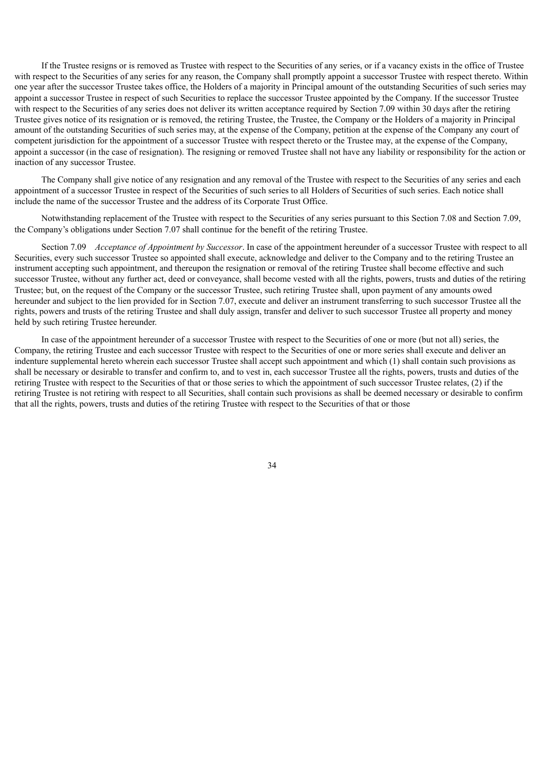If the Trustee resigns or is removed as Trustee with respect to the Securities of any series, or if a vacancy exists in the office of Trustee with respect to the Securities of any series for any reason, the Company shall promptly appoint a successor Trustee with respect thereto. Within one year after the successor Trustee takes office, the Holders of a majority in Principal amount of the outstanding Securities of such series may appoint a successor Trustee in respect of such Securities to replace the successor Trustee appointed by the Company. If the successor Trustee with respect to the Securities of any series does not deliver its written acceptance required by Section 7.09 within 30 days after the retiring Trustee gives notice of its resignation or is removed, the retiring Trustee, the Trustee, the Company or the Holders of a majority in Principal amount of the outstanding Securities of such series may, at the expense of the Company, petition at the expense of the Company any court of competent jurisdiction for the appointment of a successor Trustee with respect thereto or the Trustee may, at the expense of the Company, appoint a successor (in the case of resignation). The resigning or removed Trustee shall not have any liability or responsibility for the action or inaction of any successor Trustee.

The Company shall give notice of any resignation and any removal of the Trustee with respect to the Securities of any series and each appointment of a successor Trustee in respect of the Securities of such series to all Holders of Securities of such series. Each notice shall include the name of the successor Trustee and the address of its Corporate Trust Office.

Notwithstanding replacement of the Trustee with respect to the Securities of any series pursuant to this Section 7.08 and Section 7.09, the Company's obligations under Section 7.07 shall continue for the benefit of the retiring Trustee.

Section 7.09 *Acceptance of Appointment by Successor*. In case of the appointment hereunder of a successor Trustee with respect to all Securities, every such successor Trustee so appointed shall execute, acknowledge and deliver to the Company and to the retiring Trustee an instrument accepting such appointment, and thereupon the resignation or removal of the retiring Trustee shall become effective and such successor Trustee, without any further act, deed or conveyance, shall become vested with all the rights, powers, trusts and duties of the retiring Trustee; but, on the request of the Company or the successor Trustee, such retiring Trustee shall, upon payment of any amounts owed hereunder and subject to the lien provided for in Section 7.07, execute and deliver an instrument transferring to such successor Trustee all the rights, powers and trusts of the retiring Trustee and shall duly assign, transfer and deliver to such successor Trustee all property and money held by such retiring Trustee hereunder.

In case of the appointment hereunder of a successor Trustee with respect to the Securities of one or more (but not all) series, the Company, the retiring Trustee and each successor Trustee with respect to the Securities of one or more series shall execute and deliver an indenture supplemental hereto wherein each successor Trustee shall accept such appointment and which (1) shall contain such provisions as shall be necessary or desirable to transfer and confirm to, and to vest in, each successor Trustee all the rights, powers, trusts and duties of the retiring Trustee with respect to the Securities of that or those series to which the appointment of such successor Trustee relates, (2) if the retiring Trustee is not retiring with respect to all Securities, shall contain such provisions as shall be deemed necessary or desirable to confirm that all the rights, powers, trusts and duties of the retiring Trustee with respect to the Securities of that or those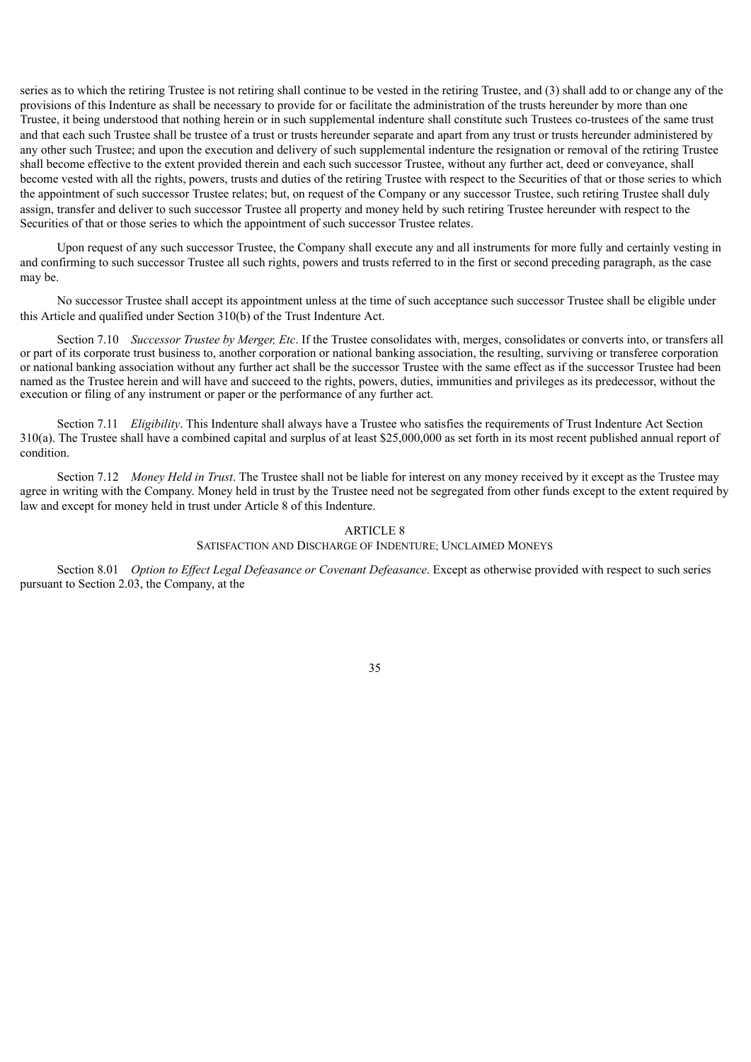series as to which the retiring Trustee is not retiring shall continue to be vested in the retiring Trustee, and (3) shall add to or change any of the provisions of this Indenture as shall be necessary to provide for or facilitate the administration of the trusts hereunder by more than one Trustee, it being understood that nothing herein or in such supplemental indenture shall constitute such Trustees co-trustees of the same trust and that each such Trustee shall be trustee of a trust or trusts hereunder separate and apart from any trust or trusts hereunder administered by any other such Trustee; and upon the execution and delivery of such supplemental indenture the resignation or removal of the retiring Trustee shall become effective to the extent provided therein and each such successor Trustee, without any further act, deed or conveyance, shall become vested with all the rights, powers, trusts and duties of the retiring Trustee with respect to the Securities of that or those series to which the appointment of such successor Trustee relates; but, on request of the Company or any successor Trustee, such retiring Trustee shall duly assign, transfer and deliver to such successor Trustee all property and money held by such retiring Trustee hereunder with respect to the Securities of that or those series to which the appointment of such successor Trustee relates.

Upon request of any such successor Trustee, the Company shall execute any and all instruments for more fully and certainly vesting in and confirming to such successor Trustee all such rights, powers and trusts referred to in the first or second preceding paragraph, as the case may be.

No successor Trustee shall accept its appointment unless at the time of such acceptance such successor Trustee shall be eligible under this Article and qualified under Section 310(b) of the Trust Indenture Act.

Section 7.10 *Successor Trustee by Merger, Etc*. If the Trustee consolidates with, merges, consolidates or converts into, or transfers all or part of its corporate trust business to, another corporation or national banking association, the resulting, surviving or transferee corporation or national banking association without any further act shall be the successor Trustee with the same effect as if the successor Trustee had been named as the Trustee herein and will have and succeed to the rights, powers, duties, immunities and privileges as its predecessor, without the execution or filing of any instrument or paper or the performance of any further act.

Section 7.11 *Eligibility*. This Indenture shall always have a Trustee who satisfies the requirements of Trust Indenture Act Section 310(a). The Trustee shall have a combined capital and surplus of at least $25,000,000 as set forth in its most recent published annual report of condition.

Section 7.12 *Money Held in Trust*. The Trustee shall not be liable for interest on any money received by it except as the Trustee may agree in writing with the Company. Money held in trust by the Trustee need not be segregated from other funds except to the extent required by law and except for money held in trust under Article 8 of this Indenture.

## ARTICLE 8
## SATISFACTION AND DISCHARGE OF INDENTURE; UNCLAIMED MONEYS

Section 8.01 *Option to Effect Legal Defeasance or Covenant Defeasance*. Except as otherwise provided with respect to such series pursuant to Section 2.03, the Company, at the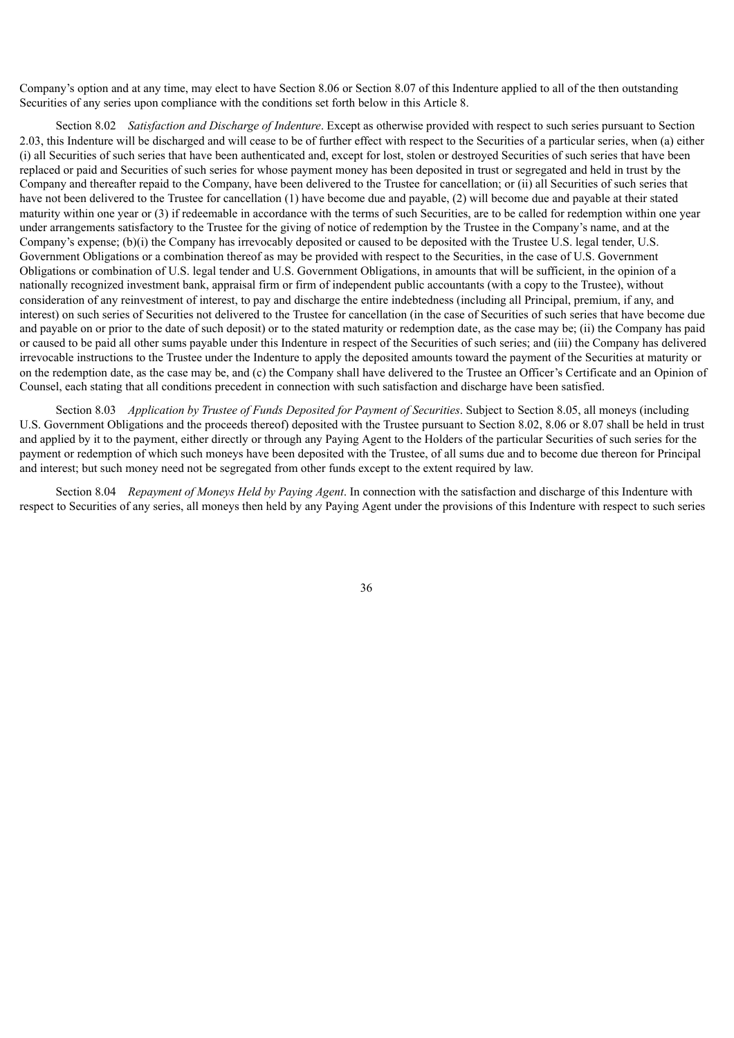Company's option and at any time, may elect to have Section 8.06 or Section 8.07 of this Indenture applied to all of the then outstanding Securities of any series upon compliance with the conditions set forth below in this Article 8.

Section 8.02 *Satisfaction and Discharge of Indenture*. Except as otherwise provided with respect to such series pursuant to Section 2.03, this Indenture will be discharged and will cease to be of further effect with respect to the Securities of a particular series, when (a) either (i) all Securities of such series that have been authenticated and, except for lost, stolen or destroyed Securities of such series that have been replaced or paid and Securities of such series for whose payment money has been deposited in trust or segregated and held in trust by the Company and thereafter repaid to the Company, have been delivered to the Trustee for cancellation; or (ii) all Securities of such series that have not been delivered to the Trustee for cancellation (1) have become due and payable, (2) will become due and payable at their stated maturity within one year or (3) if redeemable in accordance with the terms of such Securities, are to be called for redemption within one year under arrangements satisfactory to the Trustee for the giving of notice of redemption by the Trustee in the Company's name, and at the Company's expense; (b)(i) the Company has irrevocably deposited or caused to be deposited with the Trustee U.S. legal tender, U.S. Government Obligations or a combination thereof as may be provided with respect to the Securities, in the case of U.S. Government Obligations or combination of U.S. legal tender and U.S. Government Obligations, in amounts that will be sufficient, in the opinion of a nationally recognized investment bank, appraisal firm or firm of independent public accountants (with a copy to the Trustee), without consideration of any reinvestment of interest, to pay and discharge the entire indebtedness (including all Principal, premium, if any, and interest) on such series of Securities not delivered to the Trustee for cancellation (in the case of Securities of such series that have become due and payable on or prior to the date of such deposit) or to the stated maturity or redemption date, as the case may be; (ii) the Company has paid or caused to be paid all other sums payable under this Indenture in respect of the Securities of such series; and (iii) the Company has delivered irrevocable instructions to the Trustee under the Indenture to apply the deposited amounts toward the payment of the Securities at maturity or on the redemption date, as the case may be, and (c) the Company shall have delivered to the Trustee an Officer's Certificate and an Opinion of Counsel, each stating that all conditions precedent in connection with such satisfaction and discharge have been satisfied.

Section 8.03 *Application by Trustee of Funds Deposited for Payment of Securities*. Subject to Section 8.05, all moneys (including U.S. Government Obligations and the proceeds thereof) deposited with the Trustee pursuant to Section 8.02, 8.06 or 8.07 shall be held in trust and applied by it to the payment, either directly or through any Paying Agent to the Holders of the particular Securities of such series for the payment or redemption of which such moneys have been deposited with the Trustee, of all sums due and to become due thereon for Principal and interest; but such money need not be segregated from other funds except to the extent required by law.

Section 8.04 *Repayment of Moneys Held by Paying Agent*. In connection with the satisfaction and discharge of this Indenture with respect to Securities of any series, all moneys then held by any Paying Agent under the provisions of this Indenture with respect to such series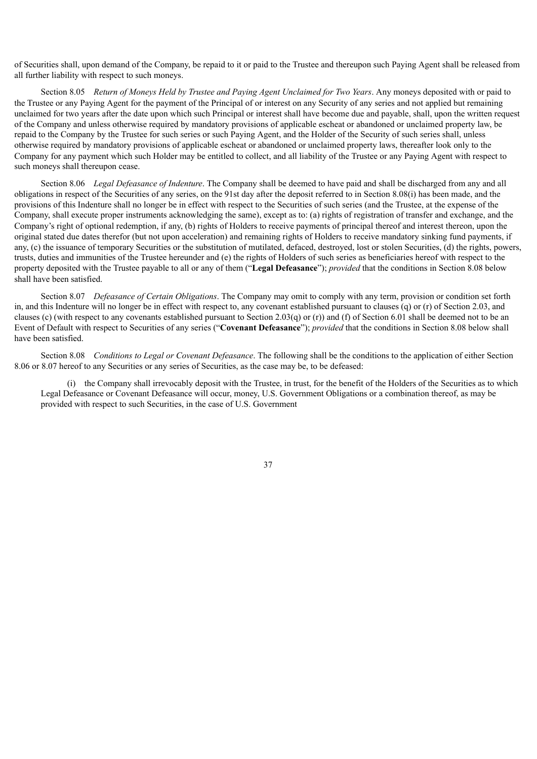of Securities shall, upon demand of the Company, be repaid to it or paid to the Trustee and thereupon such Paying Agent shall be released from all further liability with respect to such moneys.

Section 8.05 *Return of Moneys Held by Trustee and Paying Agent Unclaimed for Two Years*. Any moneys deposited with or paid to the Trustee or any Paying Agent for the payment of the Principal of or interest on any Security of any series and not applied but remaining unclaimed for two years after the date upon which such Principal or interest shall have become due and payable, shall, upon the written request of the Company and unless otherwise required by mandatory provisions of applicable escheat or abandoned or unclaimed property law, be repaid to the Company by the Trustee for such series or such Paying Agent, and the Holder of the Security of such series shall, unless otherwise required by mandatory provisions of applicable escheat or abandoned or unclaimed property laws, thereafter look only to the Company for any payment which such Holder may be entitled to collect, and all liability of the Trustee or any Paying Agent with respect to such moneys shall thereupon cease.

Section 8.06 *Legal Defeasance of Indenture*. The Company shall be deemed to have paid and shall be discharged from any and all obligations in respect of the Securities of any series, on the 91st day after the deposit referred to in Section 8.08(i) has been made, and the provisions of this Indenture shall no longer be in effect with respect to the Securities of such series (and the Trustee, at the expense of the Company, shall execute proper instruments acknowledging the same), except as to: (a) rights of registration of transfer and exchange, and the Company's right of optional redemption, if any, (b) rights of Holders to receive payments of principal thereof and interest thereon, upon the original stated due dates therefor (but not upon acceleration) and remaining rights of Holders to receive mandatory sinking fund payments, if any, (c) the issuance of temporary Securities or the substitution of mutilated, defaced, destroyed, lost or stolen Securities, (d) the rights, powers, trusts, duties and immunities of the Trustee hereunder and (e) the rights of Holders of such series as beneficiaries hereof with respect to the property deposited with the Trustee payable to all or any of them ("**Legal Defeasance**"); *provided* that the conditions in Section 8.08 below shall have been satisfied.

Section 8.07 *Defeasance of Certain Obligations*. The Company may omit to comply with any term, provision or condition set forth in, and this Indenture will no longer be in effect with respect to, any covenant established pursuant to clauses (q) or (r) of Section 2.03, and clauses (c) (with respect to any covenants established pursuant to Section 2.03(q) or (r)) and (f) of Section 6.01 shall be deemed not to be an Event of Default with respect to Securities of any series ("**Covenant Defeasance**"); *provided* that the conditions in Section 8.08 below shall have been satisfied.

Section 8.08 *Conditions to Legal or Covenant Defeasance*. The following shall be the conditions to the application of either Section 8.06 or 8.07 hereof to any Securities or any series of Securities, as the case may be, to be defeased:

(i) the Company shall irrevocably deposit with the Trustee, in trust, for the benefit of the Holders of the Securities as to which Legal Defeasance or Covenant Defeasance will occur, money, U.S. Government Obligations or a combination thereof, as may be provided with respect to such Securities, in the case of U.S. Government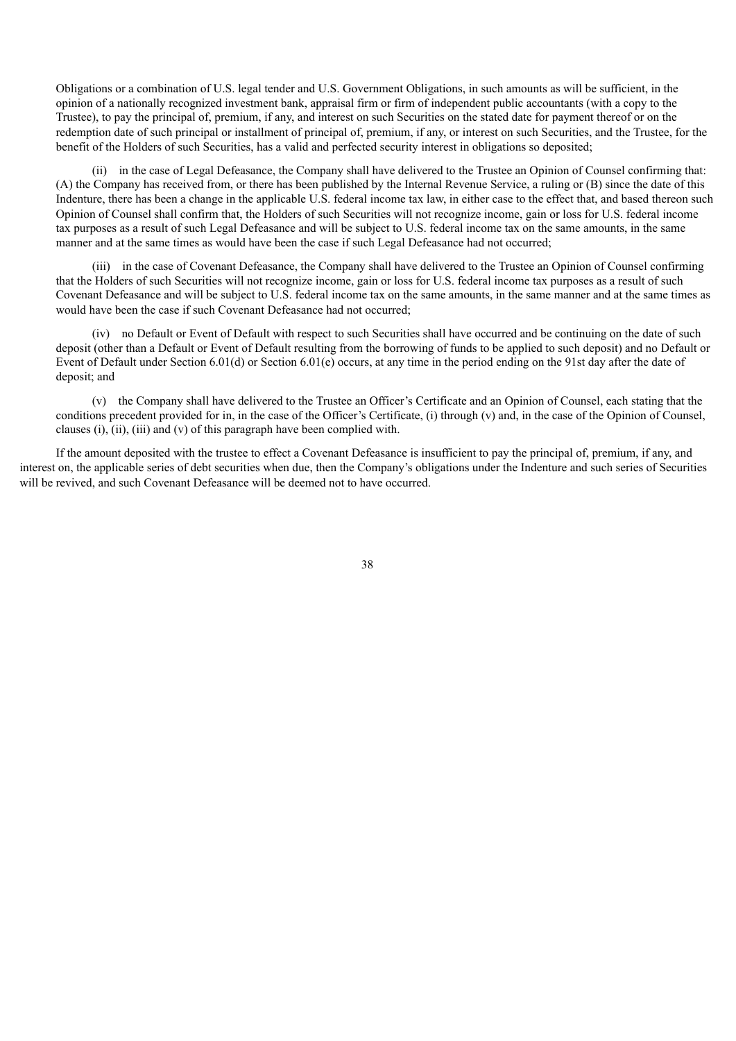Obligations or a combination of U.S. legal tender and U.S. Government Obligations, in such amounts as will be sufficient, in the opinion of a nationally recognized investment bank, appraisal firm or firm of independent public accountants (with a copy to the Trustee), to pay the principal of, premium, if any, and interest on such Securities on the stated date for payment thereof or on the redemption date of such principal or installment of principal of, premium, if any, or interest on such Securities, and the Trustee, for the benefit of the Holders of such Securities, has a valid and perfected security interest in obligations so deposited;

(ii) in the case of Legal Defeasance, the Company shall have delivered to the Trustee an Opinion of Counsel confirming that: (A) the Company has received from, or there has been published by the Internal Revenue Service, a ruling or (B) since the date of this Indenture, there has been a change in the applicable U.S. federal income tax law, in either case to the effect that, and based thereon such Opinion of Counsel shall confirm that, the Holders of such Securities will not recognize income, gain or loss for U.S. federal income tax purposes as a result of such Legal Defeasance and will be subject to U.S. federal income tax on the same amounts, in the same manner and at the same times as would have been the case if such Legal Defeasance had not occurred;

(iii) in the case of Covenant Defeasance, the Company shall have delivered to the Trustee an Opinion of Counsel confirming that the Holders of such Securities will not recognize income, gain or loss for U.S. federal income tax purposes as a result of such Covenant Defeasance and will be subject to U.S. federal income tax on the same amounts, in the same manner and at the same times as would have been the case if such Covenant Defeasance had not occurred;

(iv) no Default or Event of Default with respect to such Securities shall have occurred and be continuing on the date of such deposit (other than a Default or Event of Default resulting from the borrowing of funds to be applied to such deposit) and no Default or Event of Default under Section 6.01(d) or Section 6.01(e) occurs, at any time in the period ending on the 91st day after the date of deposit; and

(v) the Company shall have delivered to the Trustee an Officer's Certificate and an Opinion of Counsel, each stating that the conditions precedent provided for in, in the case of the Officer's Certificate, (i) through (v) and, in the case of the Opinion of Counsel, clauses (i), (ii), (iii) and (v) of this paragraph have been complied with.

If the amount deposited with the trustee to effect a Covenant Defeasance is insufficient to pay the principal of, premium, if any, and interest on, the applicable series of debt securities when due, then the Company's obligations under the Indenture and such series of Securities will be revived, and such Covenant Defeasance will be deemed not to have occurred.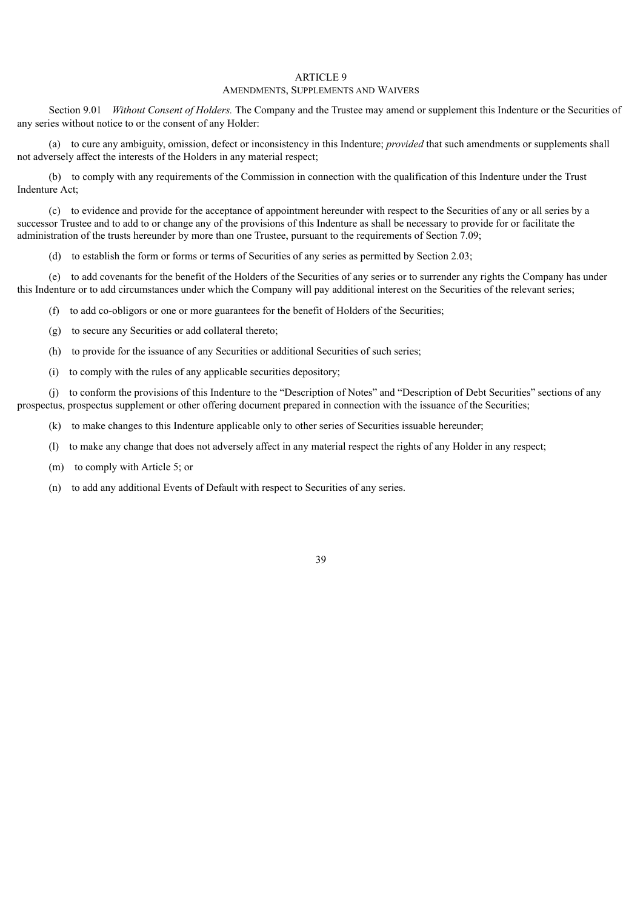# ARTICLE 9
## AMENDMENTS, SUPPLEMENTS AND WAIVERS

Section 9.01 *Without Consent of Holders.* The Company and the Trustee may amend or supplement this Indenture or the Securities of any series without notice to or the consent of any Holder:

(a) to cure any ambiguity, omission, defect or inconsistency in this Indenture; *provided* that such amendments or supplements shall not adversely affect the interests of the Holders in any material respect;

(b) to comply with any requirements of the Commission in connection with the qualification of this Indenture under the Trust Indenture Act;

(c) to evidence and provide for the acceptance of appointment hereunder with respect to the Securities of any or all series by a successor Trustee and to add to or change any of the provisions of this Indenture as shall be necessary to provide for or facilitate the administration of the trusts hereunder by more than one Trustee, pursuant to the requirements of Section 7.09;

(d) to establish the form or forms or terms of Securities of any series as permitted by Section 2.03;

(e) to add covenants for the benefit of the Holders of the Securities of any series or to surrender any rights the Company has under this Indenture or to add circumstances under which the Company will pay additional interest on the Securities of the relevant series;

(f) to add co-obligors or one or more guarantees for the benefit of Holders of the Securities;

(g) to secure any Securities or add collateral thereto;

(h) to provide for the issuance of any Securities or additional Securities of such series;

(i) to comply with the rules of any applicable securities depository;

(j) to conform the provisions of this Indenture to the "Description of Notes" and "Description of Debt Securities" sections of any prospectus, prospectus supplement or other offering document prepared in connection with the issuance of the Securities;

(k) to make changes to this Indenture applicable only to other series of Securities issuable hereunder;

(l) to make any change that does not adversely affect in any material respect the rights of any Holder in any respect;

(m) to comply with Article 5; or

(n) to add any additional Events of Default with respect to Securities of any series.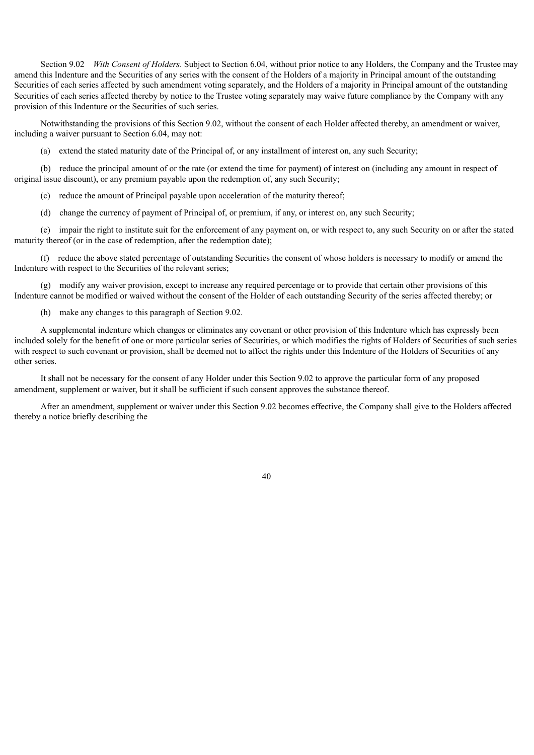Section 9.02 *With Consent of Holders*. Subject to Section 6.04, without prior notice to any Holders, the Company and the Trustee may amend this Indenture and the Securities of any series with the consent of the Holders of a majority in Principal amount of the outstanding Securities of each series affected by such amendment voting separately, and the Holders of a majority in Principal amount of the outstanding Securities of each series affected thereby by notice to the Trustee voting separately may waive future compliance by the Company with any provision of this Indenture or the Securities of such series.

Notwithstanding the provisions of this Section 9.02, without the consent of each Holder affected thereby, an amendment or waiver, including a waiver pursuant to Section 6.04, may not:

(a) extend the stated maturity date of the Principal of, or any installment of interest on, any such Security;

(b) reduce the principal amount of or the rate (or extend the time for payment) of interest on (including any amount in respect of original issue discount), or any premium payable upon the redemption of, any such Security;

(c) reduce the amount of Principal payable upon acceleration of the maturity thereof;

(d) change the currency of payment of Principal of, or premium, if any, or interest on, any such Security;

(e) impair the right to institute suit for the enforcement of any payment on, or with respect to, any such Security on or after the stated maturity thereof (or in the case of redemption, after the redemption date);

(f) reduce the above stated percentage of outstanding Securities the consent of whose holders is necessary to modify or amend the Indenture with respect to the Securities of the relevant series;

(g) modify any waiver provision, except to increase any required percentage or to provide that certain other provisions of this Indenture cannot be modified or waived without the consent of the Holder of each outstanding Security of the series affected thereby; or

(h) make any changes to this paragraph of Section 9.02.

A supplemental indenture which changes or eliminates any covenant or other provision of this Indenture which has expressly been included solely for the benefit of one or more particular series of Securities, or which modifies the rights of Holders of Securities of such series with respect to such covenant or provision, shall be deemed not to affect the rights under this Indenture of the Holders of Securities of any other series.

It shall not be necessary for the consent of any Holder under this Section 9.02 to approve the particular form of any proposed amendment, supplement or waiver, but it shall be sufficient if such consent approves the substance thereof.

After an amendment, supplement or waiver under this Section 9.02 becomes effective, the Company shall give to the Holders affected thereby a notice briefly describing the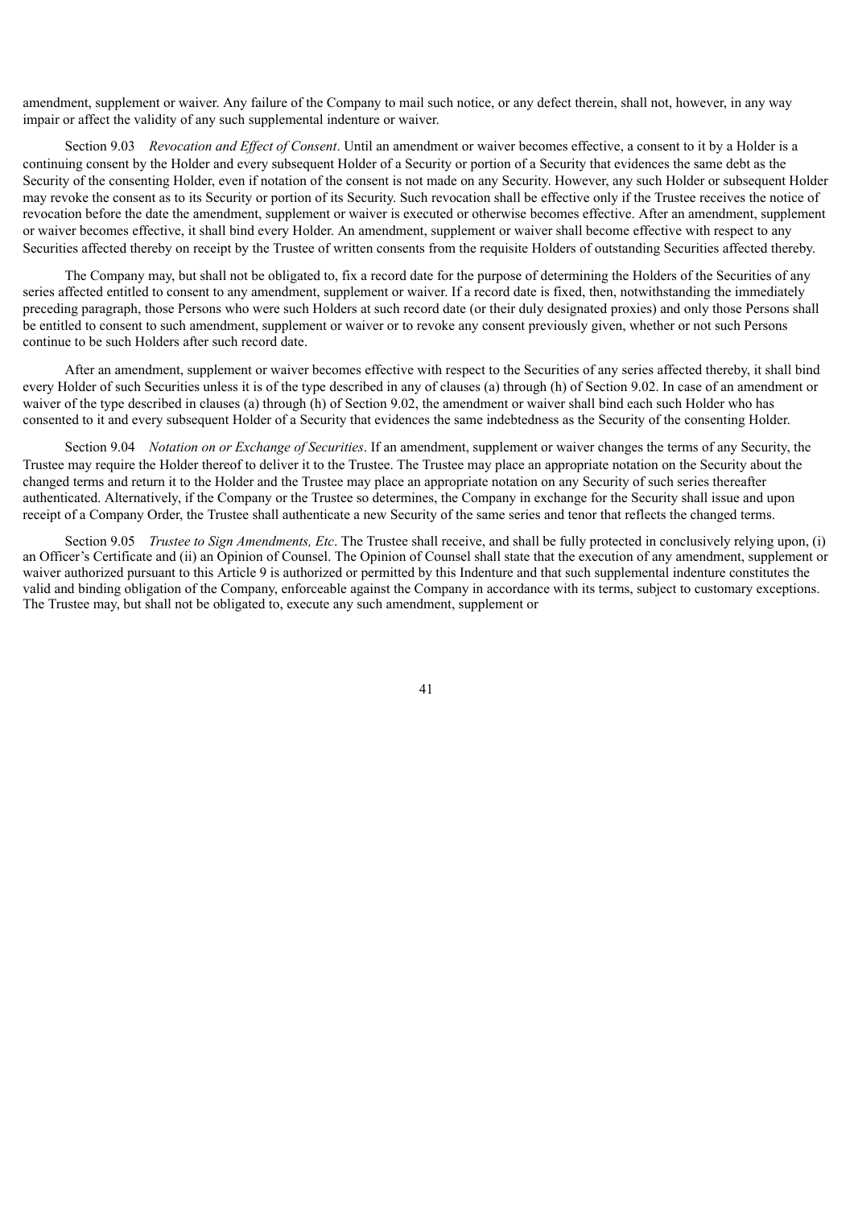amendment, supplement or waiver. Any failure of the Company to mail such notice, or any defect therein, shall not, however, in any way impair or affect the validity of any such supplemental indenture or waiver.

Section 9.03 *Revocation and Effect of Consent*. Until an amendment or waiver becomes effective, a consent to it by a Holder is a continuing consent by the Holder and every subsequent Holder of a Security or portion of a Security that evidences the same debt as the Security of the consenting Holder, even if notation of the consent is not made on any Security. However, any such Holder or subsequent Holder may revoke the consent as to its Security or portion of its Security. Such revocation shall be effective only if the Trustee receives the notice of revocation before the date the amendment, supplement or waiver is executed or otherwise becomes effective. After an amendment, supplement or waiver becomes effective, it shall bind every Holder. An amendment, supplement or waiver shall become effective with respect to any Securities affected thereby on receipt by the Trustee of written consents from the requisite Holders of outstanding Securities affected thereby.

The Company may, but shall not be obligated to, fix a record date for the purpose of determining the Holders of the Securities of any series affected entitled to consent to any amendment, supplement or waiver. If a record date is fixed, then, notwithstanding the immediately preceding paragraph, those Persons who were such Holders at such record date (or their duly designated proxies) and only those Persons shall be entitled to consent to such amendment, supplement or waiver or to revoke any consent previously given, whether or not such Persons continue to be such Holders after such record date.

After an amendment, supplement or waiver becomes effective with respect to the Securities of any series affected thereby, it shall bind every Holder of such Securities unless it is of the type described in any of clauses (a) through (h) of Section 9.02. In case of an amendment or waiver of the type described in clauses (a) through (h) of Section 9.02, the amendment or waiver shall bind each such Holder who has consented to it and every subsequent Holder of a Security that evidences the same indebtedness as the Security of the consenting Holder.

Section 9.04 *Notation on or Exchange of Securities*. If an amendment, supplement or waiver changes the terms of any Security, the Trustee may require the Holder thereof to deliver it to the Trustee. The Trustee may place an appropriate notation on the Security about the changed terms and return it to the Holder and the Trustee may place an appropriate notation on any Security of such series thereafter authenticated. Alternatively, if the Company or the Trustee so determines, the Company in exchange for the Security shall issue and upon receipt of a Company Order, the Trustee shall authenticate a new Security of the same series and tenor that reflects the changed terms.

Section 9.05 *Trustee to Sign Amendments, Etc*. The Trustee shall receive, and shall be fully protected in conclusively relying upon, (i) an Officer's Certificate and (ii) an Opinion of Counsel. The Opinion of Counsel shall state that the execution of any amendment, supplement or waiver authorized pursuant to this Article 9 is authorized or permitted by this Indenture and that such supplemental indenture constitutes the valid and binding obligation of the Company, enforceable against the Company in accordance with its terms, subject to customary exceptions. The Trustee may, but shall not be obligated to, execute any such amendment, supplement or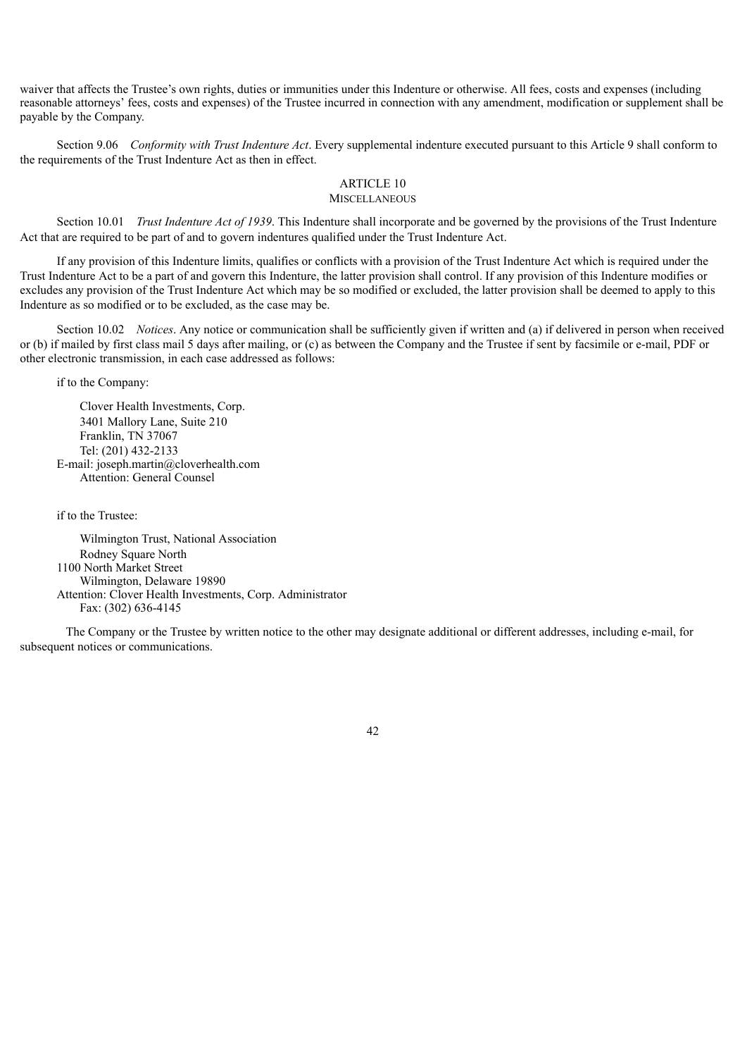waiver that affects the Trustee's own rights, duties or immunities under this Indenture or otherwise. All fees, costs and expenses (including reasonable attorneys' fees, costs and expenses) of the Trustee incurred in connection with any amendment, modification or supplement shall be payable by the Company.

Section 9.06 *Conformity with Trust Indenture Act*. Every supplemental indenture executed pursuant to this Article 9 shall conform to the requirements of the Trust Indenture Act as then in effect.

## ARTICLE 10
## MISCELLANEOUS

Section 10.01 *Trust Indenture Act of 1939*. This Indenture shall incorporate and be governed by the provisions of the Trust Indenture Act that are required to be part of and to govern indentures qualified under the Trust Indenture Act.

If any provision of this Indenture limits, qualifies or conflicts with a provision of the Trust Indenture Act which is required under the Trust Indenture Act to be a part of and govern this Indenture, the latter provision shall control. If any provision of this Indenture modifies or excludes any provision of the Trust Indenture Act which may be so modified or excluded, the latter provision shall be deemed to apply to this Indenture as so modified or to be excluded, as the case may be.

Section 10.02 *Notices*. Any notice or communication shall be sufficiently given if written and (a) if delivered in person when received or (b) if mailed by first class mail 5 days after mailing, or (c) as between the Company and the Trustee if sent by facsimile or e-mail, PDF or other electronic transmission, in each case addressed as follows:

if to the Company:

Clover Health Investments, Corp.
3401 Mallory Lane, Suite 210
Franklin, TN 37067
Tel: (201) 432-2133
E-mail: joseph.martin@cloverhealth.com
Attention: General Counsel

if to the Trustee:

Wilmington Trust, National Association
Rodney Square North
1100 North Market Street
Wilmington, Delaware 19890
Attention: Clover Health Investments, Corp. Administrator
Fax: (302) 636-4145

The Company or the Trustee by written notice to the other may designate additional or different addresses, including e-mail, for subsequent notices or communications.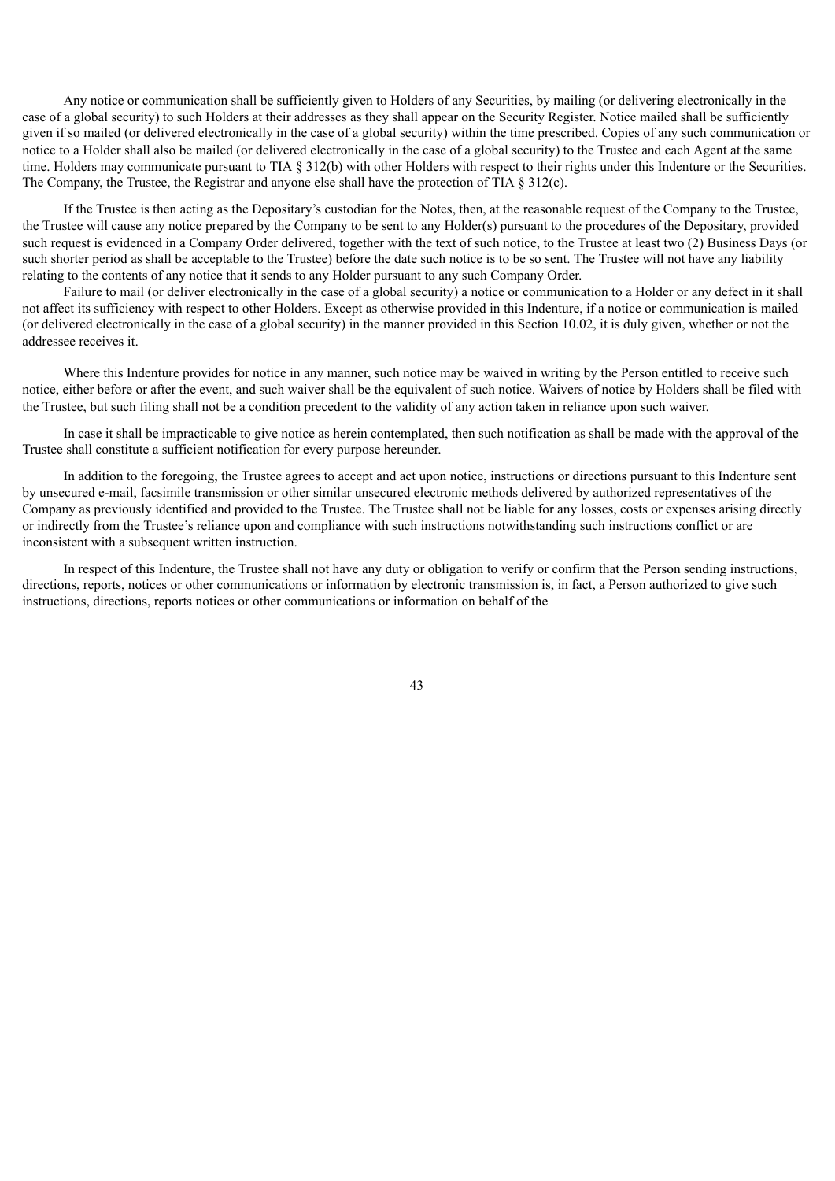Any notice or communication shall be sufficiently given to Holders of any Securities, by mailing (or delivering electronically in the case of a global security) to such Holders at their addresses as they shall appear on the Security Register. Notice mailed shall be sufficiently given if so mailed (or delivered electronically in the case of a global security) within the time prescribed. Copies of any such communication or notice to a Holder shall also be mailed (or delivered electronically in the case of a global security) to the Trustee and each Agent at the same time. Holders may communicate pursuant to TIA § 312(b) with other Holders with respect to their rights under this Indenture or the Securities. The Company, the Trustee, the Registrar and anyone else shall have the protection of TIA § 312(c).

If the Trustee is then acting as the Depositary's custodian for the Notes, then, at the reasonable request of the Company to the Trustee, the Trustee will cause any notice prepared by the Company to be sent to any Holder(s) pursuant to the procedures of the Depositary, provided such request is evidenced in a Company Order delivered, together with the text of such notice, to the Trustee at least two (2) Business Days (or such shorter period as shall be acceptable to the Trustee) before the date such notice is to be so sent. The Trustee will not have any liability relating to the contents of any notice that it sends to any Holder pursuant to any such Company Order.

Failure to mail (or deliver electronically in the case of a global security) a notice or communication to a Holder or any defect in it shall not affect its sufficiency with respect to other Holders. Except as otherwise provided in this Indenture, if a notice or communication is mailed (or delivered electronically in the case of a global security) in the manner provided in this Section 10.02, it is duly given, whether or not the addressee receives it.

Where this Indenture provides for notice in any manner, such notice may be waived in writing by the Person entitled to receive such notice, either before or after the event, and such waiver shall be the equivalent of such notice. Waivers of notice by Holders shall be filed with the Trustee, but such filing shall not be a condition precedent to the validity of any action taken in reliance upon such waiver.

In case it shall be impracticable to give notice as herein contemplated, then such notification as shall be made with the approval of the Trustee shall constitute a sufficient notification for every purpose hereunder.

In addition to the foregoing, the Trustee agrees to accept and act upon notice, instructions or directions pursuant to this Indenture sent by unsecured e-mail, facsimile transmission or other similar unsecured electronic methods delivered by authorized representatives of the Company as previously identified and provided to the Trustee. The Trustee shall not be liable for any losses, costs or expenses arising directly or indirectly from the Trustee's reliance upon and compliance with such instructions notwithstanding such instructions conflict or are inconsistent with a subsequent written instruction.

In respect of this Indenture, the Trustee shall not have any duty or obligation to verify or confirm that the Person sending instructions, directions, reports, notices or other communications or information by electronic transmission is, in fact, a Person authorized to give such instructions, directions, reports notices or other communications or information on behalf of the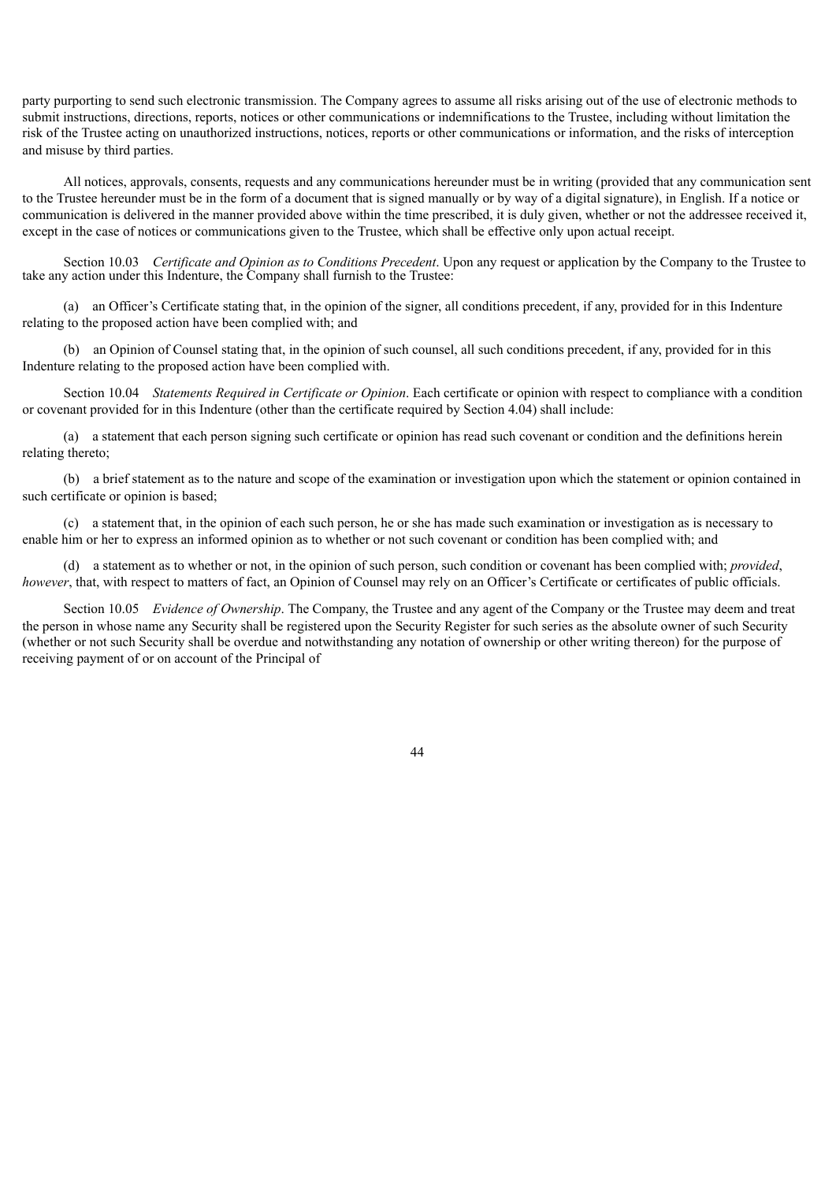party purporting to send such electronic transmission. The Company agrees to assume all risks arising out of the use of electronic methods to submit instructions, directions, reports, notices or other communications or indemnifications to the Trustee, including without limitation the risk of the Trustee acting on unauthorized instructions, notices, reports or other communications or information, and the risks of interception and misuse by third parties.

All notices, approvals, consents, requests and any communications hereunder must be in writing (provided that any communication sent to the Trustee hereunder must be in the form of a document that is signed manually or by way of a digital signature), in English. If a notice or communication is delivered in the manner provided above within the time prescribed, it is duly given, whether or not the addressee received it, except in the case of notices or communications given to the Trustee, which shall be effective only upon actual receipt.

Section 10.03 *Certificate and Opinion as to Conditions Precedent*. Upon any request or application by the Company to the Trustee to take any action under this Indenture, the Company shall furnish to the Trustee:

(a) an Officer's Certificate stating that, in the opinion of the signer, all conditions precedent, if any, provided for in this Indenture relating to the proposed action have been complied with; and

(b) an Opinion of Counsel stating that, in the opinion of such counsel, all such conditions precedent, if any, provided for in this Indenture relating to the proposed action have been complied with.

Section 10.04 *Statements Required in Certificate or Opinion*. Each certificate or opinion with respect to compliance with a condition or covenant provided for in this Indenture (other than the certificate required by Section 4.04) shall include:

(a) a statement that each person signing such certificate or opinion has read such covenant or condition and the definitions herein relating thereto;

(b) a brief statement as to the nature and scope of the examination or investigation upon which the statement or opinion contained in such certificate or opinion is based;

(c) a statement that, in the opinion of each such person, he or she has made such examination or investigation as is necessary to enable him or her to express an informed opinion as to whether or not such covenant or condition has been complied with; and

(d) a statement as to whether or not, in the opinion of such person, such condition or covenant has been complied with; *provided*, *however*, that, with respect to matters of fact, an Opinion of Counsel may rely on an Officer's Certificate or certificates of public officials.

Section 10.05 *Evidence of Ownership*. The Company, the Trustee and any agent of the Company or the Trustee may deem and treat the person in whose name any Security shall be registered upon the Security Register for such series as the absolute owner of such Security (whether or not such Security shall be overdue and notwithstanding any notation of ownership or other writing thereon) for the purpose of receiving payment of or on account of the Principal of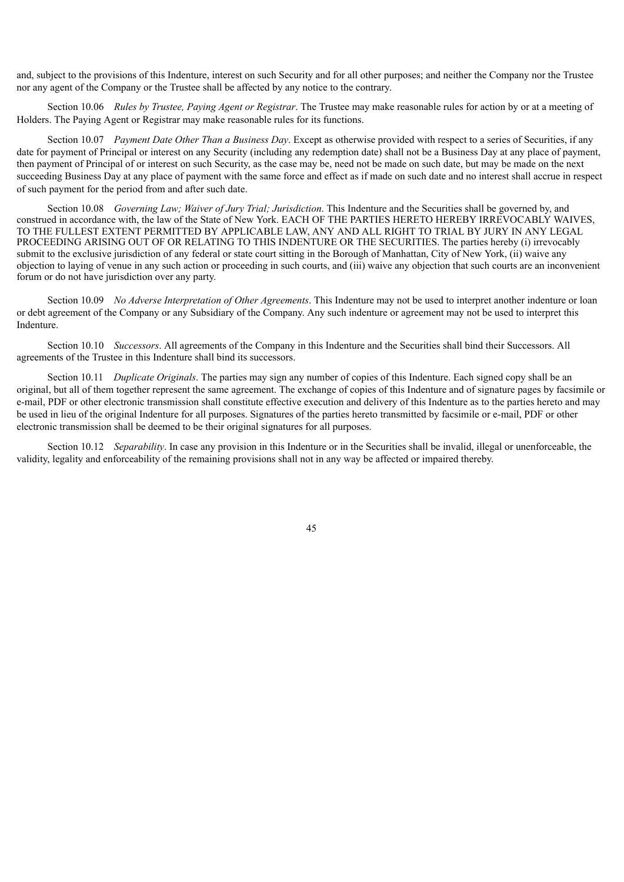and, subject to the provisions of this Indenture, interest on such Security and for all other purposes; and neither the Company nor the Trustee nor any agent of the Company or the Trustee shall be affected by any notice to the contrary.

Section 10.06 *Rules by Trustee, Paying Agent or Registrar*. The Trustee may make reasonable rules for action by or at a meeting of Holders. The Paying Agent or Registrar may make reasonable rules for its functions.

Section 10.07 *Payment Date Other Than a Business Day*. Except as otherwise provided with respect to a series of Securities, if any date for payment of Principal or interest on any Security (including any redemption date) shall not be a Business Day at any place of payment, then payment of Principal of or interest on such Security, as the case may be, need not be made on such date, but may be made on the next succeeding Business Day at any place of payment with the same force and effect as if made on such date and no interest shall accrue in respect of such payment for the period from and after such date.

Section 10.08 *Governing Law; Waiver of Jury Trial; Jurisdiction*. This Indenture and the Securities shall be governed by, and construed in accordance with, the law of the State of New York. EACH OF THE PARTIES HERETO HEREBY IRREVOCABLY WAIVES, TO THE FULLEST EXTENT PERMITTED BY APPLICABLE LAW, ANY AND ALL RIGHT TO TRIAL BY JURY IN ANY LEGAL PROCEEDING ARISING OUT OF OR RELATING TO THIS INDENTURE OR THE SECURITIES. The parties hereby (i) irrevocably submit to the exclusive jurisdiction of any federal or state court sitting in the Borough of Manhattan, City of New York, (ii) waive any objection to laying of venue in any such action or proceeding in such courts, and (iii) waive any objection that such courts are an inconvenient forum or do not have jurisdiction over any party.

Section 10.09 *No Adverse Interpretation of Other Agreements*. This Indenture may not be used to interpret another indenture or loan or debt agreement of the Company or any Subsidiary of the Company. Any such indenture or agreement may not be used to interpret this Indenture.

Section 10.10 *Successors*. All agreements of the Company in this Indenture and the Securities shall bind their Successors. All agreements of the Trustee in this Indenture shall bind its successors.

Section 10.11 *Duplicate Originals*. The parties may sign any number of copies of this Indenture. Each signed copy shall be an original, but all of them together represent the same agreement. The exchange of copies of this Indenture and of signature pages by facsimile or e-mail, PDF or other electronic transmission shall constitute effective execution and delivery of this Indenture as to the parties hereto and may be used in lieu of the original Indenture for all purposes. Signatures of the parties hereto transmitted by facsimile or e-mail, PDF or other electronic transmission shall be deemed to be their original signatures for all purposes.

Section 10.12 *Separability*. In case any provision in this Indenture or in the Securities shall be invalid, illegal or unenforceable, the validity, legality and enforceability of the remaining provisions shall not in any way be affected or impaired thereby.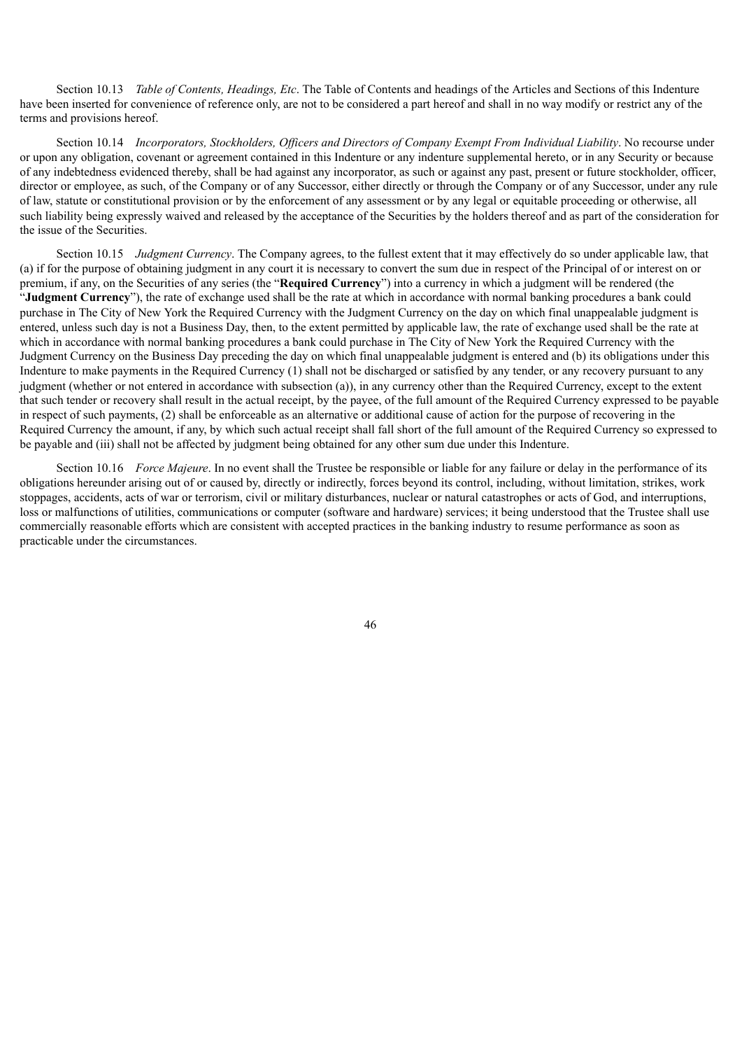Section 10.13 *Table of Contents, Headings, Etc*. The Table of Contents and headings of the Articles and Sections of this Indenture have been inserted for convenience of reference only, are not to be considered a part hereof and shall in no way modify or restrict any of the terms and provisions hereof.

Section 10.14 *Incorporators, Stockholders, Officers and Directors of Company Exempt From Individual Liability*. No recourse under or upon any obligation, covenant or agreement contained in this Indenture or any indenture supplemental hereto, or in any Security or because of any indebtedness evidenced thereby, shall be had against any incorporator, as such or against any past, present or future stockholder, officer, director or employee, as such, of the Company or of any Successor, either directly or through the Company or of any Successor, under any rule of law, statute or constitutional provision or by the enforcement of any assessment or by any legal or equitable proceeding or otherwise, all such liability being expressly waived and released by the acceptance of the Securities by the holders thereof and as part of the consideration for the issue of the Securities.

Section 10.15 *Judgment Currency*. The Company agrees, to the fullest extent that it may effectively do so under applicable law, that (a) if for the purpose of obtaining judgment in any court it is necessary to convert the sum due in respect of the Principal of or interest on or premium, if any, on the Securities of any series (the "**Required Currency**") into a currency in which a judgment will be rendered (the "**Judgment Currency**"), the rate of exchange used shall be the rate at which in accordance with normal banking procedures a bank could purchase in The City of New York the Required Currency with the Judgment Currency on the day on which final unappealable judgment is entered, unless such day is not a Business Day, then, to the extent permitted by applicable law, the rate of exchange used shall be the rate at which in accordance with normal banking procedures a bank could purchase in The City of New York the Required Currency with the Judgment Currency on the Business Day preceding the day on which final unappealable judgment is entered and (b) its obligations under this Indenture to make payments in the Required Currency (1) shall not be discharged or satisfied by any tender, or any recovery pursuant to any judgment (whether or not entered in accordance with subsection (a)), in any currency other than the Required Currency, except to the extent that such tender or recovery shall result in the actual receipt, by the payee, of the full amount of the Required Currency expressed to be payable in respect of such payments, (2) shall be enforceable as an alternative or additional cause of action for the purpose of recovering in the Required Currency the amount, if any, by which such actual receipt shall fall short of the full amount of the Required Currency so expressed to be payable and (iii) shall not be affected by judgment being obtained for any other sum due under this Indenture.

Section 10.16 *Force Majeure*. In no event shall the Trustee be responsible or liable for any failure or delay in the performance of its obligations hereunder arising out of or caused by, directly or indirectly, forces beyond its control, including, without limitation, strikes, work stoppages, accidents, acts of war or terrorism, civil or military disturbances, nuclear or natural catastrophes or acts of God, and interruptions, loss or malfunctions of utilities, communications or computer (software and hardware) services; it being understood that the Trustee shall use commercially reasonable efforts which are consistent with accepted practices in the banking industry to resume performance as soon as practicable under the circumstances.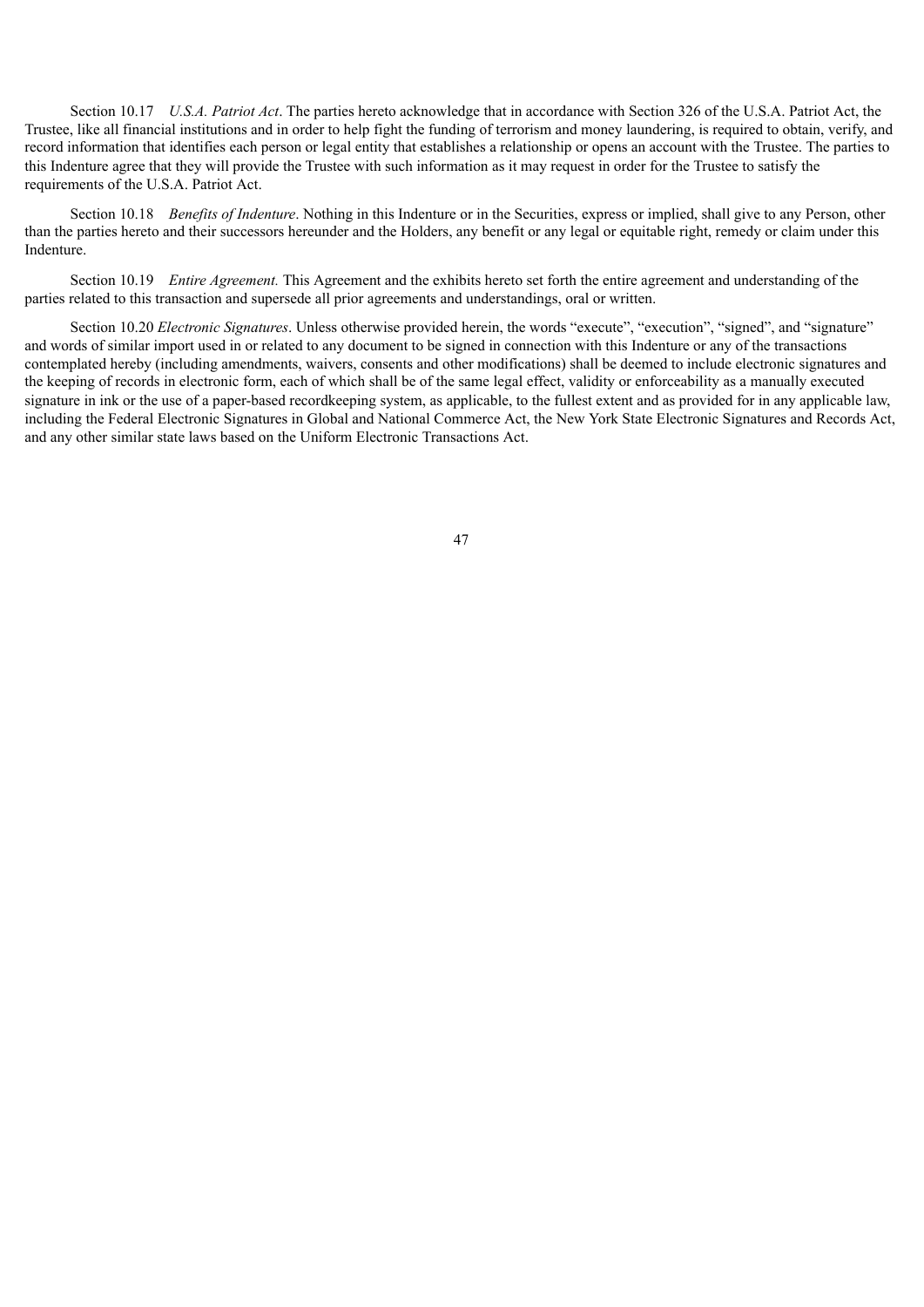Section 10.17 *U.S.A. Patriot Act*. The parties hereto acknowledge that in accordance with Section 326 of the U.S.A. Patriot Act, the Trustee, like all financial institutions and in order to help fight the funding of terrorism and money laundering, is required to obtain, verify, and record information that identifies each person or legal entity that establishes a relationship or opens an account with the Trustee. The parties to this Indenture agree that they will provide the Trustee with such information as it may request in order for the Trustee to satisfy the requirements of the U.S.A. Patriot Act.

Section 10.18 *Benefits of Indenture*. Nothing in this Indenture or in the Securities, express or implied, shall give to any Person, other than the parties hereto and their successors hereunder and the Holders, any benefit or any legal or equitable right, remedy or claim under this Indenture.

Section 10.19 *Entire Agreement.* This Agreement and the exhibits hereto set forth the entire agreement and understanding of the parties related to this transaction and supersede all prior agreements and understandings, oral or written.

Section 10.20 *Electronic Signatures*. Unless otherwise provided herein, the words "execute", "execution", "signed", and "signature" and words of similar import used in or related to any document to be signed in connection with this Indenture or any of the transactions contemplated hereby (including amendments, waivers, consents and other modifications) shall be deemed to include electronic signatures and the keeping of records in electronic form, each of which shall be of the same legal effect, validity or enforceability as a manually executed signature in ink or the use of a paper-based recordkeeping system, as applicable, to the fullest extent and as provided for in any applicable law, including the Federal Electronic Signatures in Global and National Commerce Act, the New York State Electronic Signatures and Records Act, and any other similar state laws based on the Uniform Electronic Transactions Act.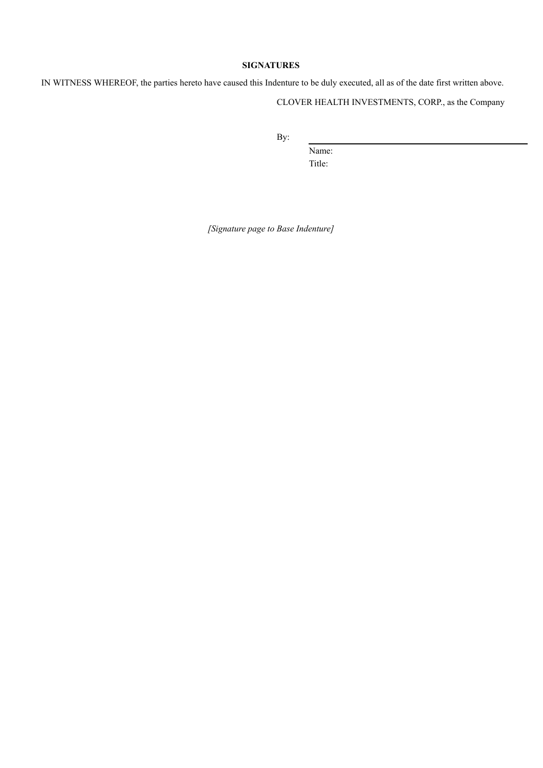**SIGNATURES**

IN WITNESS WHEREOF, the parties hereto have caused this Indenture to be duly executed, all as of the date first written above.

CLOVER HEALTH INVESTMENTS, CORP., as the Company

By: \_\_\_\_\_\_\_\_\_\_\_\_\_\_\_\_\_\_\_\_\_\_\_\_\_\_\_\_\_\_\_\_\_\_\_\_\_\_\_\_

Name:

Title:

*[Signature page to Base Indenture]*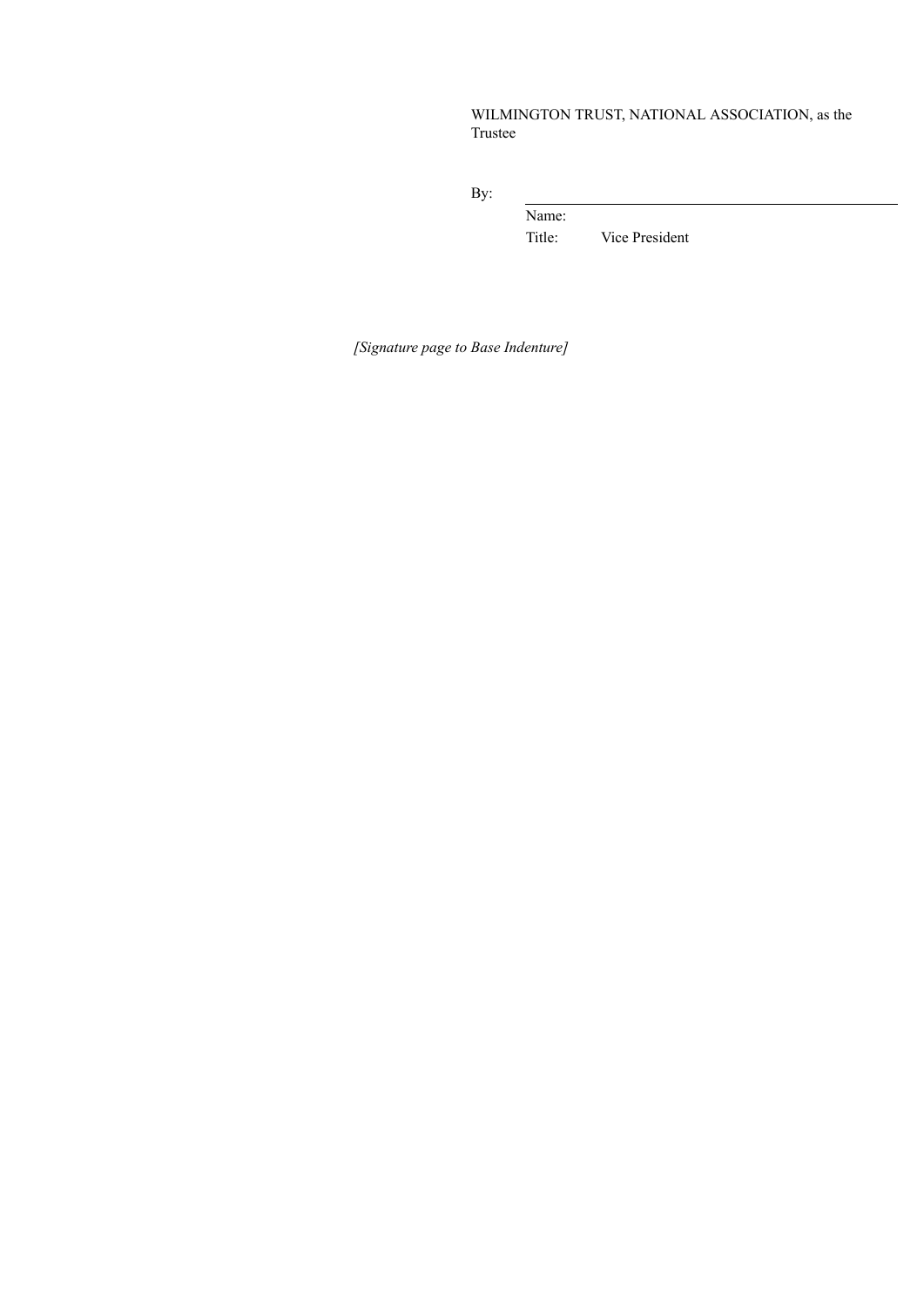WILMINGTON TRUST, NATIONAL ASSOCIATION, as the Trustee

By: ______________________________

Name:

Title: Vice President

*[Signature page to Base Indenture]*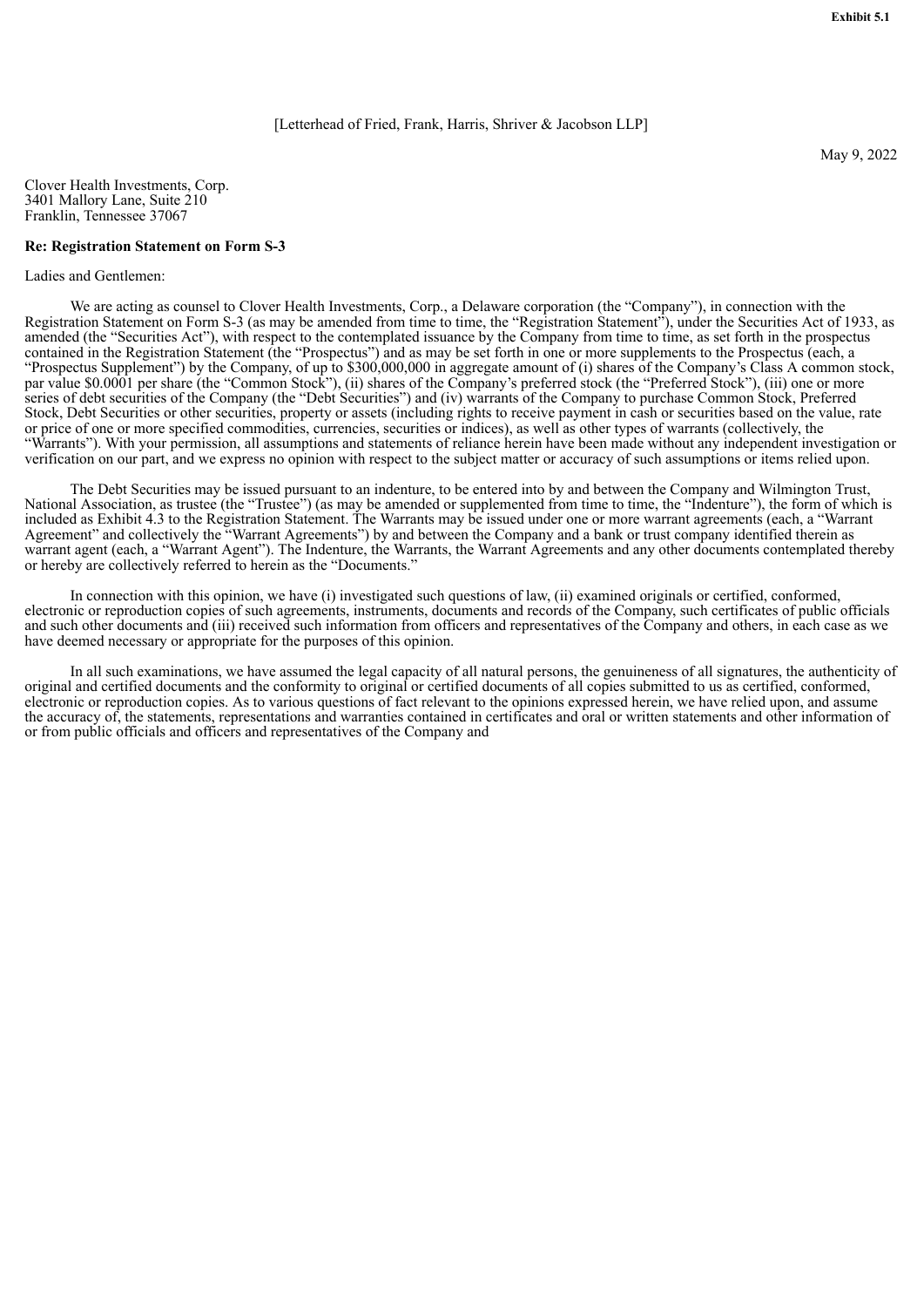**Exhibit 5.1**

[Letterhead of Fried, Frank, Harris, Shriver & Jacobson LLP]

May 9, 2022

Clover Health Investments, Corp.
3401 Mallory Lane, Suite 210
Franklin, Tennessee 37067

**Re: Registration Statement on Form S-3**

Ladies and Gentlemen:

We are acting as counsel to Clover Health Investments, Corp., a Delaware corporation (the "Company"), in connection with the Registration Statement on Form S-3 (as may be amended from time to time, the "Registration Statement"), under the Securities Act of 1933, as amended (the "Securities Act"), with respect to the contemplated issuance by the Company from time to time, as set forth in the prospectus contained in the Registration Statement (the "Prospectus") and as may be set forth in one or more supplements to the Prospectus (each, a "Prospectus Supplement") by the Company, of up to $300,000,000 in aggregate amount of (i) shares of the Company's Class A common stock, par value $0.0001 per share (the "Common Stock"), (ii) shares of the Company's preferred stock (the "Preferred Stock"), (iii) one or more series of debt securities of the Company (the "Debt Securities") and (iv) warrants of the Company to purchase Common Stock, Preferred Stock, Debt Securities or other securities, property or assets (including rights to receive payment in cash or securities based on the value, rate or price of one or more specified commodities, currencies, securities or indices), as well as other types of warrants (collectively, the "Warrants"). With your permission, all assumptions and statements of reliance herein have been made without any independent investigation or verification on our part, and we express no opinion with respect to the subject matter or accuracy of such assumptions or items relied upon.

The Debt Securities may be issued pursuant to an indenture, to be entered into by and between the Company and Wilmington Trust, National Association, as trustee (the "Trustee") (as may be amended or supplemented from time to time, the "Indenture"), the form of which is included as Exhibit 4.3 to the Registration Statement. The Warrants may be issued under one or more warrant agreements (each, a "Warrant Agreement" and collectively the "Warrant Agreements") by and between the Company and a bank or trust company identified therein as warrant agent (each, a "Warrant Agent"). The Indenture, the Warrants, the Warrant Agreements and any other documents contemplated thereby or hereby are collectively referred to herein as the "Documents."

In connection with this opinion, we have (i) investigated such questions of law, (ii) examined originals or certified, conformed, electronic or reproduction copies of such agreements, instruments, documents and records of the Company, such certificates of public officials and such other documents and (iii) received such information from officers and representatives of the Company and others, in each case as we have deemed necessary or appropriate for the purposes of this opinion.

In all such examinations, we have assumed the legal capacity of all natural persons, the genuineness of all signatures, the authenticity of original and certified documents and the conformity to original or certified documents of all copies submitted to us as certified, conformed, electronic or reproduction copies. As to various questions of fact relevant to the opinions expressed herein, we have relied upon, and assume the accuracy of, the statements, representations and warranties contained in certificates and oral or written statements and other information of or from public officials and officers and representatives of the Company and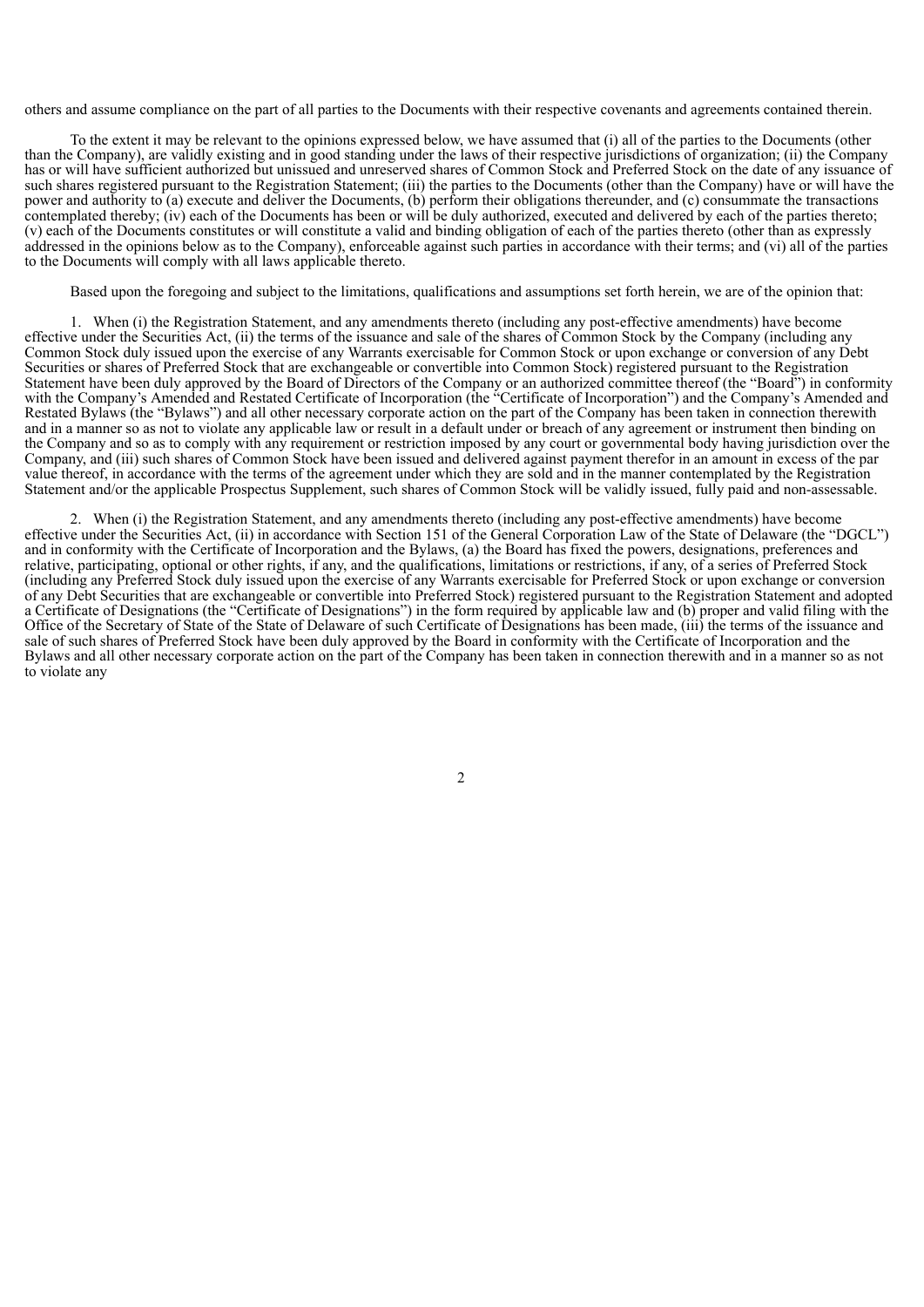others and assume compliance on the part of all parties to the Documents with their respective covenants and agreements contained therein.

To the extent it may be relevant to the opinions expressed below, we have assumed that (i) all of the parties to the Documents (other than the Company), are validly existing and in good standing under the laws of their respective jurisdictions of organization; (ii) the Company has or will have sufficient authorized but unissued and unreserved shares of Common Stock and Preferred Stock on the date of any issuance of such shares registered pursuant to the Registration Statement; (iii) the parties to the Documents (other than the Company) have or will have the power and authority to (a) execute and deliver the Documents, (b) perform their obligations thereunder, and (c) consummate the transactions contemplated thereby; (iv) each of the Documents has been or will be duly authorized, executed and delivered by each of the parties thereto; (v) each of the Documents constitutes or will constitute a valid and binding obligation of each of the parties thereto (other than as expressly addressed in the opinions below as to the Company), enforceable against such parties in accordance with their terms; and (vi) all of the parties to the Documents will comply with all laws applicable thereto.

Based upon the foregoing and subject to the limitations, qualifications and assumptions set forth herein, we are of the opinion that:

1. When (i) the Registration Statement, and any amendments thereto (including any post-effective amendments) have become effective under the Securities Act, (ii) the terms of the issuance and sale of the shares of Common Stock by the Company (including any Common Stock duly issued upon the exercise of any Warrants exercisable for Common Stock or upon exchange or conversion of any Debt Securities or shares of Preferred Stock that are exchangeable or convertible into Common Stock) registered pursuant to the Registration Statement have been duly approved by the Board of Directors of the Company or an authorized committee thereof (the "Board") in conformity with the Company's Amended and Restated Certificate of Incorporation (the "Certificate of Incorporation") and the Company's Amended and Restated Bylaws (the "Bylaws") and all other necessary corporate action on the part of the Company has been taken in connection therewith and in a manner so as not to violate any applicable law or result in a default under or breach of any agreement or instrument then binding on the Company and so as to comply with any requirement or restriction imposed by any court or governmental body having jurisdiction over the Company, and (iii) such shares of Common Stock have been issued and delivered against payment therefor in an amount in excess of the par value thereof, in accordance with the terms of the agreement under which they are sold and in the manner contemplated by the Registration Statement and/or the applicable Prospectus Supplement, such shares of Common Stock will be validly issued, fully paid and non-assessable.

2. When (i) the Registration Statement, and any amendments thereto (including any post-effective amendments) have become effective under the Securities Act, (ii) in accordance with Section 151 of the General Corporation Law of the State of Delaware (the "DGCL") and in conformity with the Certificate of Incorporation and the Bylaws, (a) the Board has fixed the powers, designations, preferences and relative, participating, optional or other rights, if any, and the qualifications, limitations or restrictions, if any, of a series of Preferred Stock (including any Preferred Stock duly issued upon the exercise of any Warrants exercisable for Preferred Stock or upon exchange or conversion of any Debt Securities that are exchangeable or convertible into Preferred Stock) registered pursuant to the Registration Statement and adopted a Certificate of Designations (the "Certificate of Designations") in the form required by applicable law and (b) proper and valid filing with the Office of the Secretary of State of the State of Delaware of such Certificate of Designations has been made, (iii) the terms of the issuance and sale of such shares of Preferred Stock have been duly approved by the Board in conformity with the Certificate of Incorporation and the Bylaws and all other necessary corporate action on the part of the Company has been taken in connection therewith and in a manner so as not to violate any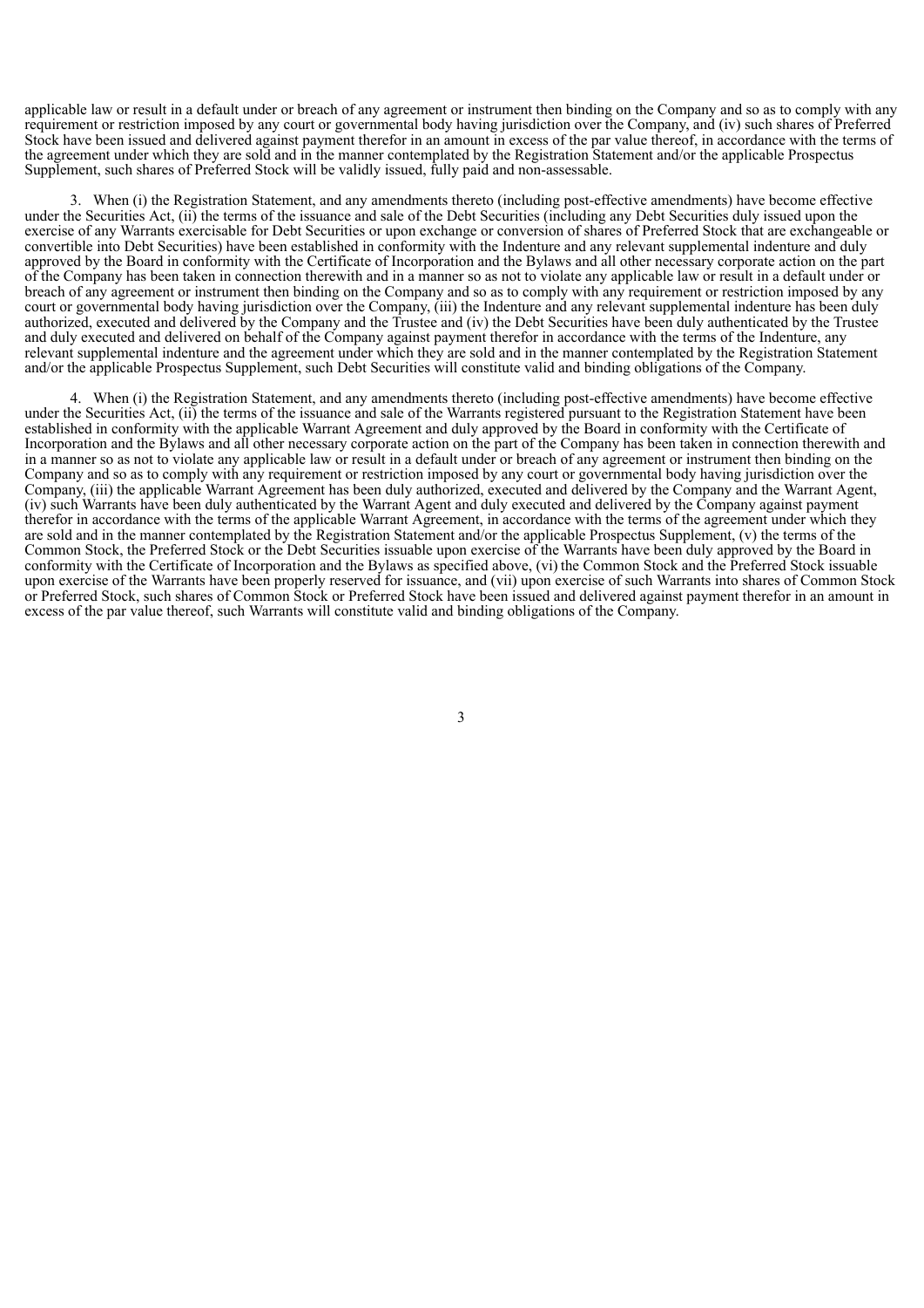applicable law or result in a default under or breach of any agreement or instrument then binding on the Company and so as to comply with any requirement or restriction imposed by any court or governmental body having jurisdiction over the Company, and (iv) such shares of Preferred Stock have been issued and delivered against payment therefor in an amount in excess of the par value thereof, in accordance with the terms of the agreement under which they are sold and in the manner contemplated by the Registration Statement and/or the applicable Prospectus Supplement, such shares of Preferred Stock will be validly issued, fully paid and non-assessable.

3. When (i) the Registration Statement, and any amendments thereto (including post-effective amendments) have become effective under the Securities Act, (ii) the terms of the issuance and sale of the Debt Securities (including any Debt Securities duly issued upon the exercise of any Warrants exercisable for Debt Securities or upon exchange or conversion of shares of Preferred Stock that are exchangeable or convertible into Debt Securities) have been established in conformity with the Indenture and any relevant supplemental indenture and duly approved by the Board in conformity with the Certificate of Incorporation and the Bylaws and all other necessary corporate action on the part of the Company has been taken in connection therewith and in a manner so as not to violate any applicable law or result in a default under or breach of any agreement or instrument then binding on the Company and so as to comply with any requirement or restriction imposed by any court or governmental body having jurisdiction over the Company, (iii) the Indenture and any relevant supplemental indenture has been duly authorized, executed and delivered by the Company and the Trustee and (iv) the Debt Securities have been duly authenticated by the Trustee and duly executed and delivered on behalf of the Company against payment therefor in accordance with the terms of the Indenture, any relevant supplemental indenture and the agreement under which they are sold and in the manner contemplated by the Registration Statement and/or the applicable Prospectus Supplement, such Debt Securities will constitute valid and binding obligations of the Company.

4. When (i) the Registration Statement, and any amendments thereto (including post-effective amendments) have become effective under the Securities Act, (ii) the terms of the issuance and sale of the Warrants registered pursuant to the Registration Statement have been established in conformity with the applicable Warrant Agreement and duly approved by the Board in conformity with the Certificate of Incorporation and the Bylaws and all other necessary corporate action on the part of the Company has been taken in connection therewith and in a manner so as not to violate any applicable law or result in a default under or breach of any agreement or instrument then binding on the Company and so as to comply with any requirement or restriction imposed by any court or governmental body having jurisdiction over the Company, (iii) the applicable Warrant Agreement has been duly authorized, executed and delivered by the Company and the Warrant Agent, (iv) such Warrants have been duly authenticated by the Warrant Agent and duly executed and delivered by the Company against payment therefor in accordance with the terms of the applicable Warrant Agreement, in accordance with the terms of the agreement under which they are sold and in the manner contemplated by the Registration Statement and/or the applicable Prospectus Supplement, (v) the terms of the Common Stock, the Preferred Stock or the Debt Securities issuable upon exercise of the Warrants have been duly approved by the Board in conformity with the Certificate of Incorporation and the Bylaws as specified above, (vi) the Common Stock and the Preferred Stock issuable upon exercise of the Warrants have been properly reserved for issuance, and (vii) upon exercise of such Warrants into shares of Common Stock or Preferred Stock, such shares of Common Stock or Preferred Stock have been issued and delivered against payment therefor in an amount in excess of the par value thereof, such Warrants will constitute valid and binding obligations of the Company.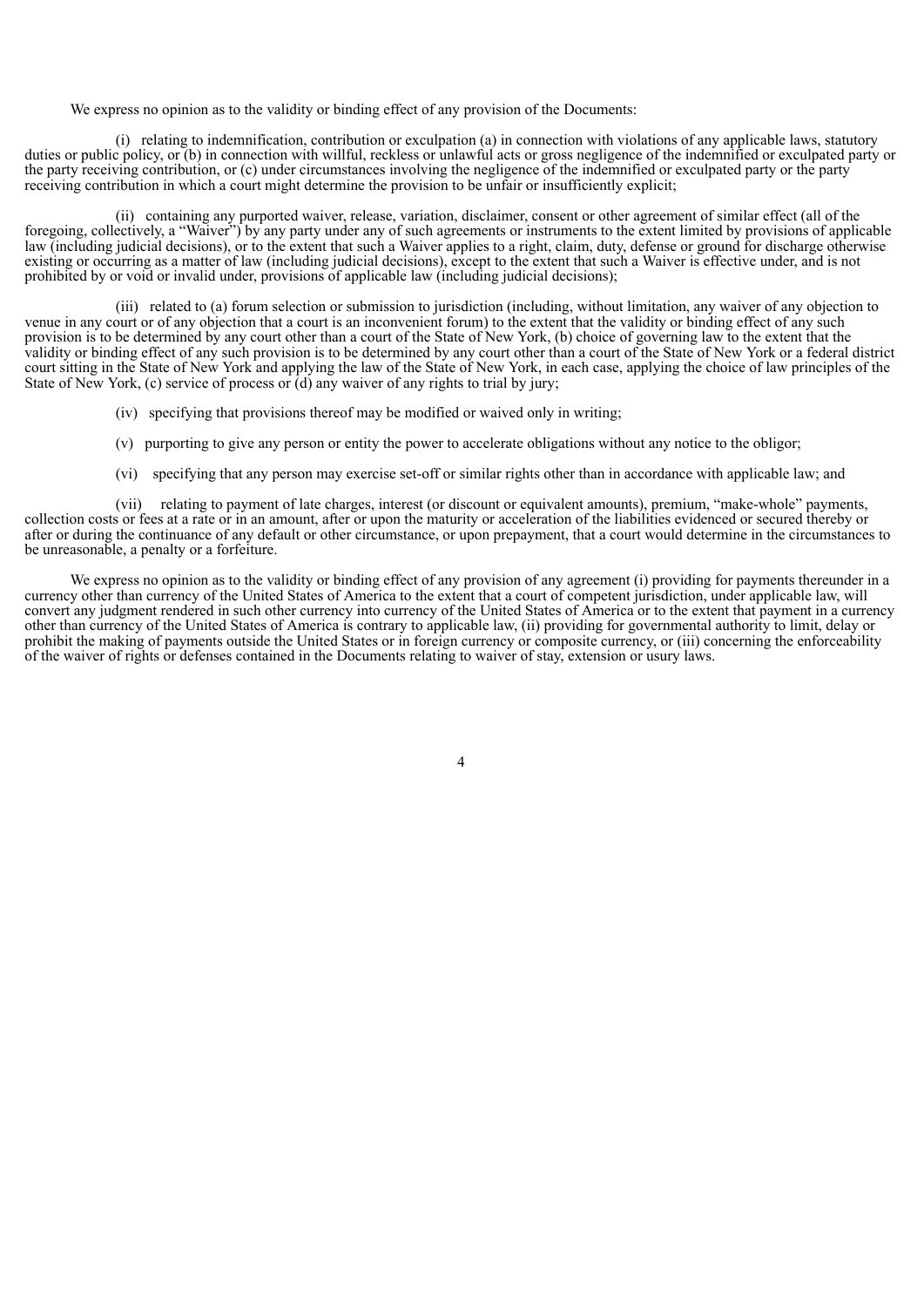We express no opinion as to the validity or binding effect of any provision of the Documents:

(i) relating to indemnification, contribution or exculpation (a) in connection with violations of any applicable laws, statutory duties or public policy, or (b) in connection with willful, reckless or unlawful acts or gross negligence of the indemnified or exculpated party or the party receiving contribution, or (c) under circumstances involving the negligence of the indemnified or exculpated party or the party receiving contribution in which a court might determine the provision to be unfair or insufficiently explicit;

(ii) containing any purported waiver, release, variation, disclaimer, consent or other agreement of similar effect (all of the foregoing, collectively, a "Waiver") by any party under any of such agreements or instruments to the extent limited by provisions of applicable law (including judicial decisions), or to the extent that such a Waiver applies to a right, claim, duty, defense or ground for discharge otherwise existing or occurring as a matter of law (including judicial decisions), except to the extent that such a Waiver is effective under, and is not prohibited by or void or invalid under, provisions of applicable law (including judicial decisions);

(iii) related to (a) forum selection or submission to jurisdiction (including, without limitation, any waiver of any objection to venue in any court or of any objection that a court is an inconvenient forum) to the extent that the validity or binding effect of any such provision is to be determined by any court other than a court of the State of New York, (b) choice of governing law to the extent that the validity or binding effect of any such provision is to be determined by any court other than a court of the State of New York or a federal district court sitting in the State of New York and applying the law of the State of New York, in each case, applying the choice of law principles of the State of New York, (c) service of process or (d) any waiver of any rights to trial by jury;

(iv) specifying that provisions thereof may be modified or waived only in writing;

(v) purporting to give any person or entity the power to accelerate obligations without any notice to the obligor;

(vi) specifying that any person may exercise set-off or similar rights other than in accordance with applicable law; and

(vii) relating to payment of late charges, interest (or discount or equivalent amounts), premium, "make-whole" payments, collection costs or fees at a rate or in an amount, after or upon the maturity or acceleration of the liabilities evidenced or secured thereby or after or during the continuance of any default or other circumstance, or upon prepayment, that a court would determine in the circumstances to be unreasonable, a penalty or a forfeiture.

We express no opinion as to the validity or binding effect of any provision of any agreement (i) providing for payments thereunder in a currency other than currency of the United States of America to the extent that a court of competent jurisdiction, under applicable law, will convert any judgment rendered in such other currency into currency of the United States of America or to the extent that payment in a currency other than currency of the United States of America is contrary to applicable law, (ii) providing for governmental authority to limit, delay or prohibit the making of payments outside the United States or in foreign currency or composite currency, or (iii) concerning the enforceability of the waiver of rights or defenses contained in the Documents relating to waiver of stay, extension or usury laws.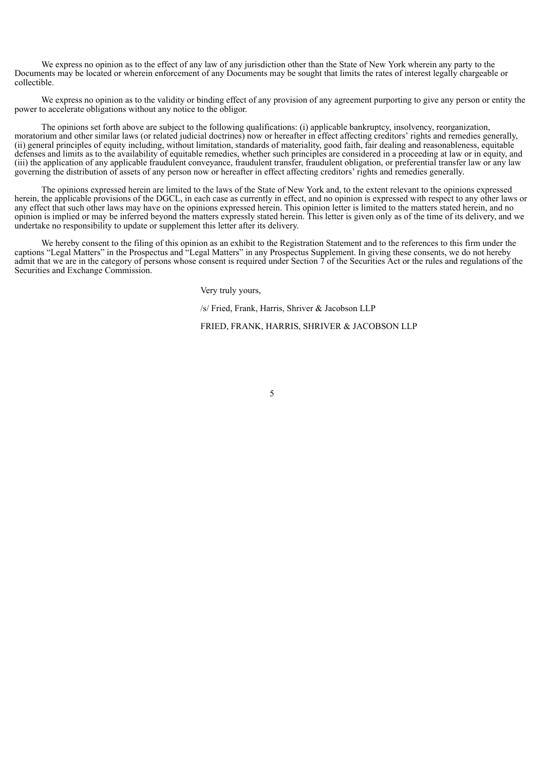We express no opinion as to the effect of any law of any jurisdiction other than the State of New York wherein any party to the Documents may be located or wherein enforcement of any Documents may be sought that limits the rates of interest legally chargeable or collectible.

We express no opinion as to the validity or binding effect of any provision of any agreement purporting to give any person or entity the power to accelerate obligations without any notice to the obligor.

The opinions set forth above are subject to the following qualifications: (i) applicable bankruptcy, insolvency, reorganization, moratorium and other similar laws (or related judicial doctrines) now or hereafter in effect affecting creditors' rights and remedies generally, (ii) general principles of equity including, without limitation, standards of materiality, good faith, fair dealing and reasonableness, equitable defenses and limits as to the availability of equitable remedies, whether such principles are considered in a proceeding at law or in equity, and (iii) the application of any applicable fraudulent conveyance, fraudulent transfer, fraudulent obligation, or preferential transfer law or any law governing the distribution of assets of any person now or hereafter in effect affecting creditors' rights and remedies generally.

The opinions expressed herein are limited to the laws of the State of New York and, to the extent relevant to the opinions expressed herein, the applicable provisions of the DGCL, in each case as currently in effect, and no opinion is expressed with respect to any other laws or any effect that such other laws may have on the opinions expressed herein. This opinion letter is limited to the matters stated herein, and no opinion is implied or may be inferred beyond the matters expressly stated herein. This letter is given only as of the time of its delivery, and we undertake no responsibility to update or supplement this letter after its delivery.

We hereby consent to the filing of this opinion as an exhibit to the Registration Statement and to the references to this firm under the captions "Legal Matters" in the Prospectus and "Legal Matters" in any Prospectus Supplement. In giving these consents, we do not hereby admit that we are in the category of persons whose consent is required under Section 7 of the Securities Act or the rules and regulations of the Securities and Exchange Commission.

Very truly yours,

/s/ Fried, Frank, Harris, Shriver & Jacobson LLP

FRIED, FRANK, HARRIS, SHRIVER & JACOBSON LLP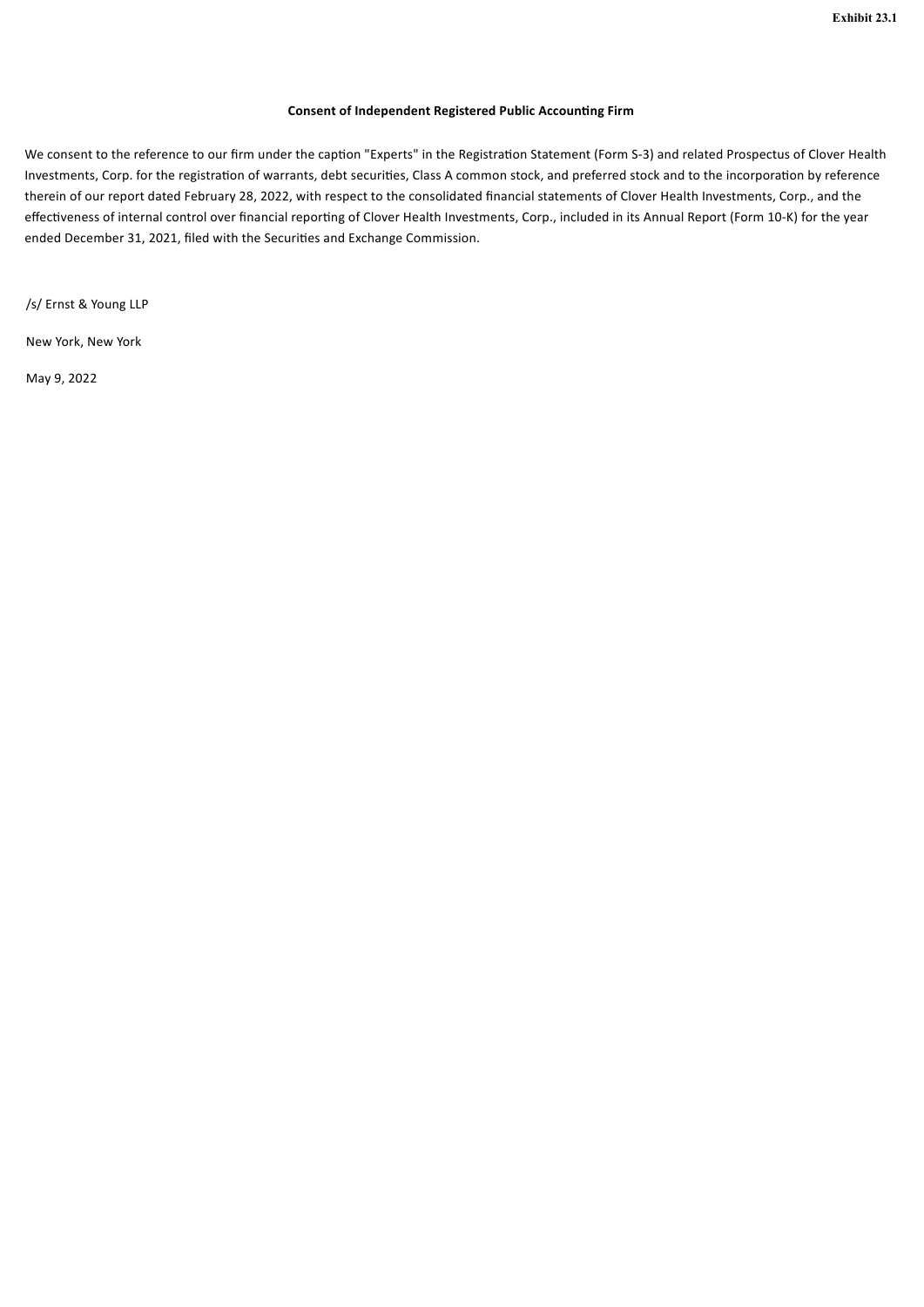**Exhibit 23.1**

**Consent of Independent Registered Public Accounting Firm**

We consent to the reference to our firm under the caption "Experts" in the Registration Statement (Form S-3) and related Prospectus of Clover Health Investments, Corp. for the registration of warrants, debt securities, Class A common stock, and preferred stock and to the incorporation by reference therein of our report dated February 28, 2022, with respect to the consolidated financial statements of Clover Health Investments, Corp., and the effectiveness of internal control over financial reporting of Clover Health Investments, Corp., included in its Annual Report (Form 10-K) for the year ended December 31, 2021, filed with the Securities and Exchange Commission.

/s/ Ernst & Young LLP

New York, New York

May 9, 2022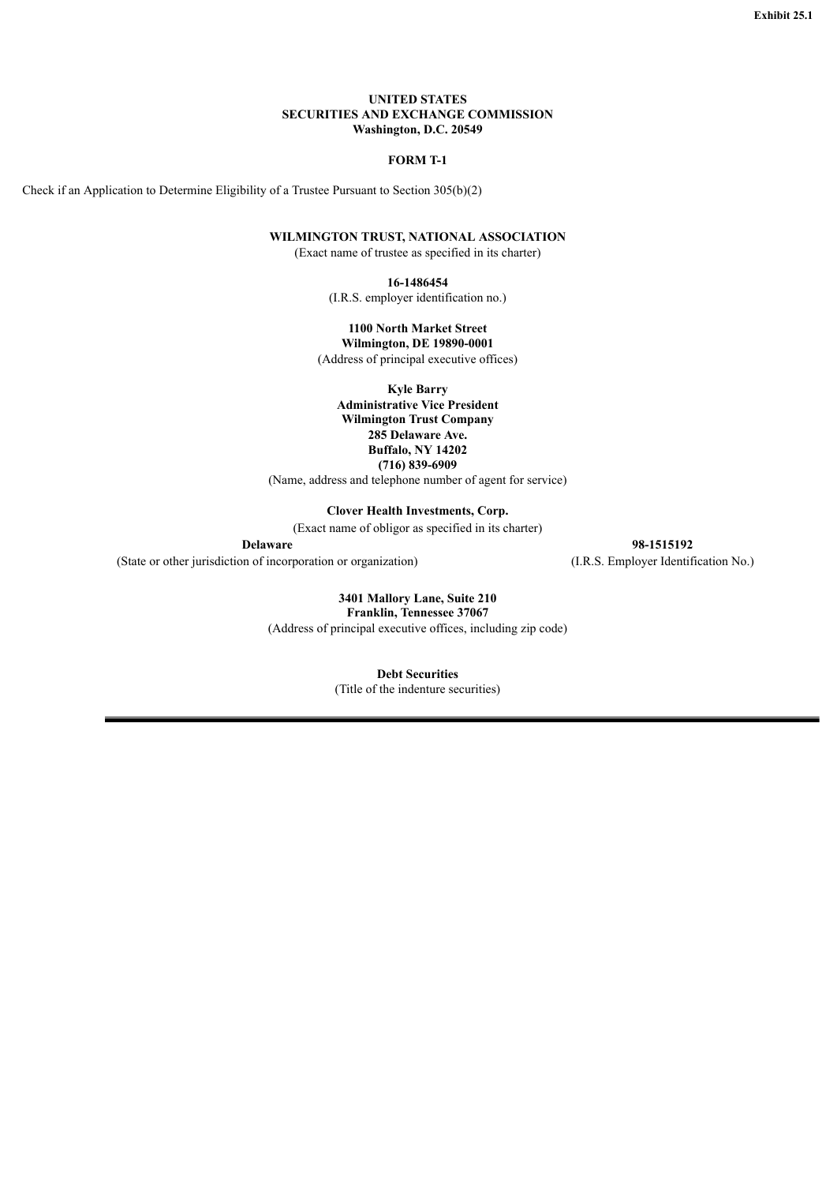**Exhibit 25.1**

**UNITED STATES**
**SECURITIES AND EXCHANGE COMMISSION**
**Washington, D.C. 20549**

**FORM T-1**

Check if an Application to Determine Eligibility of a Trustee Pursuant to Section 305(b)(2)

**WILMINGTON TRUST, NATIONAL ASSOCIATION**
(Exact name of trustee as specified in its charter)

**16-1486454**
(I.R.S. employer identification no.)

**1100 North Market Street**
**Wilmington, DE 19890-0001**
(Address of principal executive offices)

**Kyle Barry**
**Administrative Vice President**
**Wilmington Trust Company**
**285 Delaware Ave.**
**Buffalo, NY 14202**
**(716) 839-6909**
(Name, address and telephone number of agent for service)

**Clover Health Investments, Corp.**
(Exact name of obligor as specified in its charter)

| **Delaware** | **98-1515192** |
|---|---|
| (State or other jurisdiction of incorporation or organization) | (I.R.S. Employer Identification No.) |

**3401 Mallory Lane, Suite 210**
**Franklin, Tennessee 37067**
(Address of principal executive offices, including zip code)

**Debt Securities**
(Title of the indenture securities)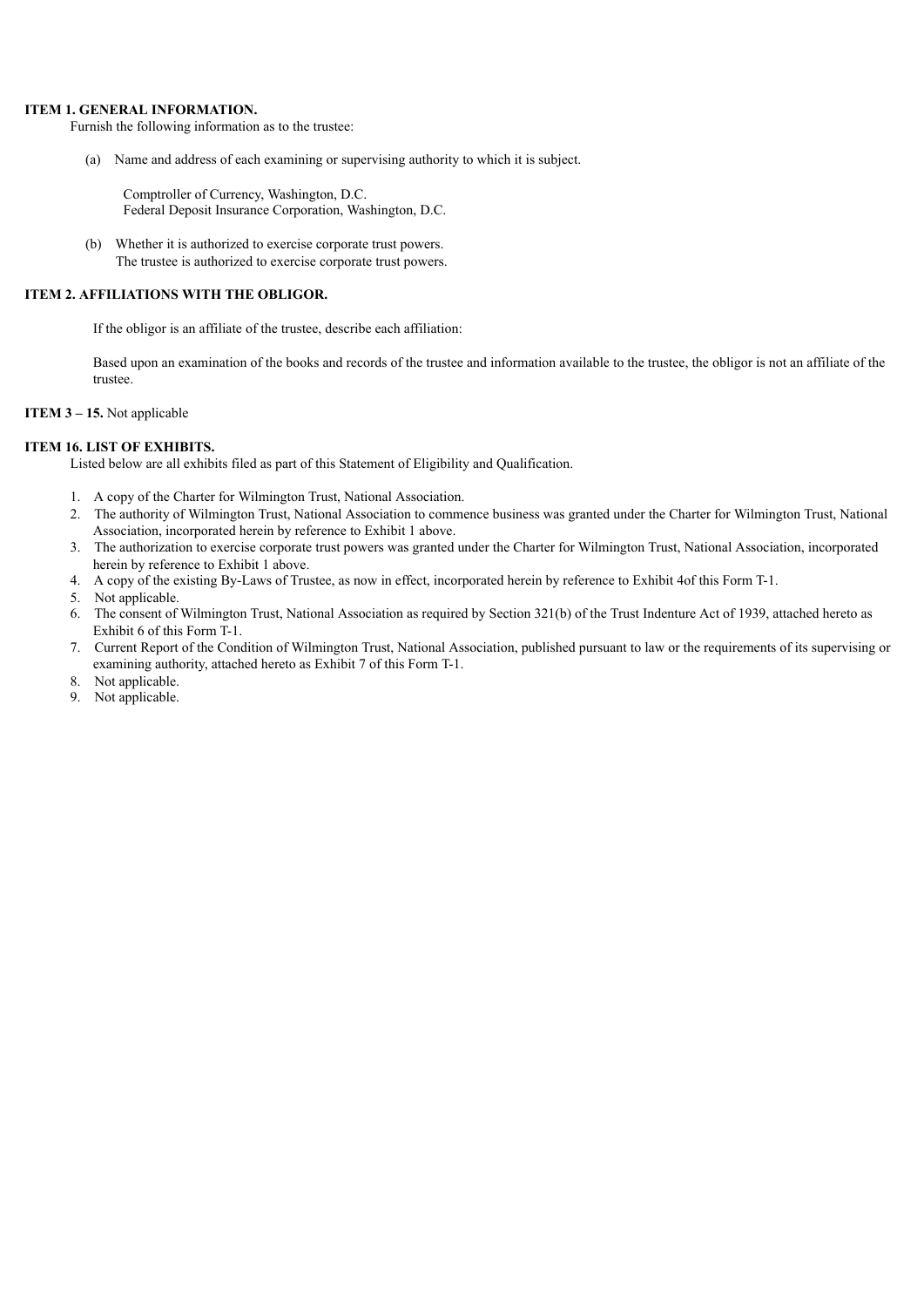**ITEM 1. GENERAL INFORMATION.**

Furnish the following information as to the trustee:

(a) Name and address of each examining or supervising authority to which it is subject.

Comptroller of Currency, Washington, D.C.
Federal Deposit Insurance Corporation, Washington, D.C.

(b) Whether it is authorized to exercise corporate trust powers.
The trustee is authorized to exercise corporate trust powers.

**ITEM 2. AFFILIATIONS WITH THE OBLIGOR.**

If the obligor is an affiliate of the trustee, describe each affiliation:

Based upon an examination of the books and records of the trustee and information available to the trustee, the obligor is not an affiliate of the trustee.

**ITEM 3 – 15.** Not applicable

**ITEM 16. LIST OF EXHIBITS.**

Listed below are all exhibits filed as part of this Statement of Eligibility and Qualification.

1. A copy of the Charter for Wilmington Trust, National Association.
2. The authority of Wilmington Trust, National Association to commence business was granted under the Charter for Wilmington Trust, National Association, incorporated herein by reference to Exhibit 1 above.
3. The authorization to exercise corporate trust powers was granted under the Charter for Wilmington Trust, National Association, incorporated herein by reference to Exhibit 1 above.
4. A copy of the existing By-Laws of Trustee, as now in effect, incorporated herein by reference to Exhibit 4of this Form T-1.
5. Not applicable.
6. The consent of Wilmington Trust, National Association as required by Section 321(b) of the Trust Indenture Act of 1939, attached hereto as Exhibit 6 of this Form T-1.
7. Current Report of the Condition of Wilmington Trust, National Association, published pursuant to law or the requirements of its supervising or examining authority, attached hereto as Exhibit 7 of this Form T-1.
8. Not applicable.
9. Not applicable.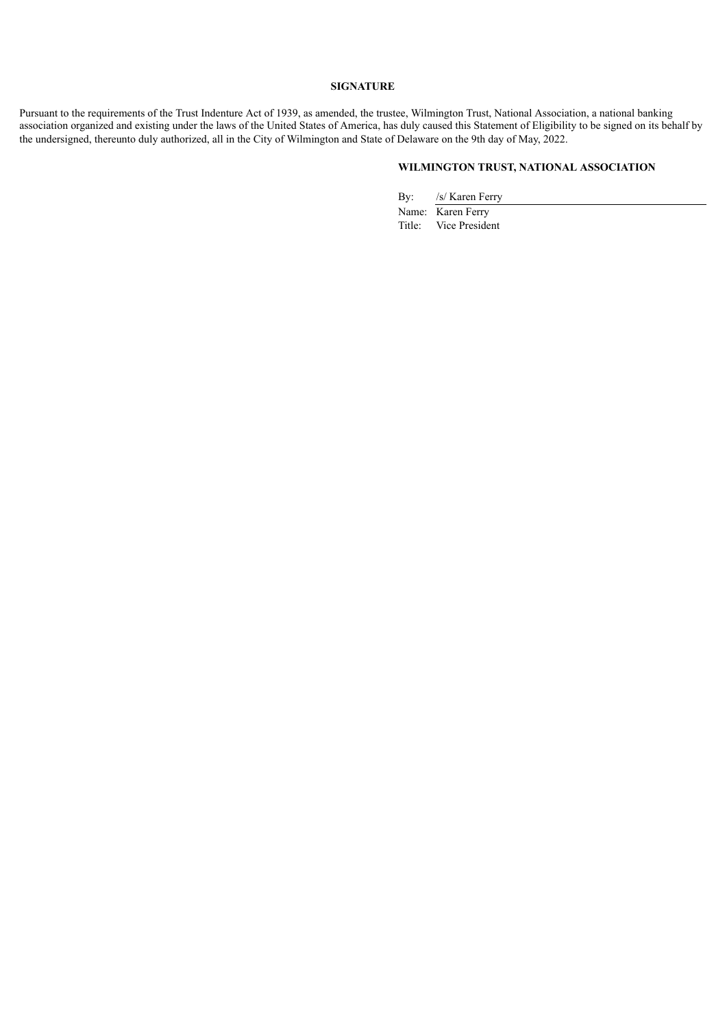## SIGNATURE

Pursuant to the requirements of the Trust Indenture Act of 1939, as amended, the trustee, Wilmington Trust, National Association, a national banking association organized and existing under the laws of the United States of America, has duly caused this Statement of Eligibility to be signed on its behalf by the undersigned, thereunto duly authorized, all in the City of Wilmington and State of Delaware on the 9th day of May, 2022.

**WILMINGTON TRUST, NATIONAL ASSOCIATION**

By: /s/ Karen Ferry

Name: Karen Ferry

Title: Vice President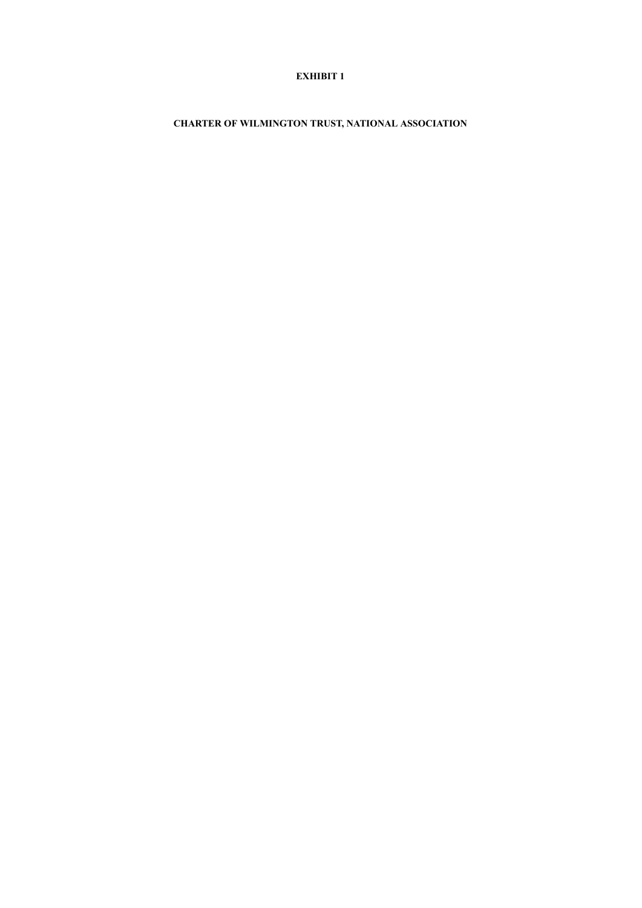**EXHIBIT 1**

**CHARTER OF WILMINGTON TRUST, NATIONAL ASSOCIATION**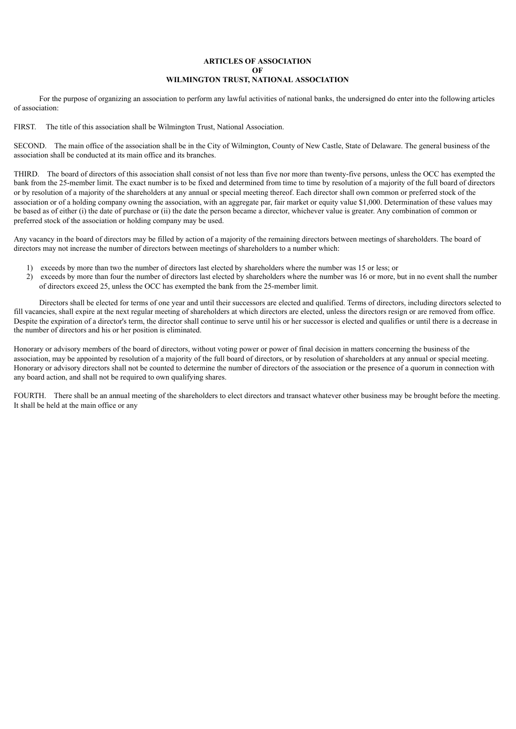**ARTICLES OF ASSOCIATION**
**OF**
**WILMINGTON TRUST, NATIONAL ASSOCIATION**

For the purpose of organizing an association to perform any lawful activities of national banks, the undersigned do enter into the following articles of association:

FIRST. The title of this association shall be Wilmington Trust, National Association.

SECOND. The main office of the association shall be in the City of Wilmington, County of New Castle, State of Delaware. The general business of the association shall be conducted at its main office and its branches.

THIRD. The board of directors of this association shall consist of not less than five nor more than twenty-five persons, unless the OCC has exempted the bank from the 25-member limit. The exact number is to be fixed and determined from time to time by resolution of a majority of the full board of directors or by resolution of a majority of the shareholders at any annual or special meeting thereof. Each director shall own common or preferred stock of the association or of a holding company owning the association, with an aggregate par, fair market or equity value $1,000. Determination of these values may be based as of either (i) the date of purchase or (ii) the date the person became a director, whichever value is greater. Any combination of common or preferred stock of the association or holding company may be used.

Any vacancy in the board of directors may be filled by action of a majority of the remaining directors between meetings of shareholders. The board of directors may not increase the number of directors between meetings of shareholders to a number which:

1) exceeds by more than two the number of directors last elected by shareholders where the number was 15 or less; or
2) exceeds by more than four the number of directors last elected by shareholders where the number was 16 or more, but in no event shall the number of directors exceed 25, unless the OCC has exempted the bank from the 25-member limit.

Directors shall be elected for terms of one year and until their successors are elected and qualified. Terms of directors, including directors selected to fill vacancies, shall expire at the next regular meeting of shareholders at which directors are elected, unless the directors resign or are removed from office. Despite the expiration of a director's term, the director shall continue to serve until his or her successor is elected and qualifies or until there is a decrease in the number of directors and his or her position is eliminated.

Honorary or advisory members of the board of directors, without voting power or power of final decision in matters concerning the business of the association, may be appointed by resolution of a majority of the full board of directors, or by resolution of shareholders at any annual or special meeting. Honorary or advisory directors shall not be counted to determine the number of directors of the association or the presence of a quorum in connection with any board action, and shall not be required to own qualifying shares.

FOURTH. There shall be an annual meeting of the shareholders to elect directors and transact whatever other business may be brought before the meeting. It shall be held at the main office or any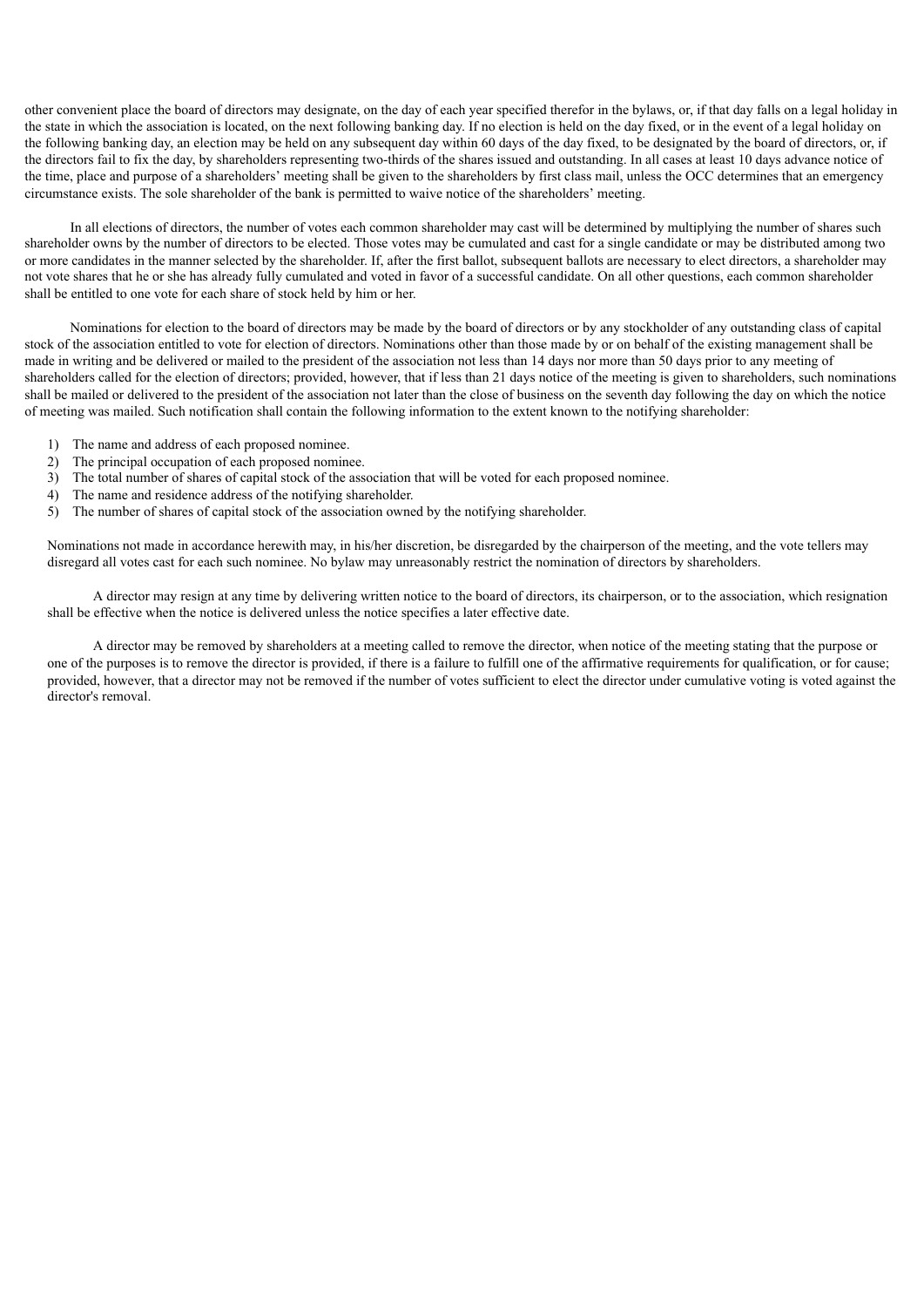other convenient place the board of directors may designate, on the day of each year specified therefor in the bylaws, or, if that day falls on a legal holiday in the state in which the association is located, on the next following banking day. If no election is held on the day fixed, or in the event of a legal holiday on the following banking day, an election may be held on any subsequent day within 60 days of the day fixed, to be designated by the board of directors, or, if the directors fail to fix the day, by shareholders representing two-thirds of the shares issued and outstanding. In all cases at least 10 days advance notice of the time, place and purpose of a shareholders' meeting shall be given to the shareholders by first class mail, unless the OCC determines that an emergency circumstance exists. The sole shareholder of the bank is permitted to waive notice of the shareholders' meeting.

In all elections of directors, the number of votes each common shareholder may cast will be determined by multiplying the number of shares such shareholder owns by the number of directors to be elected. Those votes may be cumulated and cast for a single candidate or may be distributed among two or more candidates in the manner selected by the shareholder. If, after the first ballot, subsequent ballots are necessary to elect directors, a shareholder may not vote shares that he or she has already fully cumulated and voted in favor of a successful candidate. On all other questions, each common shareholder shall be entitled to one vote for each share of stock held by him or her.

Nominations for election to the board of directors may be made by the board of directors or by any stockholder of any outstanding class of capital stock of the association entitled to vote for election of directors. Nominations other than those made by or on behalf of the existing management shall be made in writing and be delivered or mailed to the president of the association not less than 14 days nor more than 50 days prior to any meeting of shareholders called for the election of directors; provided, however, that if less than 21 days notice of the meeting is given to shareholders, such nominations shall be mailed or delivered to the president of the association not later than the close of business on the seventh day following the day on which the notice of meeting was mailed. Such notification shall contain the following information to the extent known to the notifying shareholder:

1) The name and address of each proposed nominee.
2) The principal occupation of each proposed nominee.
3) The total number of shares of capital stock of the association that will be voted for each proposed nominee.
4) The name and residence address of the notifying shareholder.
5) The number of shares of capital stock of the association owned by the notifying shareholder.

Nominations not made in accordance herewith may, in his/her discretion, be disregarded by the chairperson of the meeting, and the vote tellers may disregard all votes cast for each such nominee. No bylaw may unreasonably restrict the nomination of directors by shareholders.

A director may resign at any time by delivering written notice to the board of directors, its chairperson, or to the association, which resignation shall be effective when the notice is delivered unless the notice specifies a later effective date.

A director may be removed by shareholders at a meeting called to remove the director, when notice of the meeting stating that the purpose or one of the purposes is to remove the director is provided, if there is a failure to fulfill one of the affirmative requirements for qualification, or for cause; provided, however, that a director may not be removed if the number of votes sufficient to elect the director under cumulative voting is voted against the director's removal.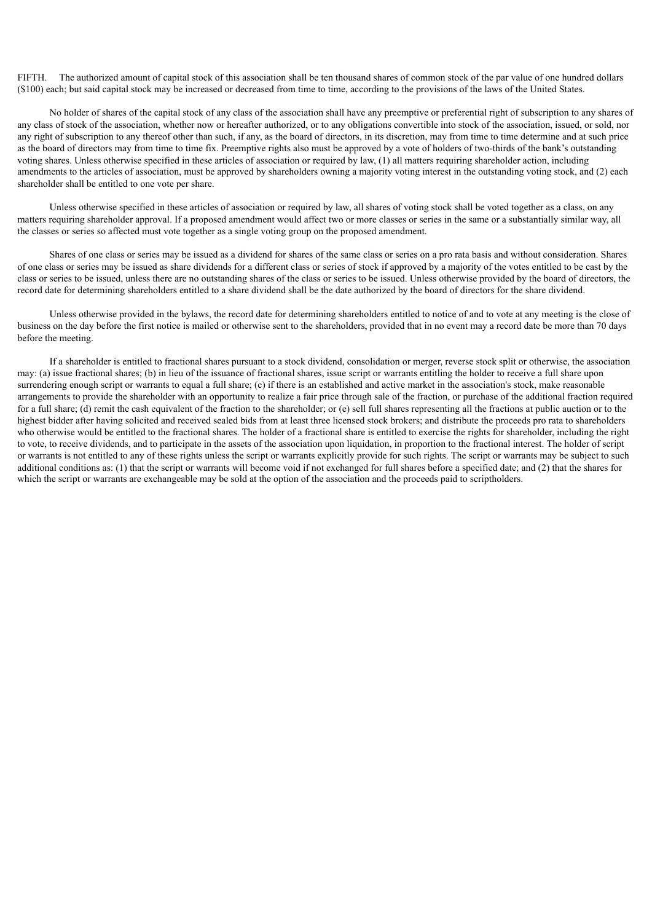FIFTH. The authorized amount of capital stock of this association shall be ten thousand shares of common stock of the par value of one hundred dollars ($100) each; but said capital stock may be increased or decreased from time to time, according to the provisions of the laws of the United States.

No holder of shares of the capital stock of any class of the association shall have any preemptive or preferential right of subscription to any shares of any class of stock of the association, whether now or hereafter authorized, or to any obligations convertible into stock of the association, issued, or sold, nor any right of subscription to any thereof other than such, if any, as the board of directors, in its discretion, may from time to time determine and at such price as the board of directors may from time to time fix. Preemptive rights also must be approved by a vote of holders of two-thirds of the bank's outstanding voting shares. Unless otherwise specified in these articles of association or required by law, (1) all matters requiring shareholder action, including amendments to the articles of association, must be approved by shareholders owning a majority voting interest in the outstanding voting stock, and (2) each shareholder shall be entitled to one vote per share.

Unless otherwise specified in these articles of association or required by law, all shares of voting stock shall be voted together as a class, on any matters requiring shareholder approval. If a proposed amendment would affect two or more classes or series in the same or a substantially similar way, all the classes or series so affected must vote together as a single voting group on the proposed amendment.

Shares of one class or series may be issued as a dividend for shares of the same class or series on a pro rata basis and without consideration. Shares of one class or series may be issued as share dividends for a different class or series of stock if approved by a majority of the votes entitled to be cast by the class or series to be issued, unless there are no outstanding shares of the class or series to be issued. Unless otherwise provided by the board of directors, the record date for determining shareholders entitled to a share dividend shall be the date authorized by the board of directors for the share dividend.

Unless otherwise provided in the bylaws, the record date for determining shareholders entitled to notice of and to vote at any meeting is the close of business on the day before the first notice is mailed or otherwise sent to the shareholders, provided that in no event may a record date be more than 70 days before the meeting.

If a shareholder is entitled to fractional shares pursuant to a stock dividend, consolidation or merger, reverse stock split or otherwise, the association may: (a) issue fractional shares; (b) in lieu of the issuance of fractional shares, issue script or warrants entitling the holder to receive a full share upon surrendering enough script or warrants to equal a full share; (c) if there is an established and active market in the association's stock, make reasonable arrangements to provide the shareholder with an opportunity to realize a fair price through sale of the fraction, or purchase of the additional fraction required for a full share; (d) remit the cash equivalent of the fraction to the shareholder; or (e) sell full shares representing all the fractions at public auction or to the highest bidder after having solicited and received sealed bids from at least three licensed stock brokers; and distribute the proceeds pro rata to shareholders who otherwise would be entitled to the fractional shares. The holder of a fractional share is entitled to exercise the rights for shareholder, including the right to vote, to receive dividends, and to participate in the assets of the association upon liquidation, in proportion to the fractional interest. The holder of script or warrants is not entitled to any of these rights unless the script or warrants explicitly provide for such rights. The script or warrants may be subject to such additional conditions as: (1) that the script or warrants will become void if not exchanged for full shares before a specified date; and (2) that the shares for which the script or warrants are exchangeable may be sold at the option of the association and the proceeds paid to scriptholders.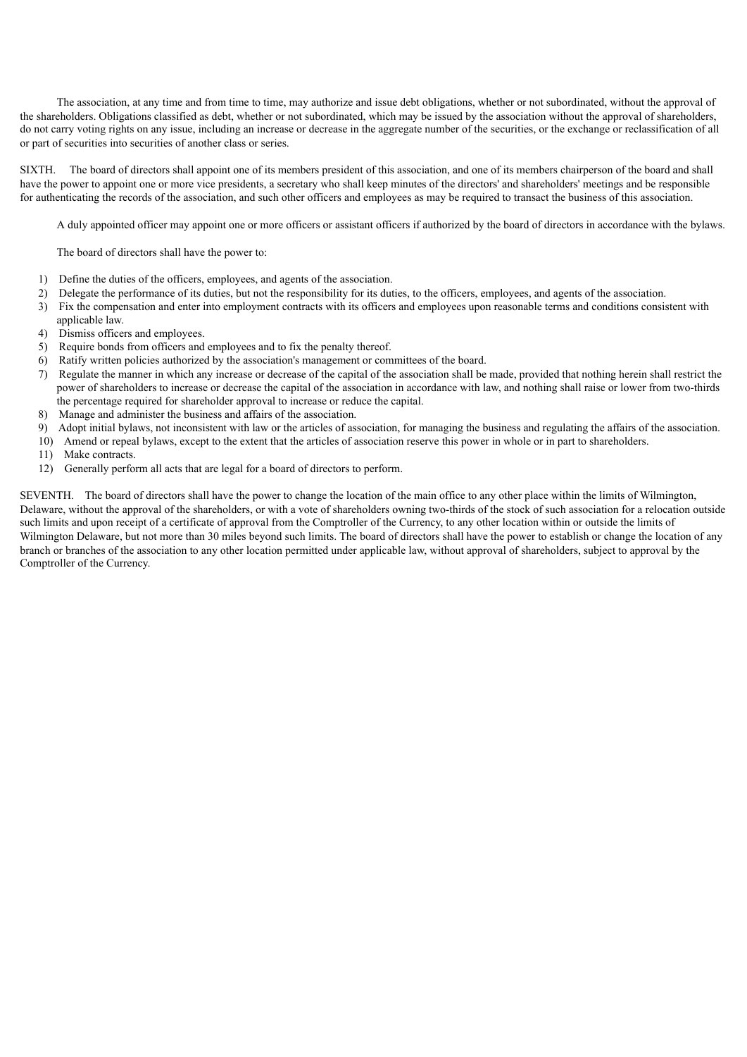The association, at any time and from time to time, may authorize and issue debt obligations, whether or not subordinated, without the approval of the shareholders. Obligations classified as debt, whether or not subordinated, which may be issued by the association without the approval of shareholders, do not carry voting rights on any issue, including an increase or decrease in the aggregate number of the securities, or the exchange or reclassification of all or part of securities into securities of another class or series.

SIXTH. The board of directors shall appoint one of its members president of this association, and one of its members chairperson of the board and shall have the power to appoint one or more vice presidents, a secretary who shall keep minutes of the directors' and shareholders' meetings and be responsible for authenticating the records of the association, and such other officers and employees as may be required to transact the business of this association.

A duly appointed officer may appoint one or more officers or assistant officers if authorized by the board of directors in accordance with the bylaws.

The board of directors shall have the power to:

1) Define the duties of the officers, employees, and agents of the association.
2) Delegate the performance of its duties, but not the responsibility for its duties, to the officers, employees, and agents of the association.
3) Fix the compensation and enter into employment contracts with its officers and employees upon reasonable terms and conditions consistent with applicable law.
4) Dismiss officers and employees.
5) Require bonds from officers and employees and to fix the penalty thereof.
6) Ratify written policies authorized by the association's management or committees of the board.
7) Regulate the manner in which any increase or decrease of the capital of the association shall be made, provided that nothing herein shall restrict the power of shareholders to increase or decrease the capital of the association in accordance with law, and nothing shall raise or lower from two-thirds the percentage required for shareholder approval to increase or reduce the capital.
8) Manage and administer the business and affairs of the association.
9) Adopt initial bylaws, not inconsistent with law or the articles of association, for managing the business and regulating the affairs of the association.
10) Amend or repeal bylaws, except to the extent that the articles of association reserve this power in whole or in part to shareholders.
11) Make contracts.
12) Generally perform all acts that are legal for a board of directors to perform.

SEVENTH. The board of directors shall have the power to change the location of the main office to any other place within the limits of Wilmington, Delaware, without the approval of the shareholders, or with a vote of shareholders owning two-thirds of the stock of such association for a relocation outside such limits and upon receipt of a certificate of approval from the Comptroller of the Currency, to any other location within or outside the limits of Wilmington Delaware, but not more than 30 miles beyond such limits. The board of directors shall have the power to establish or change the location of any branch or branches of the association to any other location permitted under applicable law, without approval of shareholders, subject to approval by the Comptroller of the Currency.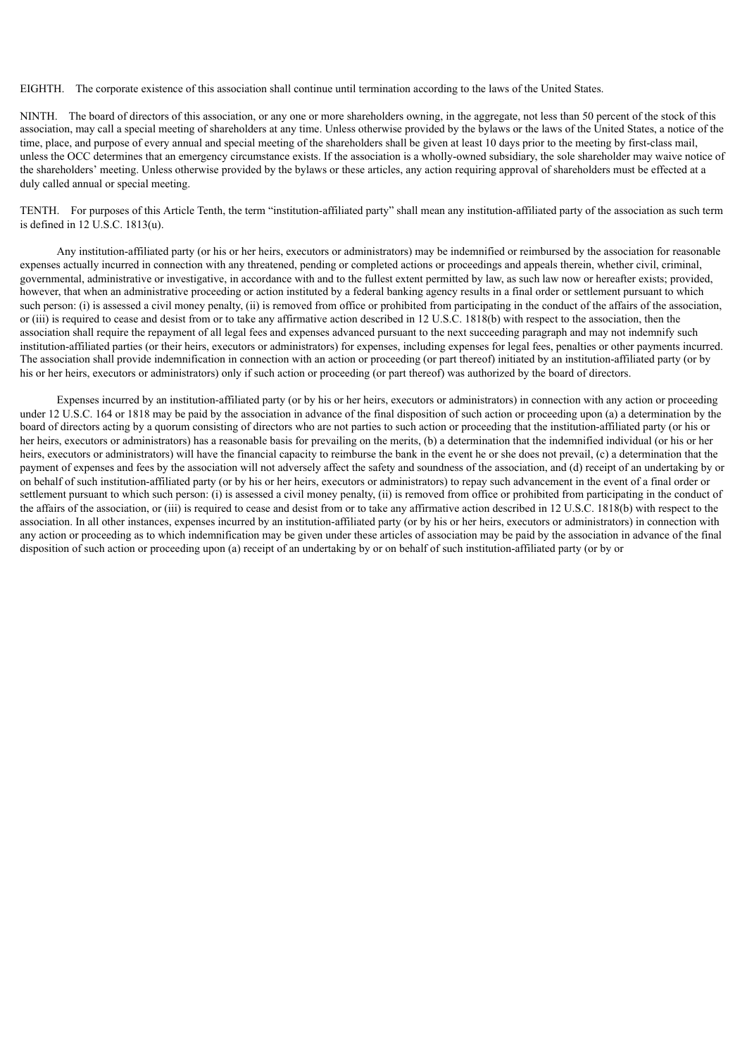EIGHTH. The corporate existence of this association shall continue until termination according to the laws of the United States.

NINTH. The board of directors of this association, or any one or more shareholders owning, in the aggregate, not less than 50 percent of the stock of this association, may call a special meeting of shareholders at any time. Unless otherwise provided by the bylaws or the laws of the United States, a notice of the time, place, and purpose of every annual and special meeting of the shareholders shall be given at least 10 days prior to the meeting by first-class mail, unless the OCC determines that an emergency circumstance exists. If the association is a wholly-owned subsidiary, the sole shareholder may waive notice of the shareholders' meeting. Unless otherwise provided by the bylaws or these articles, any action requiring approval of shareholders must be effected at a duly called annual or special meeting.

TENTH. For purposes of this Article Tenth, the term "institution-affiliated party" shall mean any institution-affiliated party of the association as such term is defined in 12 U.S.C. 1813(u).

Any institution-affiliated party (or his or her heirs, executors or administrators) may be indemnified or reimbursed by the association for reasonable expenses actually incurred in connection with any threatened, pending or completed actions or proceedings and appeals therein, whether civil, criminal, governmental, administrative or investigative, in accordance with and to the fullest extent permitted by law, as such law now or hereafter exists; provided, however, that when an administrative proceeding or action instituted by a federal banking agency results in a final order or settlement pursuant to which such person: (i) is assessed a civil money penalty, (ii) is removed from office or prohibited from participating in the conduct of the affairs of the association, or (iii) is required to cease and desist from or to take any affirmative action described in 12 U.S.C. 1818(b) with respect to the association, then the association shall require the repayment of all legal fees and expenses advanced pursuant to the next succeeding paragraph and may not indemnify such institution-affiliated parties (or their heirs, executors or administrators) for expenses, including expenses for legal fees, penalties or other payments incurred. The association shall provide indemnification in connection with an action or proceeding (or part thereof) initiated by an institution-affiliated party (or by his or her heirs, executors or administrators) only if such action or proceeding (or part thereof) was authorized by the board of directors.

Expenses incurred by an institution-affiliated party (or by his or her heirs, executors or administrators) in connection with any action or proceeding under 12 U.S.C. 164 or 1818 may be paid by the association in advance of the final disposition of such action or proceeding upon (a) a determination by the board of directors acting by a quorum consisting of directors who are not parties to such action or proceeding that the institution-affiliated party (or his or her heirs, executors or administrators) has a reasonable basis for prevailing on the merits, (b) a determination that the indemnified individual (or his or her heirs, executors or administrators) will have the financial capacity to reimburse the bank in the event he or she does not prevail, (c) a determination that the payment of expenses and fees by the association will not adversely affect the safety and soundness of the association, and (d) receipt of an undertaking by or on behalf of such institution-affiliated party (or by his or her heirs, executors or administrators) to repay such advancement in the event of a final order or settlement pursuant to which such person: (i) is assessed a civil money penalty, (ii) is removed from office or prohibited from participating in the conduct of the affairs of the association, or (iii) is required to cease and desist from or to take any affirmative action described in 12 U.S.C. 1818(b) with respect to the association. In all other instances, expenses incurred by an institution-affiliated party (or by his or her heirs, executors or administrators) in connection with any action or proceeding as to which indemnification may be given under these articles of association may be paid by the association in advance of the final disposition of such action or proceeding upon (a) receipt of an undertaking by or on behalf of such institution-affiliated party (or by or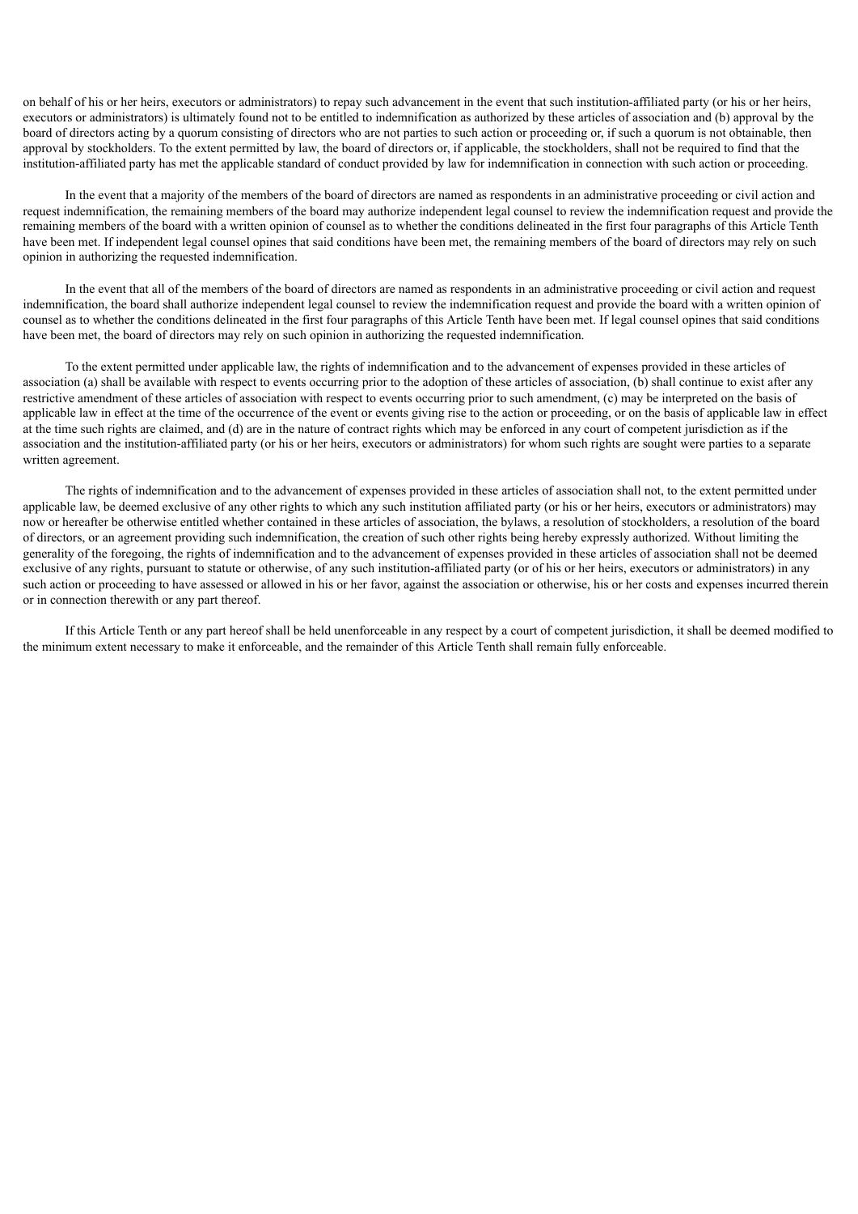on behalf of his or her heirs, executors or administrators) to repay such advancement in the event that such institution-affiliated party (or his or her heirs, executors or administrators) is ultimately found not to be entitled to indemnification as authorized by these articles of association and (b) approval by the board of directors acting by a quorum consisting of directors who are not parties to such action or proceeding or, if such a quorum is not obtainable, then approval by stockholders. To the extent permitted by law, the board of directors or, if applicable, the stockholders, shall not be required to find that the institution-affiliated party has met the applicable standard of conduct provided by law for indemnification in connection with such action or proceeding.

In the event that a majority of the members of the board of directors are named as respondents in an administrative proceeding or civil action and request indemnification, the remaining members of the board may authorize independent legal counsel to review the indemnification request and provide the remaining members of the board with a written opinion of counsel as to whether the conditions delineated in the first four paragraphs of this Article Tenth have been met. If independent legal counsel opines that said conditions have been met, the remaining members of the board of directors may rely on such opinion in authorizing the requested indemnification.

In the event that all of the members of the board of directors are named as respondents in an administrative proceeding or civil action and request indemnification, the board shall authorize independent legal counsel to review the indemnification request and provide the board with a written opinion of counsel as to whether the conditions delineated in the first four paragraphs of this Article Tenth have been met. If legal counsel opines that said conditions have been met, the board of directors may rely on such opinion in authorizing the requested indemnification.

To the extent permitted under applicable law, the rights of indemnification and to the advancement of expenses provided in these articles of association (a) shall be available with respect to events occurring prior to the adoption of these articles of association, (b) shall continue to exist after any restrictive amendment of these articles of association with respect to events occurring prior to such amendment, (c) may be interpreted on the basis of applicable law in effect at the time of the occurrence of the event or events giving rise to the action or proceeding, or on the basis of applicable law in effect at the time such rights are claimed, and (d) are in the nature of contract rights which may be enforced in any court of competent jurisdiction as if the association and the institution-affiliated party (or his or her heirs, executors or administrators) for whom such rights are sought were parties to a separate written agreement.

The rights of indemnification and to the advancement of expenses provided in these articles of association shall not, to the extent permitted under applicable law, be deemed exclusive of any other rights to which any such institution affiliated party (or his or her heirs, executors or administrators) may now or hereafter be otherwise entitled whether contained in these articles of association, the bylaws, a resolution of stockholders, a resolution of the board of directors, or an agreement providing such indemnification, the creation of such other rights being hereby expressly authorized. Without limiting the generality of the foregoing, the rights of indemnification and to the advancement of expenses provided in these articles of association shall not be deemed exclusive of any rights, pursuant to statute or otherwise, of any such institution-affiliated party (or of his or her heirs, executors or administrators) in any such action or proceeding to have assessed or allowed in his or her favor, against the association or otherwise, his or her costs and expenses incurred therein or in connection therewith or any part thereof.

If this Article Tenth or any part hereof shall be held unenforceable in any respect by a court of competent jurisdiction, it shall be deemed modified to the minimum extent necessary to make it enforceable, and the remainder of this Article Tenth shall remain fully enforceable.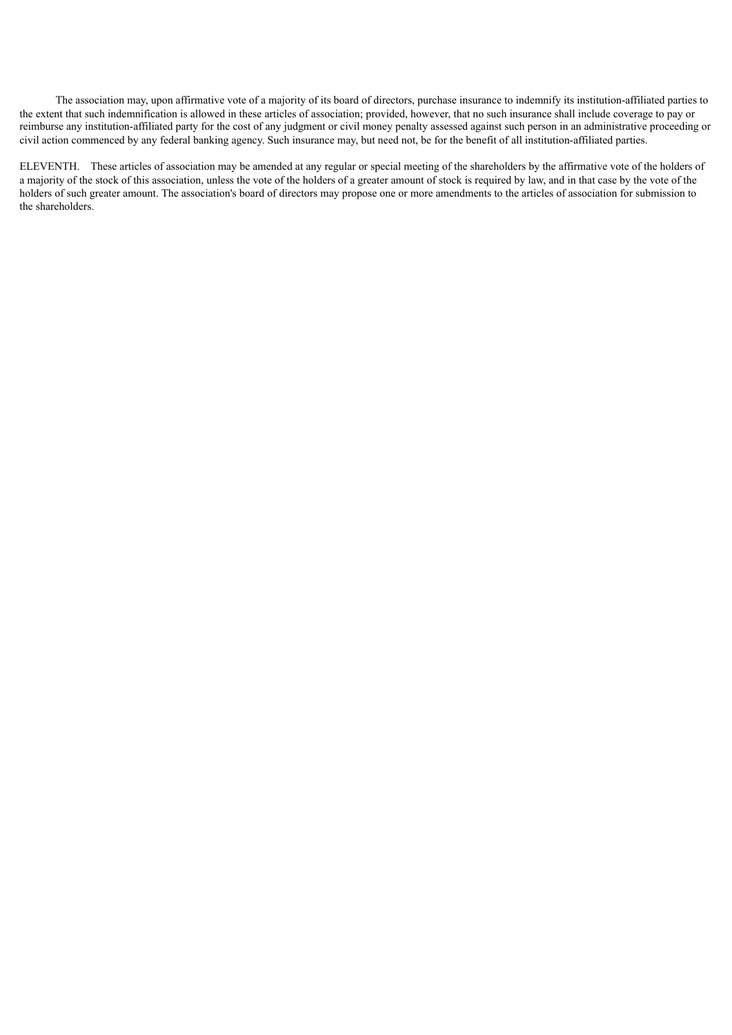The association may, upon affirmative vote of a majority of its board of directors, purchase insurance to indemnify its institution-affiliated parties to the extent that such indemnification is allowed in these articles of association; provided, however, that no such insurance shall include coverage to pay or reimburse any institution-affiliated party for the cost of any judgment or civil money penalty assessed against such person in an administrative proceeding or civil action commenced by any federal banking agency. Such insurance may, but need not, be for the benefit of all institution-affiliated parties.

ELEVENTH. These articles of association may be amended at any regular or special meeting of the shareholders by the affirmative vote of the holders of a majority of the stock of this association, unless the vote of the holders of a greater amount of stock is required by law, and in that case by the vote of the holders of such greater amount. The association's board of directors may propose one or more amendments to the articles of association for submission to the shareholders.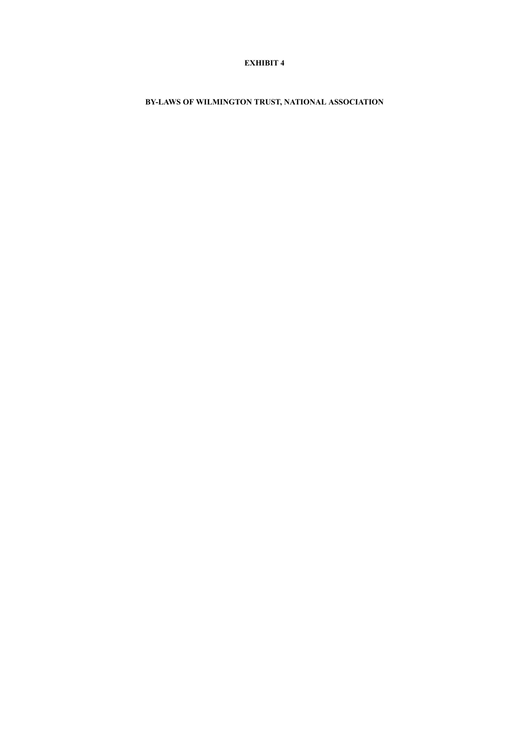**EXHIBIT 4**

**BY-LAWS OF WILMINGTON TRUST, NATIONAL ASSOCIATION**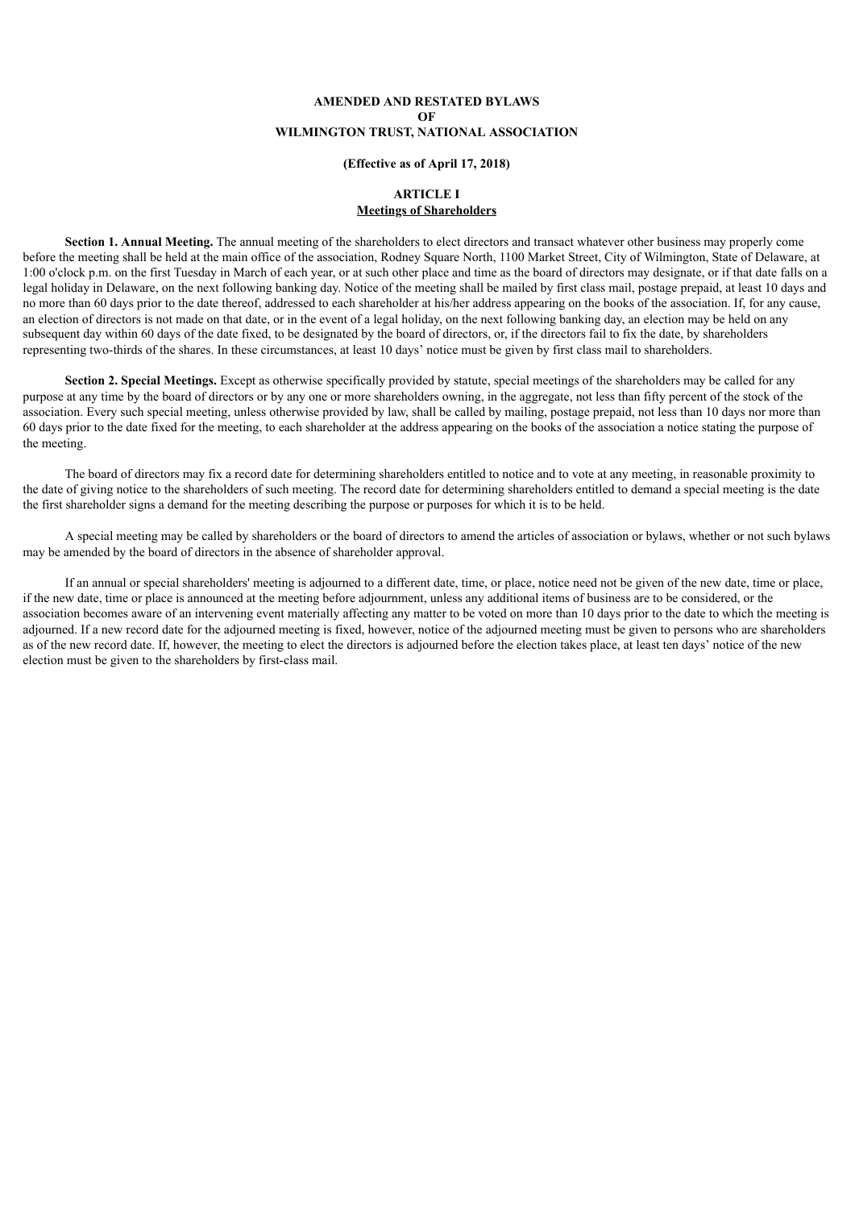# AMENDED AND RESTATED BYLAWS
# OF
# WILMINGTON TRUST, NATIONAL ASSOCIATION

**(Effective as of April 17, 2018)**

## ARTICLE I
## Meetings of Shareholders

**Section 1. Annual Meeting.** The annual meeting of the shareholders to elect directors and transact whatever other business may properly come before the meeting shall be held at the main office of the association, Rodney Square North, 1100 Market Street, City of Wilmington, State of Delaware, at 1:00 o'clock p.m. on the first Tuesday in March of each year, or at such other place and time as the board of directors may designate, or if that date falls on a legal holiday in Delaware, on the next following banking day. Notice of the meeting shall be mailed by first class mail, postage prepaid, at least 10 days and no more than 60 days prior to the date thereof, addressed to each shareholder at his/her address appearing on the books of the association. If, for any cause, an election of directors is not made on that date, or in the event of a legal holiday, on the next following banking day, an election may be held on any subsequent day within 60 days of the date fixed, to be designated by the board of directors, or, if the directors fail to fix the date, by shareholders representing two-thirds of the shares. In these circumstances, at least 10 days' notice must be given by first class mail to shareholders.

**Section 2. Special Meetings.** Except as otherwise specifically provided by statute, special meetings of the shareholders may be called for any purpose at any time by the board of directors or by any one or more shareholders owning, in the aggregate, not less than fifty percent of the stock of the association. Every such special meeting, unless otherwise provided by law, shall be called by mailing, postage prepaid, not less than 10 days nor more than 60 days prior to the date fixed for the meeting, to each shareholder at the address appearing on the books of the association a notice stating the purpose of the meeting.

The board of directors may fix a record date for determining shareholders entitled to notice and to vote at any meeting, in reasonable proximity to the date of giving notice to the shareholders of such meeting. The record date for determining shareholders entitled to demand a special meeting is the date the first shareholder signs a demand for the meeting describing the purpose or purposes for which it is to be held.

A special meeting may be called by shareholders or the board of directors to amend the articles of association or bylaws, whether or not such bylaws may be amended by the board of directors in the absence of shareholder approval.

If an annual or special shareholders' meeting is adjourned to a different date, time, or place, notice need not be given of the new date, time or place, if the new date, time or place is announced at the meeting before adjournment, unless any additional items of business are to be considered, or the association becomes aware of an intervening event materially affecting any matter to be voted on more than 10 days prior to the date to which the meeting is adjourned. If a new record date for the adjourned meeting is fixed, however, notice of the adjourned meeting must be given to persons who are shareholders as of the new record date. If, however, the meeting to elect the directors is adjourned before the election takes place, at least ten days' notice of the new election must be given to the shareholders by first-class mail.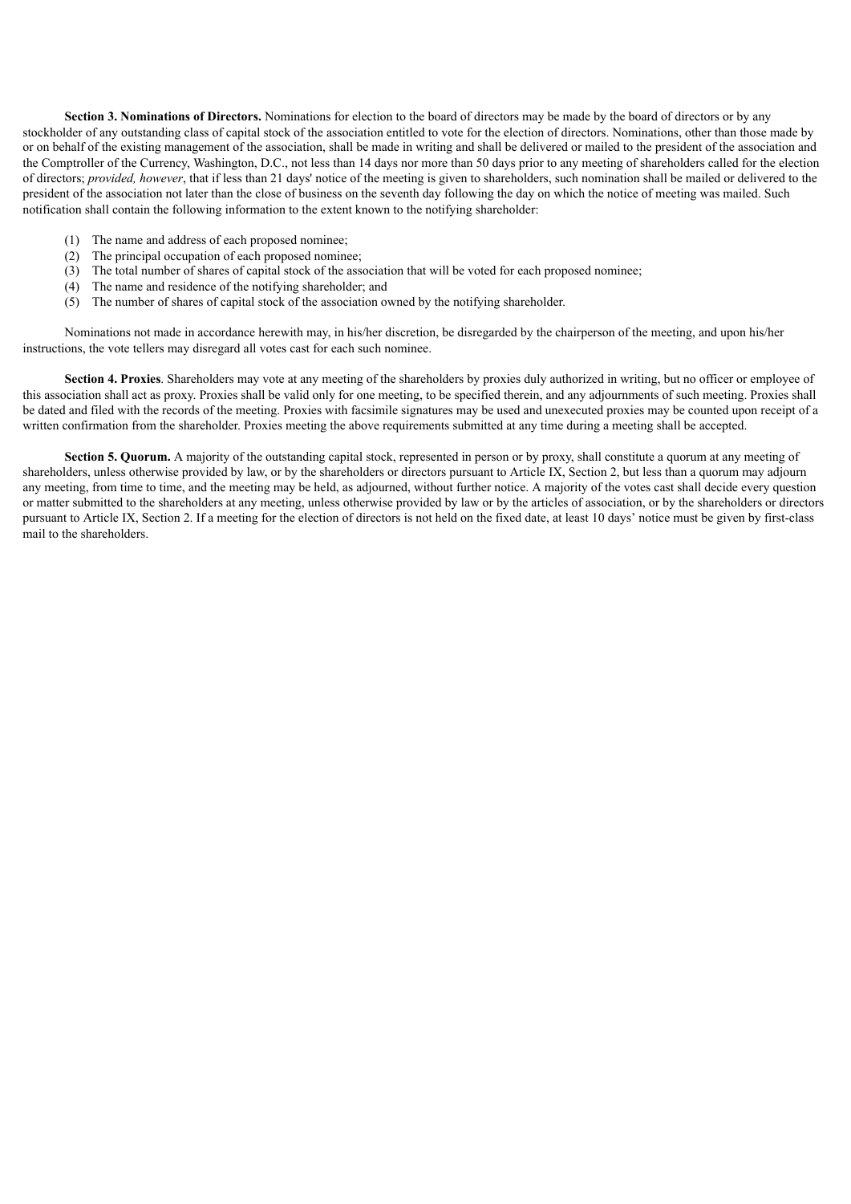**Section 3. Nominations of Directors.** Nominations for election to the board of directors may be made by the board of directors or by any stockholder of any outstanding class of capital stock of the association entitled to vote for the election of directors. Nominations, other than those made by or on behalf of the existing management of the association, shall be made in writing and shall be delivered or mailed to the president of the association and the Comptroller of the Currency, Washington, D.C., not less than 14 days nor more than 50 days prior to any meeting of shareholders called for the election of directors; *provided, however*, that if less than 21 days' notice of the meeting is given to shareholders, such nomination shall be mailed or delivered to the president of the association not later than the close of business on the seventh day following the day on which the notice of meeting was mailed. Such notification shall contain the following information to the extent known to the notifying shareholder:

(1) The name and address of each proposed nominee;
(2) The principal occupation of each proposed nominee;
(3) The total number of shares of capital stock of the association that will be voted for each proposed nominee;
(4) The name and residence of the notifying shareholder; and
(5) The number of shares of capital stock of the association owned by the notifying shareholder.

Nominations not made in accordance herewith may, in his/her discretion, be disregarded by the chairperson of the meeting, and upon his/her instructions, the vote tellers may disregard all votes cast for each such nominee.

**Section 4. Proxies**. Shareholders may vote at any meeting of the shareholders by proxies duly authorized in writing, but no officer or employee of this association shall act as proxy. Proxies shall be valid only for one meeting, to be specified therein, and any adjournments of such meeting. Proxies shall be dated and filed with the records of the meeting. Proxies with facsimile signatures may be used and unexecuted proxies may be counted upon receipt of a written confirmation from the shareholder. Proxies meeting the above requirements submitted at any time during a meeting shall be accepted.

**Section 5. Quorum.** A majority of the outstanding capital stock, represented in person or by proxy, shall constitute a quorum at any meeting of shareholders, unless otherwise provided by law, or by the shareholders or directors pursuant to Article IX, Section 2, but less than a quorum may adjourn any meeting, from time to time, and the meeting may be held, as adjourned, without further notice. A majority of the votes cast shall decide every question or matter submitted to the shareholders at any meeting, unless otherwise provided by law or by the articles of association, or by the shareholders or directors pursuant to Article IX, Section 2. If a meeting for the election of directors is not held on the fixed date, at least 10 days' notice must be given by first-class mail to the shareholders.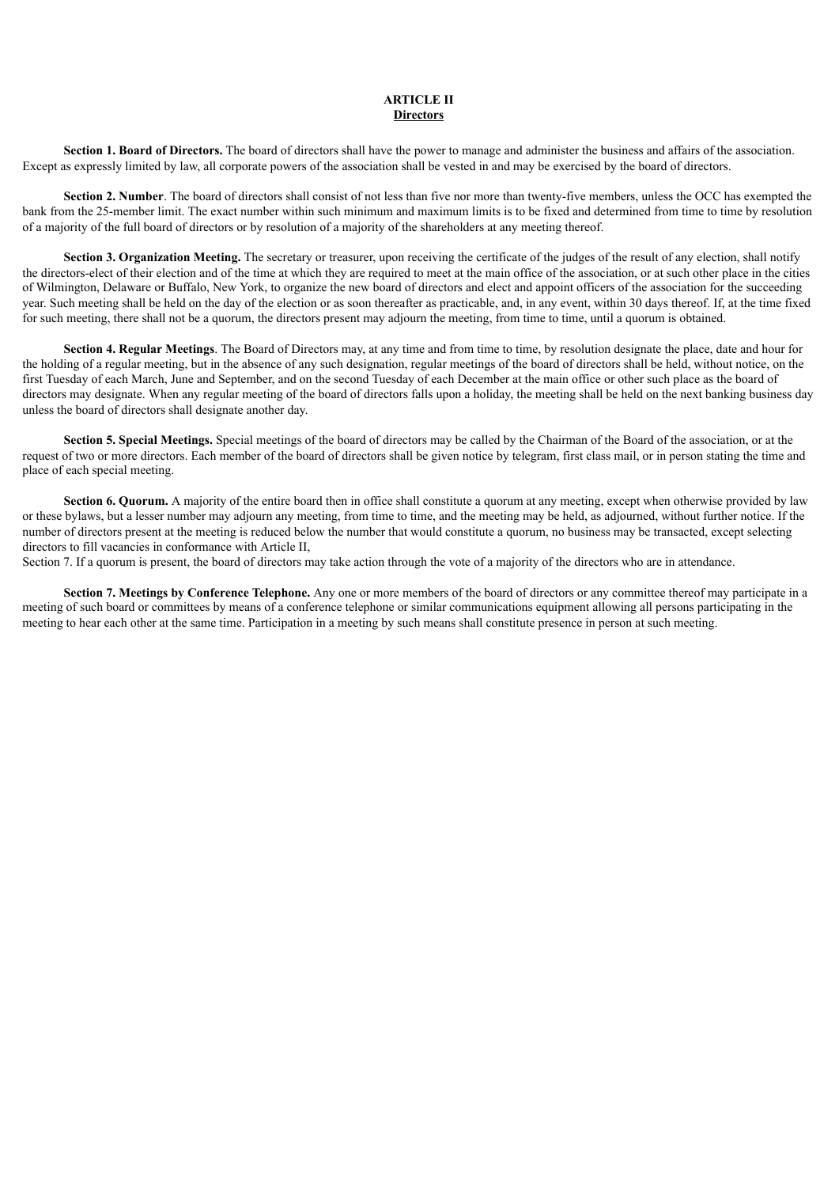**ARTICLE II**
**Directors**

**Section 1. Board of Directors.** The board of directors shall have the power to manage and administer the business and affairs of the association. Except as expressly limited by law, all corporate powers of the association shall be vested in and may be exercised by the board of directors.

**Section 2. Number**. The board of directors shall consist of not less than five nor more than twenty-five members, unless the OCC has exempted the bank from the 25-member limit. The exact number within such minimum and maximum limits is to be fixed and determined from time to time by resolution of a majority of the full board of directors or by resolution of a majority of the shareholders at any meeting thereof.

**Section 3. Organization Meeting.** The secretary or treasurer, upon receiving the certificate of the judges of the result of any election, shall notify the directors-elect of their election and of the time at which they are required to meet at the main office of the association, or at such other place in the cities of Wilmington, Delaware or Buffalo, New York, to organize the new board of directors and elect and appoint officers of the association for the succeeding year. Such meeting shall be held on the day of the election or as soon thereafter as practicable, and, in any event, within 30 days thereof. If, at the time fixed for such meeting, there shall not be a quorum, the directors present may adjourn the meeting, from time to time, until a quorum is obtained.

**Section 4. Regular Meetings**. The Board of Directors may, at any time and from time to time, by resolution designate the place, date and hour for the holding of a regular meeting, but in the absence of any such designation, regular meetings of the board of directors shall be held, without notice, on the first Tuesday of each March, June and September, and on the second Tuesday of each December at the main office or other such place as the board of directors may designate. When any regular meeting of the board of directors falls upon a holiday, the meeting shall be held on the next banking business day unless the board of directors shall designate another day.

**Section 5. Special Meetings.** Special meetings of the board of directors may be called by the Chairman of the Board of the association, or at the request of two or more directors. Each member of the board of directors shall be given notice by telegram, first class mail, or in person stating the time and place of each special meeting.

**Section 6. Quorum.** A majority of the entire board then in office shall constitute a quorum at any meeting, except when otherwise provided by law or these bylaws, but a lesser number may adjourn any meeting, from time to time, and the meeting may be held, as adjourned, without further notice. If the number of directors present at the meeting is reduced below the number that would constitute a quorum, no business may be transacted, except selecting directors to fill vacancies in conformance with Article II,
Section 7. If a quorum is present, the board of directors may take action through the vote of a majority of the directors who are in attendance.

**Section 7. Meetings by Conference Telephone.** Any one or more members of the board of directors or any committee thereof may participate in a meeting of such board or committees by means of a conference telephone or similar communications equipment allowing all persons participating in the meeting to hear each other at the same time. Participation in a meeting by such means shall constitute presence in person at such meeting.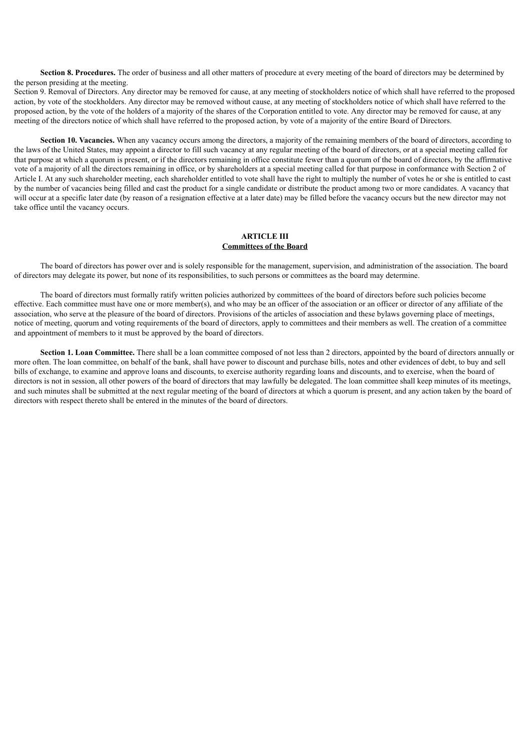**Section 8. Procedures.** The order of business and all other matters of procedure at every meeting of the board of directors may be determined by the person presiding at the meeting.

Section 9. Removal of Directors. Any director may be removed for cause, at any meeting of stockholders notice of which shall have referred to the proposed action, by vote of the stockholders. Any director may be removed without cause, at any meeting of stockholders notice of which shall have referred to the proposed action, by the vote of the holders of a majority of the shares of the Corporation entitled to vote. Any director may be removed for cause, at any meeting of the directors notice of which shall have referred to the proposed action, by vote of a majority of the entire Board of Directors.

**Section 10. Vacancies.** When any vacancy occurs among the directors, a majority of the remaining members of the board of directors, according to the laws of the United States, may appoint a director to fill such vacancy at any regular meeting of the board of directors, or at a special meeting called for that purpose at which a quorum is present, or if the directors remaining in office constitute fewer than a quorum of the board of directors, by the affirmative vote of a majority of all the directors remaining in office, or by shareholders at a special meeting called for that purpose in conformance with Section 2 of Article I. At any such shareholder meeting, each shareholder entitled to vote shall have the right to multiply the number of votes he or she is entitled to cast by the number of vacancies being filled and cast the product for a single candidate or distribute the product among two or more candidates. A vacancy that will occur at a specific later date (by reason of a resignation effective at a later date) may be filled before the vacancy occurs but the new director may not take office until the vacancy occurs.

## ARTICLE III
## Committees of the Board

The board of directors has power over and is solely responsible for the management, supervision, and administration of the association. The board of directors may delegate its power, but none of its responsibilities, to such persons or committees as the board may determine.

The board of directors must formally ratify written policies authorized by committees of the board of directors before such policies become effective. Each committee must have one or more member(s), and who may be an officer of the association or an officer or director of any affiliate of the association, who serve at the pleasure of the board of directors. Provisions of the articles of association and these bylaws governing place of meetings, notice of meeting, quorum and voting requirements of the board of directors, apply to committees and their members as well. The creation of a committee and appointment of members to it must be approved by the board of directors.

**Section 1. Loan Committee.** There shall be a loan committee composed of not less than 2 directors, appointed by the board of directors annually or more often. The loan committee, on behalf of the bank, shall have power to discount and purchase bills, notes and other evidences of debt, to buy and sell bills of exchange, to examine and approve loans and discounts, to exercise authority regarding loans and discounts, and to exercise, when the board of directors is not in session, all other powers of the board of directors that may lawfully be delegated. The loan committee shall keep minutes of its meetings, and such minutes shall be submitted at the next regular meeting of the board of directors at which a quorum is present, and any action taken by the board of directors with respect thereto shall be entered in the minutes of the board of directors.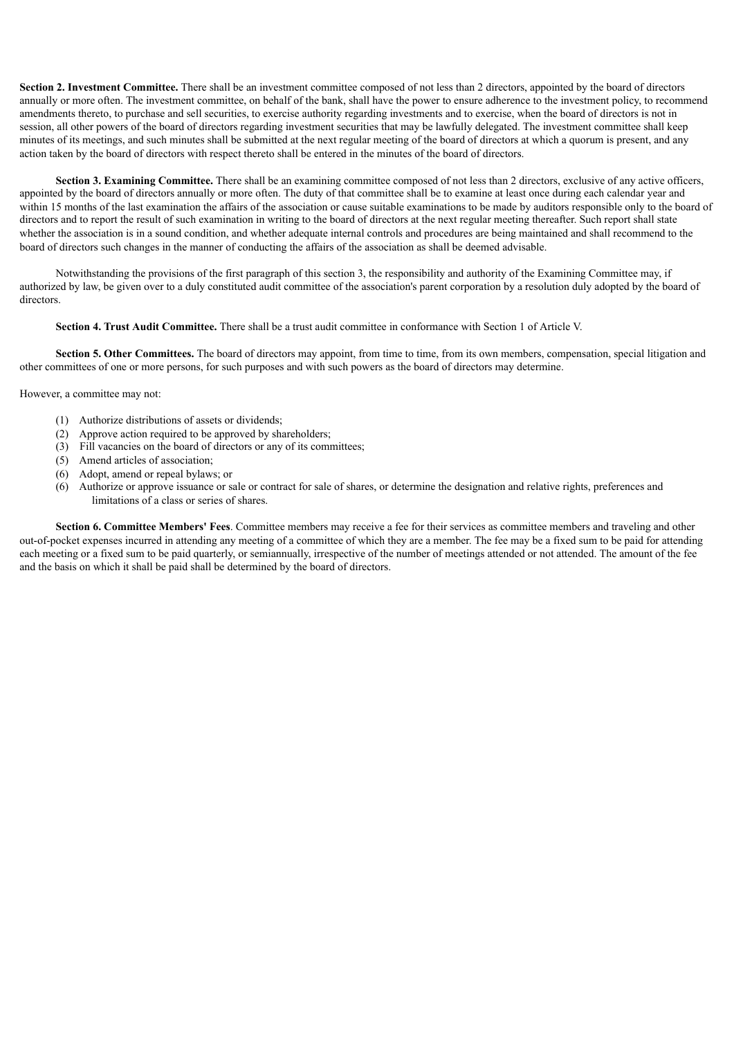**Section 2. Investment Committee.** There shall be an investment committee composed of not less than 2 directors, appointed by the board of directors annually or more often. The investment committee, on behalf of the bank, shall have the power to ensure adherence to the investment policy, to recommend amendments thereto, to purchase and sell securities, to exercise authority regarding investments and to exercise, when the board of directors is not in session, all other powers of the board of directors regarding investment securities that may be lawfully delegated. The investment committee shall keep minutes of its meetings, and such minutes shall be submitted at the next regular meeting of the board of directors at which a quorum is present, and any action taken by the board of directors with respect thereto shall be entered in the minutes of the board of directors.

**Section 3. Examining Committee.** There shall be an examining committee composed of not less than 2 directors, exclusive of any active officers, appointed by the board of directors annually or more often. The duty of that committee shall be to examine at least once during each calendar year and within 15 months of the last examination the affairs of the association or cause suitable examinations to be made by auditors responsible only to the board of directors and to report the result of such examination in writing to the board of directors at the next regular meeting thereafter. Such report shall state whether the association is in a sound condition, and whether adequate internal controls and procedures are being maintained and shall recommend to the board of directors such changes in the manner of conducting the affairs of the association as shall be deemed advisable.

Notwithstanding the provisions of the first paragraph of this section 3, the responsibility and authority of the Examining Committee may, if authorized by law, be given over to a duly constituted audit committee of the association's parent corporation by a resolution duly adopted by the board of directors.

**Section 4. Trust Audit Committee.** There shall be a trust audit committee in conformance with Section 1 of Article V.

**Section 5. Other Committees.** The board of directors may appoint, from time to time, from its own members, compensation, special litigation and other committees of one or more persons, for such purposes and with such powers as the board of directors may determine.

However, a committee may not:

(1) Authorize distributions of assets or dividends;
(2) Approve action required to be approved by shareholders;
(3) Fill vacancies on the board of directors or any of its committees;
(5) Amend articles of association;
(6) Adopt, amend or repeal bylaws; or
(6) Authorize or approve issuance or sale or contract for sale of shares, or determine the designation and relative rights, preferences and limitations of a class or series of shares.

**Section 6. Committee Members' Fees**. Committee members may receive a fee for their services as committee members and traveling and other out-of-pocket expenses incurred in attending any meeting of a committee of which they are a member. The fee may be a fixed sum to be paid for attending each meeting or a fixed sum to be paid quarterly, or semiannually, irrespective of the number of meetings attended or not attended. The amount of the fee and the basis on which it shall be paid shall be determined by the board of directors.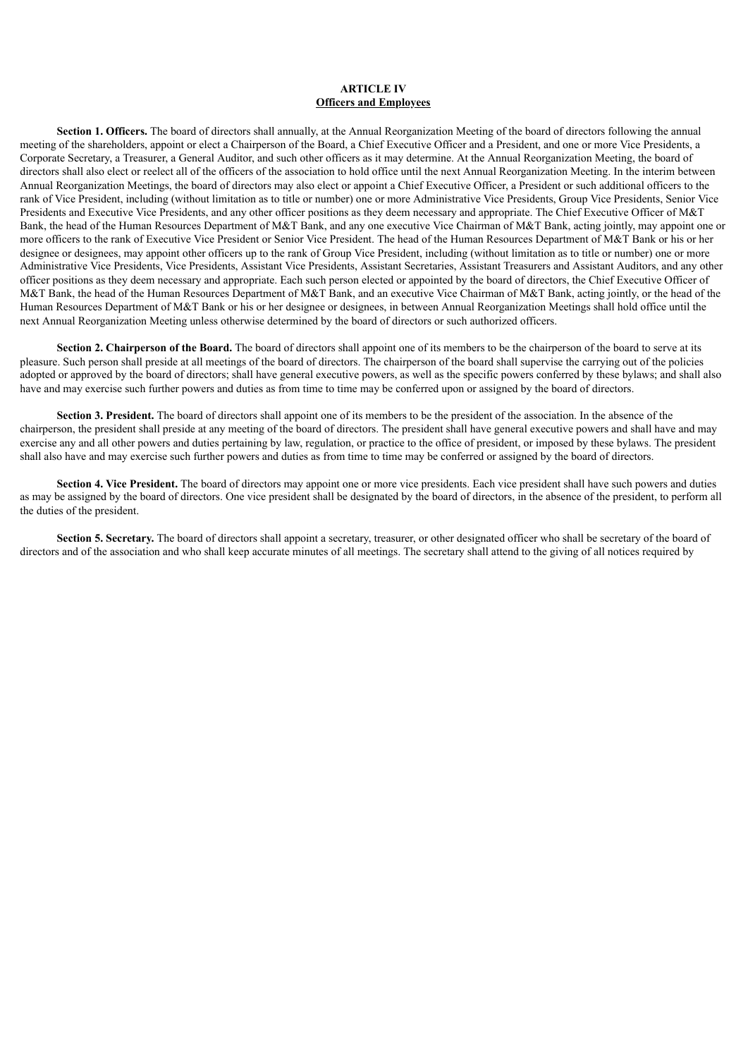## ARTICLE IV
## Officers and Employees

**Section 1. Officers.** The board of directors shall annually, at the Annual Reorganization Meeting of the board of directors following the annual meeting of the shareholders, appoint or elect a Chairperson of the Board, a Chief Executive Officer and a President, and one or more Vice Presidents, a Corporate Secretary, a Treasurer, a General Auditor, and such other officers as it may determine. At the Annual Reorganization Meeting, the board of directors shall also elect or reelect all of the officers of the association to hold office until the next Annual Reorganization Meeting. In the interim between Annual Reorganization Meetings, the board of directors may also elect or appoint a Chief Executive Officer, a President or such additional officers to the rank of Vice President, including (without limitation as to title or number) one or more Administrative Vice Presidents, Group Vice Presidents, Senior Vice Presidents and Executive Vice Presidents, and any other officer positions as they deem necessary and appropriate. The Chief Executive Officer of M&T Bank, the head of the Human Resources Department of M&T Bank, and any one executive Vice Chairman of M&T Bank, acting jointly, may appoint one or more officers to the rank of Executive Vice President or Senior Vice President. The head of the Human Resources Department of M&T Bank or his or her designee or designees, may appoint other officers up to the rank of Group Vice President, including (without limitation as to title or number) one or more Administrative Vice Presidents, Vice Presidents, Assistant Vice Presidents, Assistant Secretaries, Assistant Treasurers and Assistant Auditors, and any other officer positions as they deem necessary and appropriate. Each such person elected or appointed by the board of directors, the Chief Executive Officer of M&T Bank, the head of the Human Resources Department of M&T Bank, and an executive Vice Chairman of M&T Bank, acting jointly, or the head of the Human Resources Department of M&T Bank or his or her designee or designees, in between Annual Reorganization Meetings shall hold office until the next Annual Reorganization Meeting unless otherwise determined by the board of directors or such authorized officers.

**Section 2. Chairperson of the Board.** The board of directors shall appoint one of its members to be the chairperson of the board to serve at its pleasure. Such person shall preside at all meetings of the board of directors. The chairperson of the board shall supervise the carrying out of the policies adopted or approved by the board of directors; shall have general executive powers, as well as the specific powers conferred by these bylaws; and shall also have and may exercise such further powers and duties as from time to time may be conferred upon or assigned by the board of directors.

**Section 3. President.** The board of directors shall appoint one of its members to be the president of the association. In the absence of the chairperson, the president shall preside at any meeting of the board of directors. The president shall have general executive powers and shall have and may exercise any and all other powers and duties pertaining by law, regulation, or practice to the office of president, or imposed by these bylaws. The president shall also have and may exercise such further powers and duties as from time to time may be conferred or assigned by the board of directors.

**Section 4. Vice President.** The board of directors may appoint one or more vice presidents. Each vice president shall have such powers and duties as may be assigned by the board of directors. One vice president shall be designated by the board of directors, in the absence of the president, to perform all the duties of the president.

**Section 5. Secretary.** The board of directors shall appoint a secretary, treasurer, or other designated officer who shall be secretary of the board of directors and of the association and who shall keep accurate minutes of all meetings. The secretary shall attend to the giving of all notices required by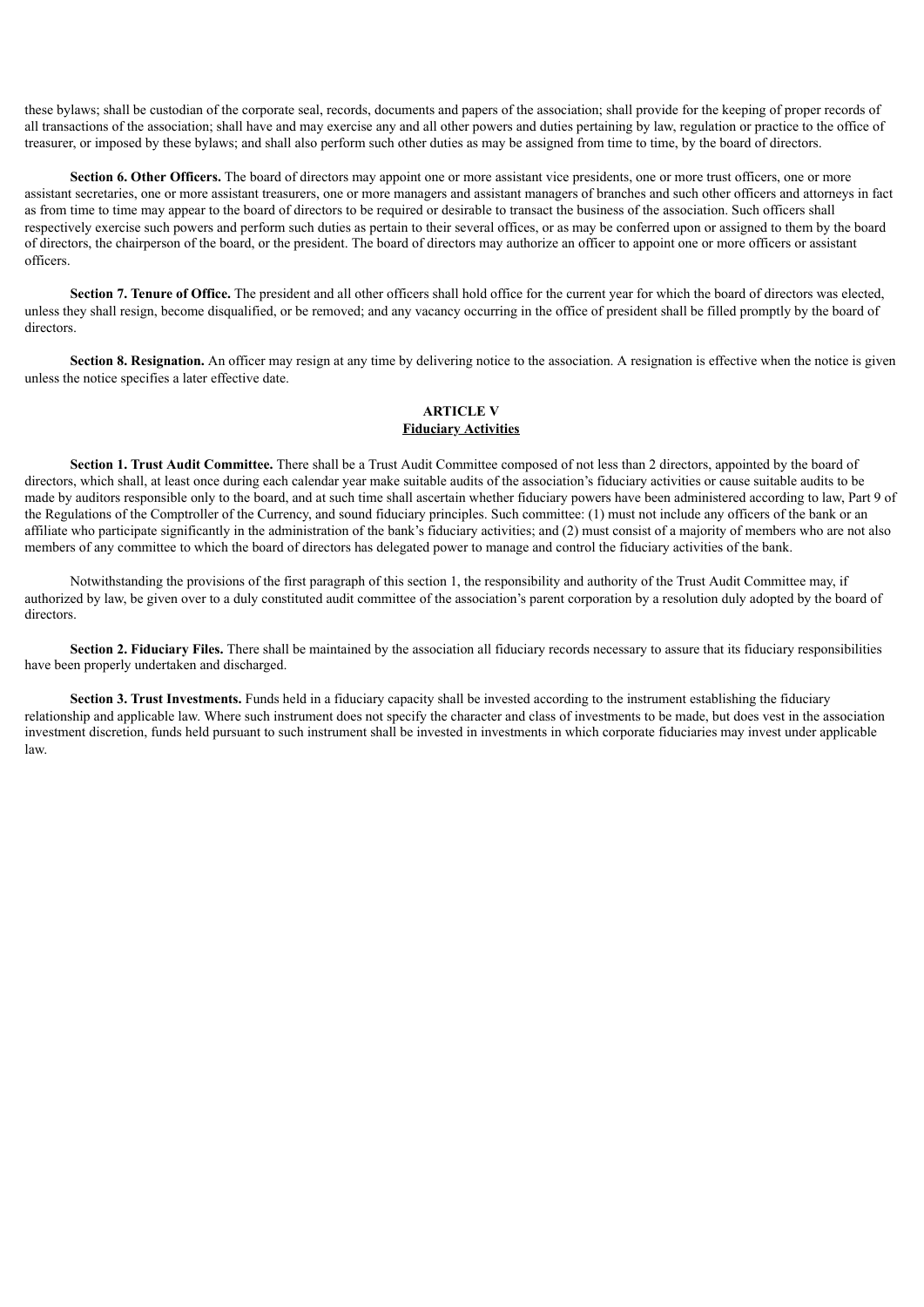these bylaws; shall be custodian of the corporate seal, records, documents and papers of the association; shall provide for the keeping of proper records of all transactions of the association; shall have and may exercise any and all other powers and duties pertaining by law, regulation or practice to the office of treasurer, or imposed by these bylaws; and shall also perform such other duties as may be assigned from time to time, by the board of directors.

**Section 6. Other Officers.** The board of directors may appoint one or more assistant vice presidents, one or more trust officers, one or more assistant secretaries, one or more assistant treasurers, one or more managers and assistant managers of branches and such other officers and attorneys in fact as from time to time may appear to the board of directors to be required or desirable to transact the business of the association. Such officers shall respectively exercise such powers and perform such duties as pertain to their several offices, or as may be conferred upon or assigned to them by the board of directors, the chairperson of the board, or the president. The board of directors may authorize an officer to appoint one or more officers or assistant officers.

**Section 7. Tenure of Office.** The president and all other officers shall hold office for the current year for which the board of directors was elected, unless they shall resign, become disqualified, or be removed; and any vacancy occurring in the office of president shall be filled promptly by the board of directors.

**Section 8. Resignation.** An officer may resign at any time by delivering notice to the association. A resignation is effective when the notice is given unless the notice specifies a later effective date.

## ARTICLE V
## Fiduciary Activities

**Section 1. Trust Audit Committee.** There shall be a Trust Audit Committee composed of not less than 2 directors, appointed by the board of directors, which shall, at least once during each calendar year make suitable audits of the association's fiduciary activities or cause suitable audits to be made by auditors responsible only to the board, and at such time shall ascertain whether fiduciary powers have been administered according to law, Part 9 of the Regulations of the Comptroller of the Currency, and sound fiduciary principles. Such committee: (1) must not include any officers of the bank or an affiliate who participate significantly in the administration of the bank's fiduciary activities; and (2) must consist of a majority of members who are not also members of any committee to which the board of directors has delegated power to manage and control the fiduciary activities of the bank.

Notwithstanding the provisions of the first paragraph of this section 1, the responsibility and authority of the Trust Audit Committee may, if authorized by law, be given over to a duly constituted audit committee of the association's parent corporation by a resolution duly adopted by the board of directors.

**Section 2. Fiduciary Files.** There shall be maintained by the association all fiduciary records necessary to assure that its fiduciary responsibilities have been properly undertaken and discharged.

**Section 3. Trust Investments.** Funds held in a fiduciary capacity shall be invested according to the instrument establishing the fiduciary relationship and applicable law. Where such instrument does not specify the character and class of investments to be made, but does vest in the association investment discretion, funds held pursuant to such instrument shall be invested in investments in which corporate fiduciaries may invest under applicable law.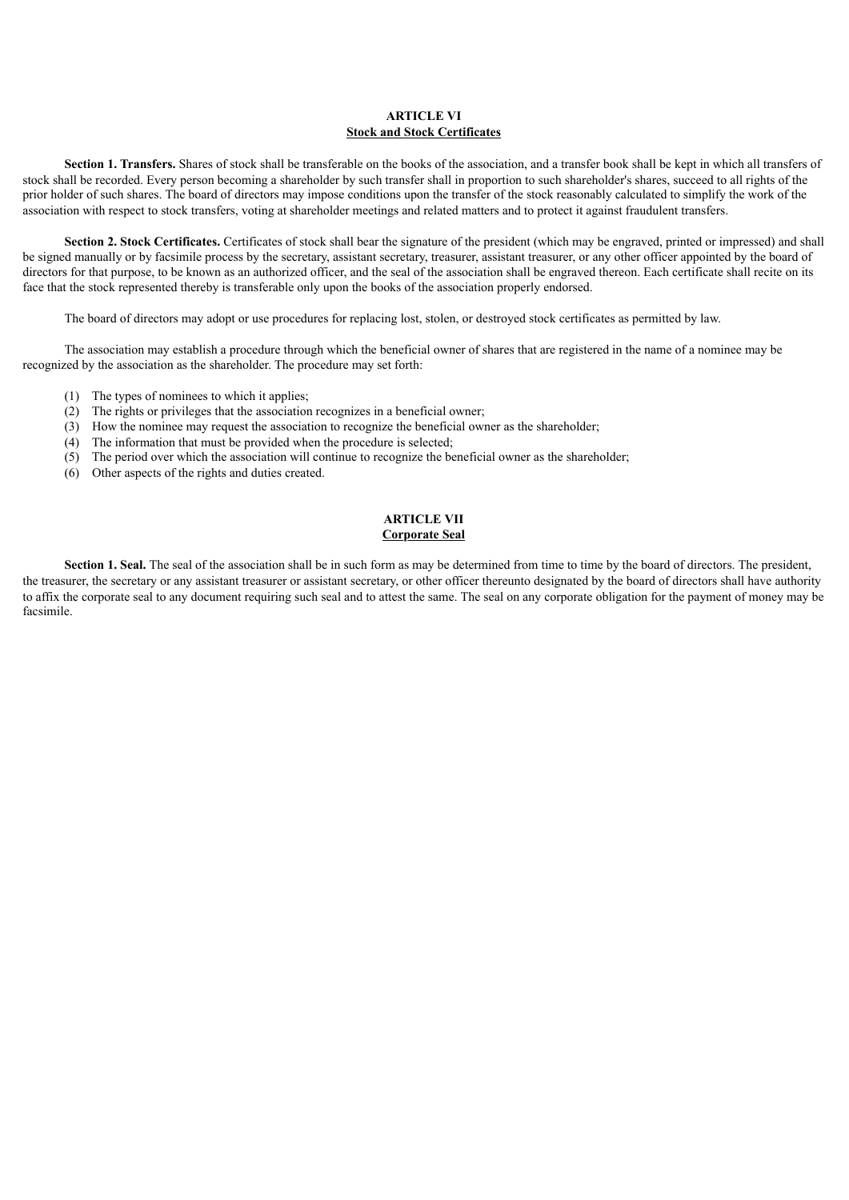## ARTICLE VI
## Stock and Stock Certificates

**Section 1. Transfers.** Shares of stock shall be transferable on the books of the association, and a transfer book shall be kept in which all transfers of stock shall be recorded. Every person becoming a shareholder by such transfer shall in proportion to such shareholder's shares, succeed to all rights of the prior holder of such shares. The board of directors may impose conditions upon the transfer of the stock reasonably calculated to simplify the work of the association with respect to stock transfers, voting at shareholder meetings and related matters and to protect it against fraudulent transfers.

**Section 2. Stock Certificates.** Certificates of stock shall bear the signature of the president (which may be engraved, printed or impressed) and shall be signed manually or by facsimile process by the secretary, assistant secretary, treasurer, assistant treasurer, or any other officer appointed by the board of directors for that purpose, to be known as an authorized officer, and the seal of the association shall be engraved thereon. Each certificate shall recite on its face that the stock represented thereby is transferable only upon the books of the association properly endorsed.

The board of directors may adopt or use procedures for replacing lost, stolen, or destroyed stock certificates as permitted by law.

The association may establish a procedure through which the beneficial owner of shares that are registered in the name of a nominee may be recognized by the association as the shareholder. The procedure may set forth:

(1) The types of nominees to which it applies;
(2) The rights or privileges that the association recognizes in a beneficial owner;
(3) How the nominee may request the association to recognize the beneficial owner as the shareholder;
(4) The information that must be provided when the procedure is selected;
(5) The period over which the association will continue to recognize the beneficial owner as the shareholder;
(6) Other aspects of the rights and duties created.

## ARTICLE VII
## Corporate Seal

**Section 1. Seal.** The seal of the association shall be in such form as may be determined from time to time by the board of directors. The president, the treasurer, the secretary or any assistant treasurer or assistant secretary, or other officer thereunto designated by the board of directors shall have authority to affix the corporate seal to any document requiring such seal and to attest the same. The seal on any corporate obligation for the payment of money may be facsimile.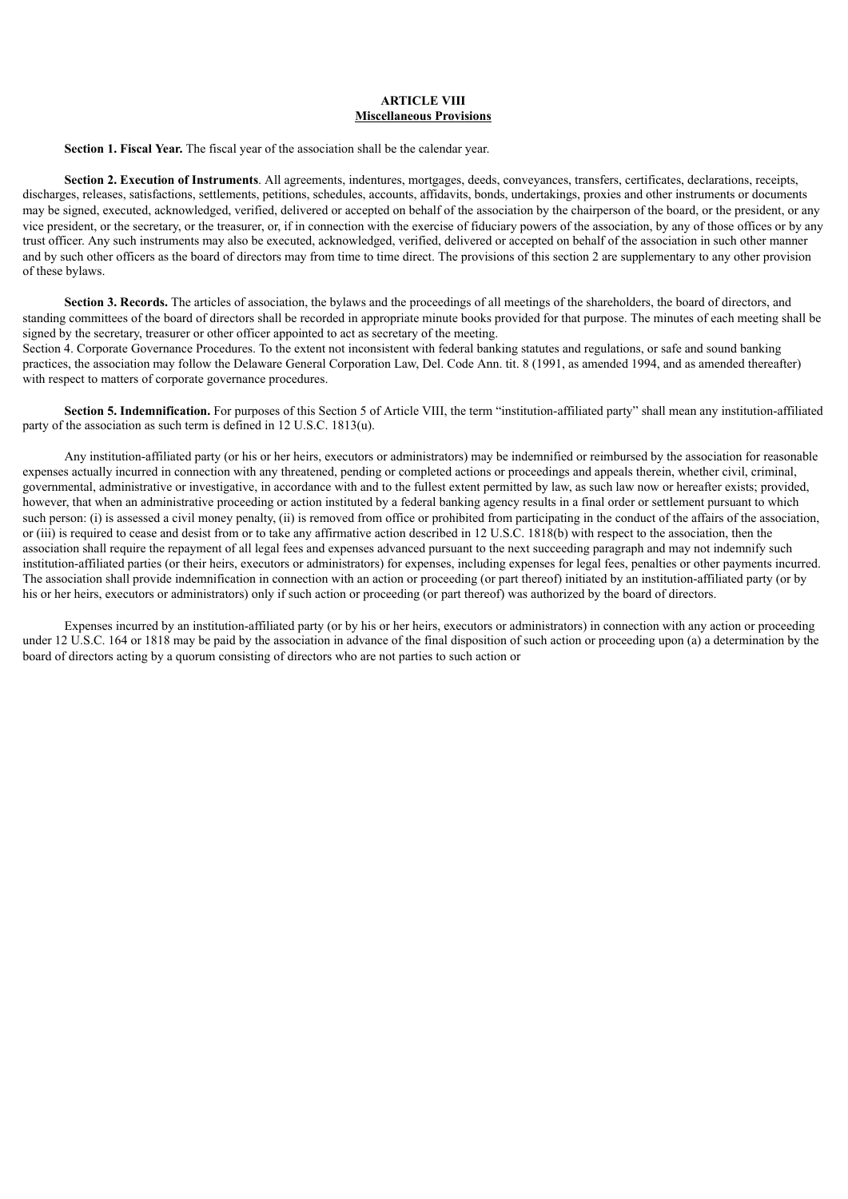**ARTICLE VIII**
**Miscellaneous Provisions**

**Section 1. Fiscal Year.** The fiscal year of the association shall be the calendar year.

**Section 2. Execution of Instruments**. All agreements, indentures, mortgages, deeds, conveyances, transfers, certificates, declarations, receipts, discharges, releases, satisfactions, settlements, petitions, schedules, accounts, affidavits, bonds, undertakings, proxies and other instruments or documents may be signed, executed, acknowledged, verified, delivered or accepted on behalf of the association by the chairperson of the board, or the president, or any vice president, or the secretary, or the treasurer, or, if in connection with the exercise of fiduciary powers of the association, by any of those offices or by any trust officer. Any such instruments may also be executed, acknowledged, verified, delivered or accepted on behalf of the association in such other manner and by such other officers as the board of directors may from time to time direct. The provisions of this section 2 are supplementary to any other provision of these bylaws.

**Section 3. Records.** The articles of association, the bylaws and the proceedings of all meetings of the shareholders, the board of directors, and standing committees of the board of directors shall be recorded in appropriate minute books provided for that purpose. The minutes of each meeting shall be signed by the secretary, treasurer or other officer appointed to act as secretary of the meeting.
Section 4. Corporate Governance Procedures. To the extent not inconsistent with federal banking statutes and regulations, or safe and sound banking practices, the association may follow the Delaware General Corporation Law, Del. Code Ann. tit. 8 (1991, as amended 1994, and as amended thereafter) with respect to matters of corporate governance procedures.

**Section 5. Indemnification.** For purposes of this Section 5 of Article VIII, the term "institution-affiliated party" shall mean any institution-affiliated party of the association as such term is defined in 12 U.S.C. 1813(u).

Any institution-affiliated party (or his or her heirs, executors or administrators) may be indemnified or reimbursed by the association for reasonable expenses actually incurred in connection with any threatened, pending or completed actions or proceedings and appeals therein, whether civil, criminal, governmental, administrative or investigative, in accordance with and to the fullest extent permitted by law, as such law now or hereafter exists; provided, however, that when an administrative proceeding or action instituted by a federal banking agency results in a final order or settlement pursuant to which such person: (i) is assessed a civil money penalty, (ii) is removed from office or prohibited from participating in the conduct of the affairs of the association, or (iii) is required to cease and desist from or to take any affirmative action described in 12 U.S.C. 1818(b) with respect to the association, then the association shall require the repayment of all legal fees and expenses advanced pursuant to the next succeeding paragraph and may not indemnify such institution-affiliated parties (or their heirs, executors or administrators) for expenses, including expenses for legal fees, penalties or other payments incurred. The association shall provide indemnification in connection with an action or proceeding (or part thereof) initiated by an institution-affiliated party (or by his or her heirs, executors or administrators) only if such action or proceeding (or part thereof) was authorized by the board of directors.

Expenses incurred by an institution-affiliated party (or by his or her heirs, executors or administrators) in connection with any action or proceeding under 12 U.S.C. 164 or 1818 may be paid by the association in advance of the final disposition of such action or proceeding upon (a) a determination by the board of directors acting by a quorum consisting of directors who are not parties to such action or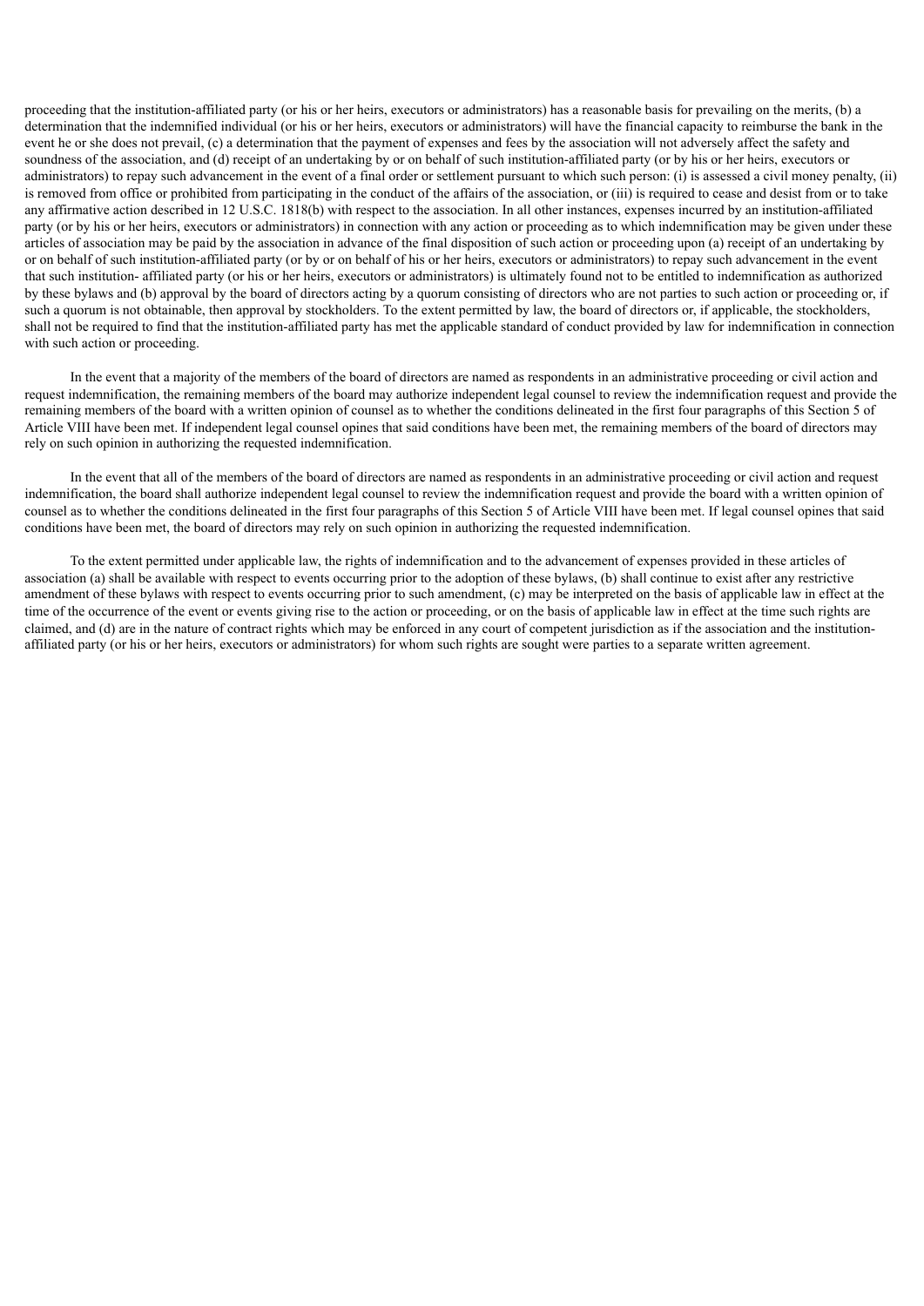proceeding that the institution-affiliated party (or his or her heirs, executors or administrators) has a reasonable basis for prevailing on the merits, (b) a determination that the indemnified individual (or his or her heirs, executors or administrators) will have the financial capacity to reimburse the bank in the event he or she does not prevail, (c) a determination that the payment of expenses and fees by the association will not adversely affect the safety and soundness of the association, and (d) receipt of an undertaking by or on behalf of such institution-affiliated party (or by his or her heirs, executors or administrators) to repay such advancement in the event of a final order or settlement pursuant to which such person: (i) is assessed a civil money penalty, (ii) is removed from office or prohibited from participating in the conduct of the affairs of the association, or (iii) is required to cease and desist from or to take any affirmative action described in 12 U.S.C. 1818(b) with respect to the association. In all other instances, expenses incurred by an institution-affiliated party (or by his or her heirs, executors or administrators) in connection with any action or proceeding as to which indemnification may be given under these articles of association may be paid by the association in advance of the final disposition of such action or proceeding upon (a) receipt of an undertaking by or on behalf of such institution-affiliated party (or by or on behalf of his or her heirs, executors or administrators) to repay such advancement in the event that such institution- affiliated party (or his or her heirs, executors or administrators) is ultimately found not to be entitled to indemnification as authorized by these bylaws and (b) approval by the board of directors acting by a quorum consisting of directors who are not parties to such action or proceeding or, if such a quorum is not obtainable, then approval by stockholders. To the extent permitted by law, the board of directors or, if applicable, the stockholders, shall not be required to find that the institution-affiliated party has met the applicable standard of conduct provided by law for indemnification in connection with such action or proceeding.

In the event that a majority of the members of the board of directors are named as respondents in an administrative proceeding or civil action and request indemnification, the remaining members of the board may authorize independent legal counsel to review the indemnification request and provide the remaining members of the board with a written opinion of counsel as to whether the conditions delineated in the first four paragraphs of this Section 5 of Article VIII have been met. If independent legal counsel opines that said conditions have been met, the remaining members of the board of directors may rely on such opinion in authorizing the requested indemnification.

In the event that all of the members of the board of directors are named as respondents in an administrative proceeding or civil action and request indemnification, the board shall authorize independent legal counsel to review the indemnification request and provide the board with a written opinion of counsel as to whether the conditions delineated in the first four paragraphs of this Section 5 of Article VIII have been met. If legal counsel opines that said conditions have been met, the board of directors may rely on such opinion in authorizing the requested indemnification.

To the extent permitted under applicable law, the rights of indemnification and to the advancement of expenses provided in these articles of association (a) shall be available with respect to events occurring prior to the adoption of these bylaws, (b) shall continue to exist after any restrictive amendment of these bylaws with respect to events occurring prior to such amendment, (c) may be interpreted on the basis of applicable law in effect at the time of the occurrence of the event or events giving rise to the action or proceeding, or on the basis of applicable law in effect at the time such rights are claimed, and (d) are in the nature of contract rights which may be enforced in any court of competent jurisdiction as if the association and the institution-affiliated party (or his or her heirs, executors or administrators) for whom such rights are sought were parties to a separate written agreement.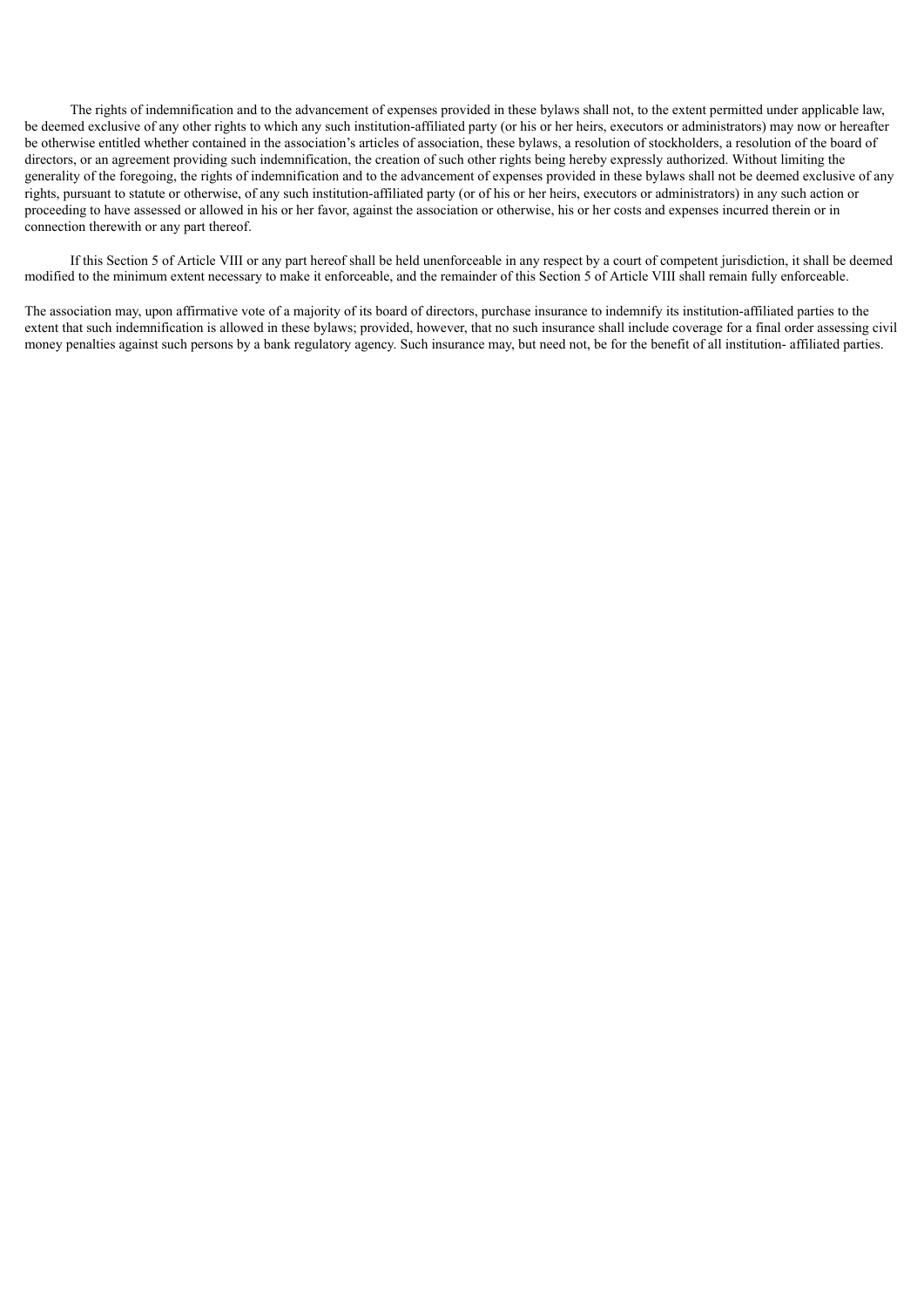The rights of indemnification and to the advancement of expenses provided in these bylaws shall not, to the extent permitted under applicable law, be deemed exclusive of any other rights to which any such institution-affiliated party (or his or her heirs, executors or administrators) may now or hereafter be otherwise entitled whether contained in the association's articles of association, these bylaws, a resolution of stockholders, a resolution of the board of directors, or an agreement providing such indemnification, the creation of such other rights being hereby expressly authorized. Without limiting the generality of the foregoing, the rights of indemnification and to the advancement of expenses provided in these bylaws shall not be deemed exclusive of any rights, pursuant to statute or otherwise, of any such institution-affiliated party (or of his or her heirs, executors or administrators) in any such action or proceeding to have assessed or allowed in his or her favor, against the association or otherwise, his or her costs and expenses incurred therein or in connection therewith or any part thereof.

If this Section 5 of Article VIII or any part hereof shall be held unenforceable in any respect by a court of competent jurisdiction, it shall be deemed modified to the minimum extent necessary to make it enforceable, and the remainder of this Section 5 of Article VIII shall remain fully enforceable.

The association may, upon affirmative vote of a majority of its board of directors, purchase insurance to indemnify its institution-affiliated parties to the extent that such indemnification is allowed in these bylaws; provided, however, that no such insurance shall include coverage for a final order assessing civil money penalties against such persons by a bank regulatory agency. Such insurance may, but need not, be for the benefit of all institution- affiliated parties.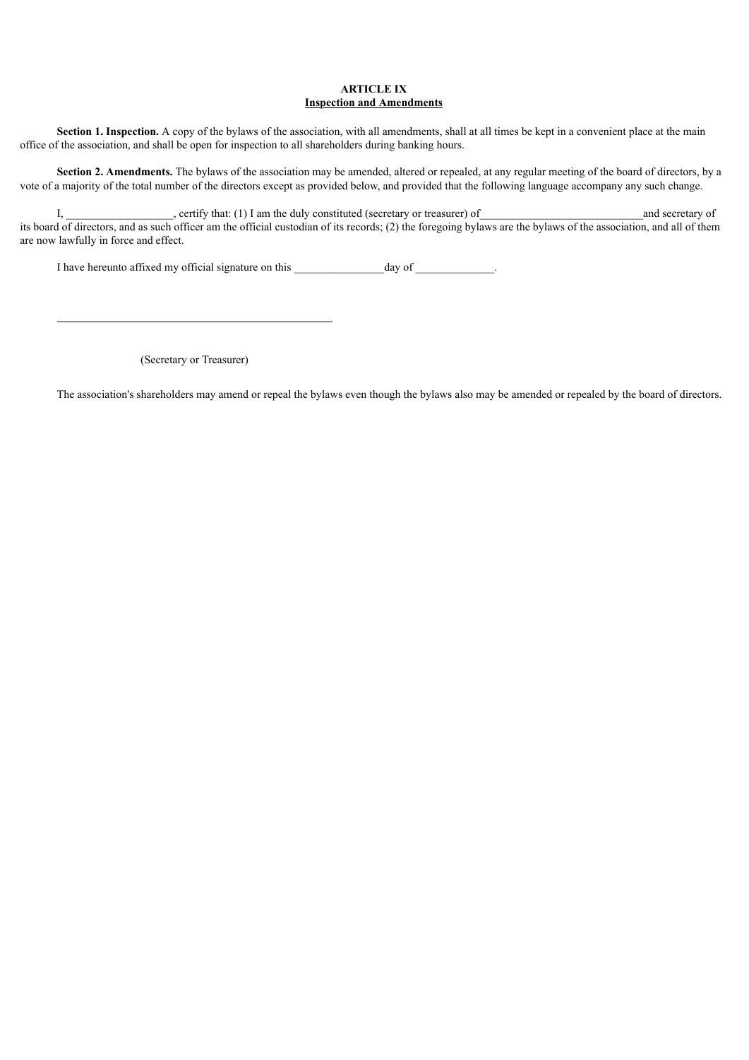**ARTICLE IX**
**Inspection and Amendments**

**Section 1. Inspection.** A copy of the bylaws of the association, with all amendments, shall at all times be kept in a convenient place at the main office of the association, and shall be open for inspection to all shareholders during banking hours.

**Section 2. Amendments.** The bylaws of the association may be amended, altered or repealed, at any regular meeting of the board of directors, by a vote of a majority of the total number of the directors except as provided below, and provided that the following language accompany any such change.

I, ___________________, certify that: (1) I am the duly constituted (secretary or treasurer) of_____________________________and secretary of its board of directors, and as such officer am the official custodian of its records; (2) the foregoing bylaws are the bylaws of the association, and all of them are now lawfully in force and effect.

I have hereunto affixed my official signature on this ________________day of ______________.

_____________________________________________

(Secretary or Treasurer)

The association's shareholders may amend or repeal the bylaws even though the bylaws also may be amended or repealed by the board of directors.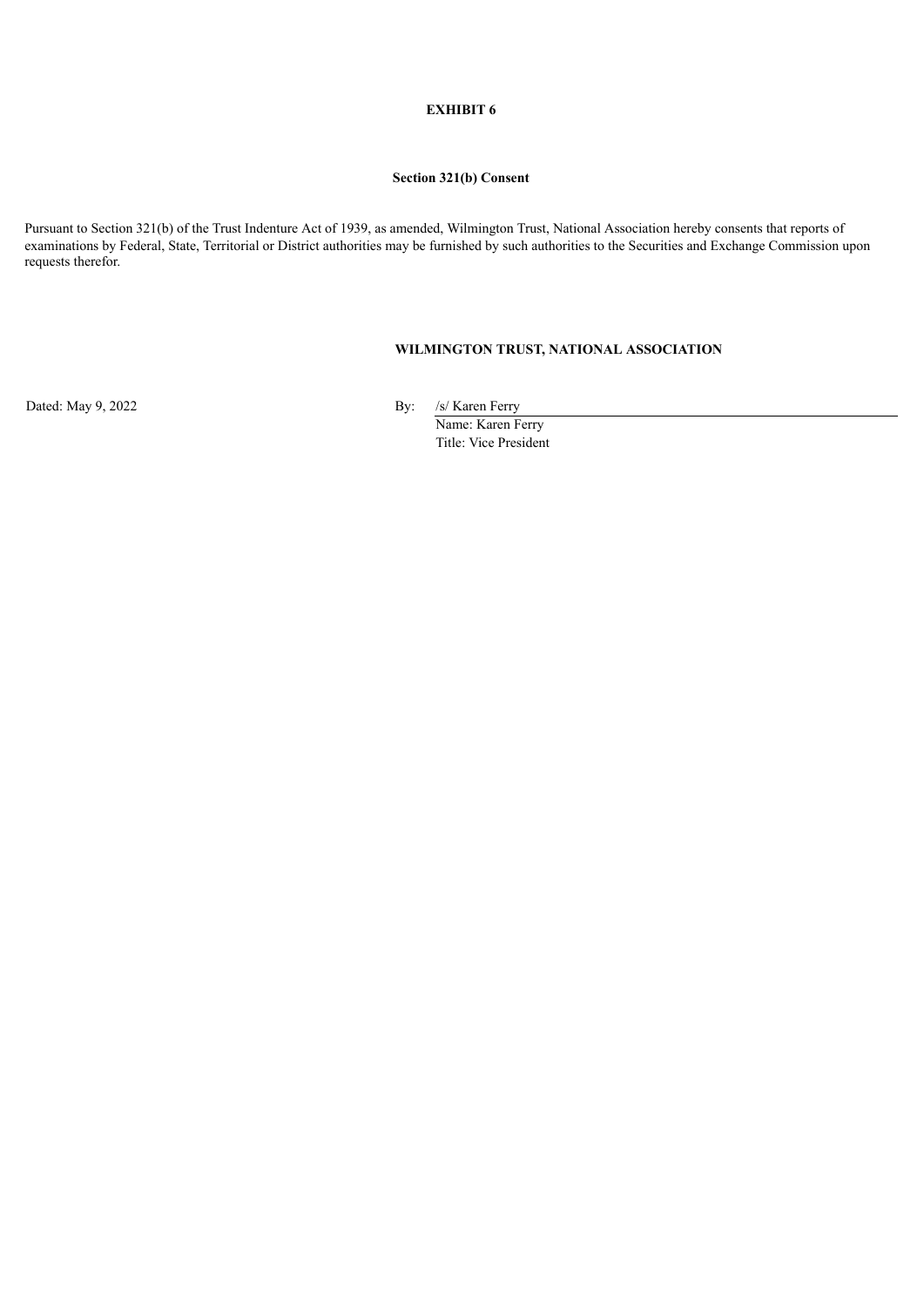**EXHIBIT 6**

**Section 321(b) Consent**

Pursuant to Section 321(b) of the Trust Indenture Act of 1939, as amended, Wilmington Trust, National Association hereby consents that reports of examinations by Federal, State, Territorial or District authorities may be furnished by such authorities to the Securities and Exchange Commission upon requests therefor.

**WILMINGTON TRUST, NATIONAL ASSOCIATION**

Dated: May 9, 2022

By: /s/ Karen Ferry
Name: Karen Ferry
Title: Vice President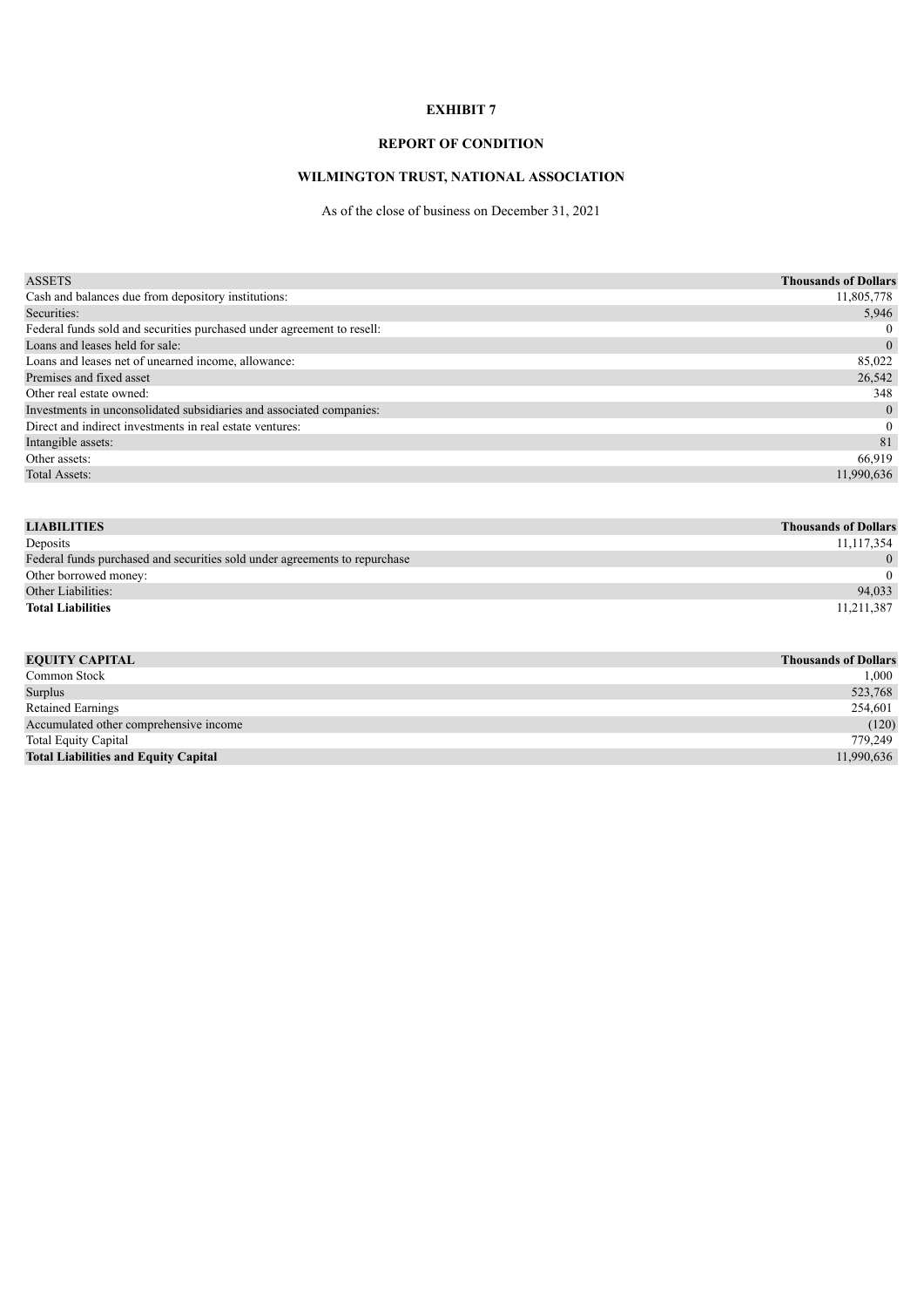**EXHIBIT 7**

**REPORT OF CONDITION**

**WILMINGTON TRUST, NATIONAL ASSOCIATION**

As of the close of business on December 31, 2021

| ASSETS | **Thousands of Dollars** |
|---|---|
| Cash and balances due from depository institutions: | 11,805,778 |
| Securities: | 5,946 |
| Federal funds sold and securities purchased under agreement to resell: | 0 |
| Loans and leases held for sale: | 0 |
| Loans and leases net of unearned income, allowance: | 85,022 |
| Premises and fixed asset | 26,542 |
| Other real estate owned: | 348 |
| Investments in unconsolidated subsidiaries and associated companies: | 0 |
| Direct and indirect investments in real estate ventures: | 0 |
| Intangible assets: | 81 |
| Other assets: | 66,919 |
| Total Assets: | 11,990,636 |

| **LIABILITIES** | **Thousands of Dollars** |
|---|---|
| Deposits | 11,117,354 |
| Federal funds purchased and securities sold under agreements to repurchase | 0 |
| Other borrowed money: | 0 |
| Other Liabilities: | 94,033 |
| **Total Liabilities** | 11,211,387 |

| **EQUITY CAPITAL** | **Thousands of Dollars** |
|---|---|
| Common Stock | 1,000 |
| Surplus | 523,768 |
| Retained Earnings | 254,601 |
| Accumulated other comprehensive income | (120) |
| Total Equity Capital | 779,249 |
| **Total Liabilities and Equity Capital** | 11,990,636 |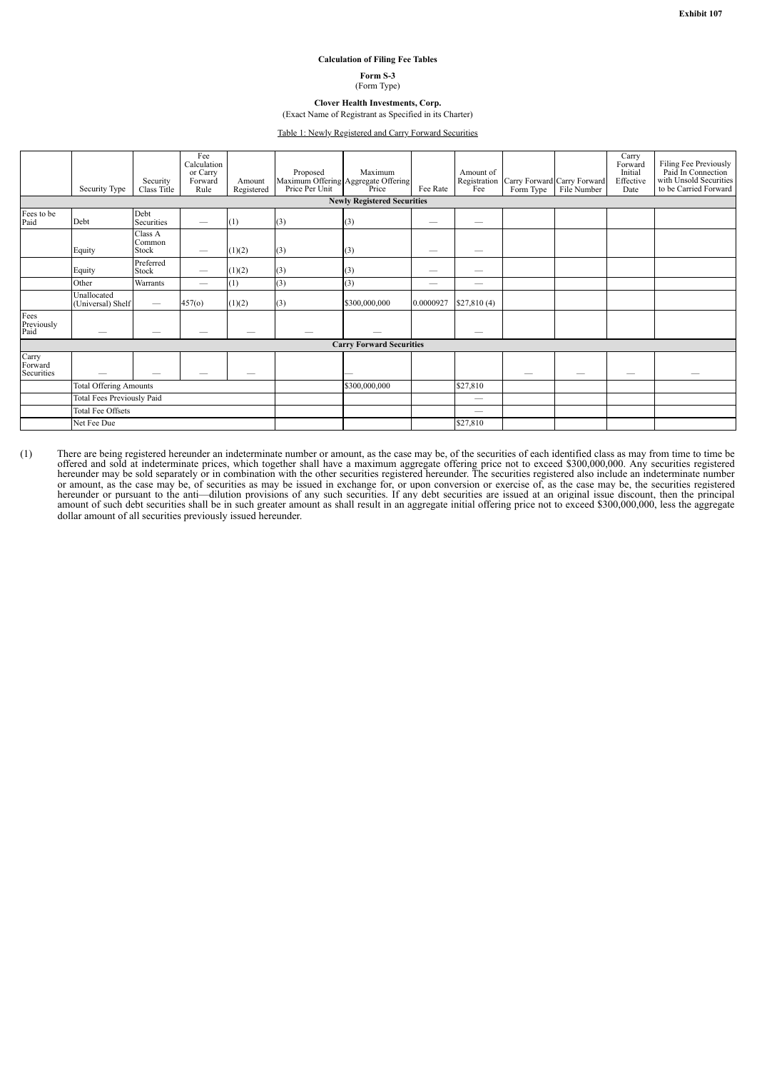**Exhibit 107**

**Calculation of Filing Fee Tables**

**Form S-3**
(Form Type)

**Clover Health Investments, Corp.**
(Exact Name of Registrant as Specified in its Charter)

Table 1: Newly Registered and Carry Forward Securities

| | Security Type | Security Class Title | Fee Calculation or Carry Forward Rule | Amount Registered | Proposed Maximum Offering Price Per Unit | Maximum Aggregate Offering Price | Fee Rate | Amount of Registration Fee | Carry Forward Form Type | Carry Forward File Number | Carry Forward Initial Effective Date | Filing Fee Previously Paid In Connection with Unsold Securities to be Carried Forward |
|---|---|---|---|---|---|---|---|---|---|---|---|---|
| | | | | | | **Newly Registered Securities** | | | | | | |
| Fees to be Paid | Debt | Debt Securities | — | (1) | (3) | (3) | — | — | | | | |
| | Equity | Class A Common Stock | — | (1)(2) | (3) | (3) | — | — | | | | |
| | Equity | Preferred Stock | — | (1)(2) | (3) | (3) | — | — | | | | |
| | Other | Warrants | — | (1) | (3) | (3) | — | — | | | | |
| | Unallocated (Universal) Shelf | — | 457(o) | (1)(2) | (3) | $300,000,000 | 0.0000927 | $27,810 (4) | | | | |
| Fees Previously Paid | — | — | — | — | — | — | | — | | | | |
| | | | | | | **Carry Forward Securities** | | | | | | |
| Carry Forward Securities | — | — | — | — | | — | | | — | — | — | — |
| | Total Offering Amounts | | | | | $300,000,000 | | $27,810 | | | | |
| | Total Fees Previously Paid | | | | | | | — | | | | |
| | Total Fee Offsets | | | | | | | — | | | | |
| | Net Fee Due | | | | | | | $27,810 | | | | |

(1) There are being registered hereunder an indeterminate number or amount, as the case may be, of the securities of each identified class as may from time to time be offered and sold at indeterminate prices, which together shall have a maximum aggregate offering price not to exceed $300,000,000. Any securities registered hereunder may be sold separately or in combination with the other securities registered hereunder. The securities registered also include an indeterminate number or amount, as the case may be, of securities as may be issued in exchange for, or upon conversion or exercise of, as the case may be, the securities registered hereunder or pursuant to the anti—dilution provisions of any such securities. If any debt securities are issued at an original issue discount, then the principal amount of such debt securities shall be in such greater amount as shall result in an aggregate initial offering price not to exceed $300,000,000, less the aggregate dollar amount of all securities previously issued hereunder.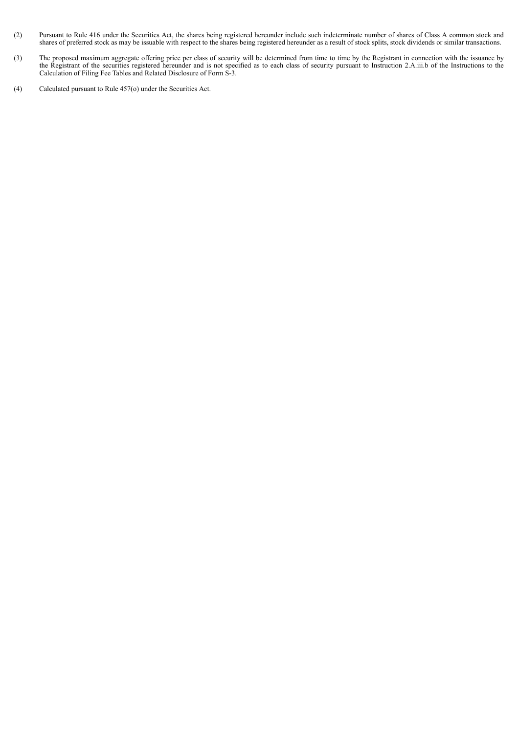(2) Pursuant to Rule 416 under the Securities Act, the shares being registered hereunder include such indeterminate number of shares of Class A common stock and shares of preferred stock as may be issuable with respect to the shares being registered hereunder as a result of stock splits, stock dividends or similar transactions.

(3) The proposed maximum aggregate offering price per class of security will be determined from time to time by the Registrant in connection with the issuance by the Registrant of the securities registered hereunder and is not specified as to each class of security pursuant to Instruction 2.A.iii.b of the Instructions to the Calculation of Filing Fee Tables and Related Disclosure of Form S-3.

(4) Calculated pursuant to Rule 457(o) under the Securities Act.